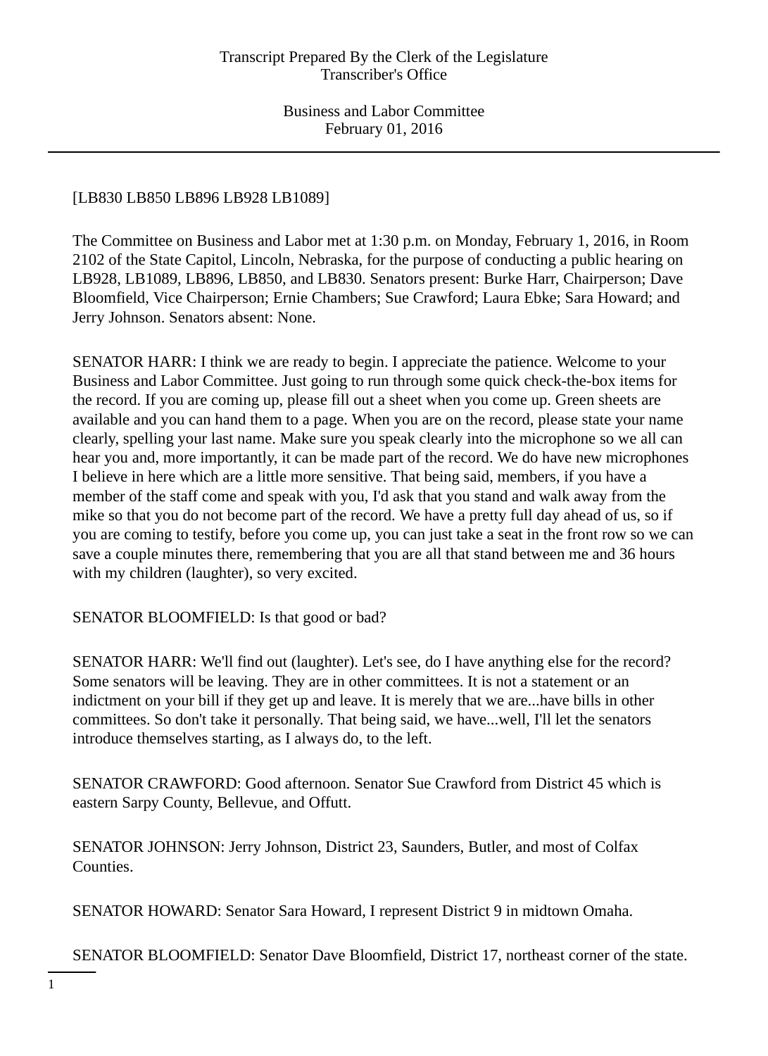[LB830 LB850 LB896 LB928 LB1089]

The Committee on Business and Labor met at 1:30 p.m. on Monday, February 1, 2016, in Room 2102 of the State Capitol, Lincoln, Nebraska, for the purpose of conducting a public hearing on LB928, LB1089, LB896, LB850, and LB830. Senators present: Burke Harr, Chairperson; Dave Bloomfield, Vice Chairperson; Ernie Chambers; Sue Crawford; Laura Ebke; Sara Howard; and Jerry Johnson. Senators absent: None.

SENATOR HARR: I think we are ready to begin. I appreciate the patience. Welcome to your Business and Labor Committee. Just going to run through some quick check-the-box items for the record. If you are coming up, please fill out a sheet when you come up. Green sheets are available and you can hand them to a page. When you are on the record, please state your name clearly, spelling your last name. Make sure you speak clearly into the microphone so we all can hear you and, more importantly, it can be made part of the record. We do have new microphones I believe in here which are a little more sensitive. That being said, members, if you have a member of the staff come and speak with you, I'd ask that you stand and walk away from the mike so that you do not become part of the record. We have a pretty full day ahead of us, so if you are coming to testify, before you come up, you can just take a seat in the front row so we can save a couple minutes there, remembering that you are all that stand between me and 36 hours with my children (laughter), so very excited.

SENATOR BLOOMFIELD: Is that good or bad?

SENATOR HARR: We'll find out (laughter). Let's see, do I have anything else for the record? Some senators will be leaving. They are in other committees. It is not a statement or an indictment on your bill if they get up and leave. It is merely that we are...have bills in other committees. So don't take it personally. That being said, we have...well, I'll let the senators introduce themselves starting, as I always do, to the left.

SENATOR CRAWFORD: Good afternoon. Senator Sue Crawford from District 45 which is eastern Sarpy County, Bellevue, and Offutt.

SENATOR JOHNSON: Jerry Johnson, District 23, Saunders, Butler, and most of Colfax Counties.

SENATOR HOWARD: Senator Sara Howard, I represent District 9 in midtown Omaha.

SENATOR BLOOMFIELD: Senator Dave Bloomfield, District 17, northeast corner of the state.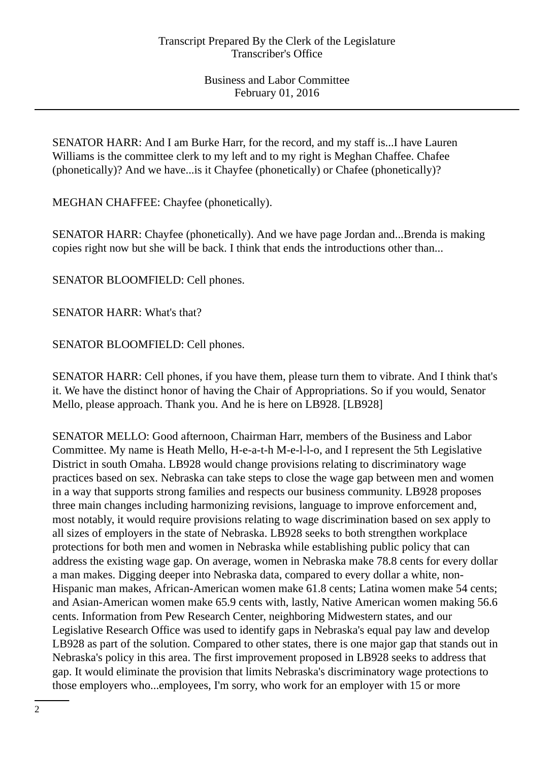SENATOR HARR: And I am Burke Harr, for the record, and my staff is...I have Lauren Williams is the committee clerk to my left and to my right is Meghan Chaffee. Chafee (phonetically)? And we have...is it Chayfee (phonetically) or Chafee (phonetically)?

MEGHAN CHAFFEE: Chayfee (phonetically).

SENATOR HARR: Chayfee (phonetically). And we have page Jordan and...Brenda is making copies right now but she will be back. I think that ends the introductions other than...

SENATOR BLOOMFIELD: Cell phones.

SENATOR HARR: What's that?

SENATOR BLOOMFIELD: Cell phones.

SENATOR HARR: Cell phones, if you have them, please turn them to vibrate. And I think that's it. We have the distinct honor of having the Chair of Appropriations. So if you would, Senator Mello, please approach. Thank you. And he is here on LB928. [LB928]

SENATOR MELLO: Good afternoon, Chairman Harr, members of the Business and Labor Committee. My name is Heath Mello, H-e-a-t-h M-e-l-l-o, and I represent the 5th Legislative District in south Omaha. LB928 would change provisions relating to discriminatory wage practices based on sex. Nebraska can take steps to close the wage gap between men and women in a way that supports strong families and respects our business community. LB928 proposes three main changes including harmonizing revisions, language to improve enforcement and, most notably, it would require provisions relating to wage discrimination based on sex apply to all sizes of employers in the state of Nebraska. LB928 seeks to both strengthen workplace protections for both men and women in Nebraska while establishing public policy that can address the existing wage gap. On average, women in Nebraska make 78.8 cents for every dollar a man makes. Digging deeper into Nebraska data, compared to every dollar a white, non-Hispanic man makes, African-American women make 61.8 cents; Latina women make 54 cents; and Asian-American women make 65.9 cents with, lastly, Native American women making 56.6 cents. Information from Pew Research Center, neighboring Midwestern states, and our Legislative Research Office was used to identify gaps in Nebraska's equal pay law and develop LB928 as part of the solution. Compared to other states, there is one major gap that stands out in Nebraska's policy in this area. The first improvement proposed in LB928 seeks to address that gap. It would eliminate the provision that limits Nebraska's discriminatory wage protections to those employers who...employees, I'm sorry, who work for an employer with 15 or more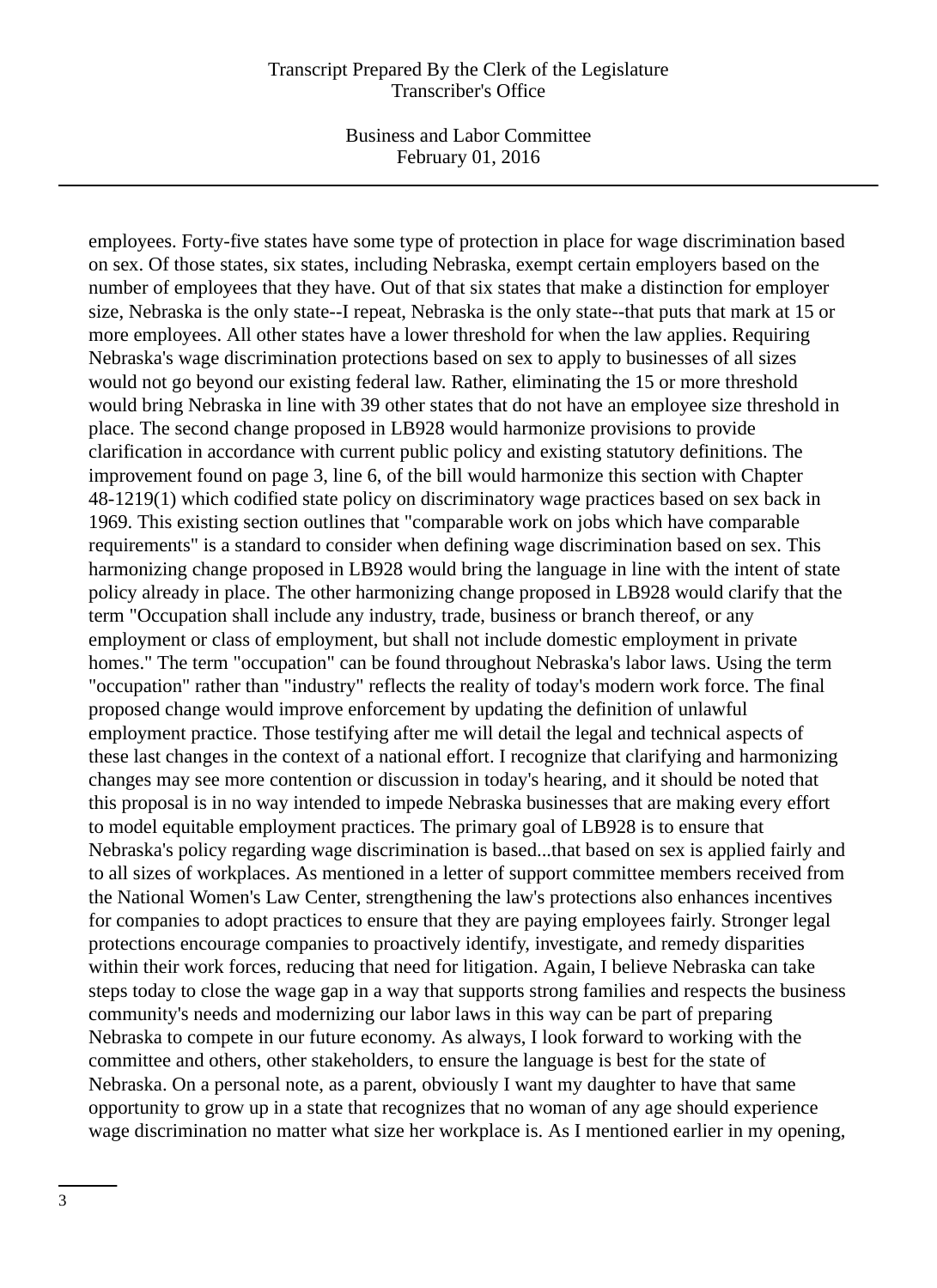employees. Forty-five states have some type of protection in place for wage discrimination based on sex. Of those states, six states, including Nebraska, exempt certain employers based on the number of employees that they have. Out of that six states that make a distinction for employer size, Nebraska is the only state--I repeat, Nebraska is the only state--that puts that mark at 15 or more employees. All other states have a lower threshold for when the law applies. Requiring Nebraska's wage discrimination protections based on sex to apply to businesses of all sizes would not go beyond our existing federal law. Rather, eliminating the 15 or more threshold would bring Nebraska in line with 39 other states that do not have an employee size threshold in place. The second change proposed in LB928 would harmonize provisions to provide clarification in accordance with current public policy and existing statutory definitions. The improvement found on page 3, line 6, of the bill would harmonize this section with Chapter 48-1219(1) which codified state policy on discriminatory wage practices based on sex back in 1969. This existing section outlines that "comparable work on jobs which have comparable requirements" is a standard to consider when defining wage discrimination based on sex. This harmonizing change proposed in LB928 would bring the language in line with the intent of state policy already in place. The other harmonizing change proposed in LB928 would clarify that the term "Occupation shall include any industry, trade, business or branch thereof, or any employment or class of employment, but shall not include domestic employment in private homes." The term "occupation" can be found throughout Nebraska's labor laws. Using the term "occupation" rather than "industry" reflects the reality of today's modern work force. The final proposed change would improve enforcement by updating the definition of unlawful employment practice. Those testifying after me will detail the legal and technical aspects of these last changes in the context of a national effort. I recognize that clarifying and harmonizing changes may see more contention or discussion in today's hearing, and it should be noted that this proposal is in no way intended to impede Nebraska businesses that are making every effort to model equitable employment practices. The primary goal of LB928 is to ensure that Nebraska's policy regarding wage discrimination is based...that based on sex is applied fairly and to all sizes of workplaces. As mentioned in a letter of support committee members received from the National Women's Law Center, strengthening the law's protections also enhances incentives for companies to adopt practices to ensure that they are paying employees fairly. Stronger legal protections encourage companies to proactively identify, investigate, and remedy disparities within their work forces, reducing that need for litigation. Again, I believe Nebraska can take steps today to close the wage gap in a way that supports strong families and respects the business community's needs and modernizing our labor laws in this way can be part of preparing Nebraska to compete in our future economy. As always, I look forward to working with the committee and others, other stakeholders, to ensure the language is best for the state of Nebraska. On a personal note, as a parent, obviously I want my daughter to have that same opportunity to grow up in a state that recognizes that no woman of any age should experience wage discrimination no matter what size her workplace is. As I mentioned earlier in my opening,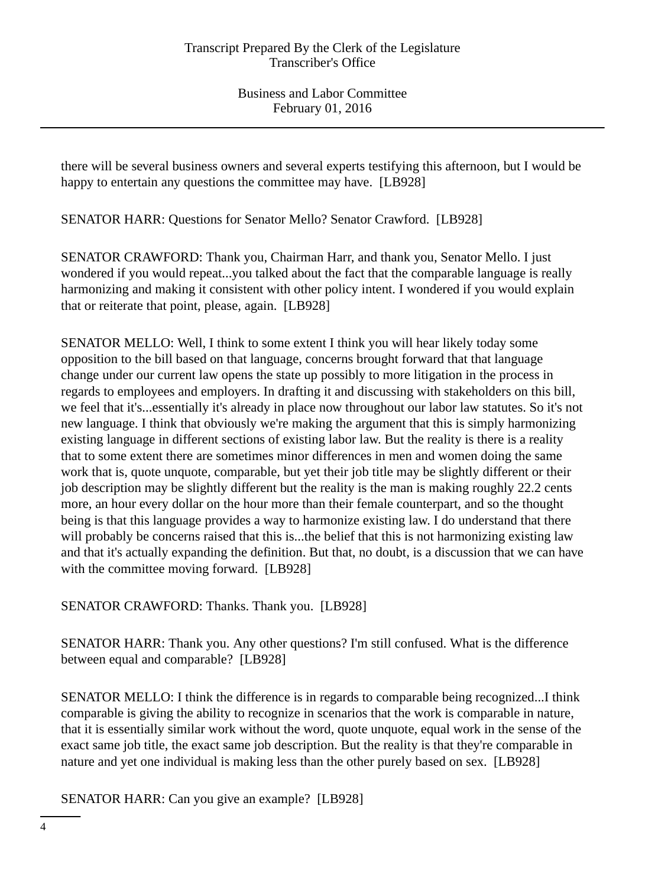there will be several business owners and several experts testifying this afternoon, but I would be happy to entertain any questions the committee may have.  [LB928]

SENATOR HARR: Questions for Senator Mello? Senator Crawford.  [LB928]

SENATOR CRAWFORD: Thank you, Chairman Harr, and thank you, Senator Mello. I just wondered if you would repeat...you talked about the fact that the comparable language is really harmonizing and making it consistent with other policy intent. I wondered if you would explain that or reiterate that point, please, again.  [LB928]

SENATOR MELLO: Well, I think to some extent I think you will hear likely today some opposition to the bill based on that language, concerns brought forward that that language change under our current law opens the state up possibly to more litigation in the process in regards to employees and employers. In drafting it and discussing with stakeholders on this bill, we feel that it's...essentially it's already in place now throughout our labor law statutes. So it's not new language. I think that obviously we're making the argument that this is simply harmonizing existing language in different sections of existing labor law. But the reality is there is a reality that to some extent there are sometimes minor differences in men and women doing the same work that is, quote unquote, comparable, but yet their job title may be slightly different or their job description may be slightly different but the reality is the man is making roughly 22.2 cents more, an hour every dollar on the hour more than their female counterpart, and so the thought being is that this language provides a way to harmonize existing law. I do understand that there will probably be concerns raised that this is...the belief that this is not harmonizing existing law and that it's actually expanding the definition. But that, no doubt, is a discussion that we can have with the committee moving forward.  [LB928]

SENATOR CRAWFORD: Thanks. Thank you.  [LB928]

SENATOR HARR: Thank you. Any other questions? I'm still confused. What is the difference between equal and comparable?  [LB928]

SENATOR MELLO: I think the difference is in regards to comparable being recognized...I think comparable is giving the ability to recognize in scenarios that the work is comparable in nature, that it is essentially similar work without the word, quote unquote, equal work in the sense of the exact same job title, the exact same job description. But the reality is that they're comparable in nature and yet one individual is making less than the other purely based on sex.  [LB928]

SENATOR HARR: Can you give an example?  [LB928]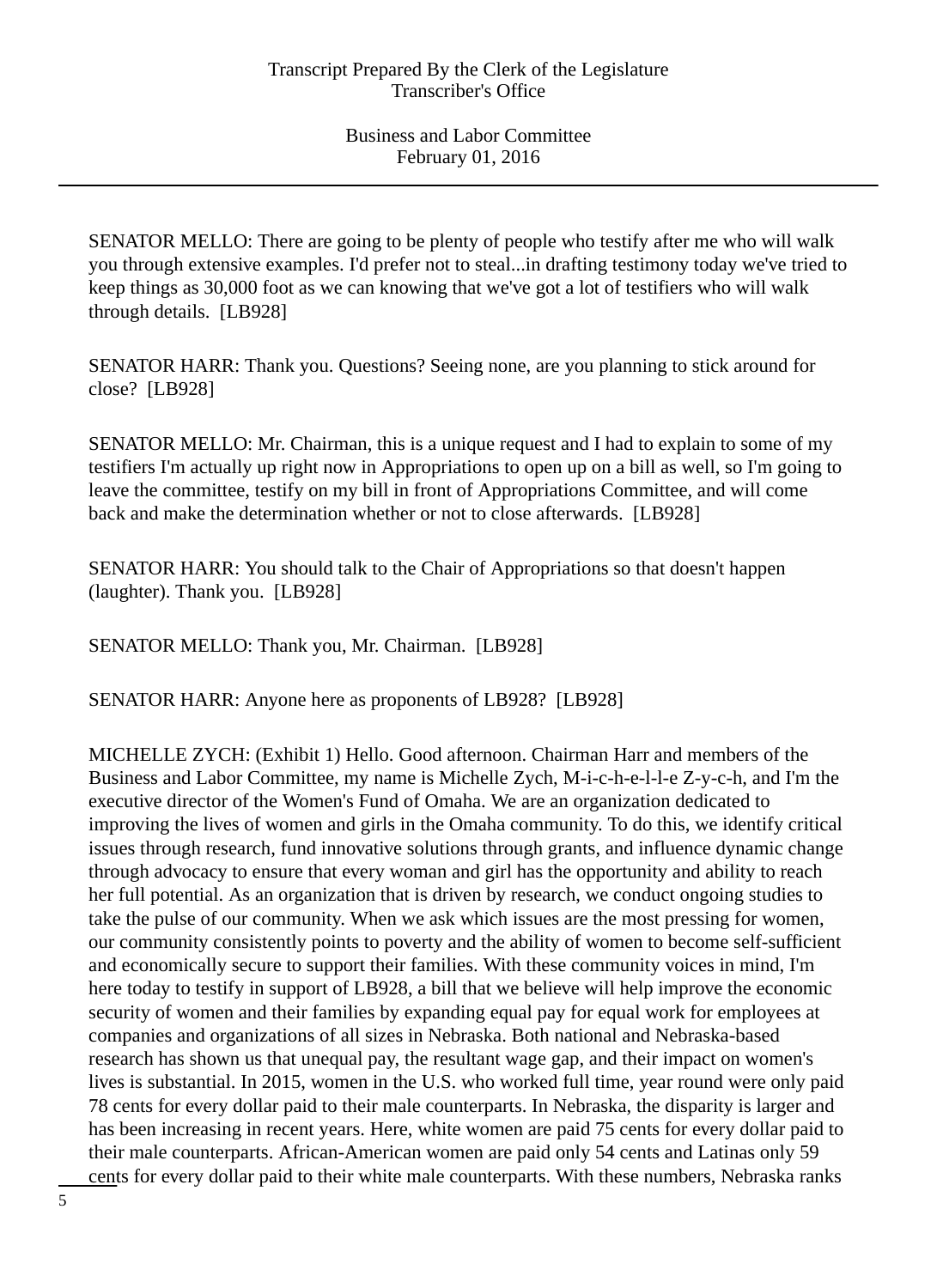SENATOR MELLO: There are going to be plenty of people who testify after me who will walk you through extensive examples. I'd prefer not to steal...in drafting testimony today we've tried to keep things as 30,000 foot as we can knowing that we've got a lot of testifiers who will walk through details. [LB928]

SENATOR HARR: Thank you. Questions? Seeing none, are you planning to stick around for close? [LB928]

SENATOR MELLO: Mr. Chairman, this is a unique request and I had to explain to some of my testifiers I'm actually up right now in Appropriations to open up on a bill as well, so I'm going to leave the committee, testify on my bill in front of Appropriations Committee, and will come back and make the determination whether or not to close afterwards. [LB928]

SENATOR HARR: You should talk to the Chair of Appropriations so that doesn't happen (laughter). Thank you. [LB928]

SENATOR MELLO: Thank you, Mr. Chairman. [LB928]

SENATOR HARR: Anyone here as proponents of LB928? [LB928]

MICHELLE ZYCH: (Exhibit 1) Hello. Good afternoon. Chairman Harr and members of the Business and Labor Committee, my name is Michelle Zych, M-i-c-h-e-l-l-e Z-y-c-h, and I'm the executive director of the Women's Fund of Omaha. We are an organization dedicated to improving the lives of women and girls in the Omaha community. To do this, we identify critical issues through research, fund innovative solutions through grants, and influence dynamic change through advocacy to ensure that every woman and girl has the opportunity and ability to reach her full potential. As an organization that is driven by research, we conduct ongoing studies to take the pulse of our community. When we ask which issues are the most pressing for women, our community consistently points to poverty and the ability of women to become self-sufficient and economically secure to support their families. With these community voices in mind, I'm here today to testify in support of LB928, a bill that we believe will help improve the economic security of women and their families by expanding equal pay for equal work for employees at companies and organizations of all sizes in Nebraska. Both national and Nebraska-based research has shown us that unequal pay, the resultant wage gap, and their impact on women's lives is substantial. In 2015, women in the U.S. who worked full time, year round were only paid 78 cents for every dollar paid to their male counterparts. In Nebraska, the disparity is larger and has been increasing in recent years. Here, white women are paid 75 cents for every dollar paid to their male counterparts. African-American women are paid only 54 cents and Latinas only 59 cents for every dollar paid to their white male counterparts. With these numbers, Nebraska ranks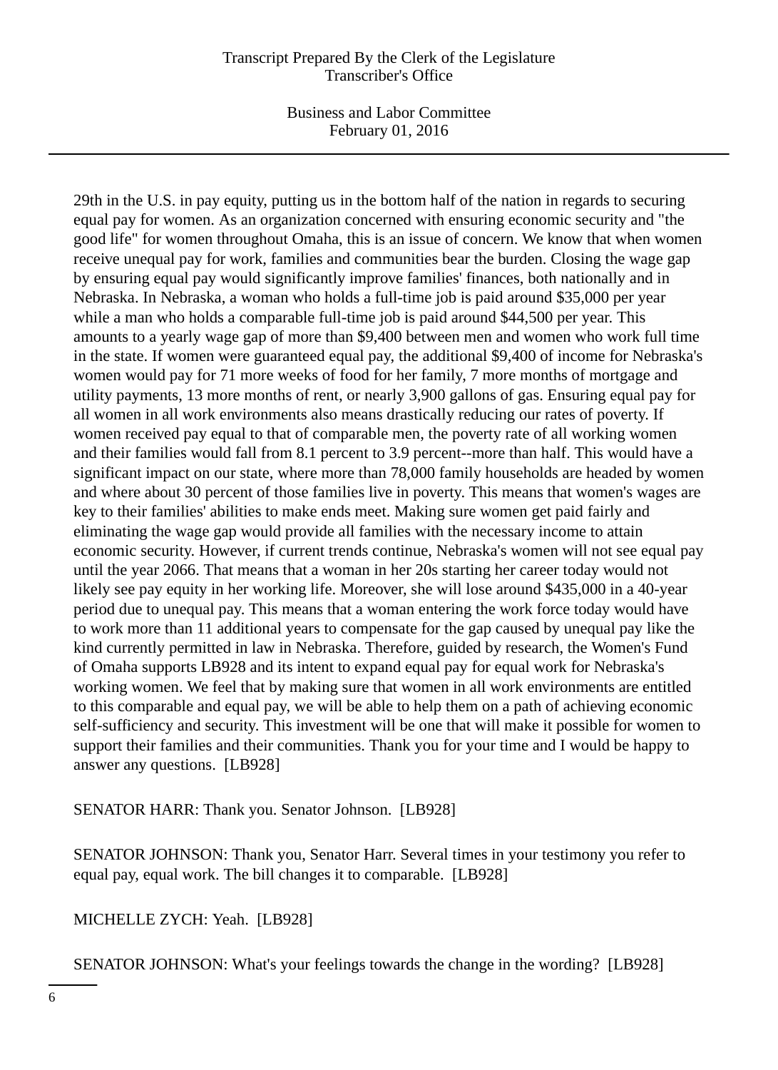29th in the U.S. in pay equity, putting us in the bottom half of the nation in regards to securing equal pay for women. As an organization concerned with ensuring economic security and "the good life" for women throughout Omaha, this is an issue of concern. We know that when women receive unequal pay for work, families and communities bear the burden. Closing the wage gap by ensuring equal pay would significantly improve families' finances, both nationally and in Nebraska. In Nebraska, a woman who holds a full-time job is paid around $35,000 per year while a man who holds a comparable full-time job is paid around $44,500 per year. This amounts to a yearly wage gap of more than $9,400 between men and women who work full time in the state. If women were guaranteed equal pay, the additional $9,400 of income for Nebraska's women would pay for 71 more weeks of food for her family, 7 more months of mortgage and utility payments, 13 more months of rent, or nearly 3,900 gallons of gas. Ensuring equal pay for all women in all work environments also means drastically reducing our rates of poverty. If women received pay equal to that of comparable men, the poverty rate of all working women and their families would fall from 8.1 percent to 3.9 percent--more than half. This would have a significant impact on our state, where more than 78,000 family households are headed by women and where about 30 percent of those families live in poverty. This means that women's wages are key to their families' abilities to make ends meet. Making sure women get paid fairly and eliminating the wage gap would provide all families with the necessary income to attain economic security. However, if current trends continue, Nebraska's women will not see equal pay until the year 2066. That means that a woman in her 20s starting her career today would not likely see pay equity in her working life. Moreover, she will lose around $435,000 in a 40-year period due to unequal pay. This means that a woman entering the work force today would have to work more than 11 additional years to compensate for the gap caused by unequal pay like the kind currently permitted in law in Nebraska. Therefore, guided by research, the Women's Fund of Omaha supports LB928 and its intent to expand equal pay for equal work for Nebraska's working women. We feel that by making sure that women in all work environments are entitled to this comparable and equal pay, we will be able to help them on a path of achieving economic self-sufficiency and security. This investment will be one that will make it possible for women to support their families and their communities. Thank you for your time and I would be happy to answer any questions. [LB928]

SENATOR HARR: Thank you. Senator Johnson. [LB928]

SENATOR JOHNSON: Thank you, Senator Harr. Several times in your testimony you refer to equal pay, equal work. The bill changes it to comparable. [LB928]

MICHELLE ZYCH: Yeah. [LB928]

SENATOR JOHNSON: What's your feelings towards the change in the wording? [LB928]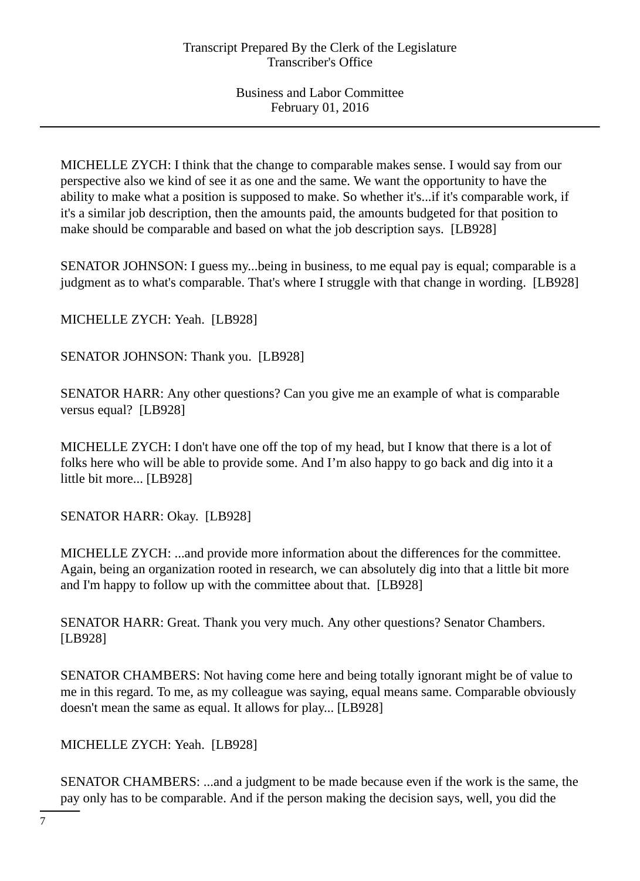MICHELLE ZYCH: I think that the change to comparable makes sense. I would say from our perspective also we kind of see it as one and the same. We want the opportunity to have the ability to make what a position is supposed to make. So whether it's...if it's comparable work, if it's a similar job description, then the amounts paid, the amounts budgeted for that position to make should be comparable and based on what the job description says. [LB928]

SENATOR JOHNSON: I guess my...being in business, to me equal pay is equal; comparable is a judgment as to what's comparable. That's where I struggle with that change in wording. [LB928]

MICHELLE ZYCH: Yeah. [LB928]

SENATOR JOHNSON: Thank you. [LB928]

SENATOR HARR: Any other questions? Can you give me an example of what is comparable versus equal? [LB928]

MICHELLE ZYCH: I don't have one off the top of my head, but I know that there is a lot of folks here who will be able to provide some. And I'm also happy to go back and dig into it a little bit more... [LB928]

SENATOR HARR: Okay. [LB928]

MICHELLE ZYCH: ...and provide more information about the differences for the committee. Again, being an organization rooted in research, we can absolutely dig into that a little bit more and I'm happy to follow up with the committee about that. [LB928]

SENATOR HARR: Great. Thank you very much. Any other questions? Senator Chambers. [LB928]

SENATOR CHAMBERS: Not having come here and being totally ignorant might be of value to me in this regard. To me, as my colleague was saying, equal means same. Comparable obviously doesn't mean the same as equal. It allows for play... [LB928]

MICHELLE ZYCH: Yeah. [LB928]

SENATOR CHAMBERS: ...and a judgment to be made because even if the work is the same, the pay only has to be comparable. And if the person making the decision says, well, you did the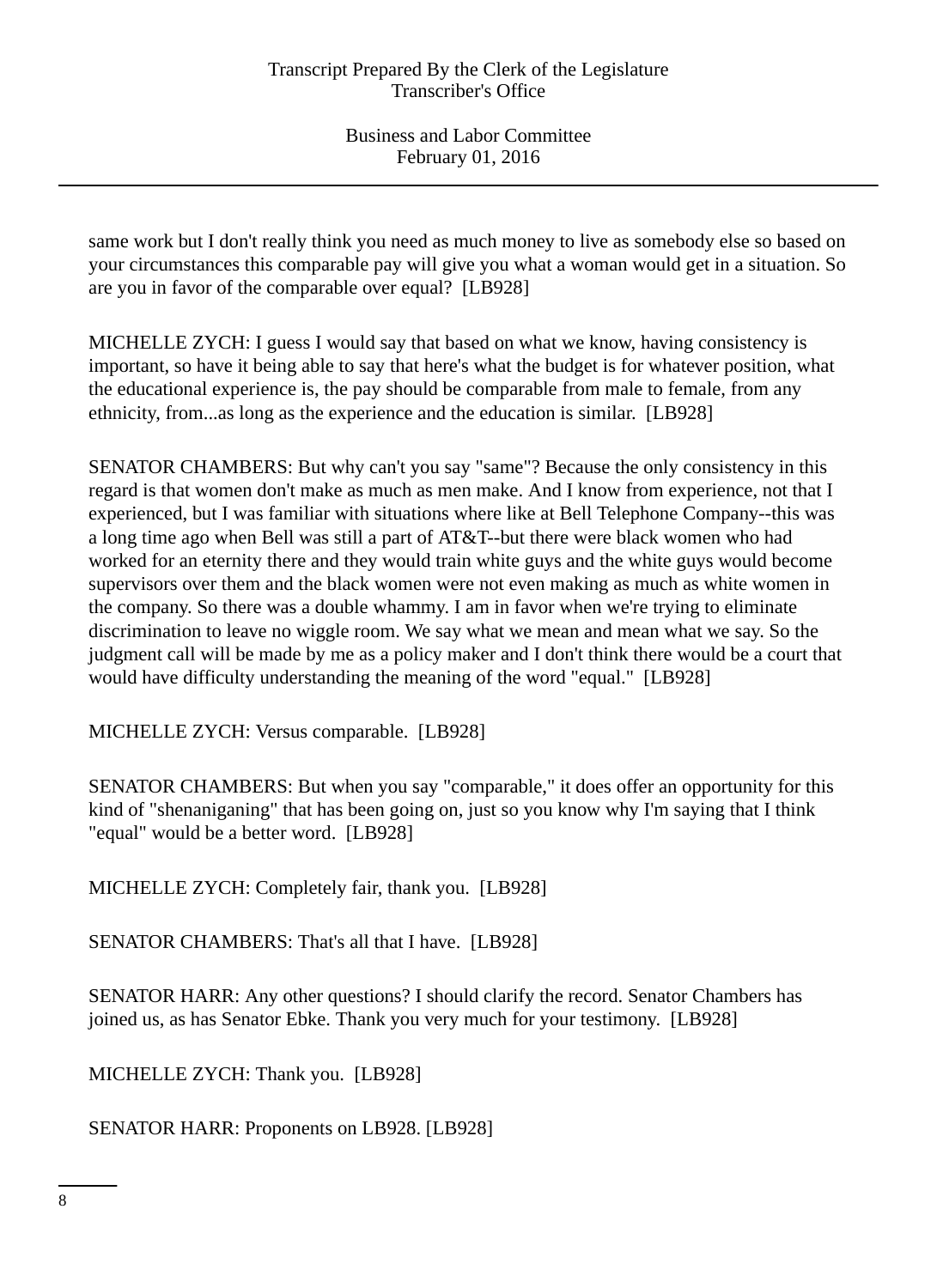same work but I don't really think you need as much money to live as somebody else so based on your circumstances this comparable pay will give you what a woman would get in a situation. So are you in favor of the comparable over equal? [LB928]

MICHELLE ZYCH: I guess I would say that based on what we know, having consistency is important, so have it being able to say that here's what the budget is for whatever position, what the educational experience is, the pay should be comparable from male to female, from any ethnicity, from...as long as the experience and the education is similar. [LB928]

SENATOR CHAMBERS: But why can't you say "same"? Because the only consistency in this regard is that women don't make as much as men make. And I know from experience, not that I experienced, but I was familiar with situations where like at Bell Telephone Company--this was a long time ago when Bell was still a part of AT&T--but there were black women who had worked for an eternity there and they would train white guys and the white guys would become supervisors over them and the black women were not even making as much as white women in the company. So there was a double whammy. I am in favor when we're trying to eliminate discrimination to leave no wiggle room. We say what we mean and mean what we say. So the judgment call will be made by me as a policy maker and I don't think there would be a court that would have difficulty understanding the meaning of the word "equal." [LB928]

MICHELLE ZYCH: Versus comparable. [LB928]

SENATOR CHAMBERS: But when you say "comparable," it does offer an opportunity for this kind of "shenaniganing" that has been going on, just so you know why I'm saying that I think "equal" would be a better word. [LB928]

MICHELLE ZYCH: Completely fair, thank you. [LB928]

SENATOR CHAMBERS: That's all that I have. [LB928]

SENATOR HARR: Any other questions? I should clarify the record. Senator Chambers has joined us, as has Senator Ebke. Thank you very much for your testimony. [LB928]

MICHELLE ZYCH: Thank you. [LB928]

SENATOR HARR: Proponents on LB928. [LB928]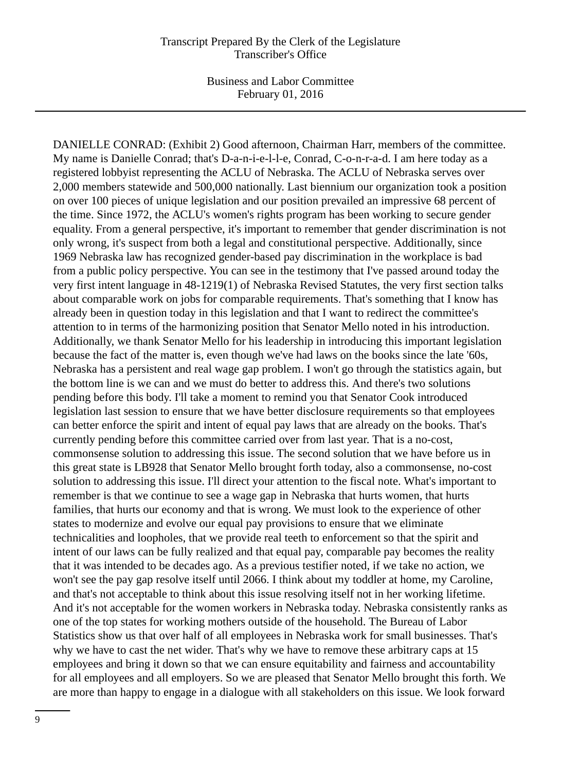DANIELLE CONRAD: (Exhibit 2) Good afternoon, Chairman Harr, members of the committee. My name is Danielle Conrad; that's D-a-n-i-e-l-l-e, Conrad, C-o-n-r-a-d. I am here today as a registered lobbyist representing the ACLU of Nebraska. The ACLU of Nebraska serves over 2,000 members statewide and 500,000 nationally. Last biennium our organization took a position on over 100 pieces of unique legislation and our position prevailed an impressive 68 percent of the time. Since 1972, the ACLU's women's rights program has been working to secure gender equality. From a general perspective, it's important to remember that gender discrimination is not only wrong, it's suspect from both a legal and constitutional perspective. Additionally, since 1969 Nebraska law has recognized gender-based pay discrimination in the workplace is bad from a public policy perspective. You can see in the testimony that I've passed around today the very first intent language in 48-1219(1) of Nebraska Revised Statutes, the very first section talks about comparable work on jobs for comparable requirements. That's something that I know has already been in question today in this legislation and that I want to redirect the committee's attention to in terms of the harmonizing position that Senator Mello noted in his introduction. Additionally, we thank Senator Mello for his leadership in introducing this important legislation because the fact of the matter is, even though we've had laws on the books since the late '60s, Nebraska has a persistent and real wage gap problem. I won't go through the statistics again, but the bottom line is we can and we must do better to address this. And there's two solutions pending before this body. I'll take a moment to remind you that Senator Cook introduced legislation last session to ensure that we have better disclosure requirements so that employees can better enforce the spirit and intent of equal pay laws that are already on the books. That's currently pending before this committee carried over from last year. That is a no-cost, commonsense solution to addressing this issue. The second solution that we have before us in this great state is LB928 that Senator Mello brought forth today, also a commonsense, no-cost solution to addressing this issue. I'll direct your attention to the fiscal note. What's important to remember is that we continue to see a wage gap in Nebraska that hurts women, that hurts families, that hurts our economy and that is wrong. We must look to the experience of other states to modernize and evolve our equal pay provisions to ensure that we eliminate technicalities and loopholes, that we provide real teeth to enforcement so that the spirit and intent of our laws can be fully realized and that equal pay, comparable pay becomes the reality that it was intended to be decades ago. As a previous testifier noted, if we take no action, we won't see the pay gap resolve itself until 2066. I think about my toddler at home, my Caroline, and that's not acceptable to think about this issue resolving itself not in her working lifetime. And it's not acceptable for the women workers in Nebraska today. Nebraska consistently ranks as one of the top states for working mothers outside of the household. The Bureau of Labor Statistics show us that over half of all employees in Nebraska work for small businesses. That's why we have to cast the net wider. That's why we have to remove these arbitrary caps at 15 employees and bring it down so that we can ensure equitability and fairness and accountability for all employees and all employers. So we are pleased that Senator Mello brought this forth. We are more than happy to engage in a dialogue with all stakeholders on this issue. We look forward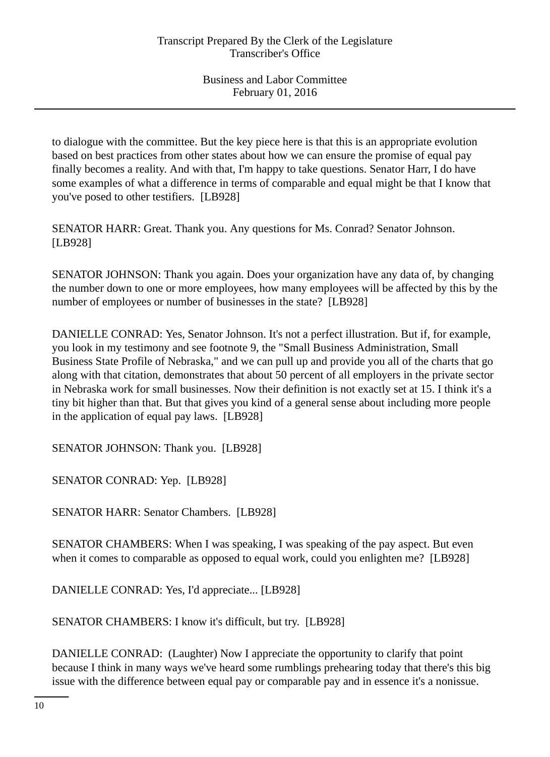to dialogue with the committee. But the key piece here is that this is an appropriate evolution based on best practices from other states about how we can ensure the promise of equal pay finally becomes a reality. And with that, I'm happy to take questions. Senator Harr, I do have some examples of what a difference in terms of comparable and equal might be that I know that you've posed to other testifiers. [LB928]

SENATOR HARR: Great. Thank you. Any questions for Ms. Conrad? Senator Johnson. [LB928]

SENATOR JOHNSON: Thank you again. Does your organization have any data of, by changing the number down to one or more employees, how many employees will be affected by this by the number of employees or number of businesses in the state? [LB928]

DANIELLE CONRAD: Yes, Senator Johnson. It's not a perfect illustration. But if, for example, you look in my testimony and see footnote 9, the "Small Business Administration, Small Business State Profile of Nebraska," and we can pull up and provide you all of the charts that go along with that citation, demonstrates that about 50 percent of all employers in the private sector in Nebraska work for small businesses. Now their definition is not exactly set at 15. I think it's a tiny bit higher than that. But that gives you kind of a general sense about including more people in the application of equal pay laws. [LB928]

SENATOR JOHNSON: Thank you. [LB928]

SENATOR CONRAD: Yep. [LB928]

SENATOR HARR: Senator Chambers. [LB928]

SENATOR CHAMBERS: When I was speaking, I was speaking of the pay aspect. But even when it comes to comparable as opposed to equal work, could you enlighten me? [LB928]

DANIELLE CONRAD: Yes, I'd appreciate... [LB928]

SENATOR CHAMBERS: I know it's difficult, but try. [LB928]

DANIELLE CONRAD: (Laughter) Now I appreciate the opportunity to clarify that point because I think in many ways we've heard some rumblings prehearing today that there's this big issue with the difference between equal pay or comparable pay and in essence it's a nonissue.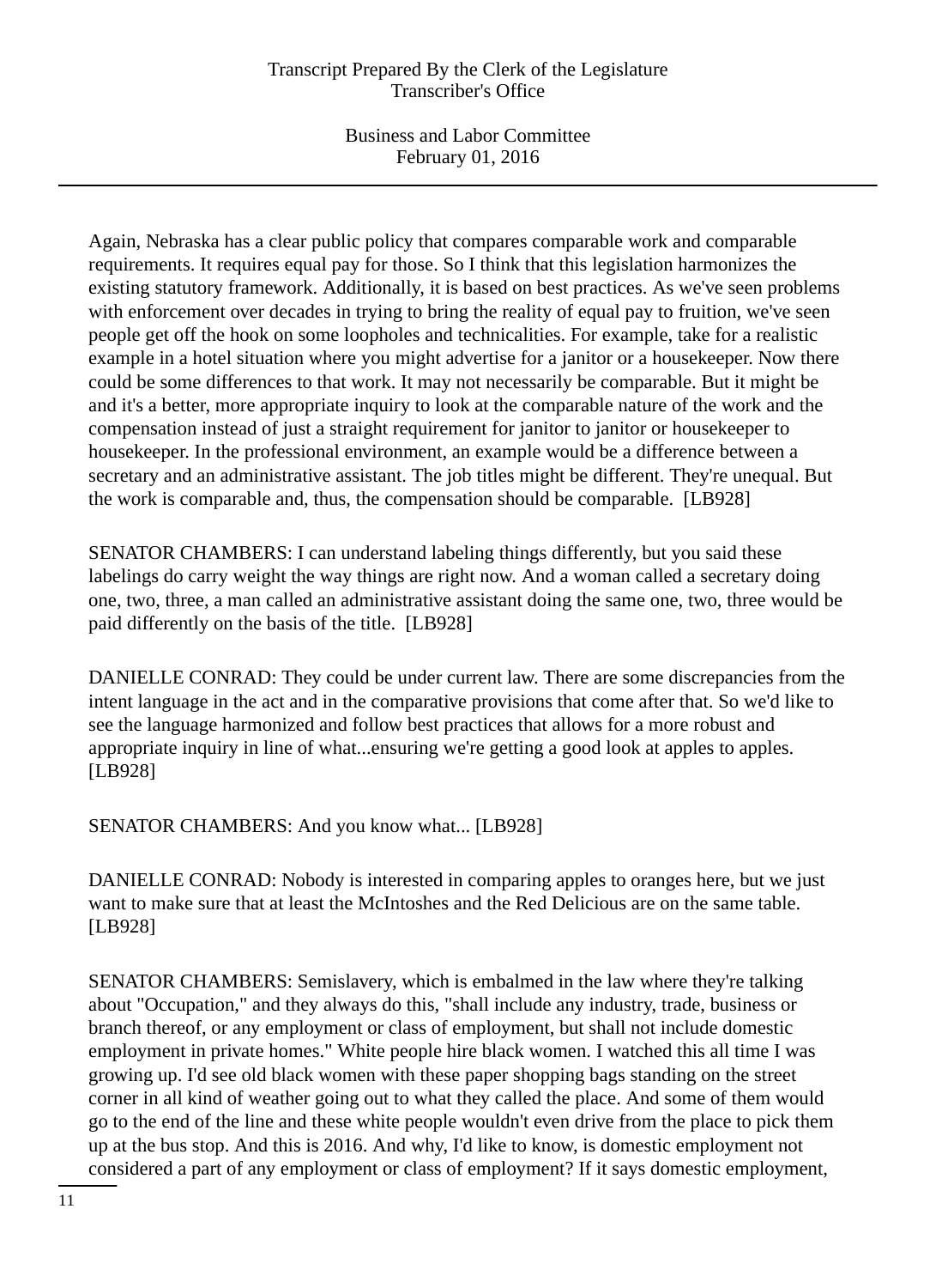Again, Nebraska has a clear public policy that compares comparable work and comparable requirements. It requires equal pay for those. So I think that this legislation harmonizes the existing statutory framework. Additionally, it is based on best practices. As we've seen problems with enforcement over decades in trying to bring the reality of equal pay to fruition, we've seen people get off the hook on some loopholes and technicalities. For example, take for a realistic example in a hotel situation where you might advertise for a janitor or a housekeeper. Now there could be some differences to that work. It may not necessarily be comparable. But it might be and it's a better, more appropriate inquiry to look at the comparable nature of the work and the compensation instead of just a straight requirement for janitor to janitor or housekeeper to housekeeper. In the professional environment, an example would be a difference between a secretary and an administrative assistant. The job titles might be different. They're unequal. But the work is comparable and, thus, the compensation should be comparable.  [LB928]

SENATOR CHAMBERS: I can understand labeling things differently, but you said these labelings do carry weight the way things are right now. And a woman called a secretary doing one, two, three, a man called an administrative assistant doing the same one, two, three would be paid differently on the basis of the title.  [LB928]

DANIELLE CONRAD: They could be under current law. There are some discrepancies from the intent language in the act and in the comparative provisions that come after that. So we'd like to see the language harmonized and follow best practices that allows for a more robust and appropriate inquiry in line of what...ensuring we're getting a good look at apples to apples.  [LB928]

SENATOR CHAMBERS: And you know what... [LB928]

DANIELLE CONRAD: Nobody is interested in comparing apples to oranges here, but we just want to make sure that at least the McIntoshes and the Red Delicious are on the same table.  [LB928]

SENATOR CHAMBERS: Semislavery, which is embalmed in the law where they're talking about "Occupation," and they always do this, "shall include any industry, trade, business or branch thereof, or any employment or class of employment, but shall not include domestic employment in private homes." White people hire black women. I watched this all time I was growing up. I'd see old black women with these paper shopping bags standing on the street corner in all kind of weather going out to what they called the place. And some of them would go to the end of the line and these white people wouldn't even drive from the place to pick them up at the bus stop. And this is 2016. And why, I'd like to know, is domestic employment not considered a part of any employment or class of employment? If it says domestic employment,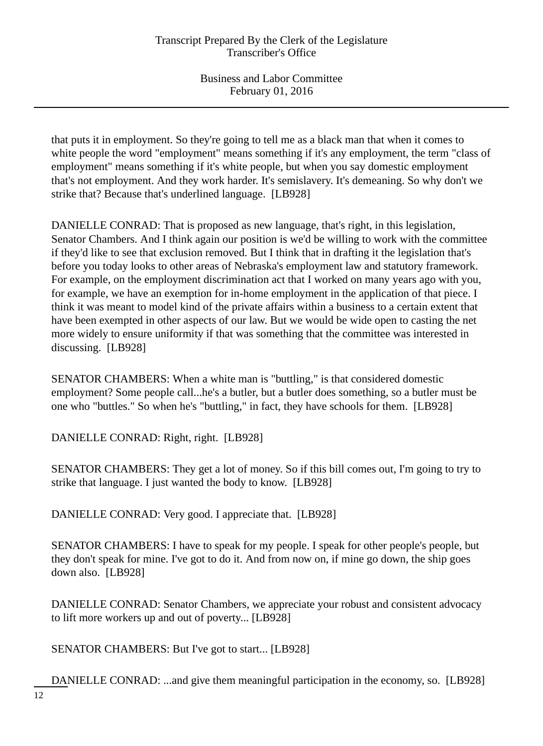that puts it in employment. So they're going to tell me as a black man that when it comes to white people the word "employment" means something if it's any employment, the term "class of employment" means something if it's white people, but when you say domestic employment that's not employment. And they work harder. It's semislavery. It's demeaning. So why don't we strike that? Because that's underlined language. [LB928]

DANIELLE CONRAD: That is proposed as new language, that's right, in this legislation, Senator Chambers. And I think again our position is we'd be willing to work with the committee if they'd like to see that exclusion removed. But I think that in drafting it the legislation that's before you today looks to other areas of Nebraska's employment law and statutory framework. For example, on the employment discrimination act that I worked on many years ago with you, for example, we have an exemption for in-home employment in the application of that piece. I think it was meant to model kind of the private affairs within a business to a certain extent that have been exempted in other aspects of our law. But we would be wide open to casting the net more widely to ensure uniformity if that was something that the committee was interested in discussing. [LB928]

SENATOR CHAMBERS: When a white man is "buttling," is that considered domestic employment? Some people call...he's a butler, but a butler does something, so a butler must be one who "buttles." So when he's "buttling," in fact, they have schools for them. [LB928]

DANIELLE CONRAD: Right, right. [LB928]

SENATOR CHAMBERS: They get a lot of money. So if this bill comes out, I'm going to try to strike that language. I just wanted the body to know. [LB928]

DANIELLE CONRAD: Very good. I appreciate that. [LB928]

SENATOR CHAMBERS: I have to speak for my people. I speak for other people's people, but they don't speak for mine. I've got to do it. And from now on, if mine go down, the ship goes down also. [LB928]

DANIELLE CONRAD: Senator Chambers, we appreciate your robust and consistent advocacy to lift more workers up and out of poverty... [LB928]

SENATOR CHAMBERS: But I've got to start... [LB928]

DANIELLE CONRAD: ...and give them meaningful participation in the economy, so. [LB928]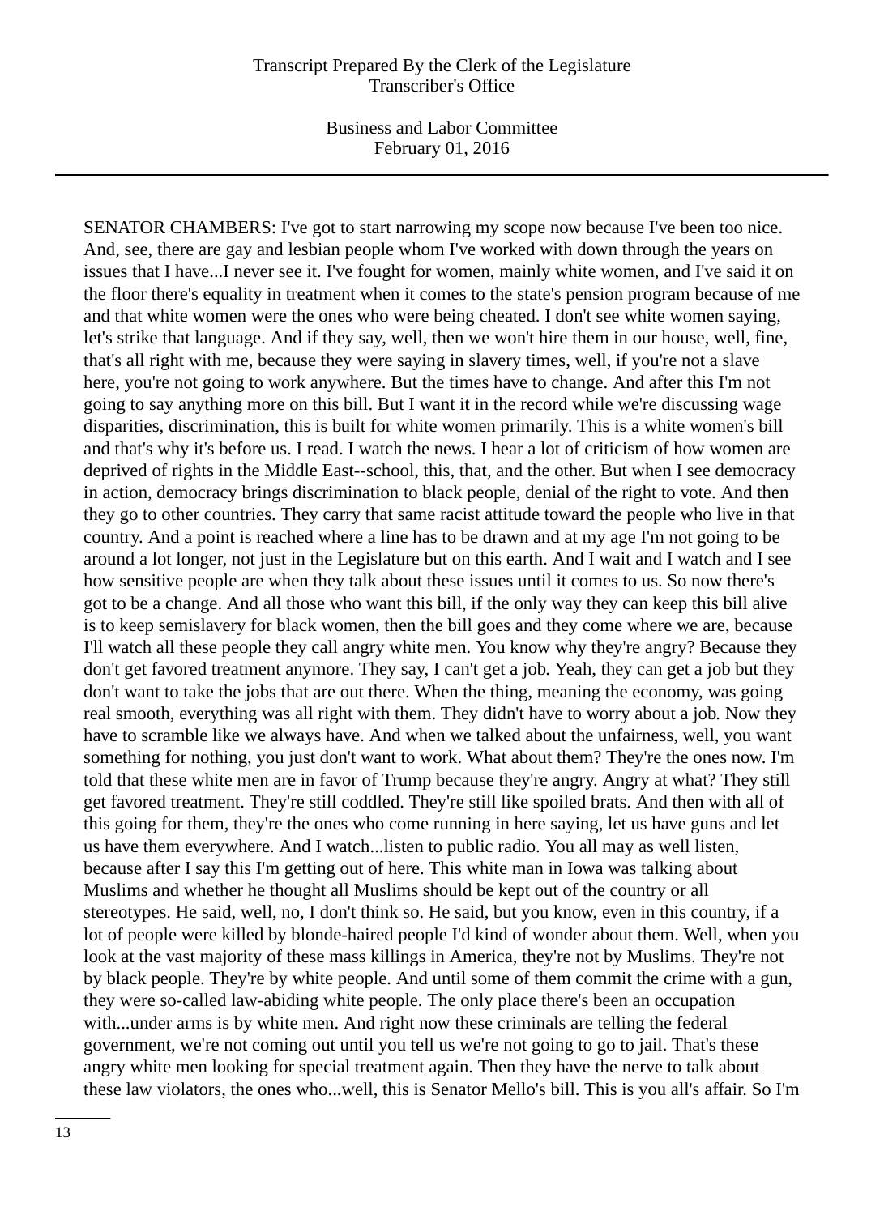SENATOR CHAMBERS: I've got to start narrowing my scope now because I've been too nice. And, see, there are gay and lesbian people whom I've worked with down through the years on issues that I have...I never see it. I've fought for women, mainly white women, and I've said it on the floor there's equality in treatment when it comes to the state's pension program because of me and that white women were the ones who were being cheated. I don't see white women saying, let's strike that language. And if they say, well, then we won't hire them in our house, well, fine, that's all right with me, because they were saying in slavery times, well, if you're not a slave here, you're not going to work anywhere. But the times have to change. And after this I'm not going to say anything more on this bill. But I want it in the record while we're discussing wage disparities, discrimination, this is built for white women primarily. This is a white women's bill and that's why it's before us. I read. I watch the news. I hear a lot of criticism of how women are deprived of rights in the Middle East--school, this, that, and the other. But when I see democracy in action, democracy brings discrimination to black people, denial of the right to vote. And then they go to other countries. They carry that same racist attitude toward the people who live in that country. And a point is reached where a line has to be drawn and at my age I'm not going to be around a lot longer, not just in the Legislature but on this earth. And I wait and I watch and I see how sensitive people are when they talk about these issues until it comes to us. So now there's got to be a change. And all those who want this bill, if the only way they can keep this bill alive is to keep semislavery for black women, then the bill goes and they come where we are, because I'll watch all these people they call angry white men. You know why they're angry? Because they don't get favored treatment anymore. They say, I can't get a job. Yeah, they can get a job but they don't want to take the jobs that are out there. When the thing, meaning the economy, was going real smooth, everything was all right with them. They didn't have to worry about a job. Now they have to scramble like we always have. And when we talked about the unfairness, well, you want something for nothing, you just don't want to work. What about them? They're the ones now. I'm told that these white men are in favor of Trump because they're angry. Angry at what? They still get favored treatment. They're still coddled. They're still like spoiled brats. And then with all of this going for them, they're the ones who come running in here saying, let us have guns and let us have them everywhere. And I watch...listen to public radio. You all may as well listen, because after I say this I'm getting out of here. This white man in Iowa was talking about Muslims and whether he thought all Muslims should be kept out of the country or all stereotypes. He said, well, no, I don't think so. He said, but you know, even in this country, if a lot of people were killed by blonde-haired people I'd kind of wonder about them. Well, when you look at the vast majority of these mass killings in America, they're not by Muslims. They're not by black people. They're by white people. And until some of them commit the crime with a gun, they were so-called law-abiding white people. The only place there's been an occupation with...under arms is by white men. And right now these criminals are telling the federal government, we're not coming out until you tell us we're not going to go to jail. That's these angry white men looking for special treatment again. Then they have the nerve to talk about these law violators, the ones who...well, this is Senator Mello's bill. This is you all's affair. So I'm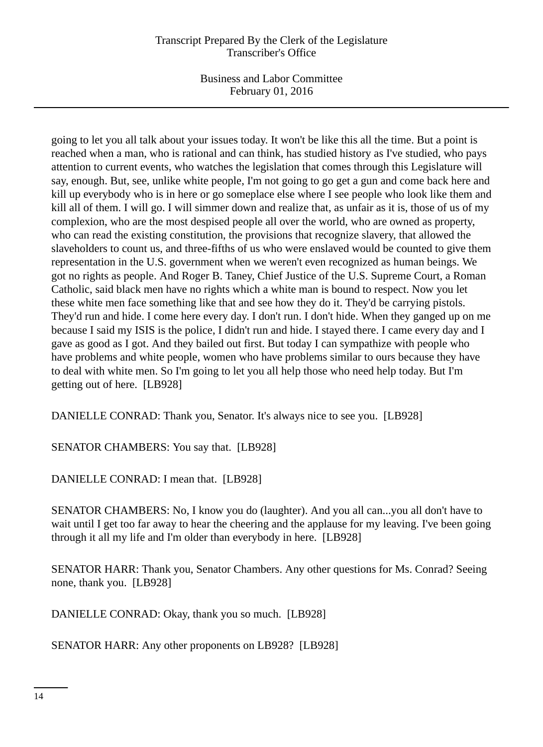going to let you all talk about your issues today. It won't be like this all the time. But a point is reached when a man, who is rational and can think, has studied history as I've studied, who pays attention to current events, who watches the legislation that comes through this Legislature will say, enough. But, see, unlike white people, I'm not going to go get a gun and come back here and kill up everybody who is in here or go someplace else where I see people who look like them and kill all of them. I will go. I will simmer down and realize that, as unfair as it is, those of us of my complexion, who are the most despised people all over the world, who are owned as property, who can read the existing constitution, the provisions that recognize slavery, that allowed the slaveholders to count us, and three-fifths of us who were enslaved would be counted to give them representation in the U.S. government when we weren't even recognized as human beings. We got no rights as people. And Roger B. Taney, Chief Justice of the U.S. Supreme Court, a Roman Catholic, said black men have no rights which a white man is bound to respect. Now you let these white men face something like that and see how they do it. They'd be carrying pistols. They'd run and hide. I come here every day. I don't run. I don't hide. When they ganged up on me because I said my ISIS is the police, I didn't run and hide. I stayed there. I came every day and I gave as good as I got. And they bailed out first. But today I can sympathize with people who have problems and white people, women who have problems similar to ours because they have to deal with white men. So I'm going to let you all help those who need help today. But I'm getting out of here. [LB928]

DANIELLE CONRAD: Thank you, Senator. It's always nice to see you. [LB928]

SENATOR CHAMBERS: You say that. [LB928]

DANIELLE CONRAD: I mean that. [LB928]

SENATOR CHAMBERS: No, I know you do (laughter). And you all can...you all don't have to wait until I get too far away to hear the cheering and the applause for my leaving. I've been going through it all my life and I'm older than everybody in here. [LB928]

SENATOR HARR: Thank you, Senator Chambers. Any other questions for Ms. Conrad? Seeing none, thank you. [LB928]

DANIELLE CONRAD: Okay, thank you so much. [LB928]

SENATOR HARR: Any other proponents on LB928? [LB928]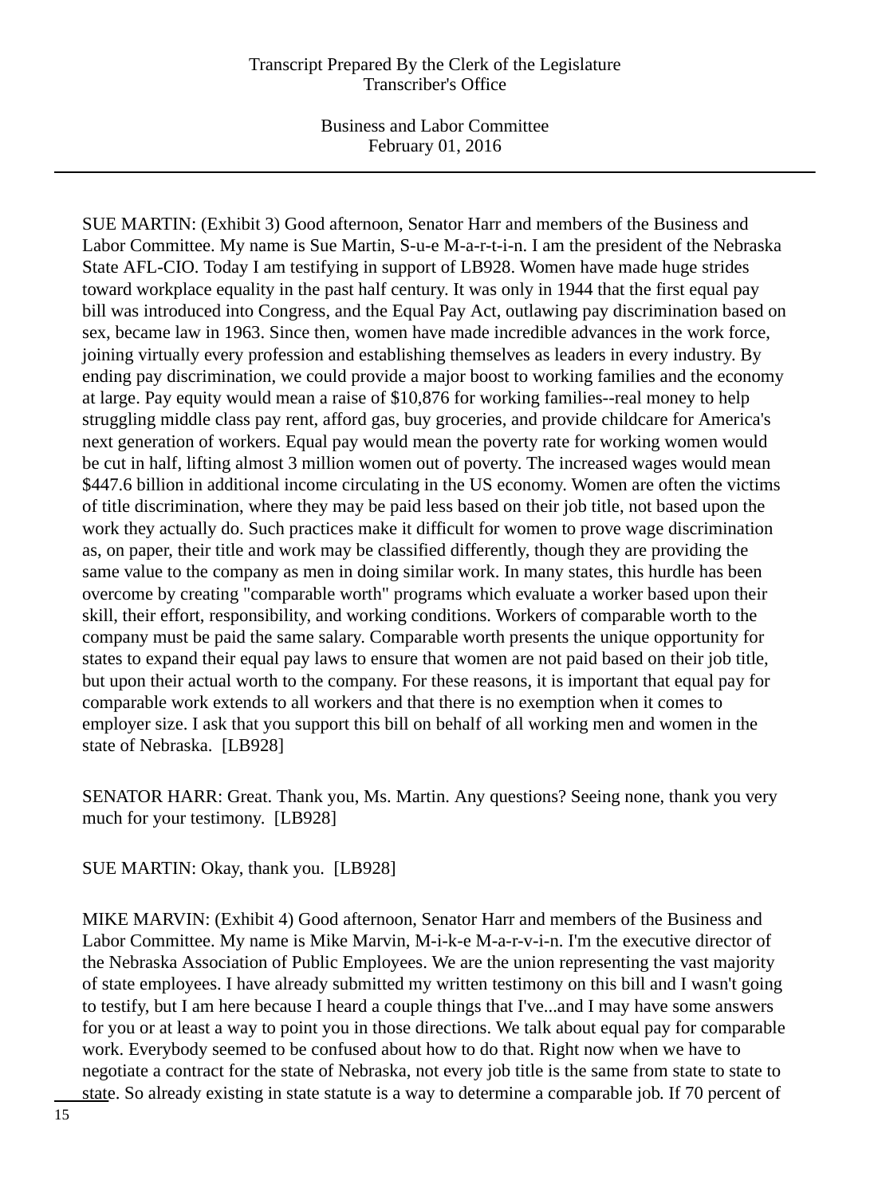SUE MARTIN: (Exhibit 3) Good afternoon, Senator Harr and members of the Business and Labor Committee. My name is Sue Martin, S-u-e M-a-r-t-i-n. I am the president of the Nebraska State AFL-CIO. Today I am testifying in support of LB928. Women have made huge strides toward workplace equality in the past half century. It was only in 1944 that the first equal pay bill was introduced into Congress, and the Equal Pay Act, outlawing pay discrimination based on sex, became law in 1963. Since then, women have made incredible advances in the work force, joining virtually every profession and establishing themselves as leaders in every industry. By ending pay discrimination, we could provide a major boost to working families and the economy at large. Pay equity would mean a raise of $10,876 for working families--real money to help struggling middle class pay rent, afford gas, buy groceries, and provide childcare for America's next generation of workers. Equal pay would mean the poverty rate for working women would be cut in half, lifting almost 3 million women out of poverty. The increased wages would mean $447.6 billion in additional income circulating in the US economy. Women are often the victims of title discrimination, where they may be paid less based on their job title, not based upon the work they actually do. Such practices make it difficult for women to prove wage discrimination as, on paper, their title and work may be classified differently, though they are providing the same value to the company as men in doing similar work. In many states, this hurdle has been overcome by creating "comparable worth" programs which evaluate a worker based upon their skill, their effort, responsibility, and working conditions. Workers of comparable worth to the company must be paid the same salary. Comparable worth presents the unique opportunity for states to expand their equal pay laws to ensure that women are not paid based on their job title, but upon their actual worth to the company. For these reasons, it is important that equal pay for comparable work extends to all workers and that there is no exemption when it comes to employer size. I ask that you support this bill on behalf of all working men and women in the state of Nebraska. [LB928]

SENATOR HARR: Great. Thank you, Ms. Martin. Any questions? Seeing none, thank you very much for your testimony. [LB928]

SUE MARTIN: Okay, thank you. [LB928]

MIKE MARVIN: (Exhibit 4) Good afternoon, Senator Harr and members of the Business and Labor Committee. My name is Mike Marvin, M-i-k-e M-a-r-v-i-n. I'm the executive director of the Nebraska Association of Public Employees. We are the union representing the vast majority of state employees. I have already submitted my written testimony on this bill and I wasn't going to testify, but I am here because I heard a couple things that I've...and I may have some answers for you or at least a way to point you in those directions. We talk about equal pay for comparable work. Everybody seemed to be confused about how to do that. Right now when we have to negotiate a contract for the state of Nebraska, not every job title is the same from state to state to state. So already existing in state statute is a way to determine a comparable job. If 70 percent of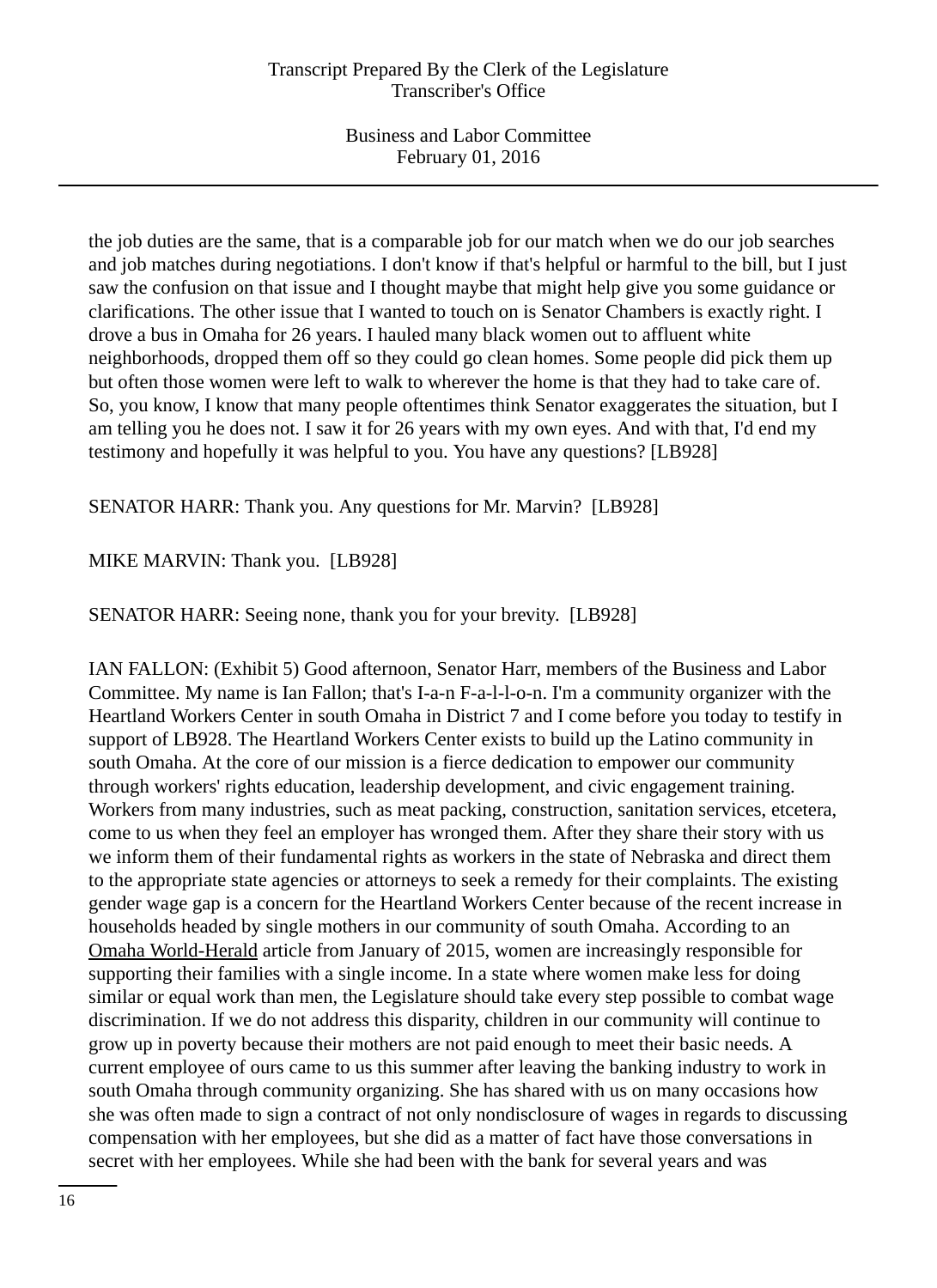the job duties are the same, that is a comparable job for our match when we do our job searches and job matches during negotiations. I don't know if that's helpful or harmful to the bill, but I just saw the confusion on that issue and I thought maybe that might help give you some guidance or clarifications. The other issue that I wanted to touch on is Senator Chambers is exactly right. I drove a bus in Omaha for 26 years. I hauled many black women out to affluent white neighborhoods, dropped them off so they could go clean homes. Some people did pick them up but often those women were left to walk to wherever the home is that they had to take care of. So, you know, I know that many people oftentimes think Senator exaggerates the situation, but I am telling you he does not. I saw it for 26 years with my own eyes. And with that, I'd end my testimony and hopefully it was helpful to you. You have any questions? [LB928]

SENATOR HARR: Thank you. Any questions for Mr. Marvin? [LB928]

MIKE MARVIN: Thank you. [LB928]

SENATOR HARR: Seeing none, thank you for your brevity. [LB928]

IAN FALLON: (Exhibit 5) Good afternoon, Senator Harr, members of the Business and Labor Committee. My name is Ian Fallon; that's I-a-n F-a-l-l-o-n. I'm a community organizer with the Heartland Workers Center in south Omaha in District 7 and I come before you today to testify in support of LB928. The Heartland Workers Center exists to build up the Latino community in south Omaha. At the core of our mission is a fierce dedication to empower our community through workers' rights education, leadership development, and civic engagement training. Workers from many industries, such as meat packing, construction, sanitation services, etcetera, come to us when they feel an employer has wronged them. After they share their story with us we inform them of their fundamental rights as workers in the state of Nebraska and direct them to the appropriate state agencies or attorneys to seek a remedy for their complaints. The existing gender wage gap is a concern for the Heartland Workers Center because of the recent increase in households headed by single mothers in our community of south Omaha. According to an Omaha World-Herald article from January of 2015, women are increasingly responsible for supporting their families with a single income. In a state where women make less for doing similar or equal work than men, the Legislature should take every step possible to combat wage discrimination. If we do not address this disparity, children in our community will continue to grow up in poverty because their mothers are not paid enough to meet their basic needs. A current employee of ours came to us this summer after leaving the banking industry to work in south Omaha through community organizing. She has shared with us on many occasions how she was often made to sign a contract of not only nondisclosure of wages in regards to discussing compensation with her employees, but she did as a matter of fact have those conversations in secret with her employees. While she had been with the bank for several years and was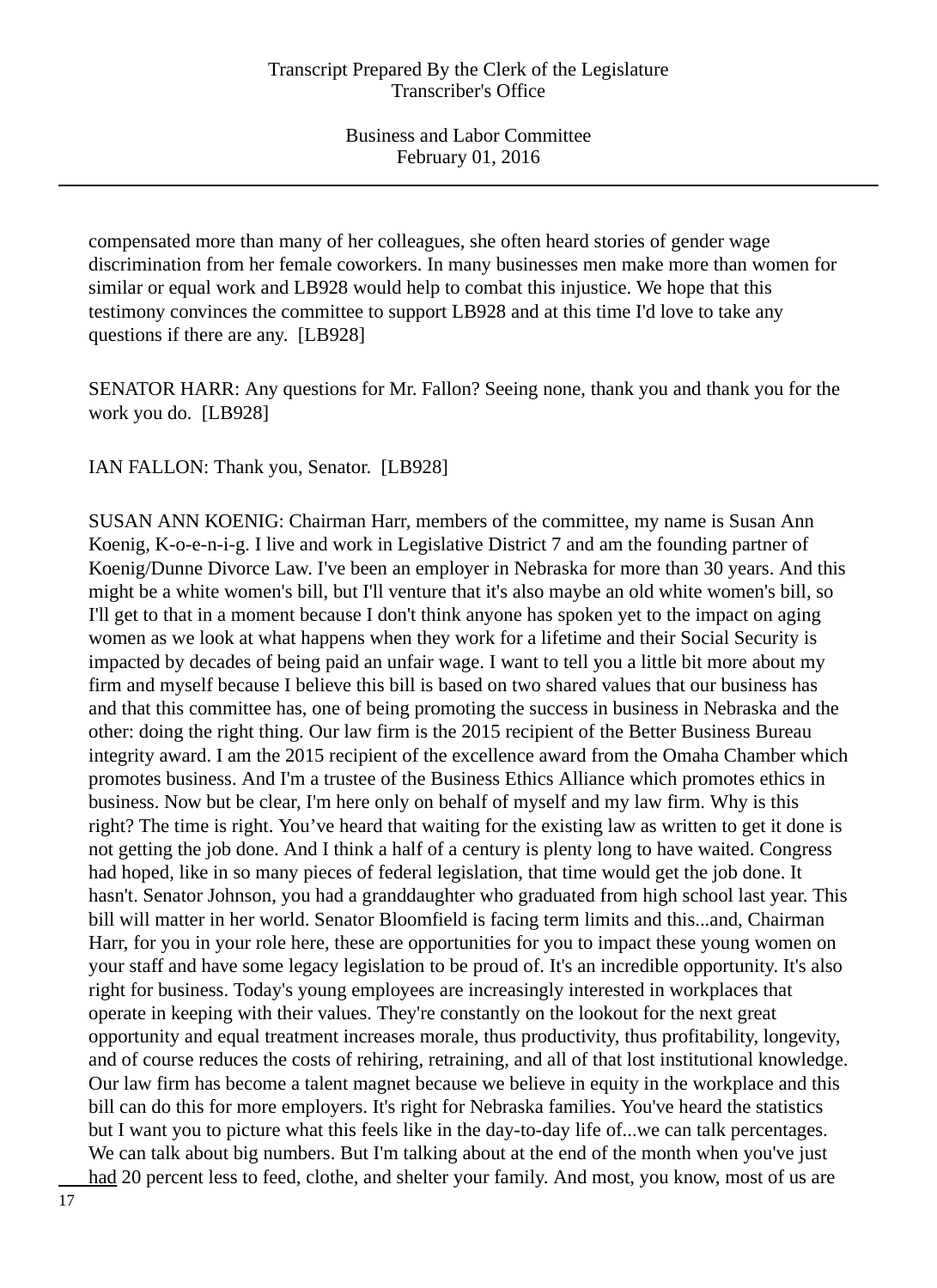compensated more than many of her colleagues, she often heard stories of gender wage discrimination from her female coworkers. In many businesses men make more than women for similar or equal work and LB928 would help to combat this injustice. We hope that this testimony convinces the committee to support LB928 and at this time I'd love to take any questions if there are any. [LB928]

SENATOR HARR: Any questions for Mr. Fallon? Seeing none, thank you and thank you for the work you do. [LB928]

IAN FALLON: Thank you, Senator. [LB928]

SUSAN ANN KOENIG: Chairman Harr, members of the committee, my name is Susan Ann Koenig, K-o-e-n-i-g. I live and work in Legislative District 7 and am the founding partner of Koenig/Dunne Divorce Law. I've been an employer in Nebraska for more than 30 years. And this might be a white women's bill, but I'll venture that it's also maybe an old white women's bill, so I'll get to that in a moment because I don't think anyone has spoken yet to the impact on aging women as we look at what happens when they work for a lifetime and their Social Security is impacted by decades of being paid an unfair wage. I want to tell you a little bit more about my firm and myself because I believe this bill is based on two shared values that our business has and that this committee has, one of being promoting the success in business in Nebraska and the other: doing the right thing. Our law firm is the 2015 recipient of the Better Business Bureau integrity award. I am the 2015 recipient of the excellence award from the Omaha Chamber which promotes business. And I'm a trustee of the Business Ethics Alliance which promotes ethics in business. Now but be clear, I'm here only on behalf of myself and my law firm. Why is this right? The time is right. You've heard that waiting for the existing law as written to get it done is not getting the job done. And I think a half of a century is plenty long to have waited. Congress had hoped, like in so many pieces of federal legislation, that time would get the job done. It hasn't. Senator Johnson, you had a granddaughter who graduated from high school last year. This bill will matter in her world. Senator Bloomfield is facing term limits and this...and, Chairman Harr, for you in your role here, these are opportunities for you to impact these young women on your staff and have some legacy legislation to be proud of. It's an incredible opportunity. It's also right for business. Today's young employees are increasingly interested in workplaces that operate in keeping with their values. They're constantly on the lookout for the next great opportunity and equal treatment increases morale, thus productivity, thus profitability, longevity, and of course reduces the costs of rehiring, retraining, and all of that lost institutional knowledge. Our law firm has become a talent magnet because we believe in equity in the workplace and this bill can do this for more employers. It's right for Nebraska families. You've heard the statistics but I want you to picture what this feels like in the day-to-day life of...we can talk percentages. We can talk about big numbers. But I'm talking about at the end of the month when you've just had 20 percent less to feed, clothe, and shelter your family. And most, you know, most of us are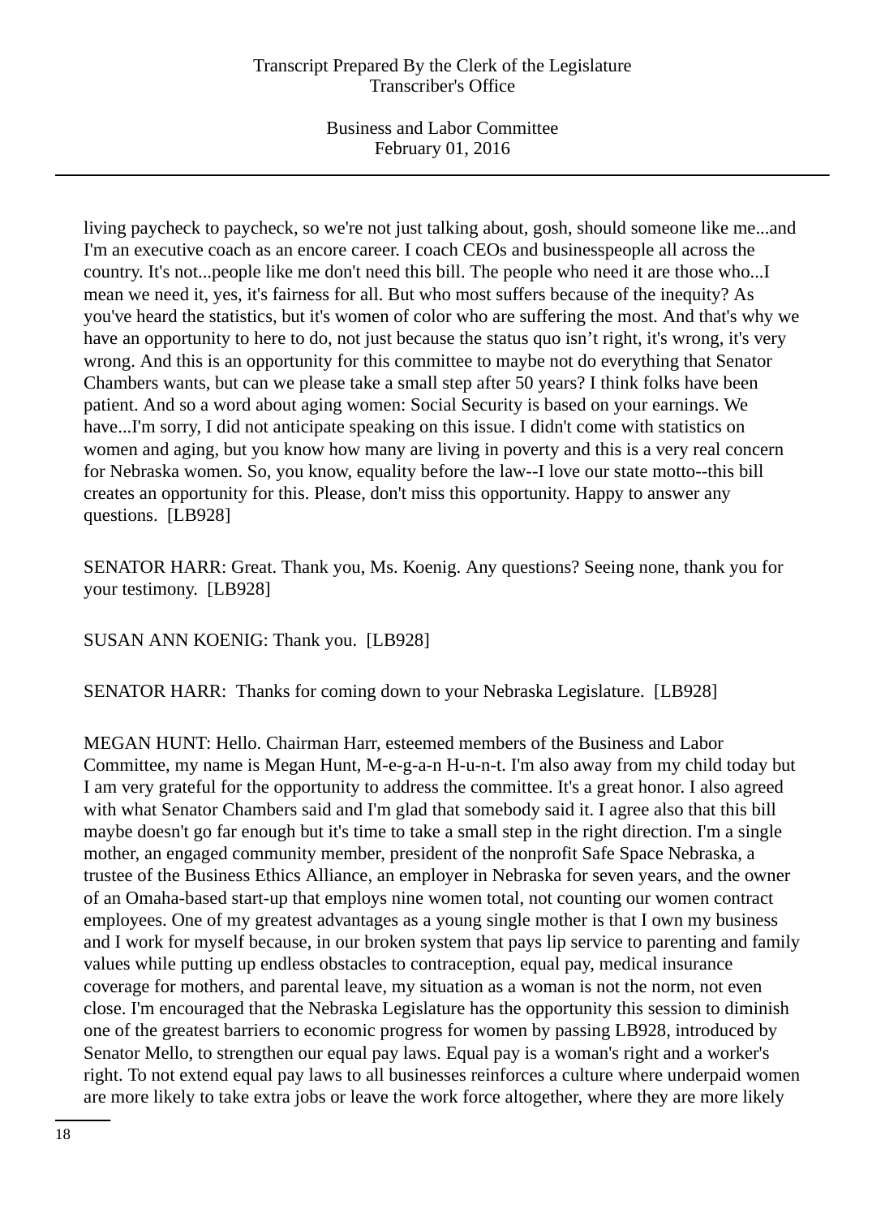living paycheck to paycheck, so we're not just talking about, gosh, should someone like me...and I'm an executive coach as an encore career. I coach CEOs and businesspeople all across the country. It's not...people like me don't need this bill. The people who need it are those who...I mean we need it, yes, it's fairness for all. But who most suffers because of the inequity? As you've heard the statistics, but it's women of color who are suffering the most. And that's why we have an opportunity to here to do, not just because the status quo isn't right, it's wrong, it's very wrong. And this is an opportunity for this committee to maybe not do everything that Senator Chambers wants, but can we please take a small step after 50 years? I think folks have been patient. And so a word about aging women: Social Security is based on your earnings. We have...I'm sorry, I did not anticipate speaking on this issue. I didn't come with statistics on women and aging, but you know how many are living in poverty and this is a very real concern for Nebraska women. So, you know, equality before the law--I love our state motto--this bill creates an opportunity for this. Please, don't miss this opportunity. Happy to answer any questions.  [LB928]

SENATOR HARR: Great. Thank you, Ms. Koenig. Any questions? Seeing none, thank you for your testimony.  [LB928]

SUSAN ANN KOENIG: Thank you.  [LB928]

SENATOR HARR:  Thanks for coming down to your Nebraska Legislature.  [LB928]

MEGAN HUNT: Hello. Chairman Harr, esteemed members of the Business and Labor Committee, my name is Megan Hunt, M-e-g-a-n H-u-n-t. I'm also away from my child today but I am very grateful for the opportunity to address the committee. It's a great honor. I also agreed with what Senator Chambers said and I'm glad that somebody said it. I agree also that this bill maybe doesn't go far enough but it's time to take a small step in the right direction. I'm a single mother, an engaged community member, president of the nonprofit Safe Space Nebraska, a trustee of the Business Ethics Alliance, an employer in Nebraska for seven years, and the owner of an Omaha-based start-up that employs nine women total, not counting our women contract employees. One of my greatest advantages as a young single mother is that I own my business and I work for myself because, in our broken system that pays lip service to parenting and family values while putting up endless obstacles to contraception, equal pay, medical insurance coverage for mothers, and parental leave, my situation as a woman is not the norm, not even close. I'm encouraged that the Nebraska Legislature has the opportunity this session to diminish one of the greatest barriers to economic progress for women by passing LB928, introduced by Senator Mello, to strengthen our equal pay laws. Equal pay is a woman's right and a worker's right. To not extend equal pay laws to all businesses reinforces a culture where underpaid women are more likely to take extra jobs or leave the work force altogether, where they are more likely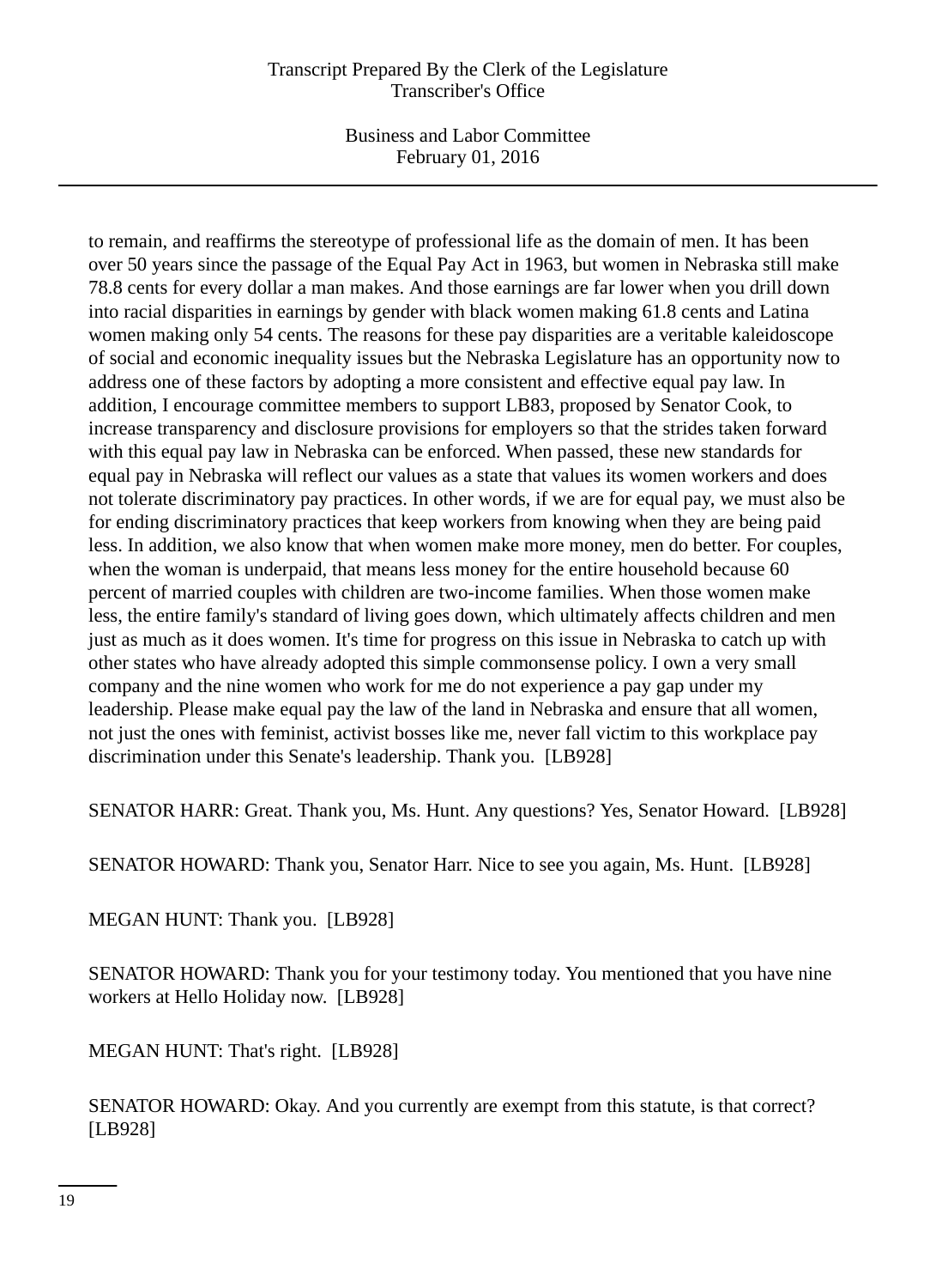to remain, and reaffirms the stereotype of professional life as the domain of men. It has been over 50 years since the passage of the Equal Pay Act in 1963, but women in Nebraska still make 78.8 cents for every dollar a man makes. And those earnings are far lower when you drill down into racial disparities in earnings by gender with black women making 61.8 cents and Latina women making only 54 cents. The reasons for these pay disparities are a veritable kaleidoscope of social and economic inequality issues but the Nebraska Legislature has an opportunity now to address one of these factors by adopting a more consistent and effective equal pay law. In addition, I encourage committee members to support LB83, proposed by Senator Cook, to increase transparency and disclosure provisions for employers so that the strides taken forward with this equal pay law in Nebraska can be enforced. When passed, these new standards for equal pay in Nebraska will reflect our values as a state that values its women workers and does not tolerate discriminatory pay practices. In other words, if we are for equal pay, we must also be for ending discriminatory practices that keep workers from knowing when they are being paid less. In addition, we also know that when women make more money, men do better. For couples, when the woman is underpaid, that means less money for the entire household because 60 percent of married couples with children are two-income families. When those women make less, the entire family's standard of living goes down, which ultimately affects children and men just as much as it does women. It's time for progress on this issue in Nebraska to catch up with other states who have already adopted this simple commonsense policy. I own a very small company and the nine women who work for me do not experience a pay gap under my leadership. Please make equal pay the law of the land in Nebraska and ensure that all women, not just the ones with feminist, activist bosses like me, never fall victim to this workplace pay discrimination under this Senate's leadership. Thank you. [LB928]

SENATOR HARR: Great. Thank you, Ms. Hunt. Any questions? Yes, Senator Howard. [LB928]

SENATOR HOWARD: Thank you, Senator Harr. Nice to see you again, Ms. Hunt. [LB928]

MEGAN HUNT: Thank you. [LB928]

SENATOR HOWARD: Thank you for your testimony today. You mentioned that you have nine workers at Hello Holiday now. [LB928]

MEGAN HUNT: That's right. [LB928]

SENATOR HOWARD: Okay. And you currently are exempt from this statute, is that correct? [LB928]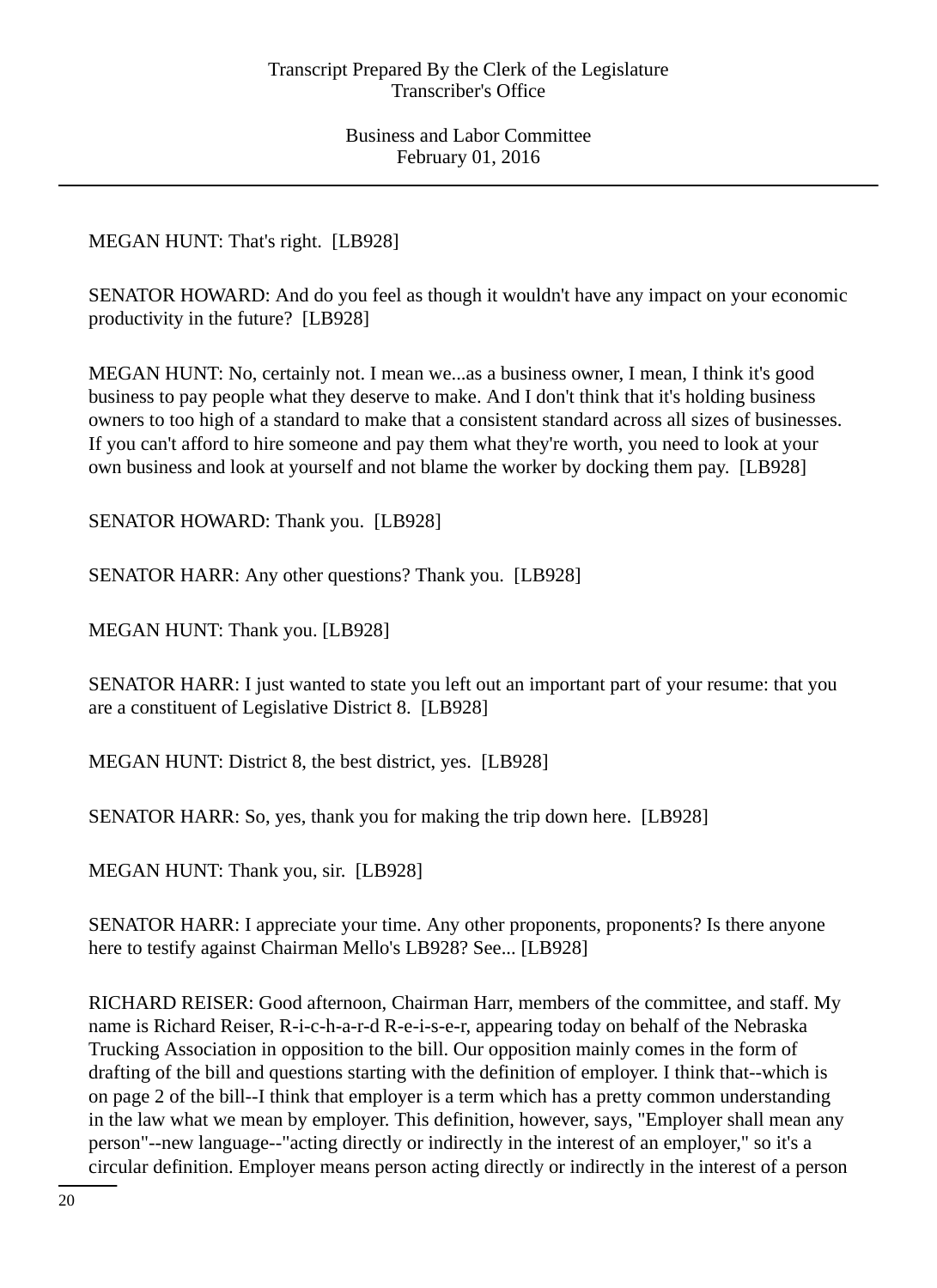MEGAN HUNT: That's right. [LB928]

SENATOR HOWARD: And do you feel as though it wouldn't have any impact on your economic productivity in the future? [LB928]

MEGAN HUNT: No, certainly not. I mean we...as a business owner, I mean, I think it's good business to pay people what they deserve to make. And I don't think that it's holding business owners to too high of a standard to make that a consistent standard across all sizes of businesses. If you can't afford to hire someone and pay them what they're worth, you need to look at your own business and look at yourself and not blame the worker by docking them pay. [LB928]

SENATOR HOWARD: Thank you. [LB928]

SENATOR HARR: Any other questions? Thank you. [LB928]

MEGAN HUNT: Thank you. [LB928]

SENATOR HARR: I just wanted to state you left out an important part of your resume: that you are a constituent of Legislative District 8. [LB928]

MEGAN HUNT: District 8, the best district, yes. [LB928]

SENATOR HARR: So, yes, thank you for making the trip down here. [LB928]

MEGAN HUNT: Thank you, sir. [LB928]

SENATOR HARR: I appreciate your time. Any other proponents, proponents? Is there anyone here to testify against Chairman Mello's LB928? See... [LB928]

RICHARD REISER: Good afternoon, Chairman Harr, members of the committee, and staff. My name is Richard Reiser, R-i-c-h-a-r-d R-e-i-s-e-r, appearing today on behalf of the Nebraska Trucking Association in opposition to the bill. Our opposition mainly comes in the form of drafting of the bill and questions starting with the definition of employer. I think that--which is on page 2 of the bill--I think that employer is a term which has a pretty common understanding in the law what we mean by employer. This definition, however, says, "Employer shall mean any person"--new language--"acting directly or indirectly in the interest of an employer," so it's a circular definition. Employer means person acting directly or indirectly in the interest of a person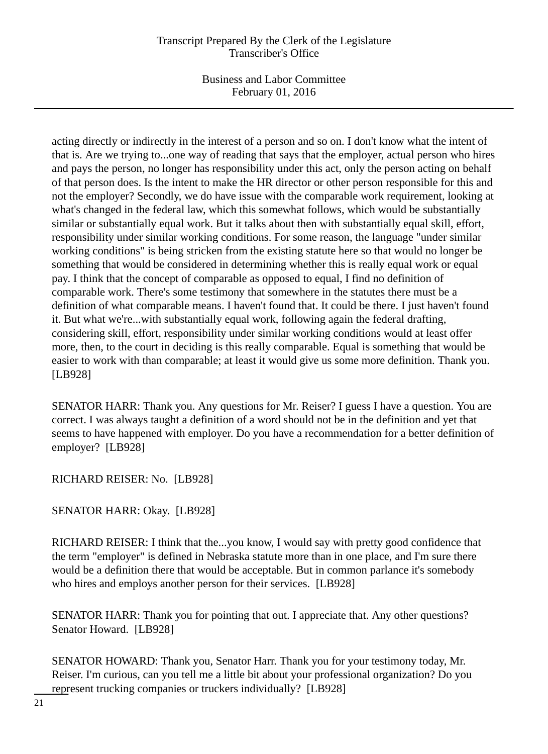acting directly or indirectly in the interest of a person and so on. I don't know what the intent of that is. Are we trying to...one way of reading that says that the employer, actual person who hires and pays the person, no longer has responsibility under this act, only the person acting on behalf of that person does. Is the intent to make the HR director or other person responsible for this and not the employer? Secondly, we do have issue with the comparable work requirement, looking at what's changed in the federal law, which this somewhat follows, which would be substantially similar or substantially equal work. But it talks about then with substantially equal skill, effort, responsibility under similar working conditions. For some reason, the language "under similar working conditions" is being stricken from the existing statute here so that would no longer be something that would be considered in determining whether this is really equal work or equal pay. I think that the concept of comparable as opposed to equal, I find no definition of comparable work. There's some testimony that somewhere in the statutes there must be a definition of what comparable means. I haven't found that. It could be there. I just haven't found it. But what we're...with substantially equal work, following again the federal drafting, considering skill, effort, responsibility under similar working conditions would at least offer more, then, to the court in deciding is this really comparable. Equal is something that would be easier to work with than comparable; at least it would give us some more definition. Thank you. [LB928]

SENATOR HARR: Thank you. Any questions for Mr. Reiser? I guess I have a question. You are correct. I was always taught a definition of a word should not be in the definition and yet that seems to have happened with employer. Do you have a recommendation for a better definition of employer? [LB928]

RICHARD REISER: No. [LB928]

SENATOR HARR: Okay. [LB928]

RICHARD REISER: I think that the...you know, I would say with pretty good confidence that the term "employer" is defined in Nebraska statute more than in one place, and I'm sure there would be a definition there that would be acceptable. But in common parlance it's somebody who hires and employs another person for their services. [LB928]

SENATOR HARR: Thank you for pointing that out. I appreciate that. Any other questions? Senator Howard. [LB928]

SENATOR HOWARD: Thank you, Senator Harr. Thank you for your testimony today, Mr. Reiser. I'm curious, can you tell me a little bit about your professional organization? Do you represent trucking companies or truckers individually? [LB928]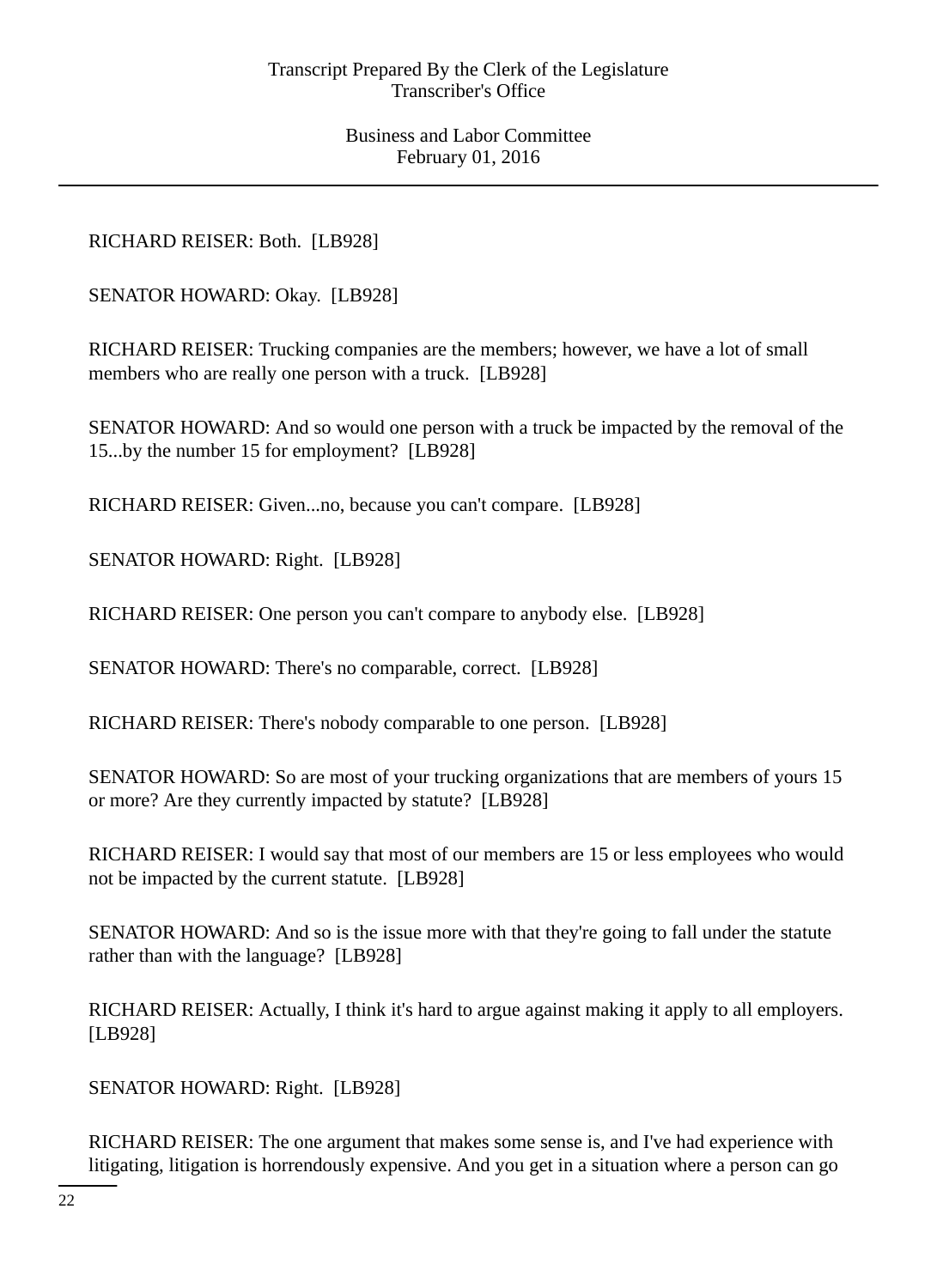RICHARD REISER: Both. [LB928]

SENATOR HOWARD: Okay. [LB928]

RICHARD REISER: Trucking companies are the members; however, we have a lot of small members who are really one person with a truck. [LB928]

SENATOR HOWARD: And so would one person with a truck be impacted by the removal of the 15...by the number 15 for employment? [LB928]

RICHARD REISER: Given...no, because you can't compare. [LB928]

SENATOR HOWARD: Right. [LB928]

RICHARD REISER: One person you can't compare to anybody else. [LB928]

SENATOR HOWARD: There's no comparable, correct. [LB928]

RICHARD REISER: There's nobody comparable to one person. [LB928]

SENATOR HOWARD: So are most of your trucking organizations that are members of yours 15 or more? Are they currently impacted by statute? [LB928]

RICHARD REISER: I would say that most of our members are 15 or less employees who would not be impacted by the current statute. [LB928]

SENATOR HOWARD: And so is the issue more with that they're going to fall under the statute rather than with the language? [LB928]

RICHARD REISER: Actually, I think it's hard to argue against making it apply to all employers. [LB928]

SENATOR HOWARD: Right. [LB928]

RICHARD REISER: The one argument that makes some sense is, and I've had experience with litigating, litigation is horrendously expensive. And you get in a situation where a person can go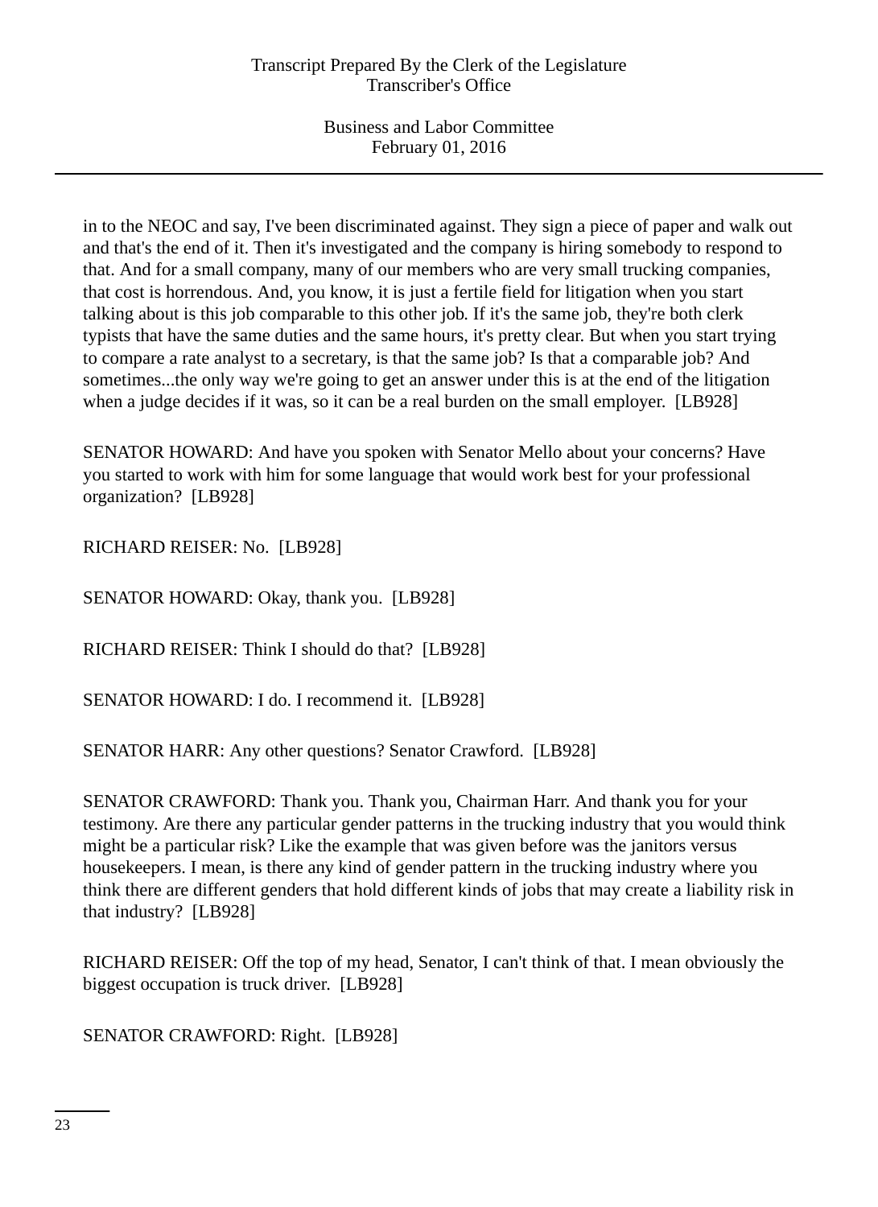in to the NEOC and say, I've been discriminated against. They sign a piece of paper and walk out and that's the end of it. Then it's investigated and the company is hiring somebody to respond to that. And for a small company, many of our members who are very small trucking companies, that cost is horrendous. And, you know, it is just a fertile field for litigation when you start talking about is this job comparable to this other job. If it's the same job, they're both clerk typists that have the same duties and the same hours, it's pretty clear. But when you start trying to compare a rate analyst to a secretary, is that the same job? Is that a comparable job? And sometimes...the only way we're going to get an answer under this is at the end of the litigation when a judge decides if it was, so it can be a real burden on the small employer. [LB928]

SENATOR HOWARD: And have you spoken with Senator Mello about your concerns? Have you started to work with him for some language that would work best for your professional organization? [LB928]

RICHARD REISER: No. [LB928]

SENATOR HOWARD: Okay, thank you. [LB928]

RICHARD REISER: Think I should do that? [LB928]

SENATOR HOWARD: I do. I recommend it. [LB928]

SENATOR HARR: Any other questions? Senator Crawford. [LB928]

SENATOR CRAWFORD: Thank you. Thank you, Chairman Harr. And thank you for your testimony. Are there any particular gender patterns in the trucking industry that you would think might be a particular risk? Like the example that was given before was the janitors versus housekeepers. I mean, is there any kind of gender pattern in the trucking industry where you think there are different genders that hold different kinds of jobs that may create a liability risk in that industry? [LB928]

RICHARD REISER: Off the top of my head, Senator, I can't think of that. I mean obviously the biggest occupation is truck driver. [LB928]

SENATOR CRAWFORD: Right. [LB928]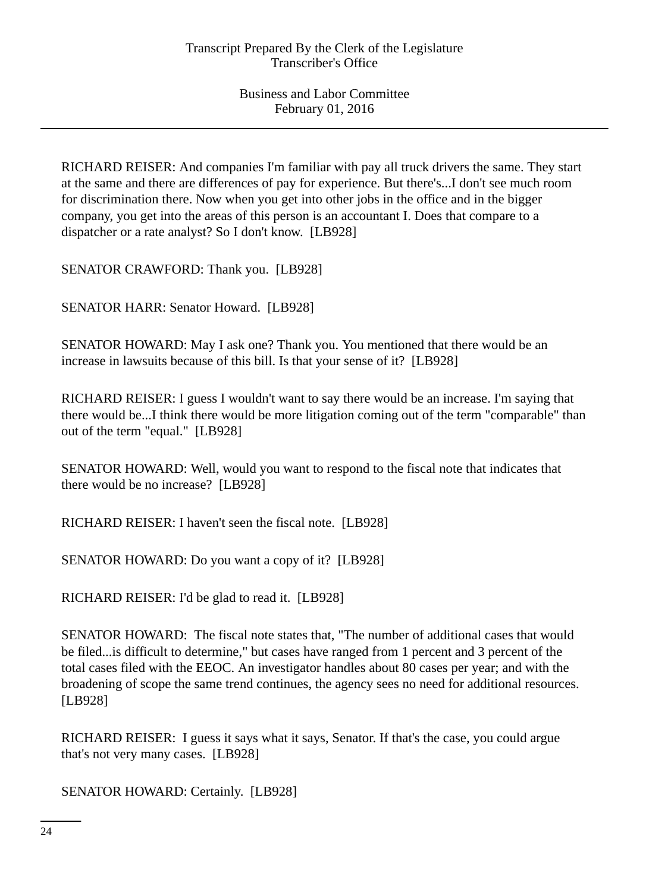RICHARD REISER: And companies I'm familiar with pay all truck drivers the same. They start at the same and there are differences of pay for experience. But there's...I don't see much room for discrimination there. Now when you get into other jobs in the office and in the bigger company, you get into the areas of this person is an accountant I. Does that compare to a dispatcher or a rate analyst? So I don't know. [LB928]

SENATOR CRAWFORD: Thank you. [LB928]

SENATOR HARR: Senator Howard. [LB928]

SENATOR HOWARD: May I ask one? Thank you. You mentioned that there would be an increase in lawsuits because of this bill. Is that your sense of it? [LB928]

RICHARD REISER: I guess I wouldn't want to say there would be an increase. I'm saying that there would be...I think there would be more litigation coming out of the term "comparable" than out of the term "equal." [LB928]

SENATOR HOWARD: Well, would you want to respond to the fiscal note that indicates that there would be no increase? [LB928]

RICHARD REISER: I haven't seen the fiscal note. [LB928]

SENATOR HOWARD: Do you want a copy of it? [LB928]

RICHARD REISER: I'd be glad to read it. [LB928]

SENATOR HOWARD: The fiscal note states that, "The number of additional cases that would be filed...is difficult to determine," but cases have ranged from 1 percent and 3 percent of the total cases filed with the EEOC. An investigator handles about 80 cases per year; and with the broadening of scope the same trend continues, the agency sees no need for additional resources. [LB928]

RICHARD REISER: I guess it says what it says, Senator. If that's the case, you could argue that's not very many cases. [LB928]

SENATOR HOWARD: Certainly. [LB928]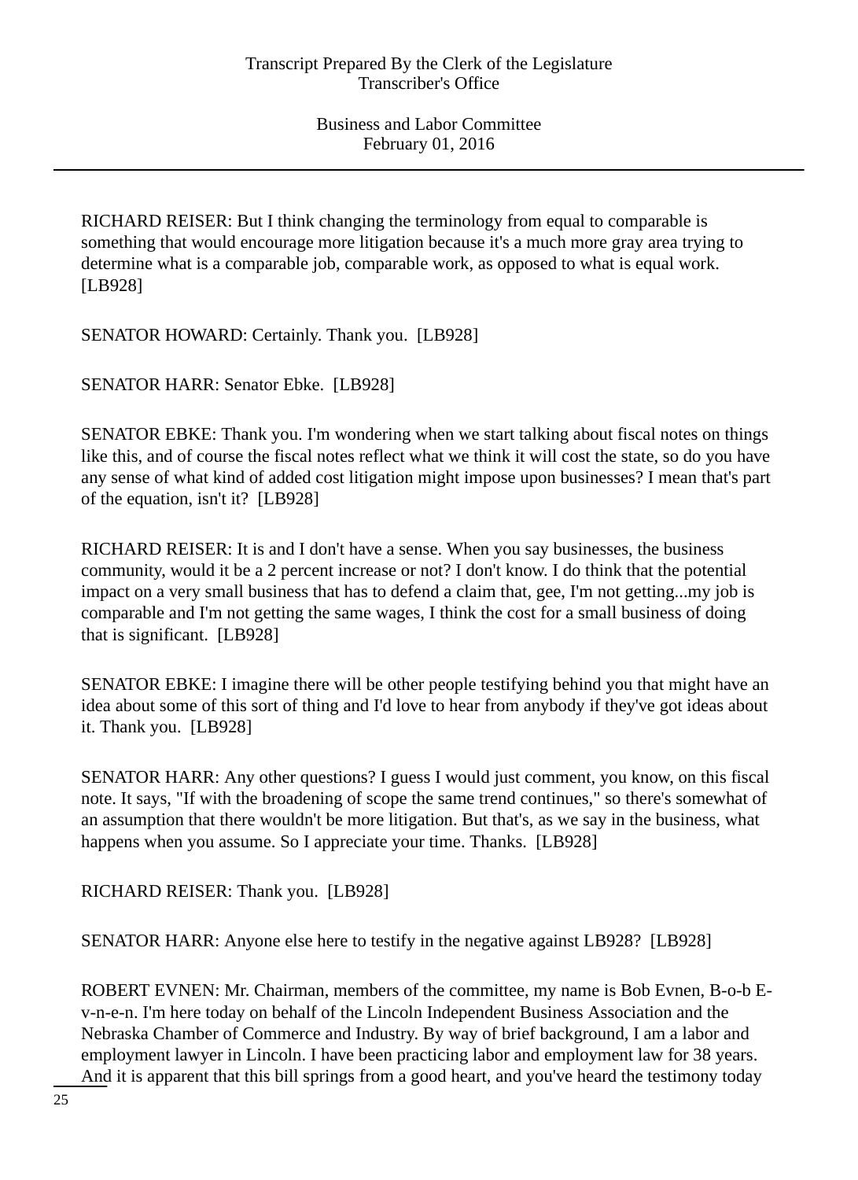RICHARD REISER: But I think changing the terminology from equal to comparable is something that would encourage more litigation because it's a much more gray area trying to determine what is a comparable job, comparable work, as opposed to what is equal work. [LB928]

SENATOR HOWARD: Certainly. Thank you. [LB928]

SENATOR HARR: Senator Ebke. [LB928]

SENATOR EBKE: Thank you. I'm wondering when we start talking about fiscal notes on things like this, and of course the fiscal notes reflect what we think it will cost the state, so do you have any sense of what kind of added cost litigation might impose upon businesses? I mean that's part of the equation, isn't it? [LB928]

RICHARD REISER: It is and I don't have a sense. When you say businesses, the business community, would it be a 2 percent increase or not? I don't know. I do think that the potential impact on a very small business that has to defend a claim that, gee, I'm not getting...my job is comparable and I'm not getting the same wages, I think the cost for a small business of doing that is significant. [LB928]

SENATOR EBKE: I imagine there will be other people testifying behind you that might have an idea about some of this sort of thing and I'd love to hear from anybody if they've got ideas about it. Thank you. [LB928]

SENATOR HARR: Any other questions? I guess I would just comment, you know, on this fiscal note. It says, "If with the broadening of scope the same trend continues," so there's somewhat of an assumption that there wouldn't be more litigation. But that's, as we say in the business, what happens when you assume. So I appreciate your time. Thanks. [LB928]

RICHARD REISER: Thank you. [LB928]

SENATOR HARR: Anyone else here to testify in the negative against LB928? [LB928]

ROBERT EVNEN: Mr. Chairman, members of the committee, my name is Bob Evnen, B-o-b E-v-n-e-n. I'm here today on behalf of the Lincoln Independent Business Association and the Nebraska Chamber of Commerce and Industry. By way of brief background, I am a labor and employment lawyer in Lincoln. I have been practicing labor and employment law for 38 years. And it is apparent that this bill springs from a good heart, and you've heard the testimony today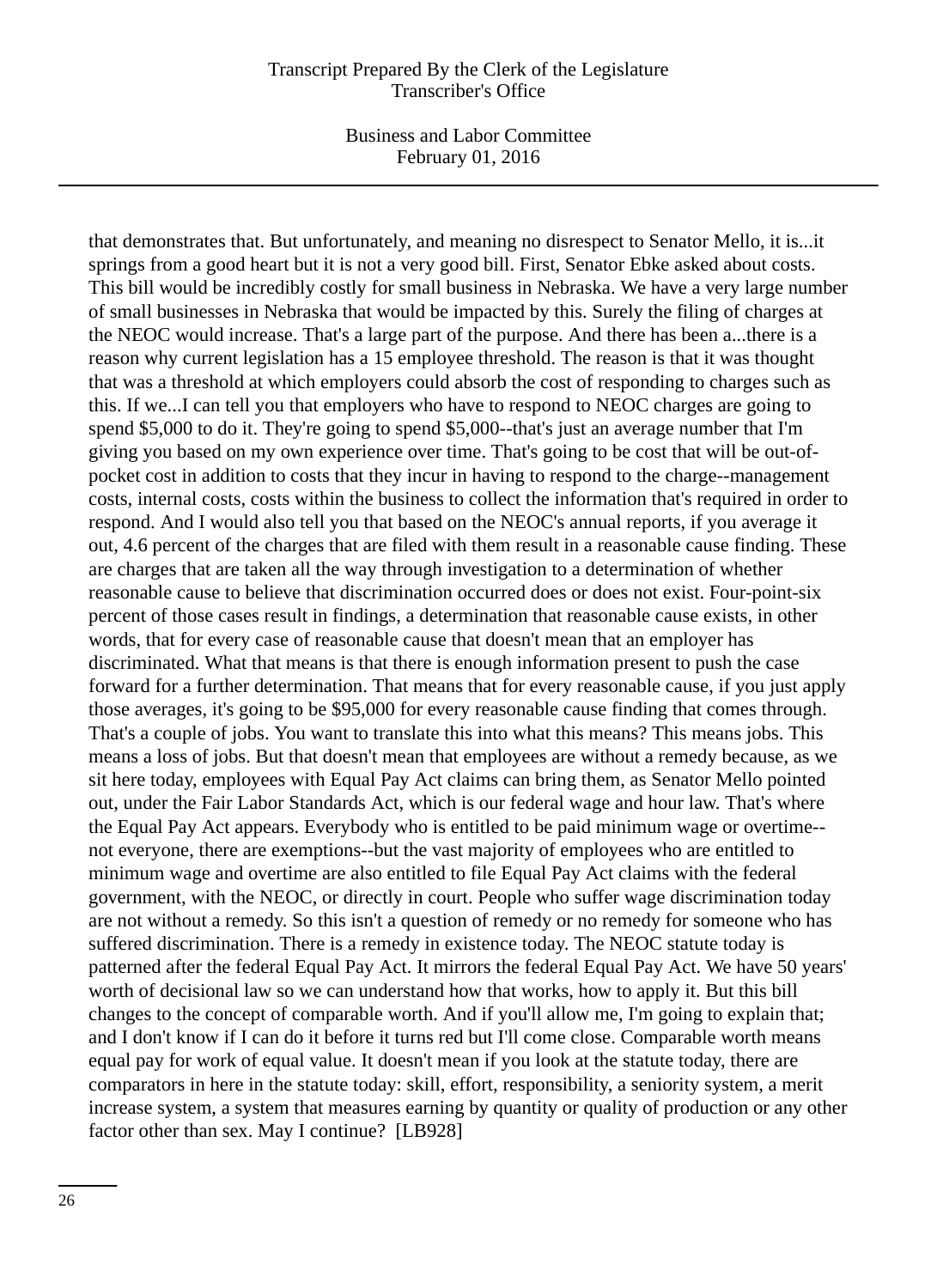that demonstrates that. But unfortunately, and meaning no disrespect to Senator Mello, it is...it springs from a good heart but it is not a very good bill. First, Senator Ebke asked about costs. This bill would be incredibly costly for small business in Nebraska. We have a very large number of small businesses in Nebraska that would be impacted by this. Surely the filing of charges at the NEOC would increase. That's a large part of the purpose. And there has been a...there is a reason why current legislation has a 15 employee threshold. The reason is that it was thought that was a threshold at which employers could absorb the cost of responding to charges such as this. If we...I can tell you that employers who have to respond to NEOC charges are going to spend $5,000 to do it. They're going to spend $5,000--that's just an average number that I'm giving you based on my own experience over time. That's going to be cost that will be out-of-pocket cost in addition to costs that they incur in having to respond to the charge--management costs, internal costs, costs within the business to collect the information that's required in order to respond. And I would also tell you that based on the NEOC's annual reports, if you average it out, 4.6 percent of the charges that are filed with them result in a reasonable cause finding. These are charges that are taken all the way through investigation to a determination of whether reasonable cause to believe that discrimination occurred does or does not exist. Four-point-six percent of those cases result in findings, a determination that reasonable cause exists, in other words, that for every case of reasonable cause that doesn't mean that an employer has discriminated. What that means is that there is enough information present to push the case forward for a further determination. That means that for every reasonable cause, if you just apply those averages, it's going to be $95,000 for every reasonable cause finding that comes through. That's a couple of jobs. You want to translate this into what this means? This means jobs. This means a loss of jobs. But that doesn't mean that employees are without a remedy because, as we sit here today, employees with Equal Pay Act claims can bring them, as Senator Mello pointed out, under the Fair Labor Standards Act, which is our federal wage and hour law. That's where the Equal Pay Act appears. Everybody who is entitled to be paid minimum wage or overtime--not everyone, there are exemptions--but the vast majority of employees who are entitled to minimum wage and overtime are also entitled to file Equal Pay Act claims with the federal government, with the NEOC, or directly in court. People who suffer wage discrimination today are not without a remedy. So this isn't a question of remedy or no remedy for someone who has suffered discrimination. There is a remedy in existence today. The NEOC statute today is patterned after the federal Equal Pay Act. It mirrors the federal Equal Pay Act. We have 50 years' worth of decisional law so we can understand how that works, how to apply it. But this bill changes to the concept of comparable worth. And if you'll allow me, I'm going to explain that; and I don't know if I can do it before it turns red but I'll come close. Comparable worth means equal pay for work of equal value. It doesn't mean if you look at the statute today, there are comparators in here in the statute today: skill, effort, responsibility, a seniority system, a merit increase system, a system that measures earning by quantity or quality of production or any other factor other than sex. May I continue? [LB928]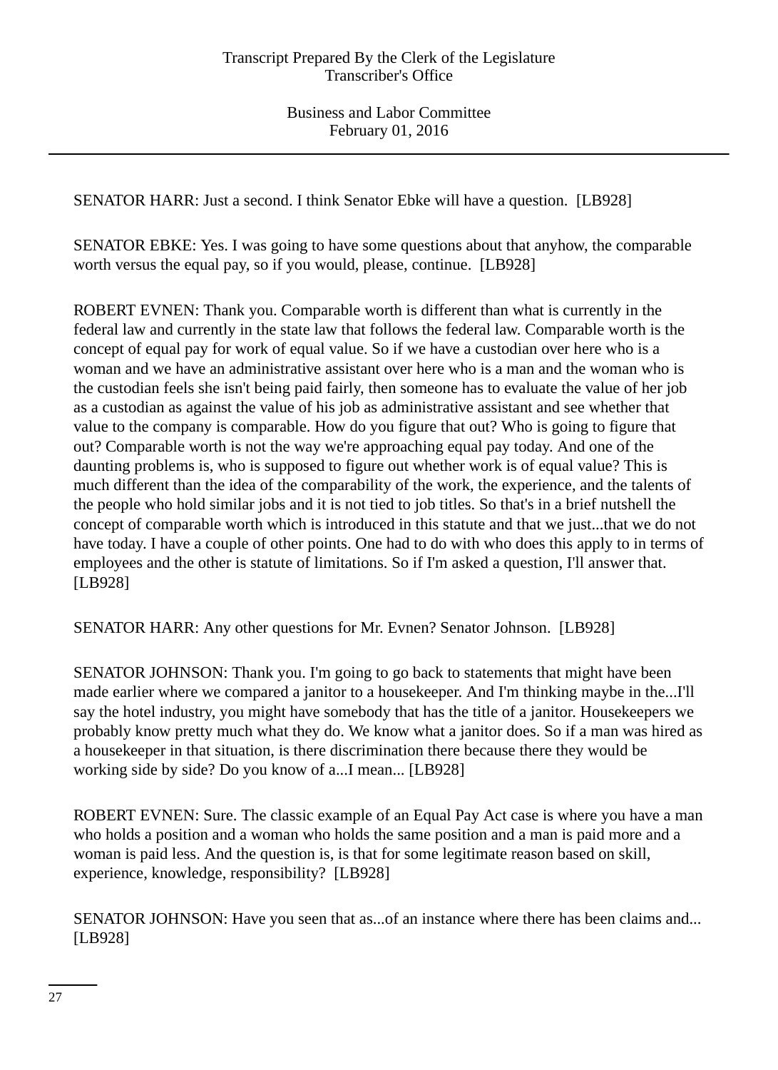SENATOR HARR: Just a second. I think Senator Ebke will have a question. [LB928]

SENATOR EBKE: Yes. I was going to have some questions about that anyhow, the comparable worth versus the equal pay, so if you would, please, continue. [LB928]

ROBERT EVNEN: Thank you. Comparable worth is different than what is currently in the federal law and currently in the state law that follows the federal law. Comparable worth is the concept of equal pay for work of equal value. So if we have a custodian over here who is a woman and we have an administrative assistant over here who is a man and the woman who is the custodian feels she isn't being paid fairly, then someone has to evaluate the value of her job as a custodian as against the value of his job as administrative assistant and see whether that value to the company is comparable. How do you figure that out? Who is going to figure that out? Comparable worth is not the way we're approaching equal pay today. And one of the daunting problems is, who is supposed to figure out whether work is of equal value? This is much different than the idea of the comparability of the work, the experience, and the talents of the people who hold similar jobs and it is not tied to job titles. So that's in a brief nutshell the concept of comparable worth which is introduced in this statute and that we just...that we do not have today. I have a couple of other points. One had to do with who does this apply to in terms of employees and the other is statute of limitations. So if I'm asked a question, I'll answer that. [LB928]

SENATOR HARR: Any other questions for Mr. Evnen? Senator Johnson. [LB928]

SENATOR JOHNSON: Thank you. I'm going to go back to statements that might have been made earlier where we compared a janitor to a housekeeper. And I'm thinking maybe in the...I'll say the hotel industry, you might have somebody that has the title of a janitor. Housekeepers we probably know pretty much what they do. We know what a janitor does. So if a man was hired as a housekeeper in that situation, is there discrimination there because there they would be working side by side? Do you know of a...I mean... [LB928]

ROBERT EVNEN: Sure. The classic example of an Equal Pay Act case is where you have a man who holds a position and a woman who holds the same position and a man is paid more and a woman is paid less. And the question is, is that for some legitimate reason based on skill, experience, knowledge, responsibility? [LB928]

SENATOR JOHNSON: Have you seen that as...of an instance where there has been claims and... [LB928]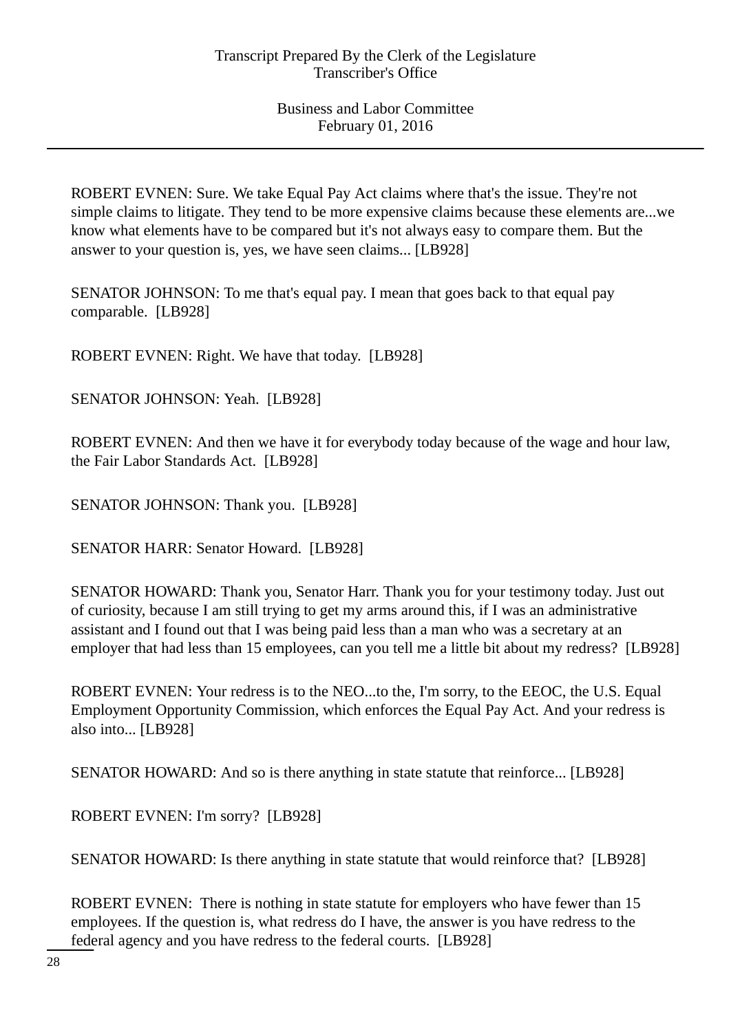ROBERT EVNEN: Sure. We take Equal Pay Act claims where that's the issue. They're not simple claims to litigate. They tend to be more expensive claims because these elements are...we know what elements have to be compared but it's not always easy to compare them. But the answer to your question is, yes, we have seen claims... [LB928]

SENATOR JOHNSON: To me that's equal pay. I mean that goes back to that equal pay comparable. [LB928]

ROBERT EVNEN: Right. We have that today. [LB928]

SENATOR JOHNSON: Yeah. [LB928]

ROBERT EVNEN: And then we have it for everybody today because of the wage and hour law, the Fair Labor Standards Act. [LB928]

SENATOR JOHNSON: Thank you. [LB928]

SENATOR HARR: Senator Howard. [LB928]

SENATOR HOWARD: Thank you, Senator Harr. Thank you for your testimony today. Just out of curiosity, because I am still trying to get my arms around this, if I was an administrative assistant and I found out that I was being paid less than a man who was a secretary at an employer that had less than 15 employees, can you tell me a little bit about my redress? [LB928]

ROBERT EVNEN: Your redress is to the NEO...to the, I'm sorry, to the EEOC, the U.S. Equal Employment Opportunity Commission, which enforces the Equal Pay Act. And your redress is also into... [LB928]

SENATOR HOWARD: And so is there anything in state statute that reinforce... [LB928]

ROBERT EVNEN: I'm sorry? [LB928]

SENATOR HOWARD: Is there anything in state statute that would reinforce that? [LB928]

ROBERT EVNEN: There is nothing in state statute for employers who have fewer than 15 employees. If the question is, what redress do I have, the answer is you have redress to the federal agency and you have redress to the federal courts. [LB928]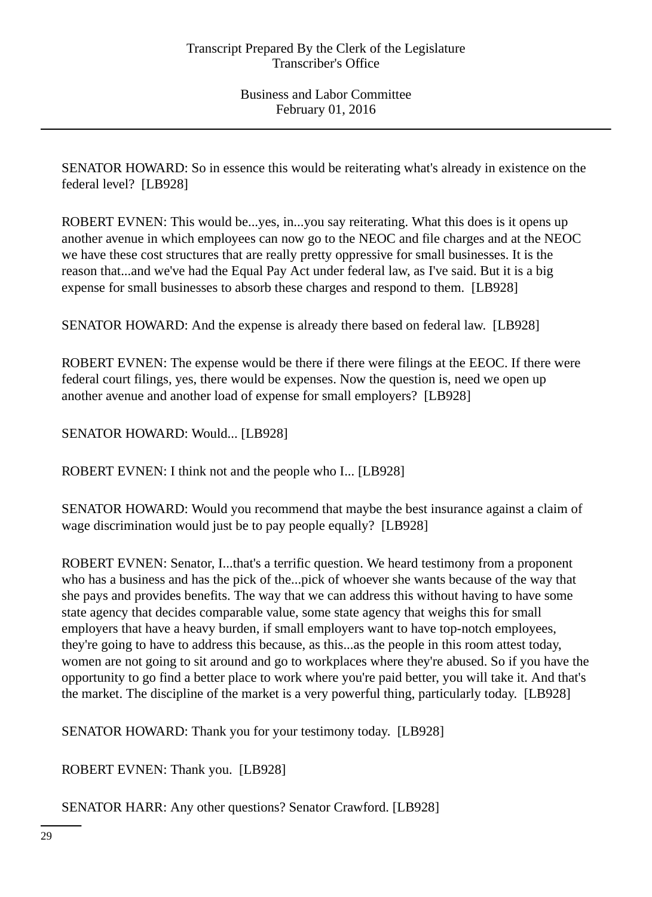SENATOR HOWARD: So in essence this would be reiterating what's already in existence on the federal level? [LB928]

ROBERT EVNEN: This would be...yes, in...you say reiterating. What this does is it opens up another avenue in which employees can now go to the NEOC and file charges and at the NEOC we have these cost structures that are really pretty oppressive for small businesses. It is the reason that...and we've had the Equal Pay Act under federal law, as I've said. But it is a big expense for small businesses to absorb these charges and respond to them. [LB928]

SENATOR HOWARD: And the expense is already there based on federal law. [LB928]

ROBERT EVNEN: The expense would be there if there were filings at the EEOC. If there were federal court filings, yes, there would be expenses. Now the question is, need we open up another avenue and another load of expense for small employers? [LB928]

SENATOR HOWARD: Would... [LB928]

ROBERT EVNEN: I think not and the people who I... [LB928]

SENATOR HOWARD: Would you recommend that maybe the best insurance against a claim of wage discrimination would just be to pay people equally? [LB928]

ROBERT EVNEN: Senator, I...that's a terrific question. We heard testimony from a proponent who has a business and has the pick of the...pick of whoever she wants because of the way that she pays and provides benefits. The way that we can address this without having to have some state agency that decides comparable value, some state agency that weighs this for small employers that have a heavy burden, if small employers want to have top-notch employees, they're going to have to address this because, as this...as the people in this room attest today, women are not going to sit around and go to workplaces where they're abused. So if you have the opportunity to go find a better place to work where you're paid better, you will take it. And that's the market. The discipline of the market is a very powerful thing, particularly today. [LB928]

SENATOR HOWARD: Thank you for your testimony today. [LB928]

ROBERT EVNEN: Thank you. [LB928]

SENATOR HARR: Any other questions? Senator Crawford. [LB928]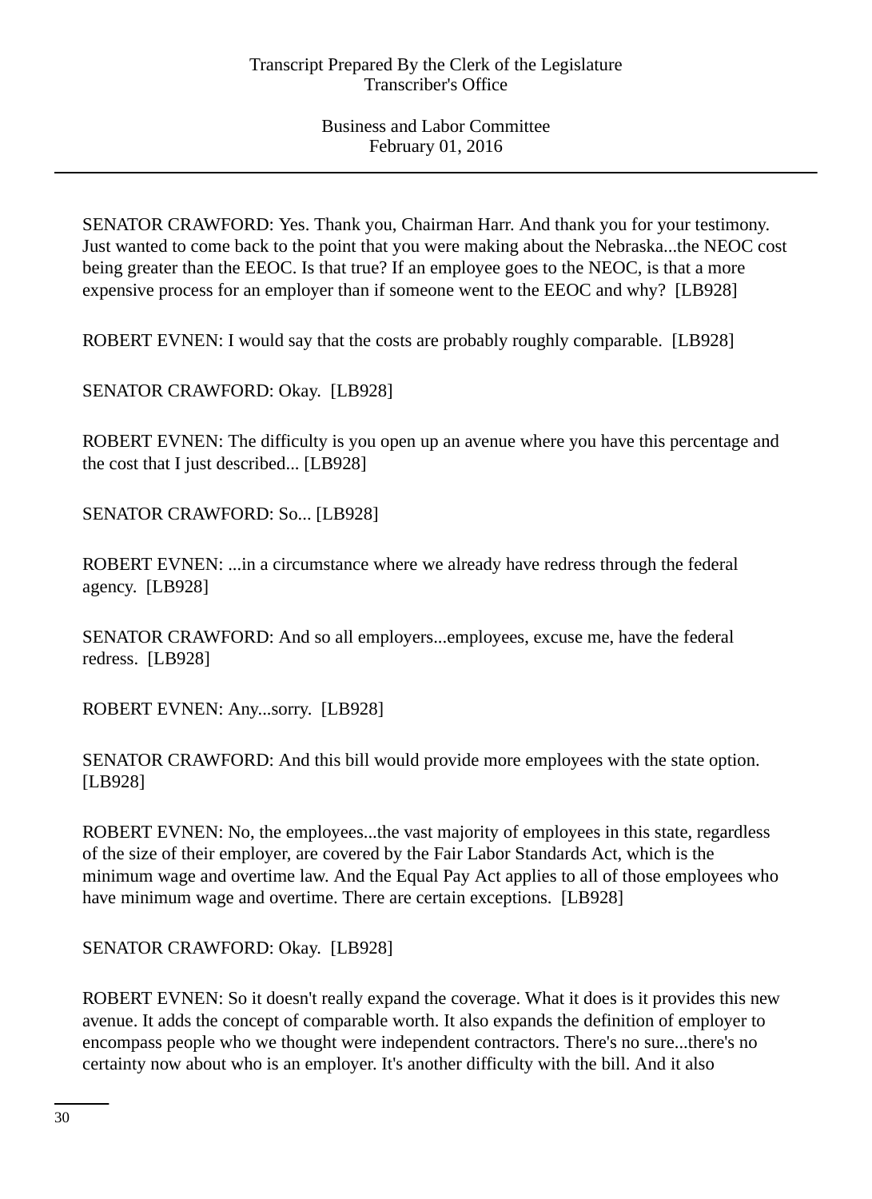SENATOR CRAWFORD: Yes. Thank you, Chairman Harr. And thank you for your testimony. Just wanted to come back to the point that you were making about the Nebraska...the NEOC cost being greater than the EEOC. Is that true? If an employee goes to the NEOC, is that a more expensive process for an employer than if someone went to the EEOC and why? [LB928]

ROBERT EVNEN: I would say that the costs are probably roughly comparable. [LB928]

SENATOR CRAWFORD: Okay. [LB928]

ROBERT EVNEN: The difficulty is you open up an avenue where you have this percentage and the cost that I just described... [LB928]

SENATOR CRAWFORD: So... [LB928]

ROBERT EVNEN: ...in a circumstance where we already have redress through the federal agency. [LB928]

SENATOR CRAWFORD: And so all employers...employees, excuse me, have the federal redress. [LB928]

ROBERT EVNEN: Any...sorry. [LB928]

SENATOR CRAWFORD: And this bill would provide more employees with the state option. [LB928]

ROBERT EVNEN: No, the employees...the vast majority of employees in this state, regardless of the size of their employer, are covered by the Fair Labor Standards Act, which is the minimum wage and overtime law. And the Equal Pay Act applies to all of those employees who have minimum wage and overtime. There are certain exceptions. [LB928]

SENATOR CRAWFORD: Okay. [LB928]

ROBERT EVNEN: So it doesn't really expand the coverage. What it does is it provides this new avenue. It adds the concept of comparable worth. It also expands the definition of employer to encompass people who we thought were independent contractors. There's no sure...there's no certainty now about who is an employer. It's another difficulty with the bill. And it also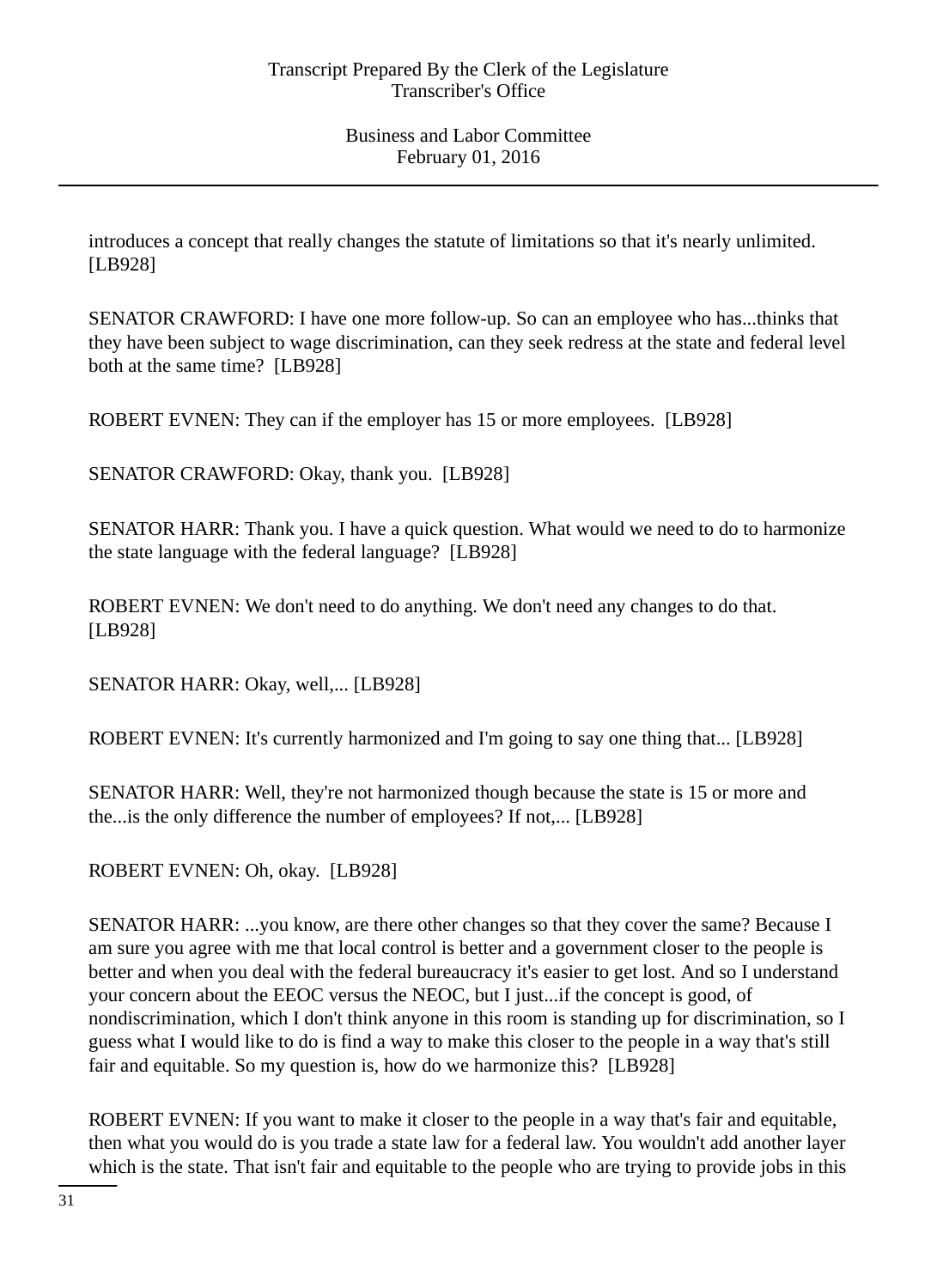introduces a concept that really changes the statute of limitations so that it's nearly unlimited. [LB928]

SENATOR CRAWFORD: I have one more follow-up. So can an employee who has...thinks that they have been subject to wage discrimination, can they seek redress at the state and federal level both at the same time? [LB928]

ROBERT EVNEN: They can if the employer has 15 or more employees. [LB928]

SENATOR CRAWFORD: Okay, thank you. [LB928]

SENATOR HARR: Thank you. I have a quick question. What would we need to do to harmonize the state language with the federal language? [LB928]

ROBERT EVNEN: We don't need to do anything. We don't need any changes to do that. [LB928]

SENATOR HARR: Okay, well,... [LB928]

ROBERT EVNEN: It's currently harmonized and I'm going to say one thing that... [LB928]

SENATOR HARR: Well, they're not harmonized though because the state is 15 or more and the...is the only difference the number of employees? If not,... [LB928]

ROBERT EVNEN: Oh, okay. [LB928]

SENATOR HARR: ...you know, are there other changes so that they cover the same? Because I am sure you agree with me that local control is better and a government closer to the people is better and when you deal with the federal bureaucracy it's easier to get lost. And so I understand your concern about the EEOC versus the NEOC, but I just...if the concept is good, of nondiscrimination, which I don't think anyone in this room is standing up for discrimination, so I guess what I would like to do is find a way to make this closer to the people in a way that's still fair and equitable. So my question is, how do we harmonize this? [LB928]

ROBERT EVNEN: If you want to make it closer to the people in a way that's fair and equitable, then what you would do is you trade a state law for a federal law. You wouldn't add another layer which is the state. That isn't fair and equitable to the people who are trying to provide jobs in this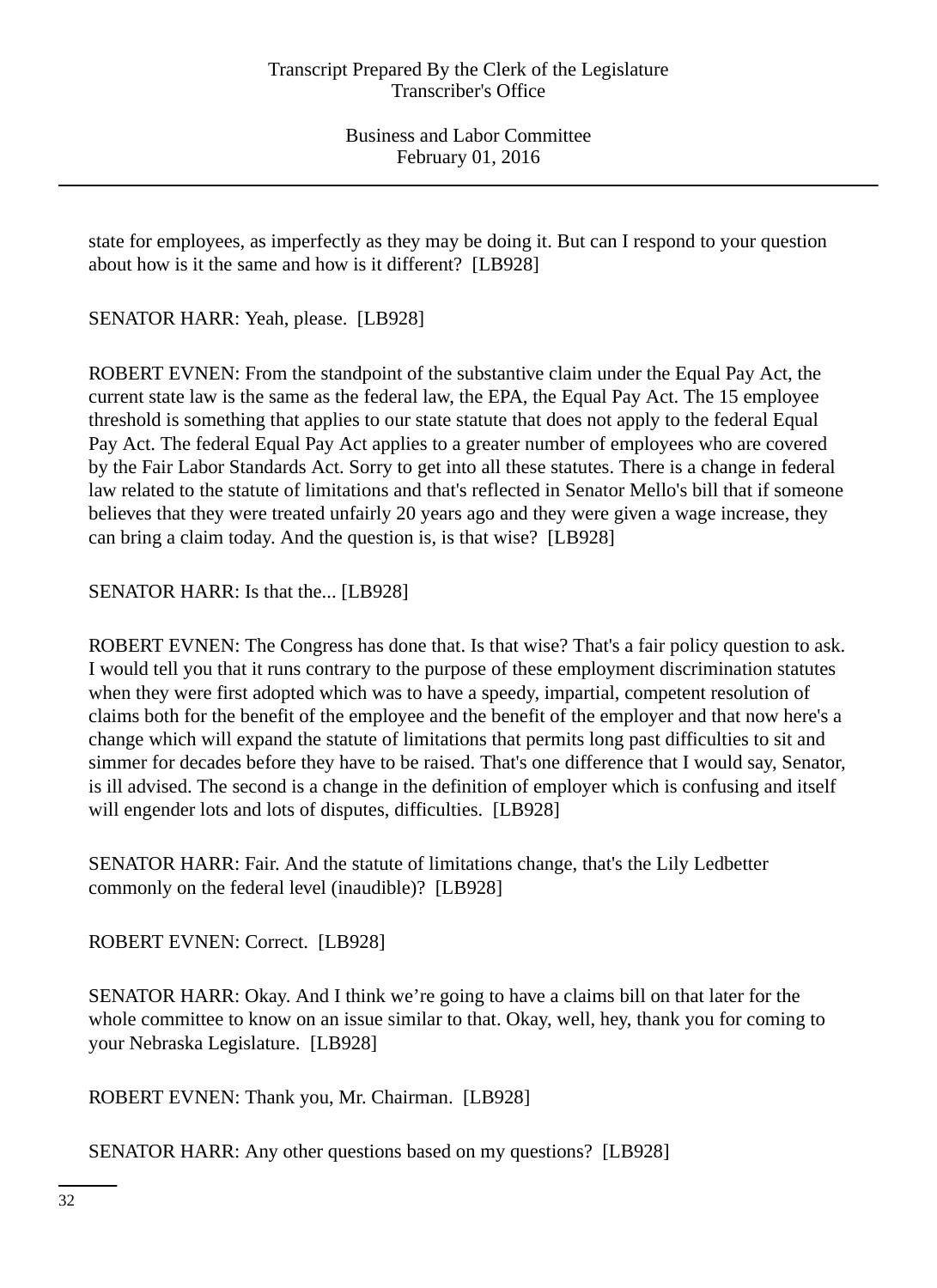state for employees, as imperfectly as they may be doing it. But can I respond to your question about how is it the same and how is it different? [LB928]

SENATOR HARR: Yeah, please. [LB928]

ROBERT EVNEN: From the standpoint of the substantive claim under the Equal Pay Act, the current state law is the same as the federal law, the EPA, the Equal Pay Act. The 15 employee threshold is something that applies to our state statute that does not apply to the federal Equal Pay Act. The federal Equal Pay Act applies to a greater number of employees who are covered by the Fair Labor Standards Act. Sorry to get into all these statutes. There is a change in federal law related to the statute of limitations and that's reflected in Senator Mello's bill that if someone believes that they were treated unfairly 20 years ago and they were given a wage increase, they can bring a claim today. And the question is, is that wise? [LB928]

SENATOR HARR: Is that the... [LB928]

ROBERT EVNEN: The Congress has done that. Is that wise? That's a fair policy question to ask. I would tell you that it runs contrary to the purpose of these employment discrimination statutes when they were first adopted which was to have a speedy, impartial, competent resolution of claims both for the benefit of the employee and the benefit of the employer and that now here's a change which will expand the statute of limitations that permits long past difficulties to sit and simmer for decades before they have to be raised. That's one difference that I would say, Senator, is ill advised. The second is a change in the definition of employer which is confusing and itself will engender lots and lots of disputes, difficulties. [LB928]

SENATOR HARR: Fair. And the statute of limitations change, that's the Lily Ledbetter commonly on the federal level (inaudible)? [LB928]

ROBERT EVNEN: Correct. [LB928]

SENATOR HARR: Okay. And I think we're going to have a claims bill on that later for the whole committee to know on an issue similar to that. Okay, well, hey, thank you for coming to your Nebraska Legislature. [LB928]

ROBERT EVNEN: Thank you, Mr. Chairman. [LB928]

SENATOR HARR: Any other questions based on my questions? [LB928]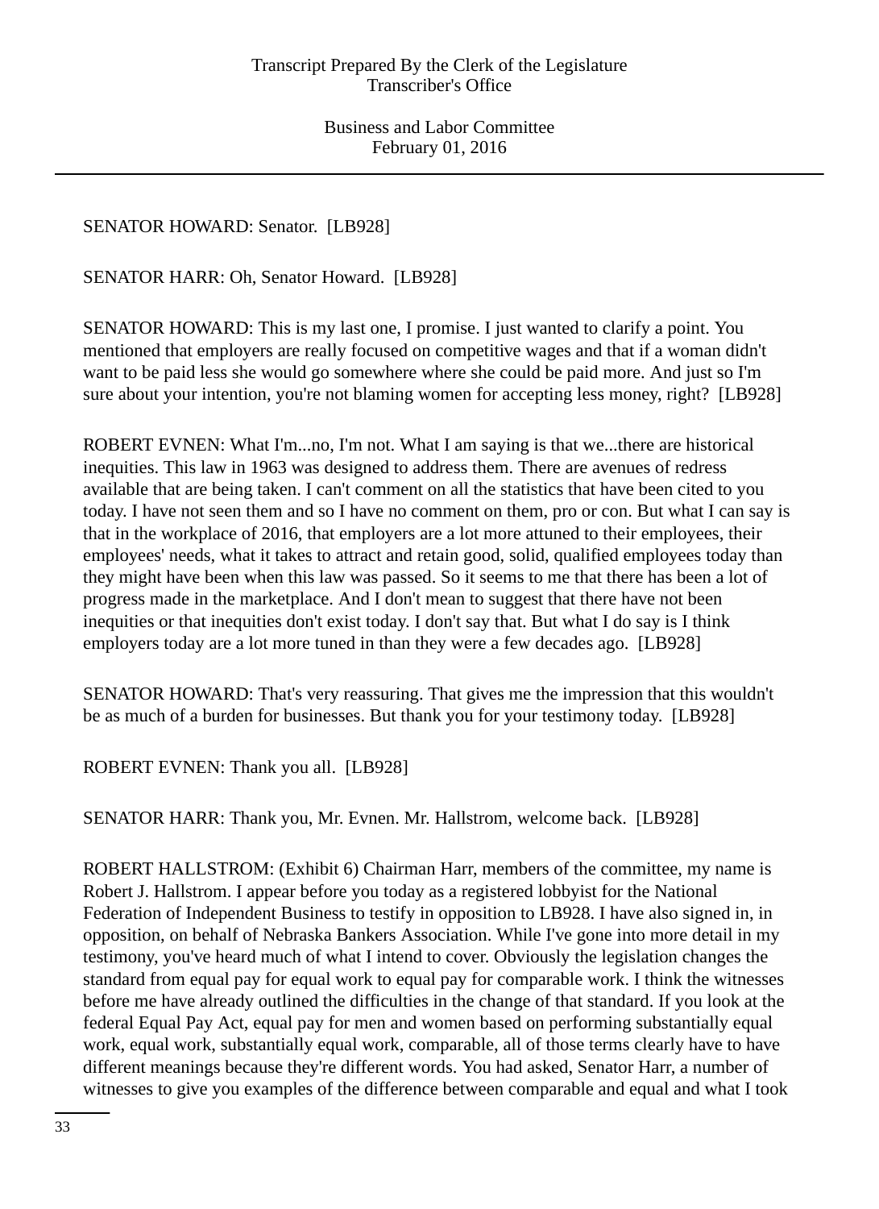SENATOR HOWARD: Senator. [LB928]

SENATOR HARR: Oh, Senator Howard. [LB928]

SENATOR HOWARD: This is my last one, I promise. I just wanted to clarify a point. You mentioned that employers are really focused on competitive wages and that if a woman didn't want to be paid less she would go somewhere where she could be paid more. And just so I'm sure about your intention, you're not blaming women for accepting less money, right? [LB928]

ROBERT EVNEN: What I'm...no, I'm not. What I am saying is that we...there are historical inequities. This law in 1963 was designed to address them. There are avenues of redress available that are being taken. I can't comment on all the statistics that have been cited to you today. I have not seen them and so I have no comment on them, pro or con. But what I can say is that in the workplace of 2016, that employers are a lot more attuned to their employees, their employees' needs, what it takes to attract and retain good, solid, qualified employees today than they might have been when this law was passed. So it seems to me that there has been a lot of progress made in the marketplace. And I don't mean to suggest that there have not been inequities or that inequities don't exist today. I don't say that. But what I do say is I think employers today are a lot more tuned in than they were a few decades ago. [LB928]

SENATOR HOWARD: That's very reassuring. That gives me the impression that this wouldn't be as much of a burden for businesses. But thank you for your testimony today. [LB928]

ROBERT EVNEN: Thank you all. [LB928]

SENATOR HARR: Thank you, Mr. Evnen. Mr. Hallstrom, welcome back. [LB928]

ROBERT HALLSTROM: (Exhibit 6) Chairman Harr, members of the committee, my name is Robert J. Hallstrom. I appear before you today as a registered lobbyist for the National Federation of Independent Business to testify in opposition to LB928. I have also signed in, in opposition, on behalf of Nebraska Bankers Association. While I've gone into more detail in my testimony, you've heard much of what I intend to cover. Obviously the legislation changes the standard from equal pay for equal work to equal pay for comparable work. I think the witnesses before me have already outlined the difficulties in the change of that standard. If you look at the federal Equal Pay Act, equal pay for men and women based on performing substantially equal work, equal work, substantially equal work, comparable, all of those terms clearly have to have different meanings because they're different words. You had asked, Senator Harr, a number of witnesses to give you examples of the difference between comparable and equal and what I took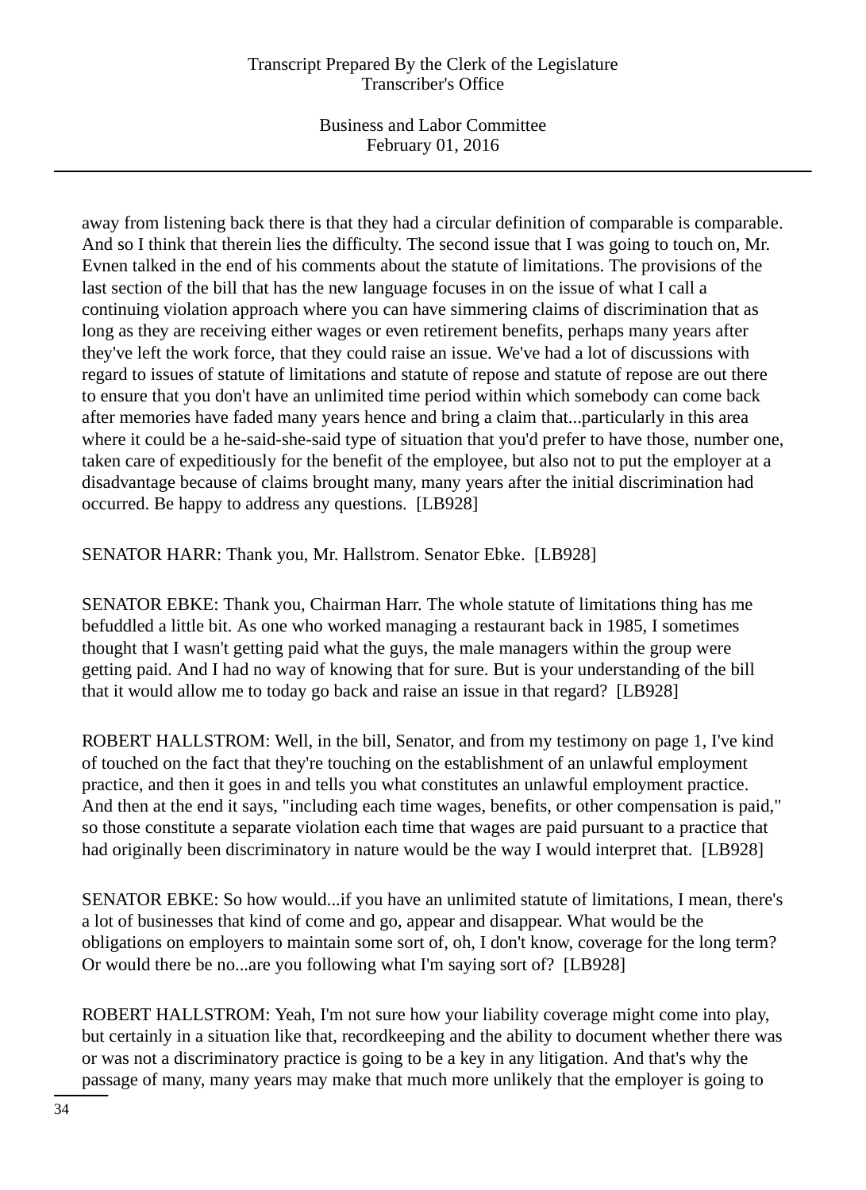away from listening back there is that they had a circular definition of comparable is comparable. And so I think that therein lies the difficulty. The second issue that I was going to touch on, Mr. Evnen talked in the end of his comments about the statute of limitations. The provisions of the last section of the bill that has the new language focuses in on the issue of what I call a continuing violation approach where you can have simmering claims of discrimination that as long as they are receiving either wages or even retirement benefits, perhaps many years after they've left the work force, that they could raise an issue. We've had a lot of discussions with regard to issues of statute of limitations and statute of repose and statute of repose are out there to ensure that you don't have an unlimited time period within which somebody can come back after memories have faded many years hence and bring a claim that...particularly in this area where it could be a he-said-she-said type of situation that you'd prefer to have those, number one, taken care of expeditiously for the benefit of the employee, but also not to put the employer at a disadvantage because of claims brought many, many years after the initial discrimination had occurred. Be happy to address any questions. [LB928]

SENATOR HARR: Thank you, Mr. Hallstrom. Senator Ebke. [LB928]

SENATOR EBKE: Thank you, Chairman Harr. The whole statute of limitations thing has me befuddled a little bit. As one who worked managing a restaurant back in 1985, I sometimes thought that I wasn't getting paid what the guys, the male managers within the group were getting paid. And I had no way of knowing that for sure. But is your understanding of the bill that it would allow me to today go back and raise an issue in that regard? [LB928]

ROBERT HALLSTROM: Well, in the bill, Senator, and from my testimony on page 1, I've kind of touched on the fact that they're touching on the establishment of an unlawful employment practice, and then it goes in and tells you what constitutes an unlawful employment practice. And then at the end it says, "including each time wages, benefits, or other compensation is paid," so those constitute a separate violation each time that wages are paid pursuant to a practice that had originally been discriminatory in nature would be the way I would interpret that. [LB928]

SENATOR EBKE: So how would...if you have an unlimited statute of limitations, I mean, there's a lot of businesses that kind of come and go, appear and disappear. What would be the obligations on employers to maintain some sort of, oh, I don't know, coverage for the long term? Or would there be no...are you following what I'm saying sort of? [LB928]

ROBERT HALLSTROM: Yeah, I'm not sure how your liability coverage might come into play, but certainly in a situation like that, recordkeeping and the ability to document whether there was or was not a discriminatory practice is going to be a key in any litigation. And that's why the passage of many, many years may make that much more unlikely that the employer is going to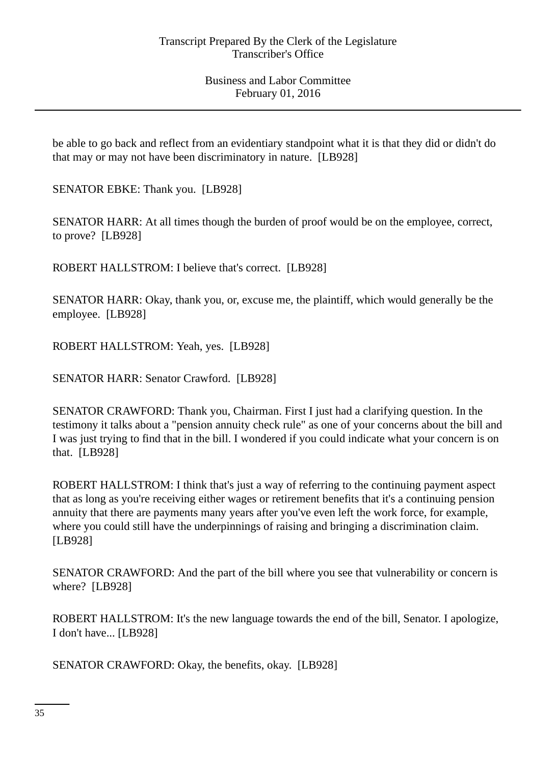be able to go back and reflect from an evidentiary standpoint what it is that they did or didn't do that may or may not have been discriminatory in nature. [LB928]

SENATOR EBKE: Thank you. [LB928]

SENATOR HARR: At all times though the burden of proof would be on the employee, correct, to prove? [LB928]

ROBERT HALLSTROM: I believe that's correct. [LB928]

SENATOR HARR: Okay, thank you, or, excuse me, the plaintiff, which would generally be the employee. [LB928]

ROBERT HALLSTROM: Yeah, yes. [LB928]

SENATOR HARR: Senator Crawford. [LB928]

SENATOR CRAWFORD: Thank you, Chairman. First I just had a clarifying question. In the testimony it talks about a "pension annuity check rule" as one of your concerns about the bill and I was just trying to find that in the bill. I wondered if you could indicate what your concern is on that. [LB928]

ROBERT HALLSTROM: I think that's just a way of referring to the continuing payment aspect that as long as you're receiving either wages or retirement benefits that it's a continuing pension annuity that there are payments many years after you've even left the work force, for example, where you could still have the underpinnings of raising and bringing a discrimination claim. [LB928]

SENATOR CRAWFORD: And the part of the bill where you see that vulnerability or concern is where? [LB928]

ROBERT HALLSTROM: It's the new language towards the end of the bill, Senator. I apologize, I don't have... [LB928]

SENATOR CRAWFORD: Okay, the benefits, okay. [LB928]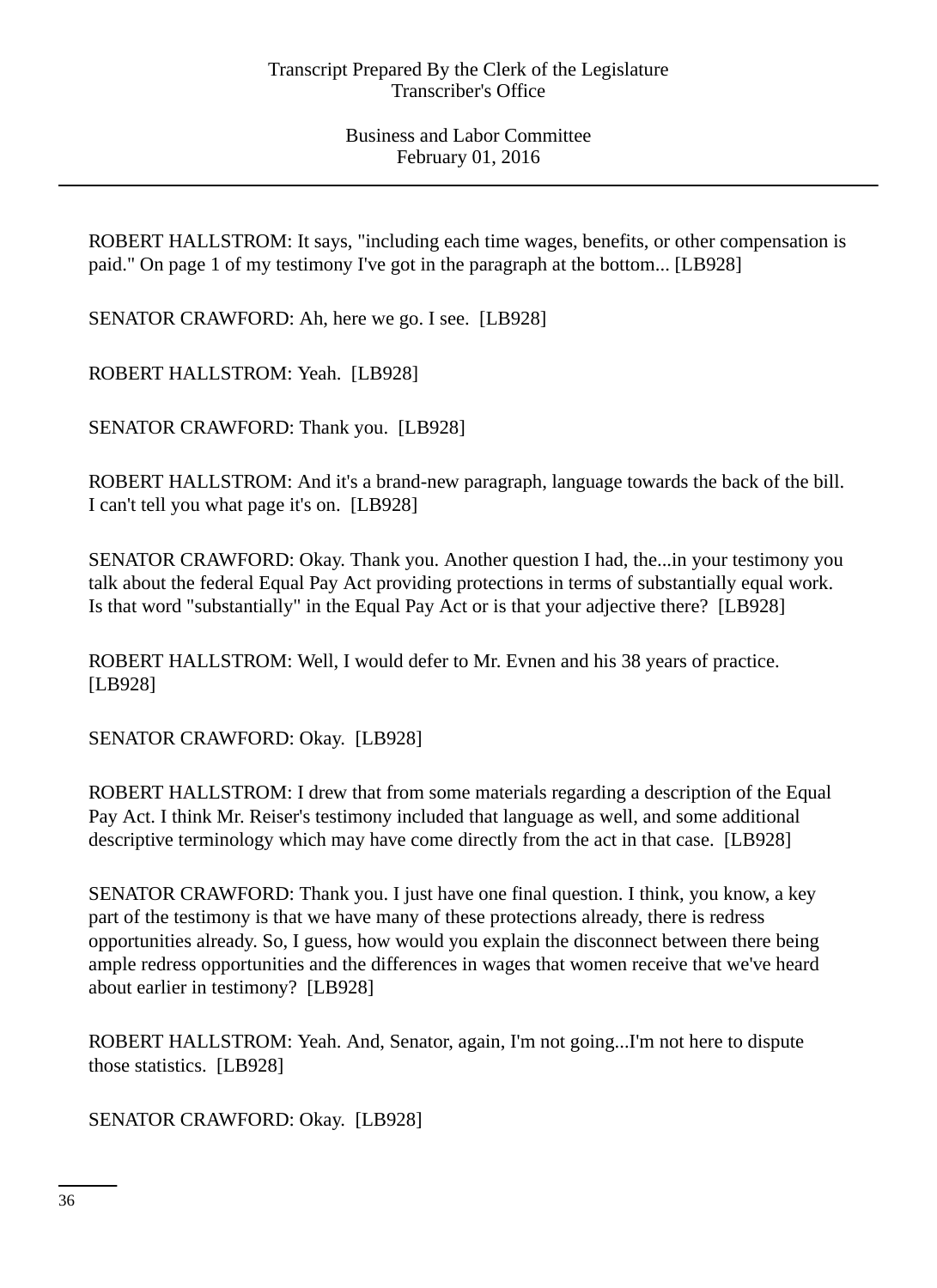ROBERT HALLSTROM: It says, "including each time wages, benefits, or other compensation is paid." On page 1 of my testimony I've got in the paragraph at the bottom... [LB928]

SENATOR CRAWFORD: Ah, here we go. I see. [LB928]

ROBERT HALLSTROM: Yeah. [LB928]

SENATOR CRAWFORD: Thank you. [LB928]

ROBERT HALLSTROM: And it's a brand-new paragraph, language towards the back of the bill. I can't tell you what page it's on. [LB928]

SENATOR CRAWFORD: Okay. Thank you. Another question I had, the...in your testimony you talk about the federal Equal Pay Act providing protections in terms of substantially equal work. Is that word "substantially" in the Equal Pay Act or is that your adjective there? [LB928]

ROBERT HALLSTROM: Well, I would defer to Mr. Evnen and his 38 years of practice. [LB928]

SENATOR CRAWFORD: Okay. [LB928]

ROBERT HALLSTROM: I drew that from some materials regarding a description of the Equal Pay Act. I think Mr. Reiser's testimony included that language as well, and some additional descriptive terminology which may have come directly from the act in that case. [LB928]

SENATOR CRAWFORD: Thank you. I just have one final question. I think, you know, a key part of the testimony is that we have many of these protections already, there is redress opportunities already. So, I guess, how would you explain the disconnect between there being ample redress opportunities and the differences in wages that women receive that we've heard about earlier in testimony? [LB928]

ROBERT HALLSTROM: Yeah. And, Senator, again, I'm not going...I'm not here to dispute those statistics. [LB928]

SENATOR CRAWFORD: Okay. [LB928]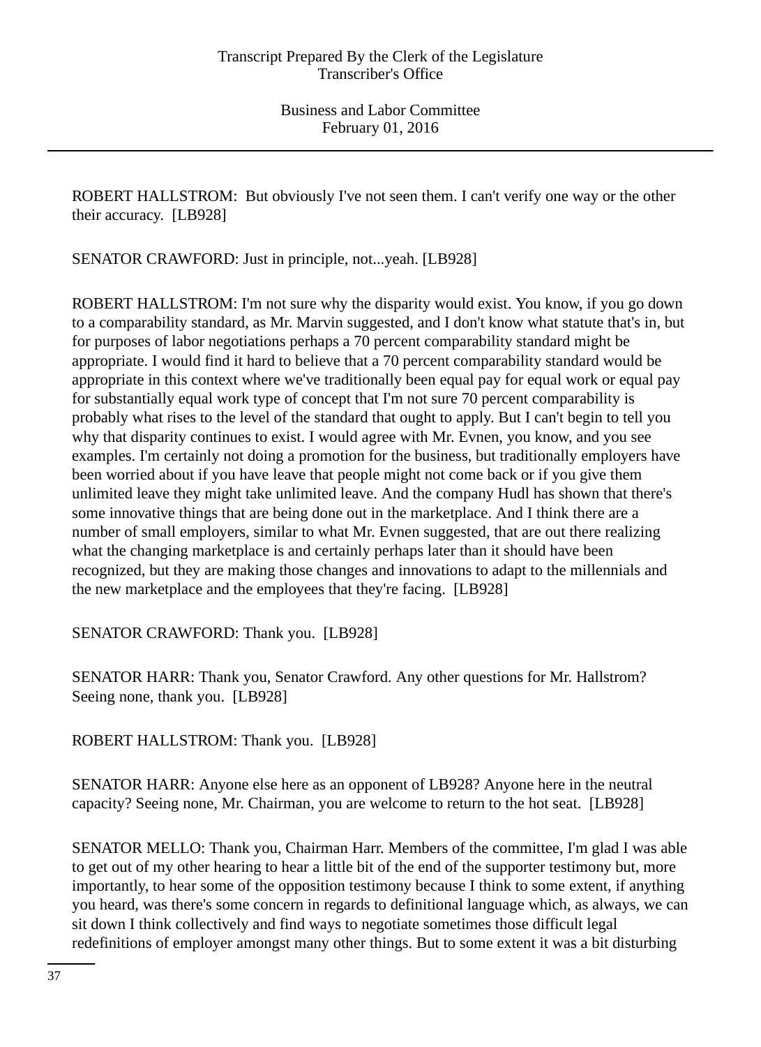ROBERT HALLSTROM: But obviously I've not seen them. I can't verify one way or the other their accuracy. [LB928]

SENATOR CRAWFORD: Just in principle, not...yeah. [LB928]

ROBERT HALLSTROM: I'm not sure why the disparity would exist. You know, if you go down to a comparability standard, as Mr. Marvin suggested, and I don't know what statute that's in, but for purposes of labor negotiations perhaps a 70 percent comparability standard might be appropriate. I would find it hard to believe that a 70 percent comparability standard would be appropriate in this context where we've traditionally been equal pay for equal work or equal pay for substantially equal work type of concept that I'm not sure 70 percent comparability is probably what rises to the level of the standard that ought to apply. But I can't begin to tell you why that disparity continues to exist. I would agree with Mr. Evnen, you know, and you see examples. I'm certainly not doing a promotion for the business, but traditionally employers have been worried about if you have leave that people might not come back or if you give them unlimited leave they might take unlimited leave. And the company Hudl has shown that there's some innovative things that are being done out in the marketplace. And I think there are a number of small employers, similar to what Mr. Evnen suggested, that are out there realizing what the changing marketplace is and certainly perhaps later than it should have been recognized, but they are making those changes and innovations to adapt to the millennials and the new marketplace and the employees that they're facing. [LB928]

SENATOR CRAWFORD: Thank you. [LB928]

SENATOR HARR: Thank you, Senator Crawford. Any other questions for Mr. Hallstrom? Seeing none, thank you. [LB928]

ROBERT HALLSTROM: Thank you. [LB928]

SENATOR HARR: Anyone else here as an opponent of LB928? Anyone here in the neutral capacity? Seeing none, Mr. Chairman, you are welcome to return to the hot seat. [LB928]

SENATOR MELLO: Thank you, Chairman Harr. Members of the committee, I'm glad I was able to get out of my other hearing to hear a little bit of the end of the supporter testimony but, more importantly, to hear some of the opposition testimony because I think to some extent, if anything you heard, was there's some concern in regards to definitional language which, as always, we can sit down I think collectively and find ways to negotiate sometimes those difficult legal redefinitions of employer amongst many other things. But to some extent it was a bit disturbing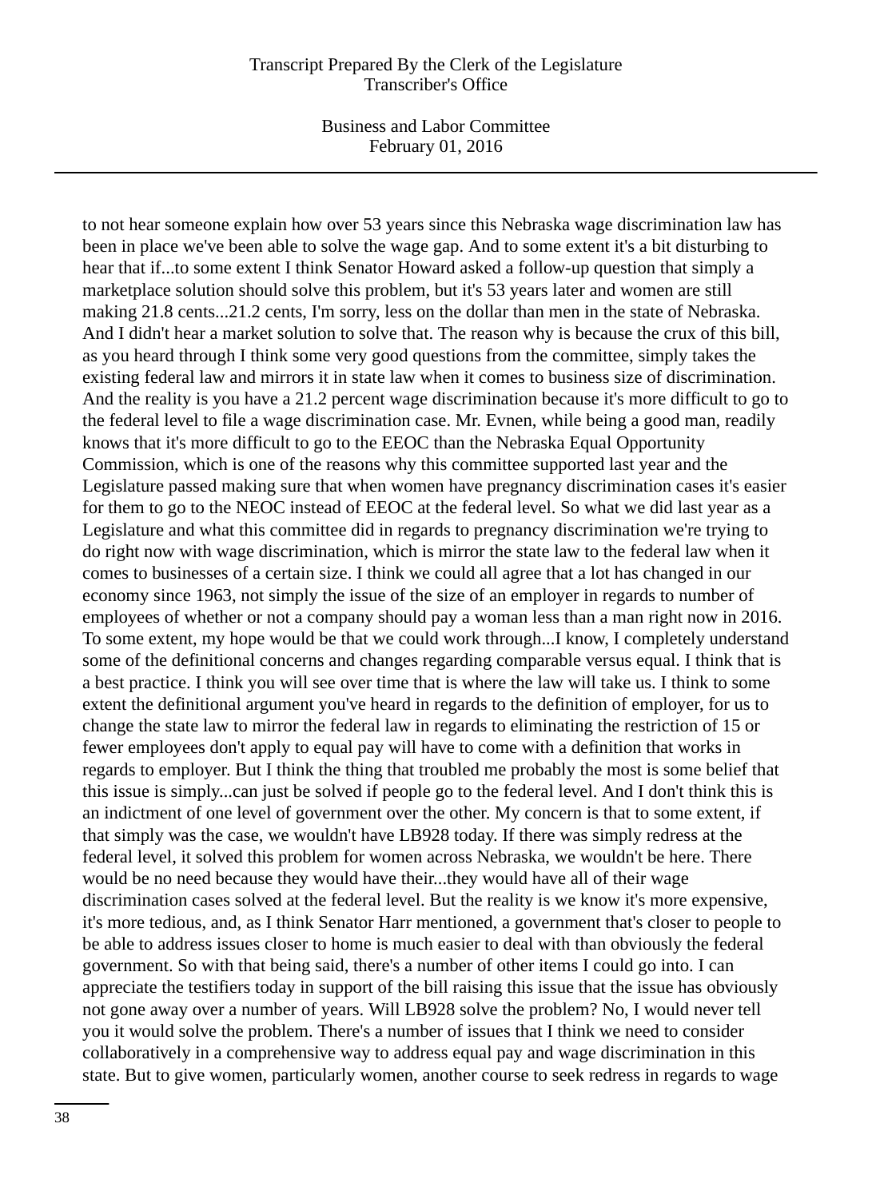to not hear someone explain how over 53 years since this Nebraska wage discrimination law has been in place we've been able to solve the wage gap. And to some extent it's a bit disturbing to hear that if...to some extent I think Senator Howard asked a follow-up question that simply a marketplace solution should solve this problem, but it's 53 years later and women are still making 21.8 cents...21.2 cents, I'm sorry, less on the dollar than men in the state of Nebraska. And I didn't hear a market solution to solve that. The reason why is because the crux of this bill, as you heard through I think some very good questions from the committee, simply takes the existing federal law and mirrors it in state law when it comes to business size of discrimination. And the reality is you have a 21.2 percent wage discrimination because it's more difficult to go to the federal level to file a wage discrimination case. Mr. Evnen, while being a good man, readily knows that it's more difficult to go to the EEOC than the Nebraska Equal Opportunity Commission, which is one of the reasons why this committee supported last year and the Legislature passed making sure that when women have pregnancy discrimination cases it's easier for them to go to the NEOC instead of EEOC at the federal level. So what we did last year as a Legislature and what this committee did in regards to pregnancy discrimination we're trying to do right now with wage discrimination, which is mirror the state law to the federal law when it comes to businesses of a certain size. I think we could all agree that a lot has changed in our economy since 1963, not simply the issue of the size of an employer in regards to number of employees of whether or not a company should pay a woman less than a man right now in 2016. To some extent, my hope would be that we could work through...I know, I completely understand some of the definitional concerns and changes regarding comparable versus equal. I think that is a best practice. I think you will see over time that is where the law will take us. I think to some extent the definitional argument you've heard in regards to the definition of employer, for us to change the state law to mirror the federal law in regards to eliminating the restriction of 15 or fewer employees don't apply to equal pay will have to come with a definition that works in regards to employer. But I think the thing that troubled me probably the most is some belief that this issue is simply...can just be solved if people go to the federal level. And I don't think this is an indictment of one level of government over the other. My concern is that to some extent, if that simply was the case, we wouldn't have LB928 today. If there was simply redress at the federal level, it solved this problem for women across Nebraska, we wouldn't be here. There would be no need because they would have their...they would have all of their wage discrimination cases solved at the federal level. But the reality is we know it's more expensive, it's more tedious, and, as I think Senator Harr mentioned, a government that's closer to people to be able to address issues closer to home is much easier to deal with than obviously the federal government. So with that being said, there's a number of other items I could go into. I can appreciate the testifiers today in support of the bill raising this issue that the issue has obviously not gone away over a number of years. Will LB928 solve the problem? No, I would never tell you it would solve the problem. There's a number of issues that I think we need to consider collaboratively in a comprehensive way to address equal pay and wage discrimination in this state. But to give women, particularly women, another course to seek redress in regards to wage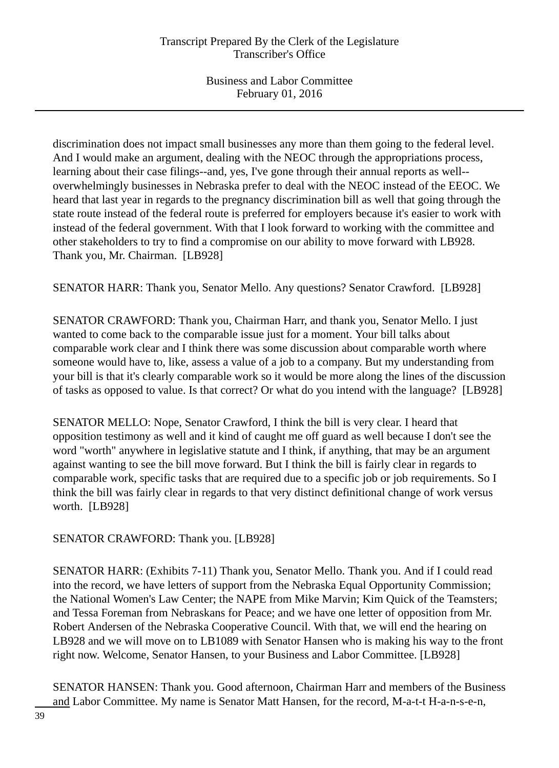discrimination does not impact small businesses any more than them going to the federal level. And I would make an argument, dealing with the NEOC through the appropriations process, learning about their case filings--and, yes, I've gone through their annual reports as well--overwhelmingly businesses in Nebraska prefer to deal with the NEOC instead of the EEOC. We heard that last year in regards to the pregnancy discrimination bill as well that going through the state route instead of the federal route is preferred for employers because it's easier to work with instead of the federal government. With that I look forward to working with the committee and other stakeholders to try to find a compromise on our ability to move forward with LB928. Thank you, Mr. Chairman. [LB928]

SENATOR HARR: Thank you, Senator Mello. Any questions? Senator Crawford. [LB928]

SENATOR CRAWFORD: Thank you, Chairman Harr, and thank you, Senator Mello. I just wanted to come back to the comparable issue just for a moment. Your bill talks about comparable work clear and I think there was some discussion about comparable worth where someone would have to, like, assess a value of a job to a company. But my understanding from your bill is that it's clearly comparable work so it would be more along the lines of the discussion of tasks as opposed to value. Is that correct? Or what do you intend with the language? [LB928]

SENATOR MELLO: Nope, Senator Crawford, I think the bill is very clear. I heard that opposition testimony as well and it kind of caught me off guard as well because I don't see the word "worth" anywhere in legislative statute and I think, if anything, that may be an argument against wanting to see the bill move forward. But I think the bill is fairly clear in regards to comparable work, specific tasks that are required due to a specific job or job requirements. So I think the bill was fairly clear in regards to that very distinct definitional change of work versus worth. [LB928]

SENATOR CRAWFORD: Thank you. [LB928]

SENATOR HARR: (Exhibits 7-11) Thank you, Senator Mello. Thank you. And if I could read into the record, we have letters of support from the Nebraska Equal Opportunity Commission; the National Women's Law Center; the NAPE from Mike Marvin; Kim Quick of the Teamsters; and Tessa Foreman from Nebraskans for Peace; and we have one letter of opposition from Mr. Robert Andersen of the Nebraska Cooperative Council. With that, we will end the hearing on LB928 and we will move on to LB1089 with Senator Hansen who is making his way to the front right now. Welcome, Senator Hansen, to your Business and Labor Committee. [LB928]

SENATOR HANSEN: Thank you. Good afternoon, Chairman Harr and members of the Business and Labor Committee. My name is Senator Matt Hansen, for the record, M-a-t-t H-a-n-s-e-n,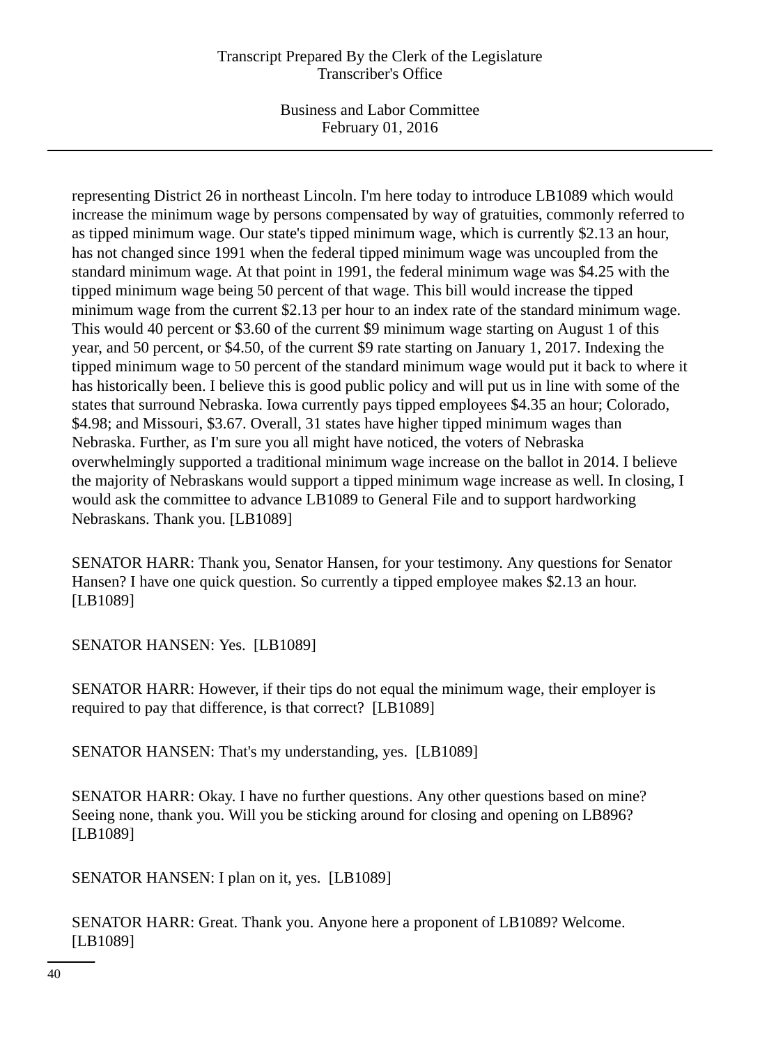representing District 26 in northeast Lincoln. I'm here today to introduce LB1089 which would increase the minimum wage by persons compensated by way of gratuities, commonly referred to as tipped minimum wage. Our state's tipped minimum wage, which is currently $2.13 an hour, has not changed since 1991 when the federal tipped minimum wage was uncoupled from the standard minimum wage. At that point in 1991, the federal minimum wage was $4.25 with the tipped minimum wage being 50 percent of that wage. This bill would increase the tipped minimum wage from the current $2.13 per hour to an index rate of the standard minimum wage. This would 40 percent or $3.60 of the current $9 minimum wage starting on August 1 of this year, and 50 percent, or $4.50, of the current $9 rate starting on January 1, 2017. Indexing the tipped minimum wage to 50 percent of the standard minimum wage would put it back to where it has historically been. I believe this is good public policy and will put us in line with some of the states that surround Nebraska. Iowa currently pays tipped employees $4.35 an hour; Colorado, $4.98; and Missouri, $3.67. Overall, 31 states have higher tipped minimum wages than Nebraska. Further, as I'm sure you all might have noticed, the voters of Nebraska overwhelmingly supported a traditional minimum wage increase on the ballot in 2014. I believe the majority of Nebraskans would support a tipped minimum wage increase as well. In closing, I would ask the committee to advance LB1089 to General File and to support hardworking Nebraskans. Thank you. [LB1089]

SENATOR HARR: Thank you, Senator Hansen, for your testimony. Any questions for Senator Hansen? I have one quick question. So currently a tipped employee makes $2.13 an hour. [LB1089]

SENATOR HANSEN: Yes. [LB1089]

SENATOR HARR: However, if their tips do not equal the minimum wage, their employer is required to pay that difference, is that correct? [LB1089]

SENATOR HANSEN: That's my understanding, yes. [LB1089]

SENATOR HARR: Okay. I have no further questions. Any other questions based on mine? Seeing none, thank you. Will you be sticking around for closing and opening on LB896? [LB1089]

SENATOR HANSEN: I plan on it, yes. [LB1089]

SENATOR HARR: Great. Thank you. Anyone here a proponent of LB1089? Welcome. [LB1089]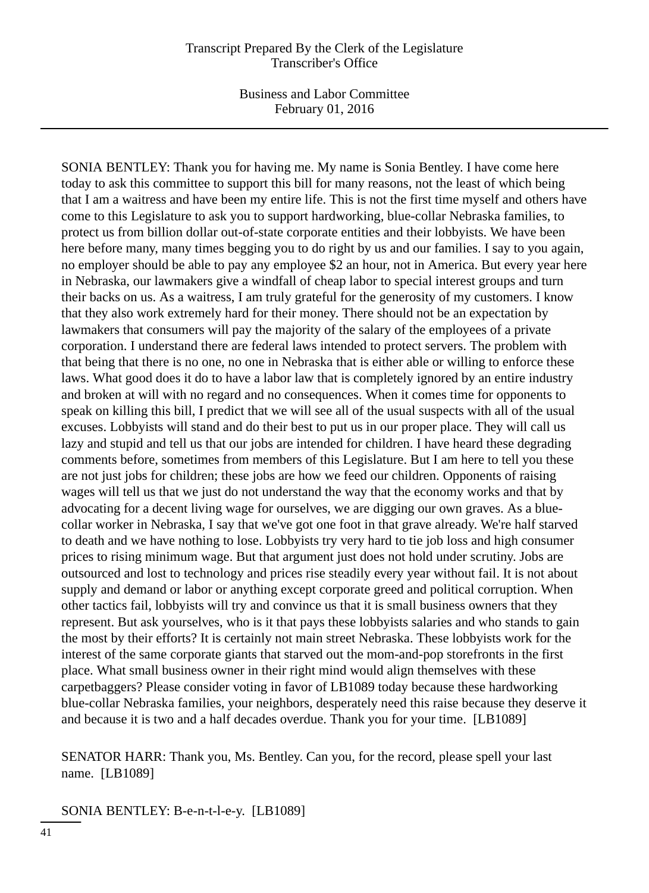SONIA BENTLEY: Thank you for having me. My name is Sonia Bentley. I have come here today to ask this committee to support this bill for many reasons, not the least of which being that I am a waitress and have been my entire life. This is not the first time myself and others have come to this Legislature to ask you to support hardworking, blue-collar Nebraska families, to protect us from billion dollar out-of-state corporate entities and their lobbyists. We have been here before many, many times begging you to do right by us and our families. I say to you again, no employer should be able to pay any employee $2 an hour, not in America. But every year here in Nebraska, our lawmakers give a windfall of cheap labor to special interest groups and turn their backs on us. As a waitress, I am truly grateful for the generosity of my customers. I know that they also work extremely hard for their money. There should not be an expectation by lawmakers that consumers will pay the majority of the salary of the employees of a private corporation. I understand there are federal laws intended to protect servers. The problem with that being that there is no one, no one in Nebraska that is either able or willing to enforce these laws. What good does it do to have a labor law that is completely ignored by an entire industry and broken at will with no regard and no consequences. When it comes time for opponents to speak on killing this bill, I predict that we will see all of the usual suspects with all of the usual excuses. Lobbyists will stand and do their best to put us in our proper place. They will call us lazy and stupid and tell us that our jobs are intended for children. I have heard these degrading comments before, sometimes from members of this Legislature. But I am here to tell you these are not just jobs for children; these jobs are how we feed our children. Opponents of raising wages will tell us that we just do not understand the way that the economy works and that by advocating for a decent living wage for ourselves, we are digging our own graves. As a blue-collar worker in Nebraska, I say that we've got one foot in that grave already. We're half starved to death and we have nothing to lose. Lobbyists try very hard to tie job loss and high consumer prices to rising minimum wage. But that argument just does not hold under scrutiny. Jobs are outsourced and lost to technology and prices rise steadily every year without fail. It is not about supply and demand or labor or anything except corporate greed and political corruption. When other tactics fail, lobbyists will try and convince us that it is small business owners that they represent. But ask yourselves, who is it that pays these lobbyists salaries and who stands to gain the most by their efforts? It is certainly not main street Nebraska. These lobbyists work for the interest of the same corporate giants that starved out the mom-and-pop storefronts in the first place. What small business owner in their right mind would align themselves with these carpetbaggers? Please consider voting in favor of LB1089 today because these hardworking blue-collar Nebraska families, your neighbors, desperately need this raise because they deserve it and because it is two and a half decades overdue. Thank you for your time. [LB1089]

SENATOR HARR: Thank you, Ms. Bentley. Can you, for the record, please spell your last name. [LB1089]

SONIA BENTLEY: B-e-n-t-l-e-y. [LB1089]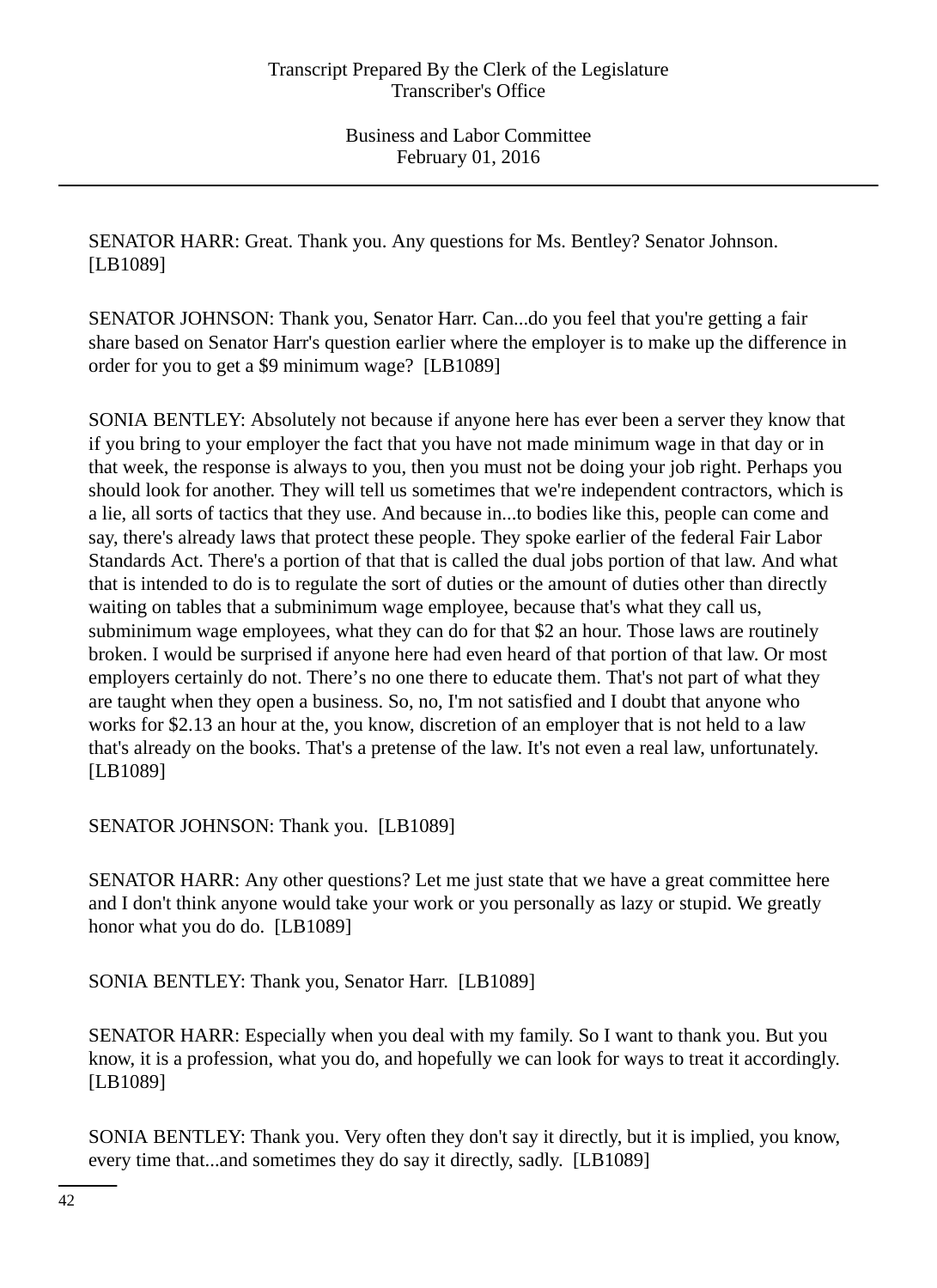SENATOR HARR: Great. Thank you. Any questions for Ms. Bentley? Senator Johnson. [LB1089]

SENATOR JOHNSON: Thank you, Senator Harr. Can...do you feel that you're getting a fair share based on Senator Harr's question earlier where the employer is to make up the difference in order for you to get a $9 minimum wage? [LB1089]

SONIA BENTLEY: Absolutely not because if anyone here has ever been a server they know that if you bring to your employer the fact that you have not made minimum wage in that day or in that week, the response is always to you, then you must not be doing your job right. Perhaps you should look for another. They will tell us sometimes that we're independent contractors, which is a lie, all sorts of tactics that they use. And because in...to bodies like this, people can come and say, there's already laws that protect these people. They spoke earlier of the federal Fair Labor Standards Act. There's a portion of that that is called the dual jobs portion of that law. And what that is intended to do is to regulate the sort of duties or the amount of duties other than directly waiting on tables that a subminimum wage employee, because that's what they call us, subminimum wage employees, what they can do for that $2 an hour. Those laws are routinely broken. I would be surprised if anyone here had even heard of that portion of that law. Or most employers certainly do not. There's no one there to educate them. That's not part of what they are taught when they open a business. So, no, I'm not satisfied and I doubt that anyone who works for $2.13 an hour at the, you know, discretion of an employer that is not held to a law that's already on the books. That's a pretense of the law. It's not even a real law, unfortunately. [LB1089]

SENATOR JOHNSON: Thank you. [LB1089]

SENATOR HARR: Any other questions? Let me just state that we have a great committee here and I don't think anyone would take your work or you personally as lazy or stupid. We greatly honor what you do do. [LB1089]

SONIA BENTLEY: Thank you, Senator Harr. [LB1089]

SENATOR HARR: Especially when you deal with my family. So I want to thank you. But you know, it is a profession, what you do, and hopefully we can look for ways to treat it accordingly. [LB1089]

SONIA BENTLEY: Thank you. Very often they don't say it directly, but it is implied, you know, every time that...and sometimes they do say it directly, sadly. [LB1089]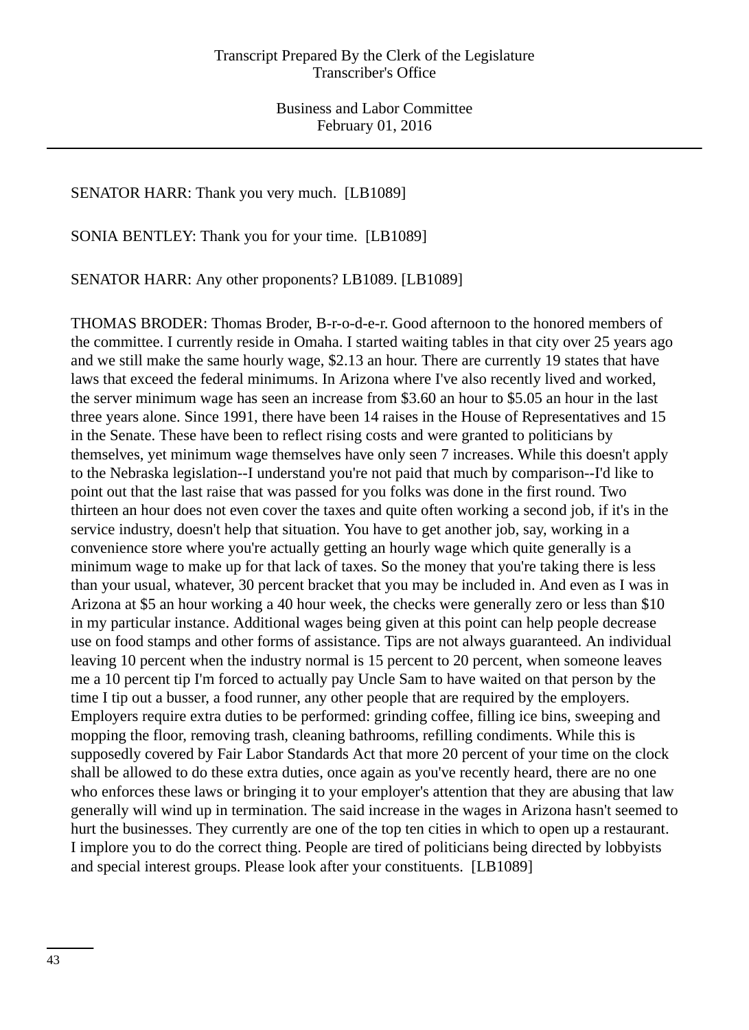SENATOR HARR: Thank you very much. [LB1089]

SONIA BENTLEY: Thank you for your time. [LB1089]

SENATOR HARR: Any other proponents? LB1089. [LB1089]

THOMAS BRODER: Thomas Broder, B-r-o-d-e-r. Good afternoon to the honored members of the committee. I currently reside in Omaha. I started waiting tables in that city over 25 years ago and we still make the same hourly wage, $2.13 an hour. There are currently 19 states that have laws that exceed the federal minimums. In Arizona where I've also recently lived and worked, the server minimum wage has seen an increase from $3.60 an hour to $5.05 an hour in the last three years alone. Since 1991, there have been 14 raises in the House of Representatives and 15 in the Senate. These have been to reflect rising costs and were granted to politicians by themselves, yet minimum wage themselves have only seen 7 increases. While this doesn't apply to the Nebraska legislation--I understand you're not paid that much by comparison--I'd like to point out that the last raise that was passed for you folks was done in the first round. Two thirteen an hour does not even cover the taxes and quite often working a second job, if it's in the service industry, doesn't help that situation. You have to get another job, say, working in a convenience store where you're actually getting an hourly wage which quite generally is a minimum wage to make up for that lack of taxes. So the money that you're taking there is less than your usual, whatever, 30 percent bracket that you may be included in. And even as I was in Arizona at $5 an hour working a 40 hour week, the checks were generally zero or less than $10 in my particular instance. Additional wages being given at this point can help people decrease use on food stamps and other forms of assistance. Tips are not always guaranteed. An individual leaving 10 percent when the industry normal is 15 percent to 20 percent, when someone leaves me a 10 percent tip I'm forced to actually pay Uncle Sam to have waited on that person by the time I tip out a busser, a food runner, any other people that are required by the employers. Employers require extra duties to be performed: grinding coffee, filling ice bins, sweeping and mopping the floor, removing trash, cleaning bathrooms, refilling condiments. While this is supposedly covered by Fair Labor Standards Act that more 20 percent of your time on the clock shall be allowed to do these extra duties, once again as you've recently heard, there are no one who enforces these laws or bringing it to your employer's attention that they are abusing that law generally will wind up in termination. The said increase in the wages in Arizona hasn't seemed to hurt the businesses. They currently are one of the top ten cities in which to open up a restaurant. I implore you to do the correct thing. People are tired of politicians being directed by lobbyists and special interest groups. Please look after your constituents. [LB1089]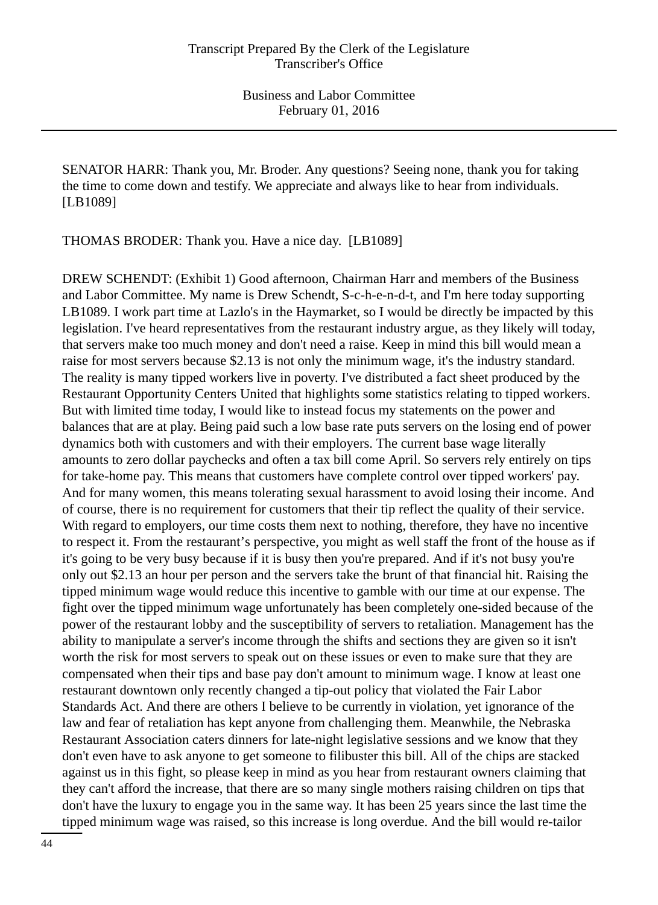SENATOR HARR: Thank you, Mr. Broder. Any questions? Seeing none, thank you for taking the time to come down and testify. We appreciate and always like to hear from individuals. [LB1089]

THOMAS BRODER: Thank you. Have a nice day. [LB1089]

DREW SCHENDT: (Exhibit 1) Good afternoon, Chairman Harr and members of the Business and Labor Committee. My name is Drew Schendt, S-c-h-e-n-d-t, and I'm here today supporting LB1089. I work part time at Lazlo's in the Haymarket, so I would be directly be impacted by this legislation. I've heard representatives from the restaurant industry argue, as they likely will today, that servers make too much money and don't need a raise. Keep in mind this bill would mean a raise for most servers because $2.13 is not only the minimum wage, it's the industry standard. The reality is many tipped workers live in poverty. I've distributed a fact sheet produced by the Restaurant Opportunity Centers United that highlights some statistics relating to tipped workers. But with limited time today, I would like to instead focus my statements on the power and balances that are at play. Being paid such a low base rate puts servers on the losing end of power dynamics both with customers and with their employers. The current base wage literally amounts to zero dollar paychecks and often a tax bill come April. So servers rely entirely on tips for take-home pay. This means that customers have complete control over tipped workers' pay. And for many women, this means tolerating sexual harassment to avoid losing their income. And of course, there is no requirement for customers that their tip reflect the quality of their service. With regard to employers, our time costs them next to nothing, therefore, they have no incentive to respect it. From the restaurant's perspective, you might as well staff the front of the house as if it's going to be very busy because if it is busy then you're prepared. And if it's not busy you're only out $2.13 an hour per person and the servers take the brunt of that financial hit. Raising the tipped minimum wage would reduce this incentive to gamble with our time at our expense. The fight over the tipped minimum wage unfortunately has been completely one-sided because of the power of the restaurant lobby and the susceptibility of servers to retaliation. Management has the ability to manipulate a server's income through the shifts and sections they are given so it isn't worth the risk for most servers to speak out on these issues or even to make sure that they are compensated when their tips and base pay don't amount to minimum wage. I know at least one restaurant downtown only recently changed a tip-out policy that violated the Fair Labor Standards Act. And there are others I believe to be currently in violation, yet ignorance of the law and fear of retaliation has kept anyone from challenging them. Meanwhile, the Nebraska Restaurant Association caters dinners for late-night legislative sessions and we know that they don't even have to ask anyone to get someone to filibuster this bill. All of the chips are stacked against us in this fight, so please keep in mind as you hear from restaurant owners claiming that they can't afford the increase, that there are so many single mothers raising children on tips that don't have the luxury to engage you in the same way. It has been 25 years since the last time the tipped minimum wage was raised, so this increase is long overdue. And the bill would re-tailor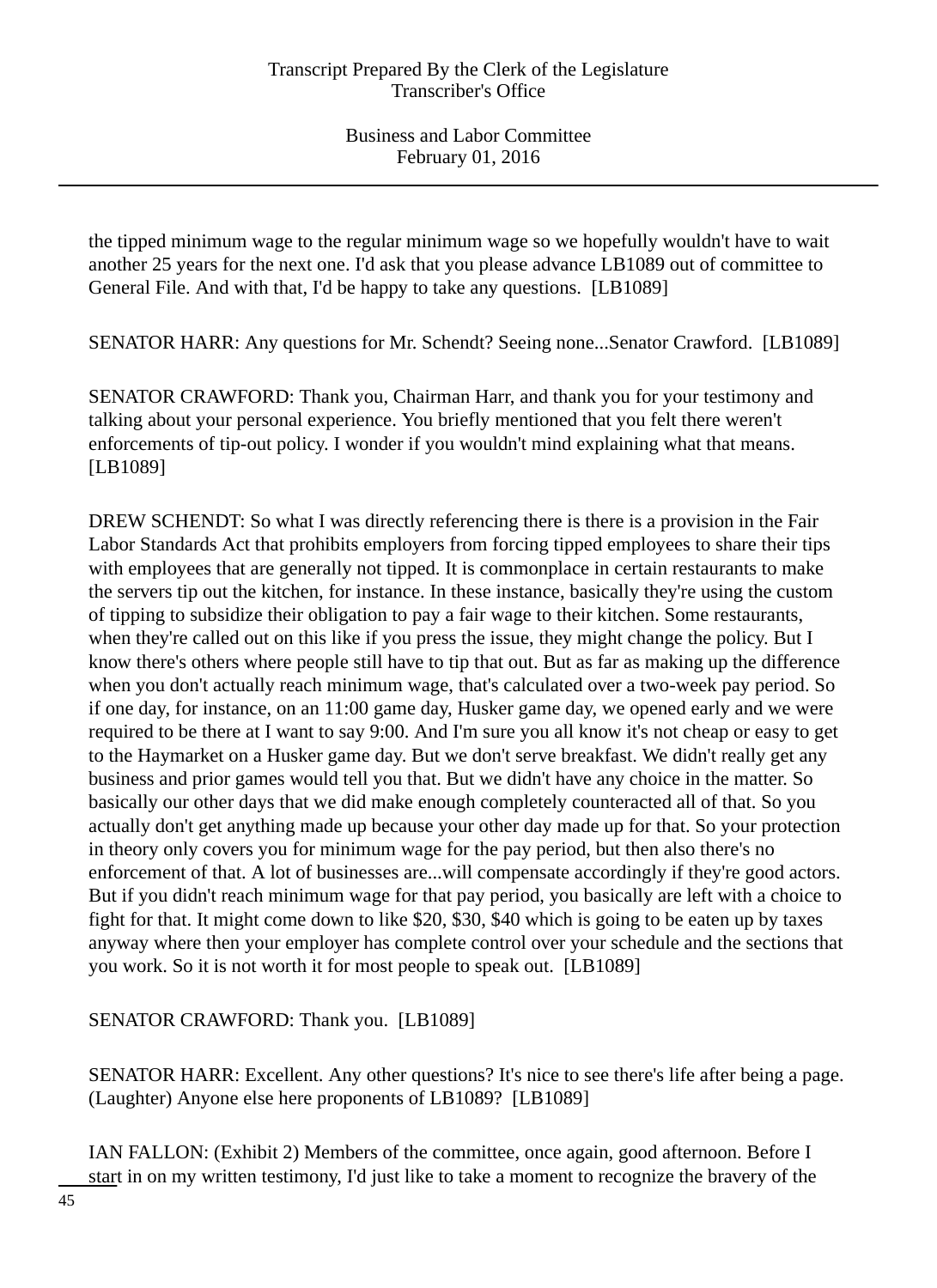the tipped minimum wage to the regular minimum wage so we hopefully wouldn't have to wait another 25 years for the next one. I'd ask that you please advance LB1089 out of committee to General File. And with that, I'd be happy to take any questions. [LB1089]

SENATOR HARR: Any questions for Mr. Schendt? Seeing none...Senator Crawford. [LB1089]

SENATOR CRAWFORD: Thank you, Chairman Harr, and thank you for your testimony and talking about your personal experience. You briefly mentioned that you felt there weren't enforcements of tip-out policy. I wonder if you wouldn't mind explaining what that means. [LB1089]

DREW SCHENDT: So what I was directly referencing there is there is a provision in the Fair Labor Standards Act that prohibits employers from forcing tipped employees to share their tips with employees that are generally not tipped. It is commonplace in certain restaurants to make the servers tip out the kitchen, for instance. In these instance, basically they're using the custom of tipping to subsidize their obligation to pay a fair wage to their kitchen. Some restaurants, when they're called out on this like if you press the issue, they might change the policy. But I know there's others where people still have to tip that out. But as far as making up the difference when you don't actually reach minimum wage, that's calculated over a two-week pay period. So if one day, for instance, on an 11:00 game day, Husker game day, we opened early and we were required to be there at I want to say 9:00. And I'm sure you all know it's not cheap or easy to get to the Haymarket on a Husker game day. But we don't serve breakfast. We didn't really get any business and prior games would tell you that. But we didn't have any choice in the matter. So basically our other days that we did make enough completely counteracted all of that. So you actually don't get anything made up because your other day made up for that. So your protection in theory only covers you for minimum wage for the pay period, but then also there's no enforcement of that. A lot of businesses are...will compensate accordingly if they're good actors. But if you didn't reach minimum wage for that pay period, you basically are left with a choice to fight for that. It might come down to like $20, $30, $40 which is going to be eaten up by taxes anyway where then your employer has complete control over your schedule and the sections that you work. So it is not worth it for most people to speak out. [LB1089]

SENATOR CRAWFORD: Thank you. [LB1089]

SENATOR HARR: Excellent. Any other questions? It's nice to see there's life after being a page. (Laughter) Anyone else here proponents of LB1089? [LB1089]

IAN FALLON: (Exhibit 2) Members of the committee, once again, good afternoon. Before I start in on my written testimony, I'd just like to take a moment to recognize the bravery of the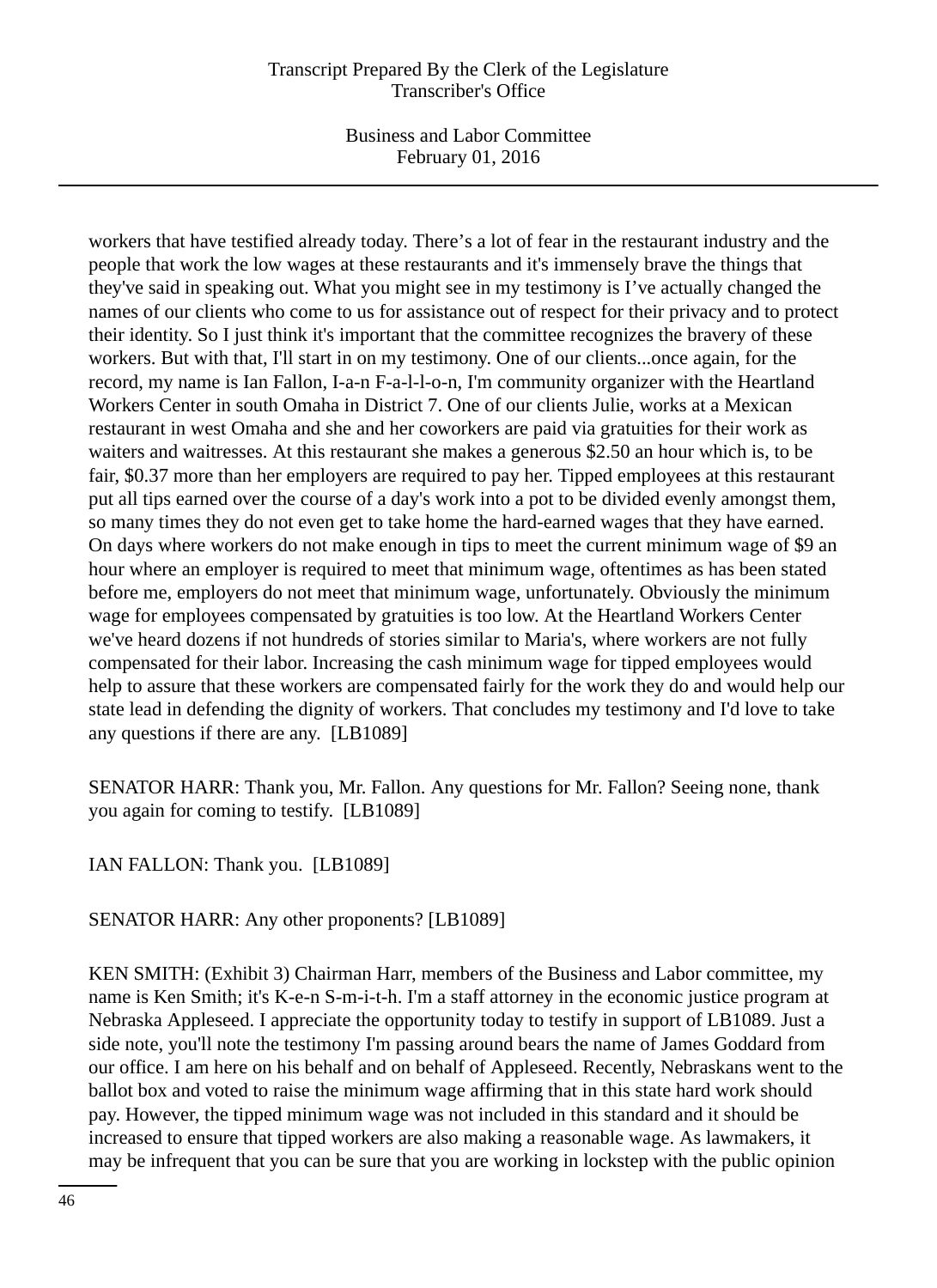workers that have testified already today. There's a lot of fear in the restaurant industry and the people that work the low wages at these restaurants and it's immensely brave the things that they've said in speaking out. What you might see in my testimony is I've actually changed the names of our clients who come to us for assistance out of respect for their privacy and to protect their identity. So I just think it's important that the committee recognizes the bravery of these workers. But with that, I'll start in on my testimony. One of our clients...once again, for the record, my name is Ian Fallon, I-a-n F-a-l-l-o-n, I'm community organizer with the Heartland Workers Center in south Omaha in District 7. One of our clients Julie, works at a Mexican restaurant in west Omaha and she and her coworkers are paid via gratuities for their work as waiters and waitresses. At this restaurant she makes a generous $2.50 an hour which is, to be fair, $0.37 more than her employers are required to pay her. Tipped employees at this restaurant put all tips earned over the course of a day's work into a pot to be divided evenly amongst them, so many times they do not even get to take home the hard-earned wages that they have earned. On days where workers do not make enough in tips to meet the current minimum wage of $9 an hour where an employer is required to meet that minimum wage, oftentimes as has been stated before me, employers do not meet that minimum wage, unfortunately. Obviously the minimum wage for employees compensated by gratuities is too low. At the Heartland Workers Center we've heard dozens if not hundreds of stories similar to Maria's, where workers are not fully compensated for their labor. Increasing the cash minimum wage for tipped employees would help to assure that these workers are compensated fairly for the work they do and would help our state lead in defending the dignity of workers. That concludes my testimony and I'd love to take any questions if there are any. [LB1089]

SENATOR HARR: Thank you, Mr. Fallon. Any questions for Mr. Fallon? Seeing none, thank you again for coming to testify. [LB1089]

IAN FALLON: Thank you. [LB1089]

SENATOR HARR: Any other proponents? [LB1089]

KEN SMITH: (Exhibit 3) Chairman Harr, members of the Business and Labor committee, my name is Ken Smith; it's K-e-n S-m-i-t-h. I'm a staff attorney in the economic justice program at Nebraska Appleseed. I appreciate the opportunity today to testify in support of LB1089. Just a side note, you'll note the testimony I'm passing around bears the name of James Goddard from our office. I am here on his behalf and on behalf of Appleseed. Recently, Nebraskans went to the ballot box and voted to raise the minimum wage affirming that in this state hard work should pay. However, the tipped minimum wage was not included in this standard and it should be increased to ensure that tipped workers are also making a reasonable wage. As lawmakers, it may be infrequent that you can be sure that you are working in lockstep with the public opinion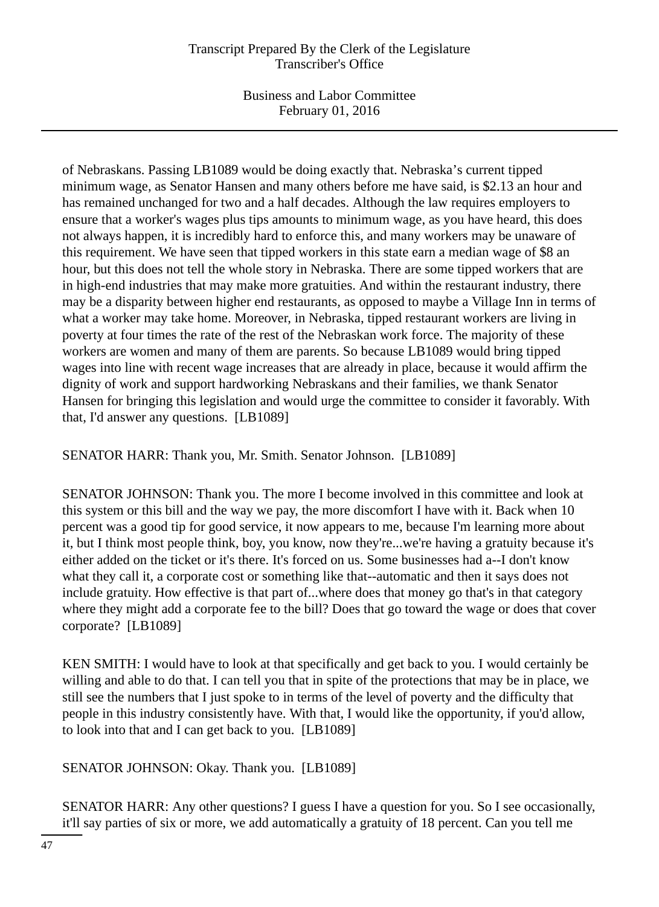of Nebraskans. Passing LB1089 would be doing exactly that. Nebraska's current tipped minimum wage, as Senator Hansen and many others before me have said, is $2.13 an hour and has remained unchanged for two and a half decades. Although the law requires employers to ensure that a worker's wages plus tips amounts to minimum wage, as you have heard, this does not always happen, it is incredibly hard to enforce this, and many workers may be unaware of this requirement. We have seen that tipped workers in this state earn a median wage of $8 an hour, but this does not tell the whole story in Nebraska. There are some tipped workers that are in high-end industries that may make more gratuities. And within the restaurant industry, there may be a disparity between higher end restaurants, as opposed to maybe a Village Inn in terms of what a worker may take home. Moreover, in Nebraska, tipped restaurant workers are living in poverty at four times the rate of the rest of the Nebraskan work force. The majority of these workers are women and many of them are parents. So because LB1089 would bring tipped wages into line with recent wage increases that are already in place, because it would affirm the dignity of work and support hardworking Nebraskans and their families, we thank Senator Hansen for bringing this legislation and would urge the committee to consider it favorably. With that, I'd answer any questions. [LB1089]

SENATOR HARR: Thank you, Mr. Smith. Senator Johnson. [LB1089]

SENATOR JOHNSON: Thank you. The more I become involved in this committee and look at this system or this bill and the way we pay, the more discomfort I have with it. Back when 10 percent was a good tip for good service, it now appears to me, because I'm learning more about it, but I think most people think, boy, you know, now they're...we're having a gratuity because it's either added on the ticket or it's there. It's forced on us. Some businesses had a--I don't know what they call it, a corporate cost or something like that--automatic and then it says does not include gratuity. How effective is that part of...where does that money go that's in that category where they might add a corporate fee to the bill? Does that go toward the wage or does that cover corporate? [LB1089]

KEN SMITH: I would have to look at that specifically and get back to you. I would certainly be willing and able to do that. I can tell you that in spite of the protections that may be in place, we still see the numbers that I just spoke to in terms of the level of poverty and the difficulty that people in this industry consistently have. With that, I would like the opportunity, if you'd allow, to look into that and I can get back to you. [LB1089]

SENATOR JOHNSON: Okay. Thank you. [LB1089]

SENATOR HARR: Any other questions? I guess I have a question for you. So I see occasionally, it'll say parties of six or more, we add automatically a gratuity of 18 percent. Can you tell me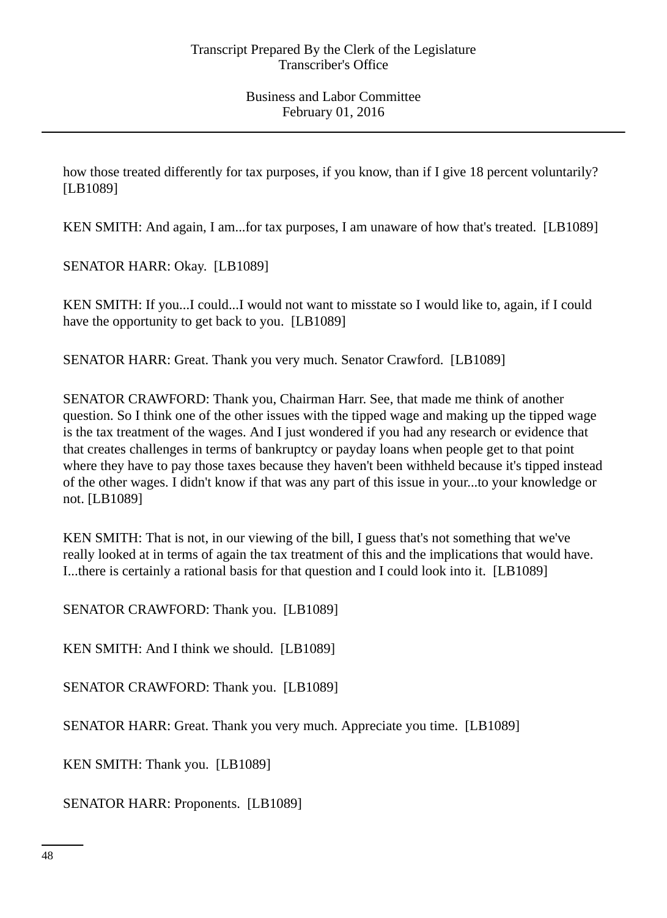how those treated differently for tax purposes, if you know, than if I give 18 percent voluntarily? [LB1089]

KEN SMITH: And again, I am...for tax purposes, I am unaware of how that's treated. [LB1089]

SENATOR HARR: Okay. [LB1089]

KEN SMITH: If you...I could...I would not want to misstate so I would like to, again, if I could have the opportunity to get back to you. [LB1089]

SENATOR HARR: Great. Thank you very much. Senator Crawford. [LB1089]

SENATOR CRAWFORD: Thank you, Chairman Harr. See, that made me think of another question. So I think one of the other issues with the tipped wage and making up the tipped wage is the tax treatment of the wages. And I just wondered if you had any research or evidence that that creates challenges in terms of bankruptcy or payday loans when people get to that point where they have to pay those taxes because they haven't been withheld because it's tipped instead of the other wages. I didn't know if that was any part of this issue in your...to your knowledge or not. [LB1089]

KEN SMITH: That is not, in our viewing of the bill, I guess that's not something that we've really looked at in terms of again the tax treatment of this and the implications that would have. I...there is certainly a rational basis for that question and I could look into it. [LB1089]

SENATOR CRAWFORD: Thank you. [LB1089]

KEN SMITH: And I think we should. [LB1089]

SENATOR CRAWFORD: Thank you. [LB1089]

SENATOR HARR: Great. Thank you very much. Appreciate you time. [LB1089]

KEN SMITH: Thank you. [LB1089]

SENATOR HARR: Proponents. [LB1089]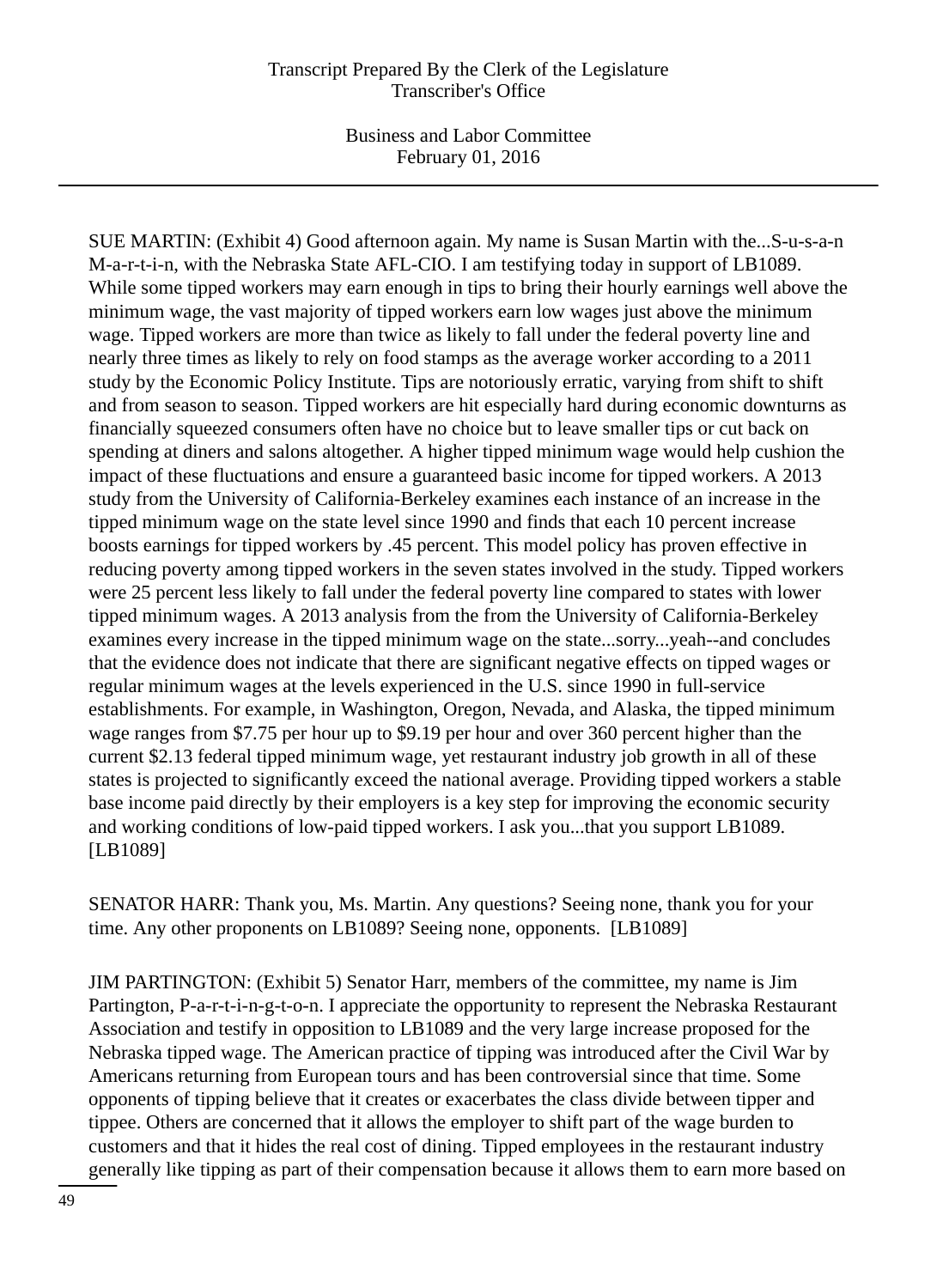SUE MARTIN: (Exhibit 4) Good afternoon again. My name is Susan Martin with the...S-u-s-a-n M-a-r-t-i-n, with the Nebraska State AFL-CIO. I am testifying today in support of LB1089. While some tipped workers may earn enough in tips to bring their hourly earnings well above the minimum wage, the vast majority of tipped workers earn low wages just above the minimum wage. Tipped workers are more than twice as likely to fall under the federal poverty line and nearly three times as likely to rely on food stamps as the average worker according to a 2011 study by the Economic Policy Institute. Tips are notoriously erratic, varying from shift to shift and from season to season. Tipped workers are hit especially hard during economic downturns as financially squeezed consumers often have no choice but to leave smaller tips or cut back on spending at diners and salons altogether. A higher tipped minimum wage would help cushion the impact of these fluctuations and ensure a guaranteed basic income for tipped workers. A 2013 study from the University of California-Berkeley examines each instance of an increase in the tipped minimum wage on the state level since 1990 and finds that each 10 percent increase boosts earnings for tipped workers by .45 percent. This model policy has proven effective in reducing poverty among tipped workers in the seven states involved in the study. Tipped workers were 25 percent less likely to fall under the federal poverty line compared to states with lower tipped minimum wages. A 2013 analysis from the from the University of California-Berkeley examines every increase in the tipped minimum wage on the state...sorry...yeah--and concludes that the evidence does not indicate that there are significant negative effects on tipped wages or regular minimum wages at the levels experienced in the U.S. since 1990 in full-service establishments. For example, in Washington, Oregon, Nevada, and Alaska, the tipped minimum wage ranges from $7.75 per hour up to $9.19 per hour and over 360 percent higher than the current $2.13 federal tipped minimum wage, yet restaurant industry job growth in all of these states is projected to significantly exceed the national average. Providing tipped workers a stable base income paid directly by their employers is a key step for improving the economic security and working conditions of low-paid tipped workers. I ask you...that you support LB1089. [LB1089]

SENATOR HARR: Thank you, Ms. Martin. Any questions? Seeing none, thank you for your time. Any other proponents on LB1089? Seeing none, opponents. [LB1089]

JIM PARTINGTON: (Exhibit 5) Senator Harr, members of the committee, my name is Jim Partington, P-a-r-t-i-n-g-t-o-n. I appreciate the opportunity to represent the Nebraska Restaurant Association and testify in opposition to LB1089 and the very large increase proposed for the Nebraska tipped wage. The American practice of tipping was introduced after the Civil War by Americans returning from European tours and has been controversial since that time. Some opponents of tipping believe that it creates or exacerbates the class divide between tipper and tippee. Others are concerned that it allows the employer to shift part of the wage burden to customers and that it hides the real cost of dining. Tipped employees in the restaurant industry generally like tipping as part of their compensation because it allows them to earn more based on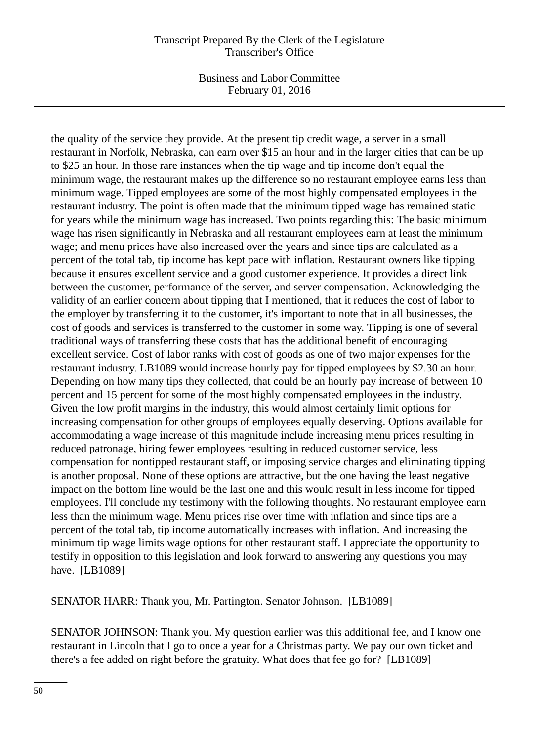the quality of the service they provide. At the present tip credit wage, a server in a small restaurant in Norfolk, Nebraska, can earn over $15 an hour and in the larger cities that can be up to $25 an hour. In those rare instances when the tip wage and tip income don't equal the minimum wage, the restaurant makes up the difference so no restaurant employee earns less than minimum wage. Tipped employees are some of the most highly compensated employees in the restaurant industry. The point is often made that the minimum tipped wage has remained static for years while the minimum wage has increased. Two points regarding this: The basic minimum wage has risen significantly in Nebraska and all restaurant employees earn at least the minimum wage; and menu prices have also increased over the years and since tips are calculated as a percent of the total tab, tip income has kept pace with inflation. Restaurant owners like tipping because it ensures excellent service and a good customer experience. It provides a direct link between the customer, performance of the server, and server compensation. Acknowledging the validity of an earlier concern about tipping that I mentioned, that it reduces the cost of labor to the employer by transferring it to the customer, it's important to note that in all businesses, the cost of goods and services is transferred to the customer in some way. Tipping is one of several traditional ways of transferring these costs that has the additional benefit of encouraging excellent service. Cost of labor ranks with cost of goods as one of two major expenses for the restaurant industry. LB1089 would increase hourly pay for tipped employees by $2.30 an hour. Depending on how many tips they collected, that could be an hourly pay increase of between 10 percent and 15 percent for some of the most highly compensated employees in the industry. Given the low profit margins in the industry, this would almost certainly limit options for increasing compensation for other groups of employees equally deserving. Options available for accommodating a wage increase of this magnitude include increasing menu prices resulting in reduced patronage, hiring fewer employees resulting in reduced customer service, less compensation for nontipped restaurant staff, or imposing service charges and eliminating tipping is another proposal. None of these options are attractive, but the one having the least negative impact on the bottom line would be the last one and this would result in less income for tipped employees. I'll conclude my testimony with the following thoughts. No restaurant employee earn less than the minimum wage. Menu prices rise over time with inflation and since tips are a percent of the total tab, tip income automatically increases with inflation. And increasing the minimum tip wage limits wage options for other restaurant staff. I appreciate the opportunity to testify in opposition to this legislation and look forward to answering any questions you may have. [LB1089]

SENATOR HARR: Thank you, Mr. Partington. Senator Johnson. [LB1089]

SENATOR JOHNSON: Thank you. My question earlier was this additional fee, and I know one restaurant in Lincoln that I go to once a year for a Christmas party. We pay our own ticket and there's a fee added on right before the gratuity. What does that fee go for? [LB1089]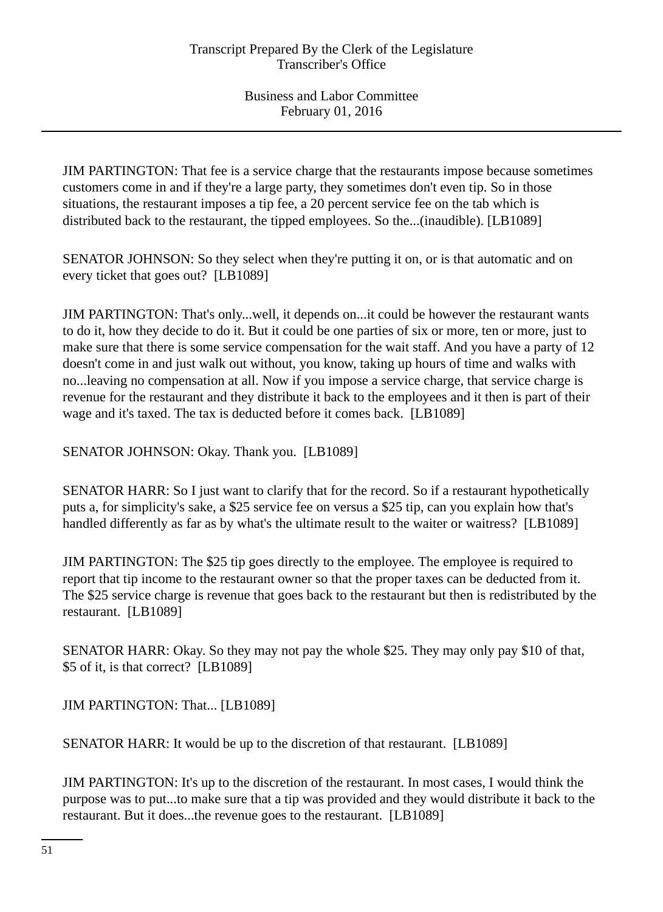JIM PARTINGTON: That fee is a service charge that the restaurants impose because sometimes customers come in and if they're a large party, they sometimes don't even tip. So in those situations, the restaurant imposes a tip fee, a 20 percent service fee on the tab which is distributed back to the restaurant, the tipped employees. So the...(inaudible). [LB1089]

SENATOR JOHNSON: So they select when they're putting it on, or is that automatic and on every ticket that goes out? [LB1089]

JIM PARTINGTON: That's only...well, it depends on...it could be however the restaurant wants to do it, how they decide to do it. But it could be one parties of six or more, ten or more, just to make sure that there is some service compensation for the wait staff. And you have a party of 12 doesn't come in and just walk out without, you know, taking up hours of time and walks with no...leaving no compensation at all. Now if you impose a service charge, that service charge is revenue for the restaurant and they distribute it back to the employees and it then is part of their wage and it's taxed. The tax is deducted before it comes back. [LB1089]

SENATOR JOHNSON: Okay. Thank you. [LB1089]

SENATOR HARR: So I just want to clarify that for the record. So if a restaurant hypothetically puts a, for simplicity's sake, a $25 service fee on versus a $25 tip, can you explain how that's handled differently as far as by what's the ultimate result to the waiter or waitress? [LB1089]

JIM PARTINGTON: The $25 tip goes directly to the employee. The employee is required to report that tip income to the restaurant owner so that the proper taxes can be deducted from it. The $25 service charge is revenue that goes back to the restaurant but then is redistributed by the restaurant. [LB1089]

SENATOR HARR: Okay. So they may not pay the whole $25. They may only pay $10 of that, $5 of it, is that correct? [LB1089]

JIM PARTINGTON: That... [LB1089]

SENATOR HARR: It would be up to the discretion of that restaurant. [LB1089]

JIM PARTINGTON: It's up to the discretion of the restaurant. In most cases, I would think the purpose was to put...to make sure that a tip was provided and they would distribute it back to the restaurant. But it does...the revenue goes to the restaurant. [LB1089]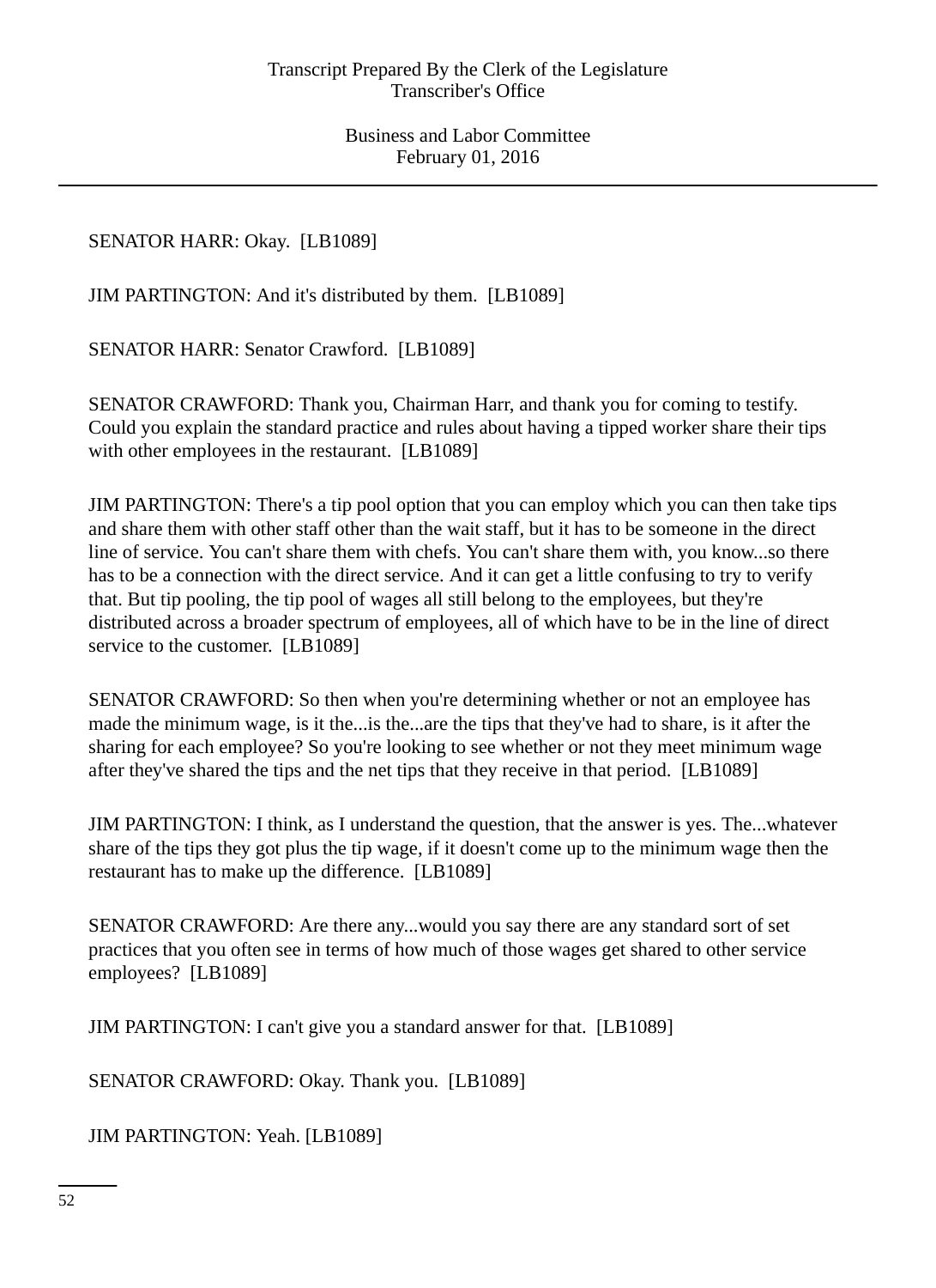SENATOR HARR: Okay.  [LB1089]

JIM PARTINGTON: And it's distributed by them.  [LB1089]

SENATOR HARR: Senator Crawford.  [LB1089]

SENATOR CRAWFORD: Thank you, Chairman Harr, and thank you for coming to testify. Could you explain the standard practice and rules about having a tipped worker share their tips with other employees in the restaurant.  [LB1089]

JIM PARTINGTON: There's a tip pool option that you can employ which you can then take tips and share them with other staff other than the wait staff, but it has to be someone in the direct line of service. You can't share them with chefs. You can't share them with, you know...so there has to be a connection with the direct service. And it can get a little confusing to try to verify that. But tip pooling, the tip pool of wages all still belong to the employees, but they're distributed across a broader spectrum of employees, all of which have to be in the line of direct service to the customer.  [LB1089]

SENATOR CRAWFORD: So then when you're determining whether or not an employee has made the minimum wage, is it the...is the...are the tips that they've had to share, is it after the sharing for each employee? So you're looking to see whether or not they meet minimum wage after they've shared the tips and the net tips that they receive in that period.  [LB1089]

JIM PARTINGTON: I think, as I understand the question, that the answer is yes. The...whatever share of the tips they got plus the tip wage, if it doesn't come up to the minimum wage then the restaurant has to make up the difference.  [LB1089]

SENATOR CRAWFORD: Are there any...would you say there are any standard sort of set practices that you often see in terms of how much of those wages get shared to other service employees?  [LB1089]

JIM PARTINGTON: I can't give you a standard answer for that.  [LB1089]

SENATOR CRAWFORD: Okay. Thank you.  [LB1089]

JIM PARTINGTON: Yeah. [LB1089]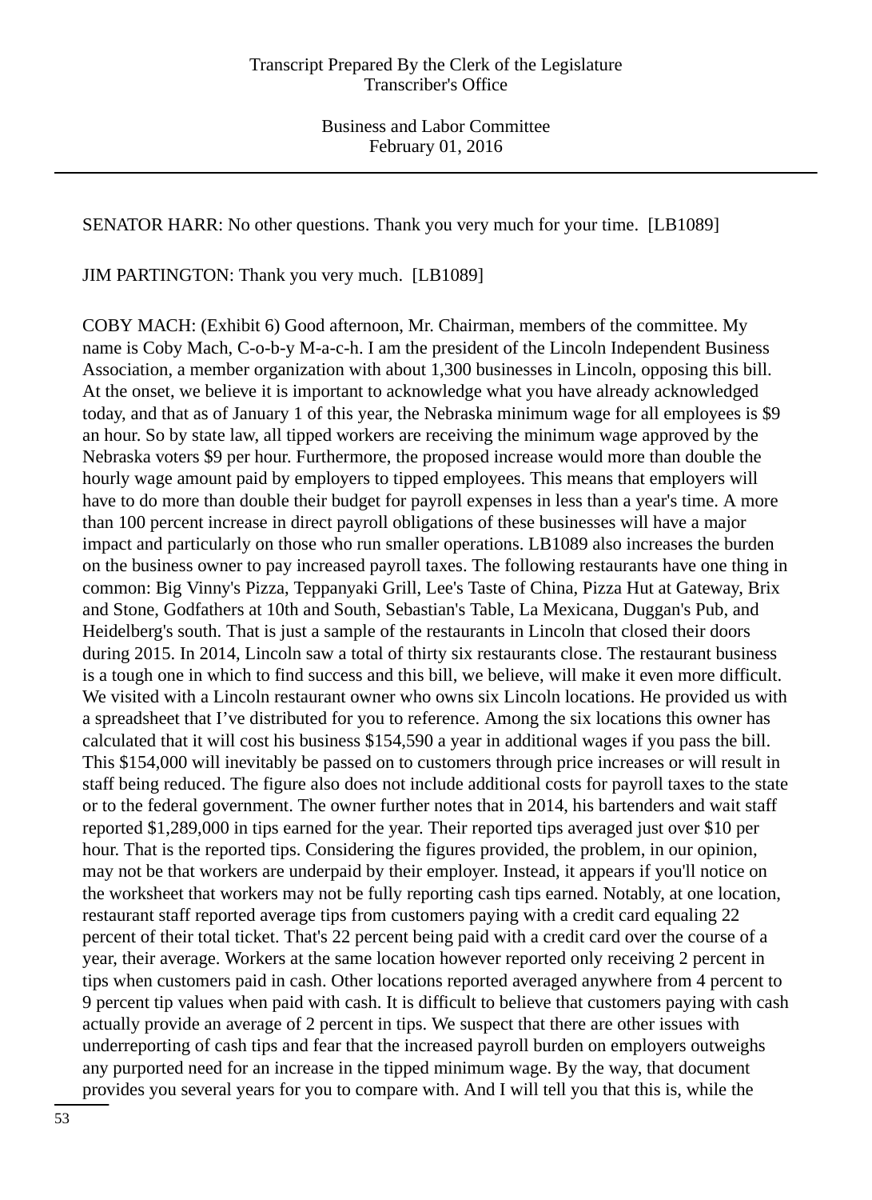SENATOR HARR: No other questions. Thank you very much for your time. [LB1089]

JIM PARTINGTON: Thank you very much. [LB1089]

COBY MACH: (Exhibit 6) Good afternoon, Mr. Chairman, members of the committee. My name is Coby Mach, C-o-b-y M-a-c-h. I am the president of the Lincoln Independent Business Association, a member organization with about 1,300 businesses in Lincoln, opposing this bill. At the onset, we believe it is important to acknowledge what you have already acknowledged today, and that as of January 1 of this year, the Nebraska minimum wage for all employees is $9 an hour. So by state law, all tipped workers are receiving the minimum wage approved by the Nebraska voters $9 per hour. Furthermore, the proposed increase would more than double the hourly wage amount paid by employers to tipped employees. This means that employers will have to do more than double their budget for payroll expenses in less than a year's time. A more than 100 percent increase in direct payroll obligations of these businesses will have a major impact and particularly on those who run smaller operations. LB1089 also increases the burden on the business owner to pay increased payroll taxes. The following restaurants have one thing in common: Big Vinny's Pizza, Teppanyaki Grill, Lee's Taste of China, Pizza Hut at Gateway, Brix and Stone, Godfathers at 10th and South, Sebastian's Table, La Mexicana, Duggan's Pub, and Heidelberg's south. That is just a sample of the restaurants in Lincoln that closed their doors during 2015. In 2014, Lincoln saw a total of thirty six restaurants close. The restaurant business is a tough one in which to find success and this bill, we believe, will make it even more difficult. We visited with a Lincoln restaurant owner who owns six Lincoln locations. He provided us with a spreadsheet that I've distributed for you to reference. Among the six locations this owner has calculated that it will cost his business $154,590 a year in additional wages if you pass the bill. This $154,000 will inevitably be passed on to customers through price increases or will result in staff being reduced. The figure also does not include additional costs for payroll taxes to the state or to the federal government. The owner further notes that in 2014, his bartenders and wait staff reported $1,289,000 in tips earned for the year. Their reported tips averaged just over $10 per hour. That is the reported tips. Considering the figures provided, the problem, in our opinion, may not be that workers are underpaid by their employer. Instead, it appears if you'll notice on the worksheet that workers may not be fully reporting cash tips earned. Notably, at one location, restaurant staff reported average tips from customers paying with a credit card equaling 22 percent of their total ticket. That's 22 percent being paid with a credit card over the course of a year, their average. Workers at the same location however reported only receiving 2 percent in tips when customers paid in cash. Other locations reported averaged anywhere from 4 percent to 9 percent tip values when paid with cash. It is difficult to believe that customers paying with cash actually provide an average of 2 percent in tips. We suspect that there are other issues with underreporting of cash tips and fear that the increased payroll burden on employers outweighs any purported need for an increase in the tipped minimum wage. By the way, that document provides you several years for you to compare with. And I will tell you that this is, while the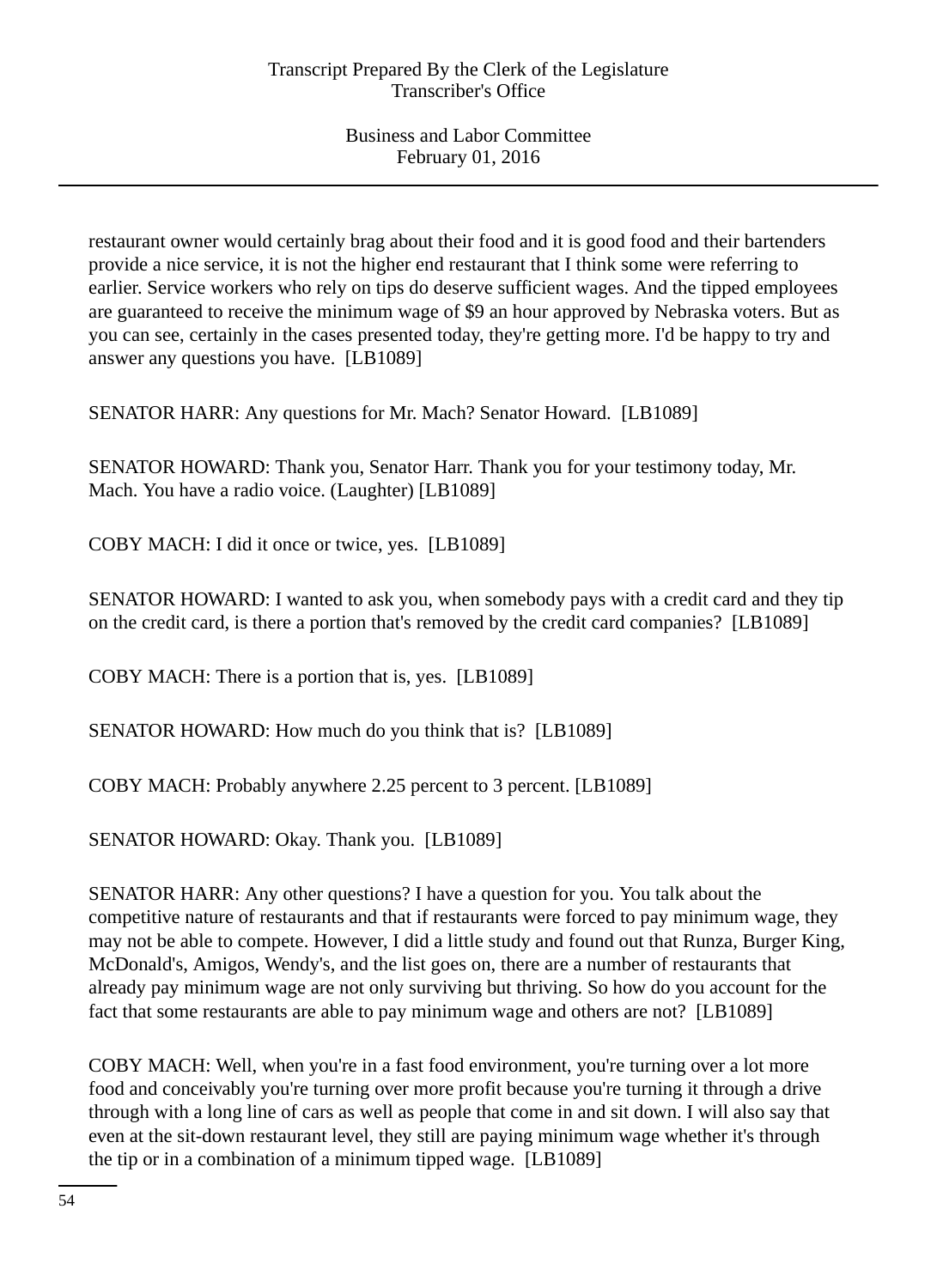restaurant owner would certainly brag about their food and it is good food and their bartenders provide a nice service, it is not the higher end restaurant that I think some were referring to earlier. Service workers who rely on tips do deserve sufficient wages. And the tipped employees are guaranteed to receive the minimum wage of $9 an hour approved by Nebraska voters. But as you can see, certainly in the cases presented today, they're getting more. I'd be happy to try and answer any questions you have. [LB1089]

SENATOR HARR: Any questions for Mr. Mach? Senator Howard. [LB1089]

SENATOR HOWARD: Thank you, Senator Harr. Thank you for your testimony today, Mr. Mach. You have a radio voice. (Laughter) [LB1089]

COBY MACH: I did it once or twice, yes. [LB1089]

SENATOR HOWARD: I wanted to ask you, when somebody pays with a credit card and they tip on the credit card, is there a portion that's removed by the credit card companies? [LB1089]

COBY MACH: There is a portion that is, yes. [LB1089]

SENATOR HOWARD: How much do you think that is? [LB1089]

COBY MACH: Probably anywhere 2.25 percent to 3 percent. [LB1089]

SENATOR HOWARD: Okay. Thank you. [LB1089]

SENATOR HARR: Any other questions? I have a question for you. You talk about the competitive nature of restaurants and that if restaurants were forced to pay minimum wage, they may not be able to compete. However, I did a little study and found out that Runza, Burger King, McDonald's, Amigos, Wendy's, and the list goes on, there are a number of restaurants that already pay minimum wage are not only surviving but thriving. So how do you account for the fact that some restaurants are able to pay minimum wage and others are not? [LB1089]

COBY MACH: Well, when you're in a fast food environment, you're turning over a lot more food and conceivably you're turning over more profit because you're turning it through a drive through with a long line of cars as well as people that come in and sit down. I will also say that even at the sit-down restaurant level, they still are paying minimum wage whether it's through the tip or in a combination of a minimum tipped wage. [LB1089]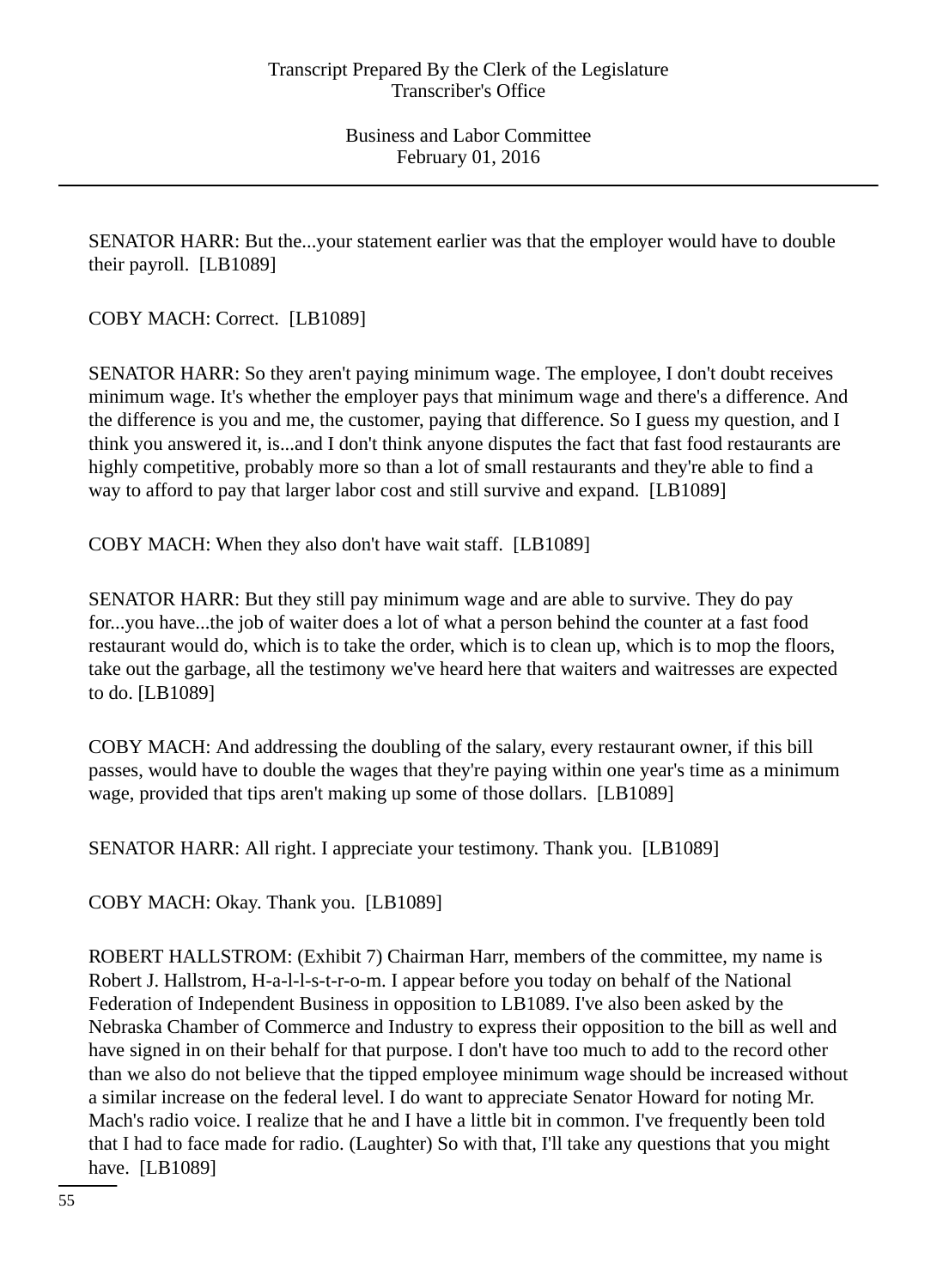SENATOR HARR: But the...your statement earlier was that the employer would have to double their payroll. [LB1089]

COBY MACH: Correct. [LB1089]

SENATOR HARR: So they aren't paying minimum wage. The employee, I don't doubt receives minimum wage. It's whether the employer pays that minimum wage and there's a difference. And the difference is you and me, the customer, paying that difference. So I guess my question, and I think you answered it, is...and I don't think anyone disputes the fact that fast food restaurants are highly competitive, probably more so than a lot of small restaurants and they're able to find a way to afford to pay that larger labor cost and still survive and expand. [LB1089]

COBY MACH: When they also don't have wait staff. [LB1089]

SENATOR HARR: But they still pay minimum wage and are able to survive. They do pay for...you have...the job of waiter does a lot of what a person behind the counter at a fast food restaurant would do, which is to take the order, which is to clean up, which is to mop the floors, take out the garbage, all the testimony we've heard here that waiters and waitresses are expected to do. [LB1089]

COBY MACH: And addressing the doubling of the salary, every restaurant owner, if this bill passes, would have to double the wages that they're paying within one year's time as a minimum wage, provided that tips aren't making up some of those dollars. [LB1089]

SENATOR HARR: All right. I appreciate your testimony. Thank you. [LB1089]

COBY MACH: Okay. Thank you. [LB1089]

ROBERT HALLSTROM: (Exhibit 7) Chairman Harr, members of the committee, my name is Robert J. Hallstrom, H-a-l-l-s-t-r-o-m. I appear before you today on behalf of the National Federation of Independent Business in opposition to LB1089. I've also been asked by the Nebraska Chamber of Commerce and Industry to express their opposition to the bill as well and have signed in on their behalf for that purpose. I don't have too much to add to the record other than we also do not believe that the tipped employee minimum wage should be increased without a similar increase on the federal level. I do want to appreciate Senator Howard for noting Mr. Mach's radio voice. I realize that he and I have a little bit in common. I've frequently been told that I had to face made for radio. (Laughter) So with that, I'll take any questions that you might have. [LB1089]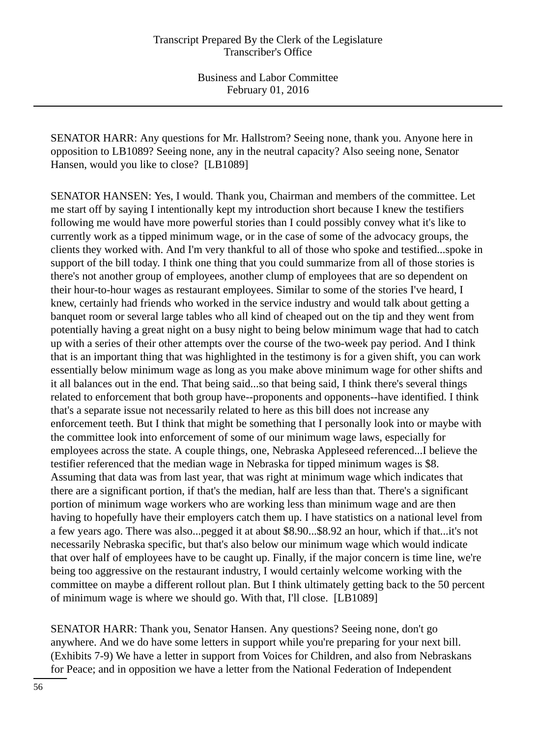SENATOR HARR: Any questions for Mr. Hallstrom? Seeing none, thank you. Anyone here in opposition to LB1089? Seeing none, any in the neutral capacity? Also seeing none, Senator Hansen, would you like to close? [LB1089]

SENATOR HANSEN: Yes, I would. Thank you, Chairman and members of the committee. Let me start off by saying I intentionally kept my introduction short because I knew the testifiers following me would have more powerful stories than I could possibly convey what it's like to currently work as a tipped minimum wage, or in the case of some of the advocacy groups, the clients they worked with. And I'm very thankful to all of those who spoke and testified...spoke in support of the bill today. I think one thing that you could summarize from all of those stories is there's not another group of employees, another clump of employees that are so dependent on their hour-to-hour wages as restaurant employees. Similar to some of the stories I've heard, I knew, certainly had friends who worked in the service industry and would talk about getting a banquet room or several large tables who all kind of cheaped out on the tip and they went from potentially having a great night on a busy night to being below minimum wage that had to catch up with a series of their other attempts over the course of the two-week pay period. And I think that is an important thing that was highlighted in the testimony is for a given shift, you can work essentially below minimum wage as long as you make above minimum wage for other shifts and it all balances out in the end. That being said...so that being said, I think there's several things related to enforcement that both group have--proponents and opponents--have identified. I think that's a separate issue not necessarily related to here as this bill does not increase any enforcement teeth. But I think that might be something that I personally look into or maybe with the committee look into enforcement of some of our minimum wage laws, especially for employees across the state. A couple things, one, Nebraska Appleseed referenced...I believe the testifier referenced that the median wage in Nebraska for tipped minimum wages is $8. Assuming that data was from last year, that was right at minimum wage which indicates that there are a significant portion, if that's the median, half are less than that. There's a significant portion of minimum wage workers who are working less than minimum wage and are then having to hopefully have their employers catch them up. I have statistics on a national level from a few years ago. There was also...pegged it at about $8.90...$8.92 an hour, which if that...it's not necessarily Nebraska specific, but that's also below our minimum wage which would indicate that over half of employees have to be caught up. Finally, if the major concern is time line, we're being too aggressive on the restaurant industry, I would certainly welcome working with the committee on maybe a different rollout plan. But I think ultimately getting back to the 50 percent of minimum wage is where we should go. With that, I'll close. [LB1089]

SENATOR HARR: Thank you, Senator Hansen. Any questions? Seeing none, don't go anywhere. And we do have some letters in support while you're preparing for your next bill. (Exhibits 7-9) We have a letter in support from Voices for Children, and also from Nebraskans for Peace; and in opposition we have a letter from the National Federation of Independent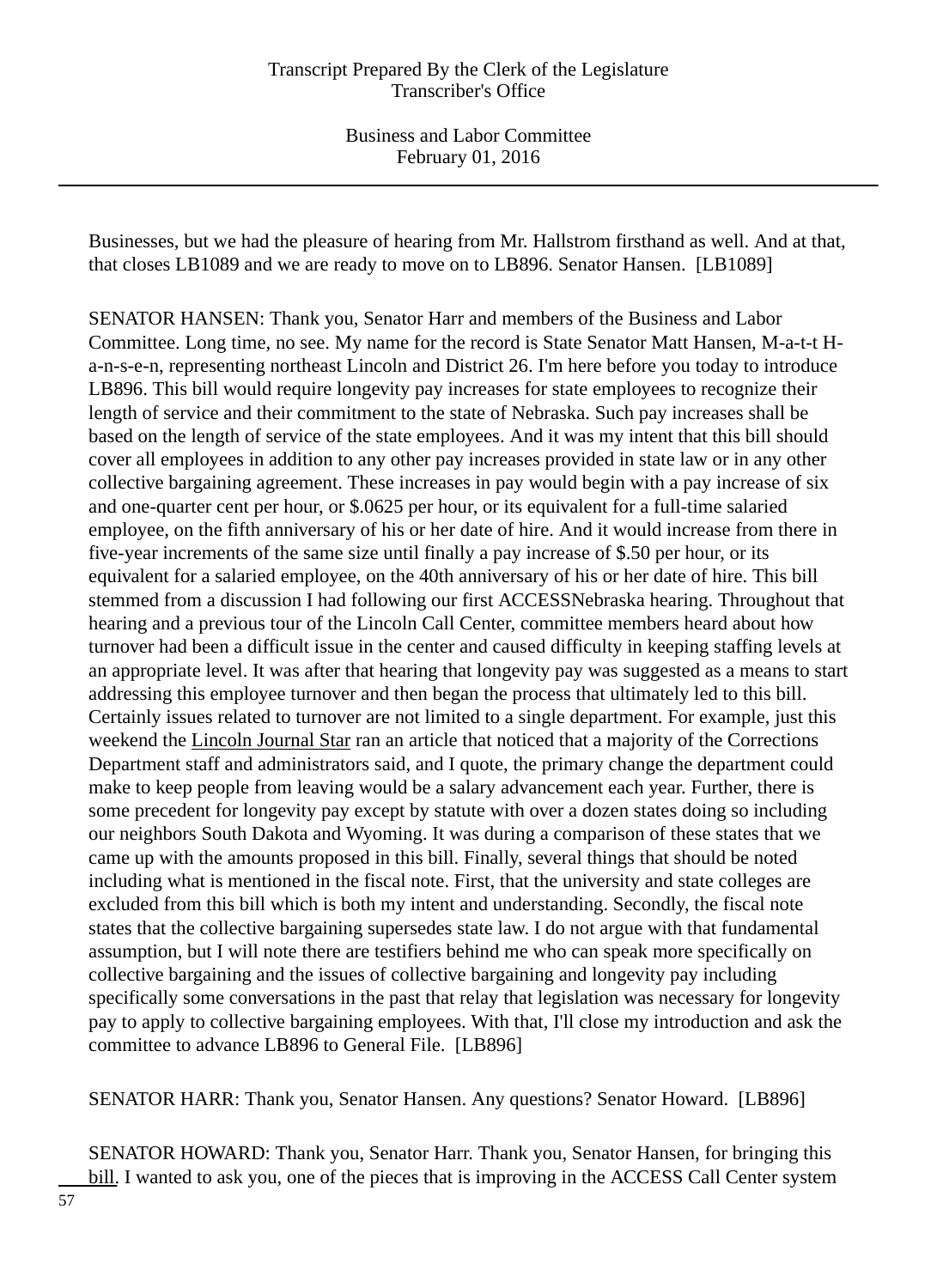Businesses, but we had the pleasure of hearing from Mr. Hallstrom firsthand as well. And at that, that closes LB1089 and we are ready to move on to LB896. Senator Hansen. [LB1089]

SENATOR HANSEN: Thank you, Senator Harr and members of the Business and Labor Committee. Long time, no see. My name for the record is State Senator Matt Hansen, M-a-t-t H-a-n-s-e-n, representing northeast Lincoln and District 26. I'm here before you today to introduce LB896. This bill would require longevity pay increases for state employees to recognize their length of service and their commitment to the state of Nebraska. Such pay increases shall be based on the length of service of the state employees. And it was my intent that this bill should cover all employees in addition to any other pay increases provided in state law or in any other collective bargaining agreement. These increases in pay would begin with a pay increase of six and one-quarter cent per hour, or $.0625 per hour, or its equivalent for a full-time salaried employee, on the fifth anniversary of his or her date of hire. And it would increase from there in five-year increments of the same size until finally a pay increase of $.50 per hour, or its equivalent for a salaried employee, on the 40th anniversary of his or her date of hire. This bill stemmed from a discussion I had following our first ACCESSNebraska hearing. Throughout that hearing and a previous tour of the Lincoln Call Center, committee members heard about how turnover had been a difficult issue in the center and caused difficulty in keeping staffing levels at an appropriate level. It was after that hearing that longevity pay was suggested as a means to start addressing this employee turnover and then began the process that ultimately led to this bill. Certainly issues related to turnover are not limited to a single department. For example, just this weekend the Lincoln Journal Star ran an article that noticed that a majority of the Corrections Department staff and administrators said, and I quote, the primary change the department could make to keep people from leaving would be a salary advancement each year. Further, there is some precedent for longevity pay except by statute with over a dozen states doing so including our neighbors South Dakota and Wyoming. It was during a comparison of these states that we came up with the amounts proposed in this bill. Finally, several things that should be noted including what is mentioned in the fiscal note. First, that the university and state colleges are excluded from this bill which is both my intent and understanding. Secondly, the fiscal note states that the collective bargaining supersedes state law. I do not argue with that fundamental assumption, but I will note there are testifiers behind me who can speak more specifically on collective bargaining and the issues of collective bargaining and longevity pay including specifically some conversations in the past that relay that legislation was necessary for longevity pay to apply to collective bargaining employees. With that, I'll close my introduction and ask the committee to advance LB896 to General File. [LB896]

SENATOR HARR: Thank you, Senator Hansen. Any questions? Senator Howard. [LB896]

SENATOR HOWARD: Thank you, Senator Harr. Thank you, Senator Hansen, for bringing this bill. I wanted to ask you, one of the pieces that is improving in the ACCESS Call Center system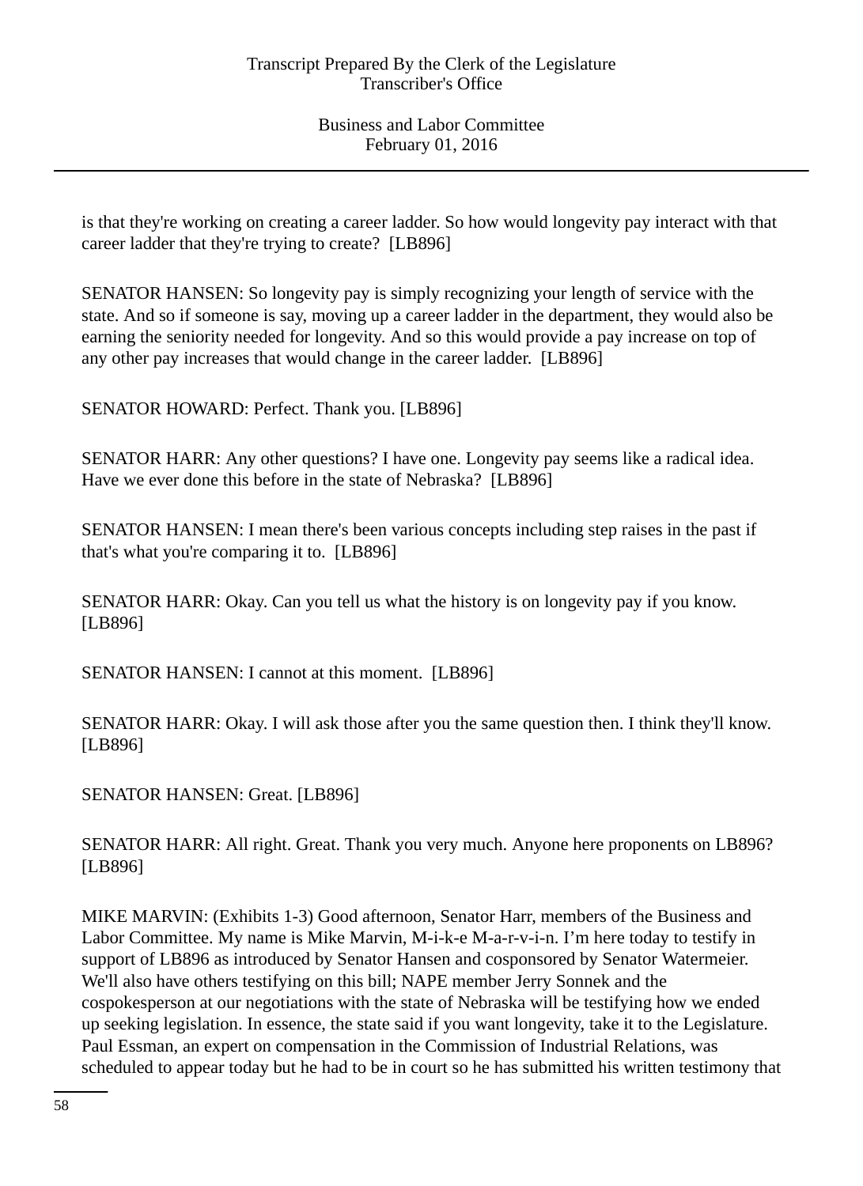is that they're working on creating a career ladder. So how would longevity pay interact with that career ladder that they're trying to create? [LB896]

SENATOR HANSEN: So longevity pay is simply recognizing your length of service with the state. And so if someone is say, moving up a career ladder in the department, they would also be earning the seniority needed for longevity. And so this would provide a pay increase on top of any other pay increases that would change in the career ladder. [LB896]

SENATOR HOWARD: Perfect. Thank you. [LB896]

SENATOR HARR: Any other questions? I have one. Longevity pay seems like a radical idea. Have we ever done this before in the state of Nebraska? [LB896]

SENATOR HANSEN: I mean there's been various concepts including step raises in the past if that's what you're comparing it to. [LB896]

SENATOR HARR: Okay. Can you tell us what the history is on longevity pay if you know. [LB896]

SENATOR HANSEN: I cannot at this moment. [LB896]

SENATOR HARR: Okay. I will ask those after you the same question then. I think they'll know. [LB896]

SENATOR HANSEN: Great. [LB896]

SENATOR HARR: All right. Great. Thank you very much. Anyone here proponents on LB896? [LB896]

MIKE MARVIN: (Exhibits 1-3) Good afternoon, Senator Harr, members of the Business and Labor Committee. My name is Mike Marvin, M-i-k-e M-a-r-v-i-n. I'm here today to testify in support of LB896 as introduced by Senator Hansen and cosponsored by Senator Watermeier. We'll also have others testifying on this bill; NAPE member Jerry Sonnek and the cospokesperson at our negotiations with the state of Nebraska will be testifying how we ended up seeking legislation. In essence, the state said if you want longevity, take it to the Legislature. Paul Essman, an expert on compensation in the Commission of Industrial Relations, was scheduled to appear today but he had to be in court so he has submitted his written testimony that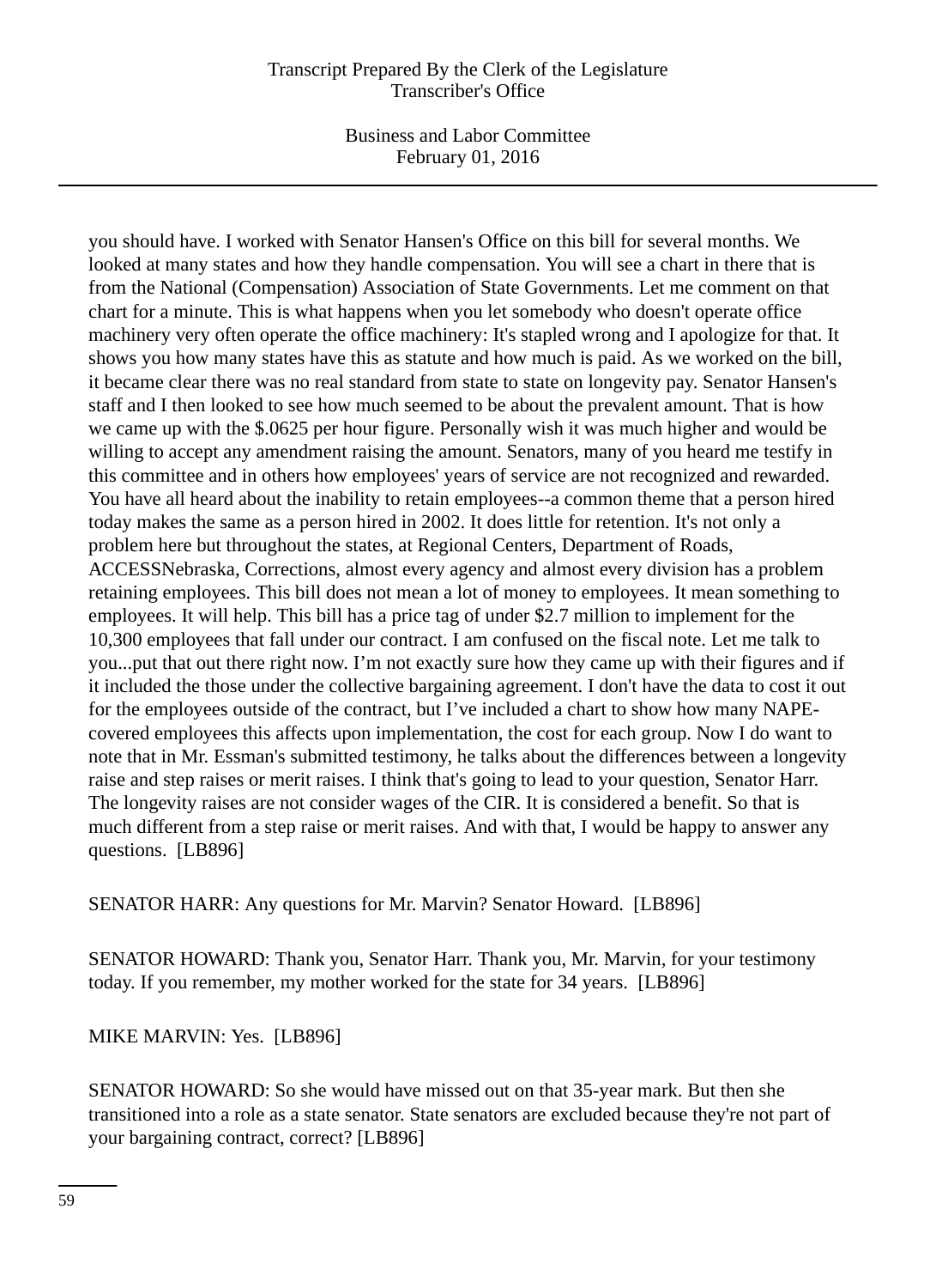you should have. I worked with Senator Hansen's Office on this bill for several months. We looked at many states and how they handle compensation. You will see a chart in there that is from the National (Compensation) Association of State Governments. Let me comment on that chart for a minute. This is what happens when you let somebody who doesn't operate office machinery very often operate the office machinery: It's stapled wrong and I apologize for that. It shows you how many states have this as statute and how much is paid. As we worked on the bill, it became clear there was no real standard from state to state on longevity pay. Senator Hansen's staff and I then looked to see how much seemed to be about the prevalent amount. That is how we came up with the $.0625 per hour figure. Personally wish it was much higher and would be willing to accept any amendment raising the amount. Senators, many of you heard me testify in this committee and in others how employees' years of service are not recognized and rewarded. You have all heard about the inability to retain employees--a common theme that a person hired today makes the same as a person hired in 2002. It does little for retention. It's not only a problem here but throughout the states, at Regional Centers, Department of Roads, ACCESSNebraska, Corrections, almost every agency and almost every division has a problem retaining employees. This bill does not mean a lot of money to employees. It mean something to employees. It will help. This bill has a price tag of under $2.7 million to implement for the 10,300 employees that fall under our contract. I am confused on the fiscal note. Let me talk to you...put that out there right now. I'm not exactly sure how they came up with their figures and if it included the those under the collective bargaining agreement. I don't have the data to cost it out for the employees outside of the contract, but I've included a chart to show how many NAPE-covered employees this affects upon implementation, the cost for each group. Now I do want to note that in Mr. Essman's submitted testimony, he talks about the differences between a longevity raise and step raises or merit raises. I think that's going to lead to your question, Senator Harr. The longevity raises are not consider wages of the CIR. It is considered a benefit. So that is much different from a step raise or merit raises. And with that, I would be happy to answer any questions. [LB896]

SENATOR HARR: Any questions for Mr. Marvin? Senator Howard. [LB896]

SENATOR HOWARD: Thank you, Senator Harr. Thank you, Mr. Marvin, for your testimony today. If you remember, my mother worked for the state for 34 years. [LB896]

MIKE MARVIN: Yes. [LB896]

SENATOR HOWARD: So she would have missed out on that 35-year mark. But then she transitioned into a role as a state senator. State senators are excluded because they're not part of your bargaining contract, correct? [LB896]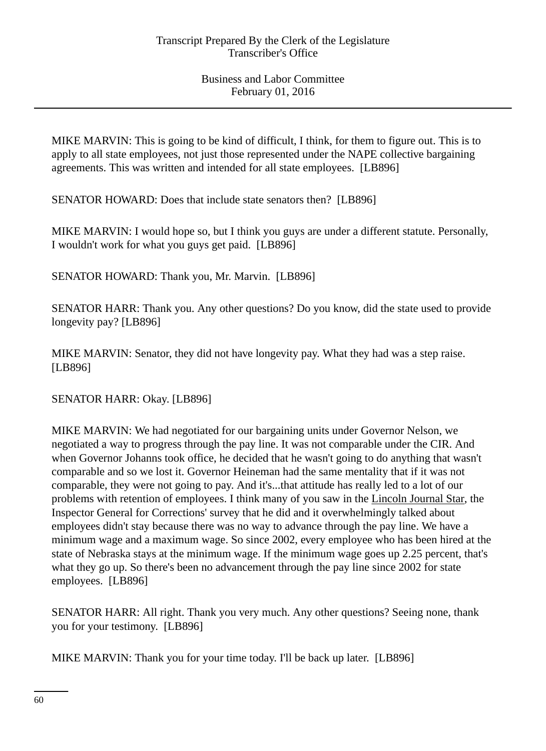MIKE MARVIN: This is going to be kind of difficult, I think, for them to figure out. This is to apply to all state employees, not just those represented under the NAPE collective bargaining agreements. This was written and intended for all state employees. [LB896]

SENATOR HOWARD: Does that include state senators then? [LB896]

MIKE MARVIN: I would hope so, but I think you guys are under a different statute. Personally, I wouldn't work for what you guys get paid. [LB896]

SENATOR HOWARD: Thank you, Mr. Marvin. [LB896]

SENATOR HARR: Thank you. Any other questions? Do you know, did the state used to provide longevity pay? [LB896]

MIKE MARVIN: Senator, they did not have longevity pay. What they had was a step raise. [LB896]

SENATOR HARR: Okay. [LB896]

MIKE MARVIN: We had negotiated for our bargaining units under Governor Nelson, we negotiated a way to progress through the pay line. It was not comparable under the CIR. And when Governor Johanns took office, he decided that he wasn't going to do anything that wasn't comparable and so we lost it. Governor Heineman had the same mentality that if it was not comparable, they were not going to pay. And it's...that attitude has really led to a lot of our problems with retention of employees. I think many of you saw in the Lincoln Journal Star, the Inspector General for Corrections' survey that he did and it overwhelmingly talked about employees didn't stay because there was no way to advance through the pay line. We have a minimum wage and a maximum wage. So since 2002, every employee who has been hired at the state of Nebraska stays at the minimum wage. If the minimum wage goes up 2.25 percent, that's what they go up. So there's been no advancement through the pay line since 2002 for state employees. [LB896]

SENATOR HARR: All right. Thank you very much. Any other questions? Seeing none, thank you for your testimony. [LB896]

MIKE MARVIN: Thank you for your time today. I'll be back up later. [LB896]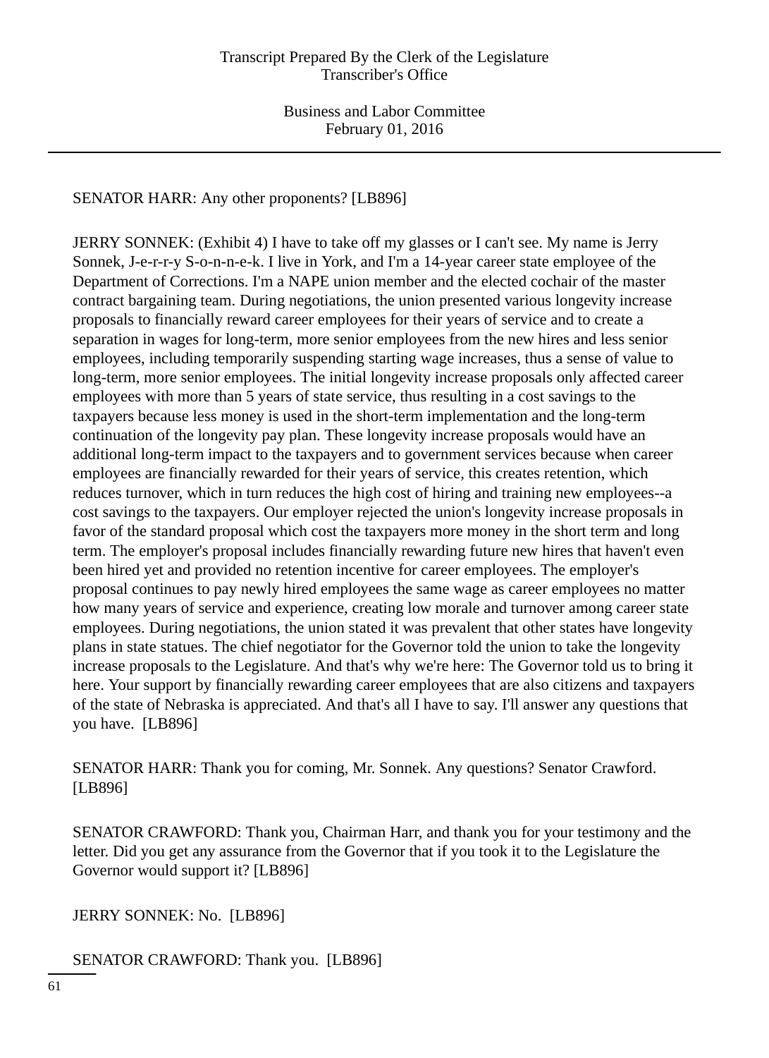SENATOR HARR: Any other proponents? [LB896]

JERRY SONNEK: (Exhibit 4) I have to take off my glasses or I can't see. My name is Jerry Sonnek, J-e-r-r-y S-o-n-n-e-k. I live in York, and I'm a 14-year career state employee of the Department of Corrections. I'm a NAPE union member and the elected cochair of the master contract bargaining team. During negotiations, the union presented various longevity increase proposals to financially reward career employees for their years of service and to create a separation in wages for long-term, more senior employees from the new hires and less senior employees, including temporarily suspending starting wage increases, thus a sense of value to long-term, more senior employees. The initial longevity increase proposals only affected career employees with more than 5 years of state service, thus resulting in a cost savings to the taxpayers because less money is used in the short-term implementation and the long-term continuation of the longevity pay plan. These longevity increase proposals would have an additional long-term impact to the taxpayers and to government services because when career employees are financially rewarded for their years of service, this creates retention, which reduces turnover, which in turn reduces the high cost of hiring and training new employees--a cost savings to the taxpayers. Our employer rejected the union's longevity increase proposals in favor of the standard proposal which cost the taxpayers more money in the short term and long term. The employer's proposal includes financially rewarding future new hires that haven't even been hired yet and provided no retention incentive for career employees. The employer's proposal continues to pay newly hired employees the same wage as career employees no matter how many years of service and experience, creating low morale and turnover among career state employees. During negotiations, the union stated it was prevalent that other states have longevity plans in state statues. The chief negotiator for the Governor told the union to take the longevity increase proposals to the Legislature. And that's why we're here: The Governor told us to bring it here. Your support by financially rewarding career employees that are also citizens and taxpayers of the state of Nebraska is appreciated. And that's all I have to say. I'll answer any questions that you have. [LB896]

SENATOR HARR: Thank you for coming, Mr. Sonnek. Any questions? Senator Crawford. [LB896]

SENATOR CRAWFORD: Thank you, Chairman Harr, and thank you for your testimony and the letter. Did you get any assurance from the Governor that if you took it to the Legislature the Governor would support it? [LB896]

JERRY SONNEK: No. [LB896]

SENATOR CRAWFORD: Thank you. [LB896]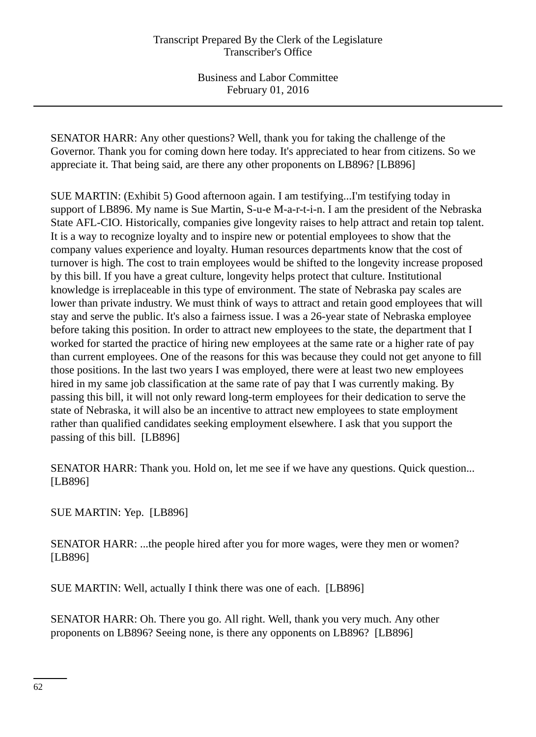SENATOR HARR: Any other questions? Well, thank you for taking the challenge of the Governor. Thank you for coming down here today. It's appreciated to hear from citizens. So we appreciate it. That being said, are there any other proponents on LB896? [LB896]

SUE MARTIN: (Exhibit 5) Good afternoon again. I am testifying...I'm testifying today in support of LB896. My name is Sue Martin, S-u-e M-a-r-t-i-n. I am the president of the Nebraska State AFL-CIO. Historically, companies give longevity raises to help attract and retain top talent. It is a way to recognize loyalty and to inspire new or potential employees to show that the company values experience and loyalty. Human resources departments know that the cost of turnover is high. The cost to train employees would be shifted to the longevity increase proposed by this bill. If you have a great culture, longevity helps protect that culture. Institutional knowledge is irreplaceable in this type of environment. The state of Nebraska pay scales are lower than private industry. We must think of ways to attract and retain good employees that will stay and serve the public. It's also a fairness issue. I was a 26-year state of Nebraska employee before taking this position. In order to attract new employees to the state, the department that I worked for started the practice of hiring new employees at the same rate or a higher rate of pay than current employees. One of the reasons for this was because they could not get anyone to fill those positions. In the last two years I was employed, there were at least two new employees hired in my same job classification at the same rate of pay that I was currently making. By passing this bill, it will not only reward long-term employees for their dedication to serve the state of Nebraska, it will also be an incentive to attract new employees to state employment rather than qualified candidates seeking employment elsewhere. I ask that you support the passing of this bill. [LB896]

SENATOR HARR: Thank you. Hold on, let me see if we have any questions. Quick question... [LB896]

SUE MARTIN: Yep. [LB896]

SENATOR HARR: ...the people hired after you for more wages, were they men or women? [LB896]

SUE MARTIN: Well, actually I think there was one of each. [LB896]

SENATOR HARR: Oh. There you go. All right. Well, thank you very much. Any other proponents on LB896? Seeing none, is there any opponents on LB896? [LB896]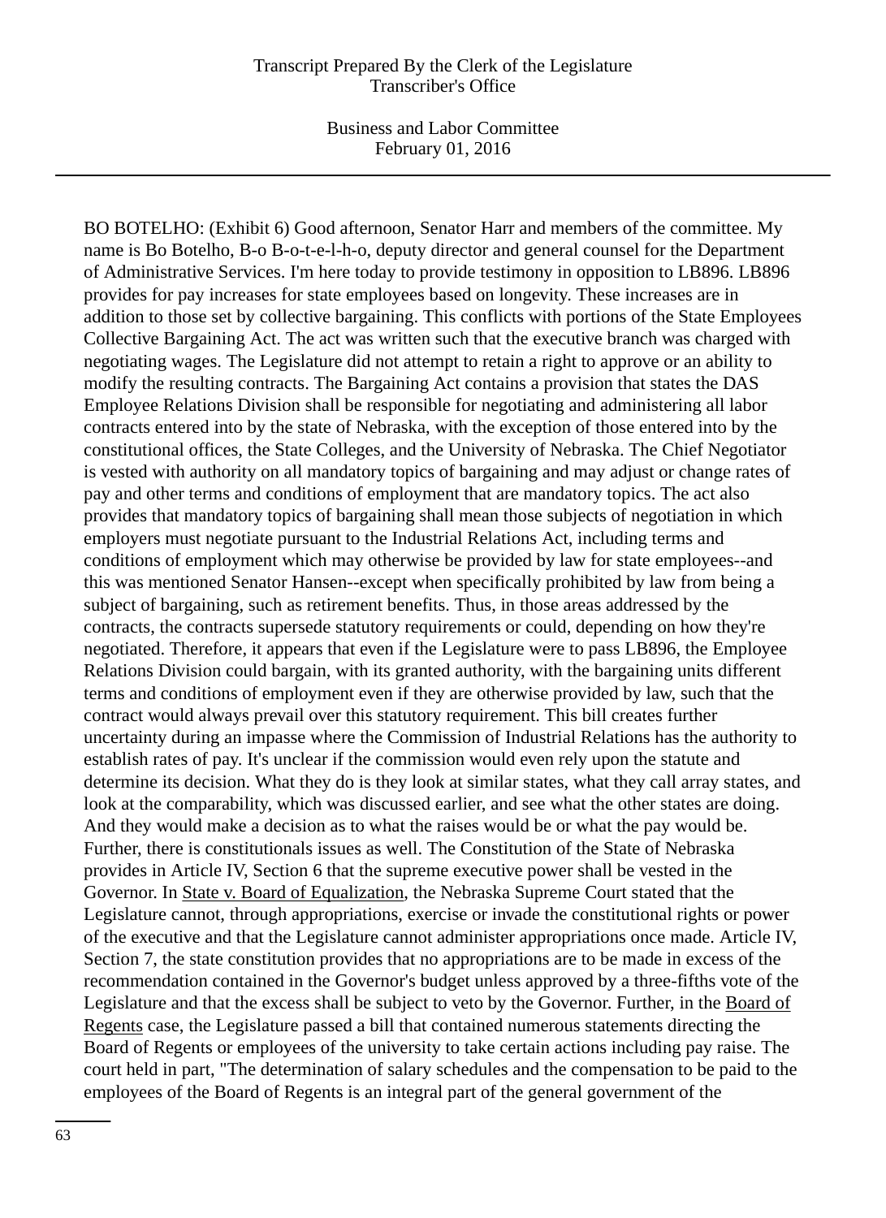BO BOTELHO: (Exhibit 6) Good afternoon, Senator Harr and members of the committee. My name is Bo Botelho, B-o B-o-t-e-l-h-o, deputy director and general counsel for the Department of Administrative Services. I'm here today to provide testimony in opposition to LB896. LB896 provides for pay increases for state employees based on longevity. These increases are in addition to those set by collective bargaining. This conflicts with portions of the State Employees Collective Bargaining Act. The act was written such that the executive branch was charged with negotiating wages. The Legislature did not attempt to retain a right to approve or an ability to modify the resulting contracts. The Bargaining Act contains a provision that states the DAS Employee Relations Division shall be responsible for negotiating and administering all labor contracts entered into by the state of Nebraska, with the exception of those entered into by the constitutional offices, the State Colleges, and the University of Nebraska. The Chief Negotiator is vested with authority on all mandatory topics of bargaining and may adjust or change rates of pay and other terms and conditions of employment that are mandatory topics. The act also provides that mandatory topics of bargaining shall mean those subjects of negotiation in which employers must negotiate pursuant to the Industrial Relations Act, including terms and conditions of employment which may otherwise be provided by law for state employees--and this was mentioned Senator Hansen--except when specifically prohibited by law from being a subject of bargaining, such as retirement benefits. Thus, in those areas addressed by the contracts, the contracts supersede statutory requirements or could, depending on how they're negotiated. Therefore, it appears that even if the Legislature were to pass LB896, the Employee Relations Division could bargain, with its granted authority, with the bargaining units different terms and conditions of employment even if they are otherwise provided by law, such that the contract would always prevail over this statutory requirement. This bill creates further uncertainty during an impasse where the Commission of Industrial Relations has the authority to establish rates of pay. It's unclear if the commission would even rely upon the statute and determine its decision. What they do is they look at similar states, what they call array states, and look at the comparability, which was discussed earlier, and see what the other states are doing. And they would make a decision as to what the raises would be or what the pay would be. Further, there is constitutionals issues as well. The Constitution of the State of Nebraska provides in Article IV, Section 6 that the supreme executive power shall be vested in the Governor. In State v. Board of Equalization, the Nebraska Supreme Court stated that the Legislature cannot, through appropriations, exercise or invade the constitutional rights or power of the executive and that the Legislature cannot administer appropriations once made. Article IV, Section 7, the state constitution provides that no appropriations are to be made in excess of the recommendation contained in the Governor's budget unless approved by a three-fifths vote of the Legislature and that the excess shall be subject to veto by the Governor. Further, in the Board of Regents case, the Legislature passed a bill that contained numerous statements directing the Board of Regents or employees of the university to take certain actions including pay raise. The court held in part, "The determination of salary schedules and the compensation to be paid to the employees of the Board of Regents is an integral part of the general government of the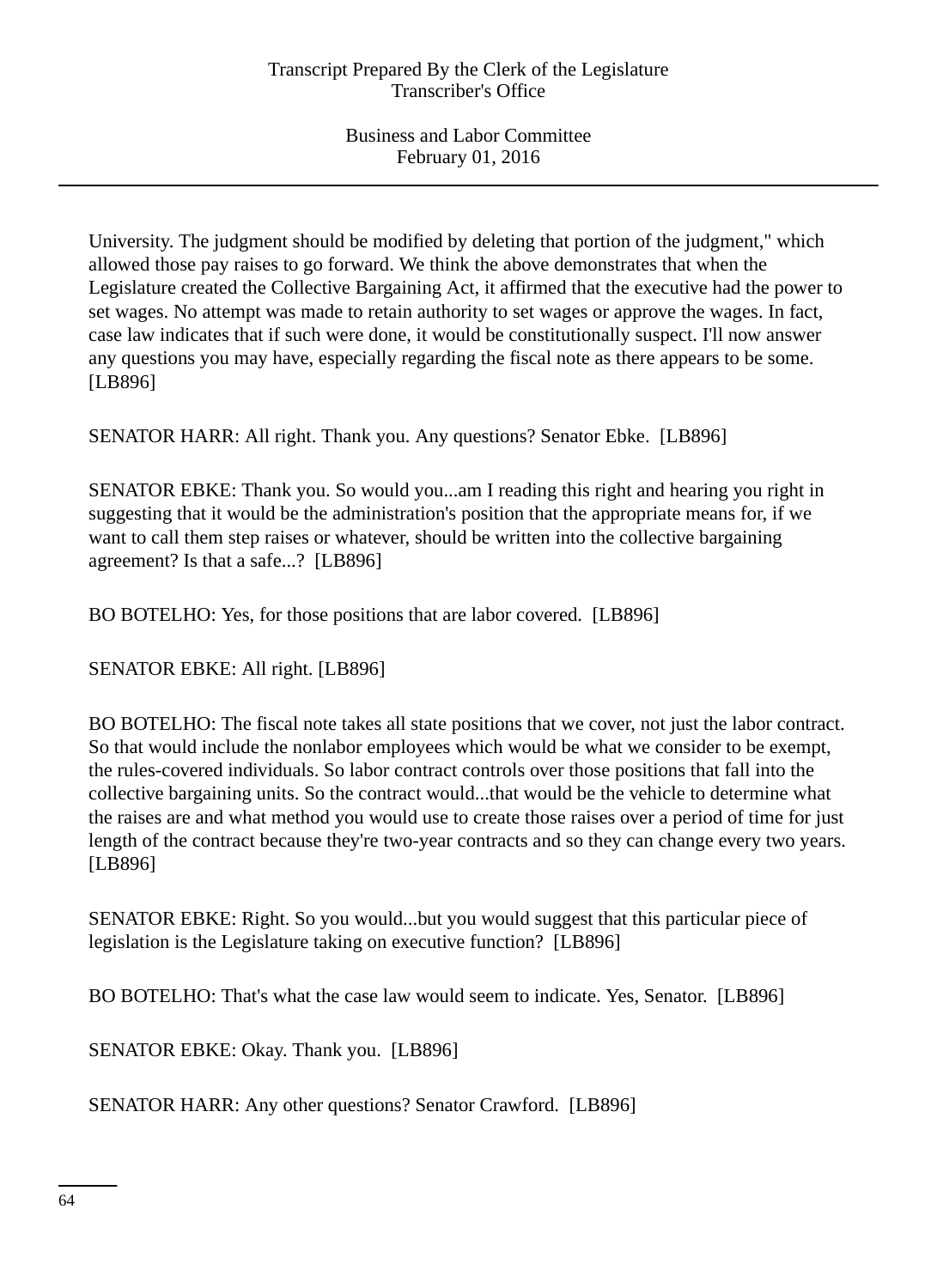University. The judgment should be modified by deleting that portion of the judgment," which allowed those pay raises to go forward. We think the above demonstrates that when the Legislature created the Collective Bargaining Act, it affirmed that the executive had the power to set wages. No attempt was made to retain authority to set wages or approve the wages. In fact, case law indicates that if such were done, it would be constitutionally suspect. I'll now answer any questions you may have, especially regarding the fiscal note as there appears to be some. [LB896]

SENATOR HARR: All right. Thank you. Any questions? Senator Ebke. [LB896]

SENATOR EBKE: Thank you. So would you...am I reading this right and hearing you right in suggesting that it would be the administration's position that the appropriate means for, if we want to call them step raises or whatever, should be written into the collective bargaining agreement? Is that a safe...? [LB896]

BO BOTELHO: Yes, for those positions that are labor covered. [LB896]

SENATOR EBKE: All right. [LB896]

BO BOTELHO: The fiscal note takes all state positions that we cover, not just the labor contract. So that would include the nonlabor employees which would be what we consider to be exempt, the rules-covered individuals. So labor contract controls over those positions that fall into the collective bargaining units. So the contract would...that would be the vehicle to determine what the raises are and what method you would use to create those raises over a period of time for just length of the contract because they're two-year contracts and so they can change every two years. [LB896]

SENATOR EBKE: Right. So you would...but you would suggest that this particular piece of legislation is the Legislature taking on executive function? [LB896]

BO BOTELHO: That's what the case law would seem to indicate. Yes, Senator. [LB896]

SENATOR EBKE: Okay. Thank you. [LB896]

SENATOR HARR: Any other questions? Senator Crawford. [LB896]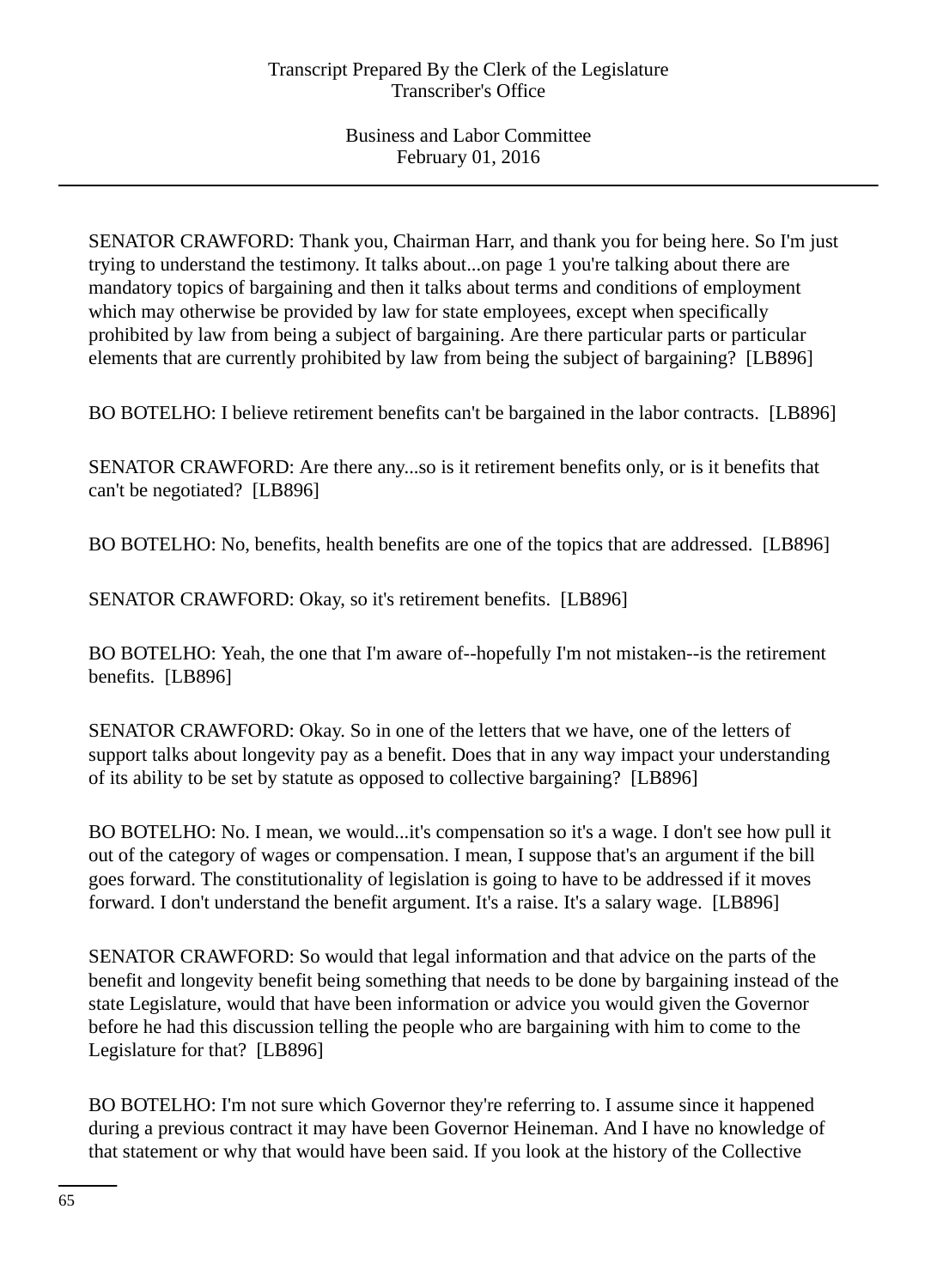SENATOR CRAWFORD: Thank you, Chairman Harr, and thank you for being here. So I'm just trying to understand the testimony. It talks about...on page 1 you're talking about there are mandatory topics of bargaining and then it talks about terms and conditions of employment which may otherwise be provided by law for state employees, except when specifically prohibited by law from being a subject of bargaining. Are there particular parts or particular elements that are currently prohibited by law from being the subject of bargaining? [LB896]

BO BOTELHO: I believe retirement benefits can't be bargained in the labor contracts. [LB896]

SENATOR CRAWFORD: Are there any...so is it retirement benefits only, or is it benefits that can't be negotiated? [LB896]

BO BOTELHO: No, benefits, health benefits are one of the topics that are addressed. [LB896]

SENATOR CRAWFORD: Okay, so it's retirement benefits. [LB896]

BO BOTELHO: Yeah, the one that I'm aware of--hopefully I'm not mistaken--is the retirement benefits. [LB896]

SENATOR CRAWFORD: Okay. So in one of the letters that we have, one of the letters of support talks about longevity pay as a benefit. Does that in any way impact your understanding of its ability to be set by statute as opposed to collective bargaining? [LB896]

BO BOTELHO: No. I mean, we would...it's compensation so it's a wage. I don't see how pull it out of the category of wages or compensation. I mean, I suppose that's an argument if the bill goes forward. The constitutionality of legislation is going to have to be addressed if it moves forward. I don't understand the benefit argument. It's a raise. It's a salary wage. [LB896]

SENATOR CRAWFORD: So would that legal information and that advice on the parts of the benefit and longevity benefit being something that needs to be done by bargaining instead of the state Legislature, would that have been information or advice you would given the Governor before he had this discussion telling the people who are bargaining with him to come to the Legislature for that? [LB896]

BO BOTELHO: I'm not sure which Governor they're referring to. I assume since it happened during a previous contract it may have been Governor Heineman. And I have no knowledge of that statement or why that would have been said. If you look at the history of the Collective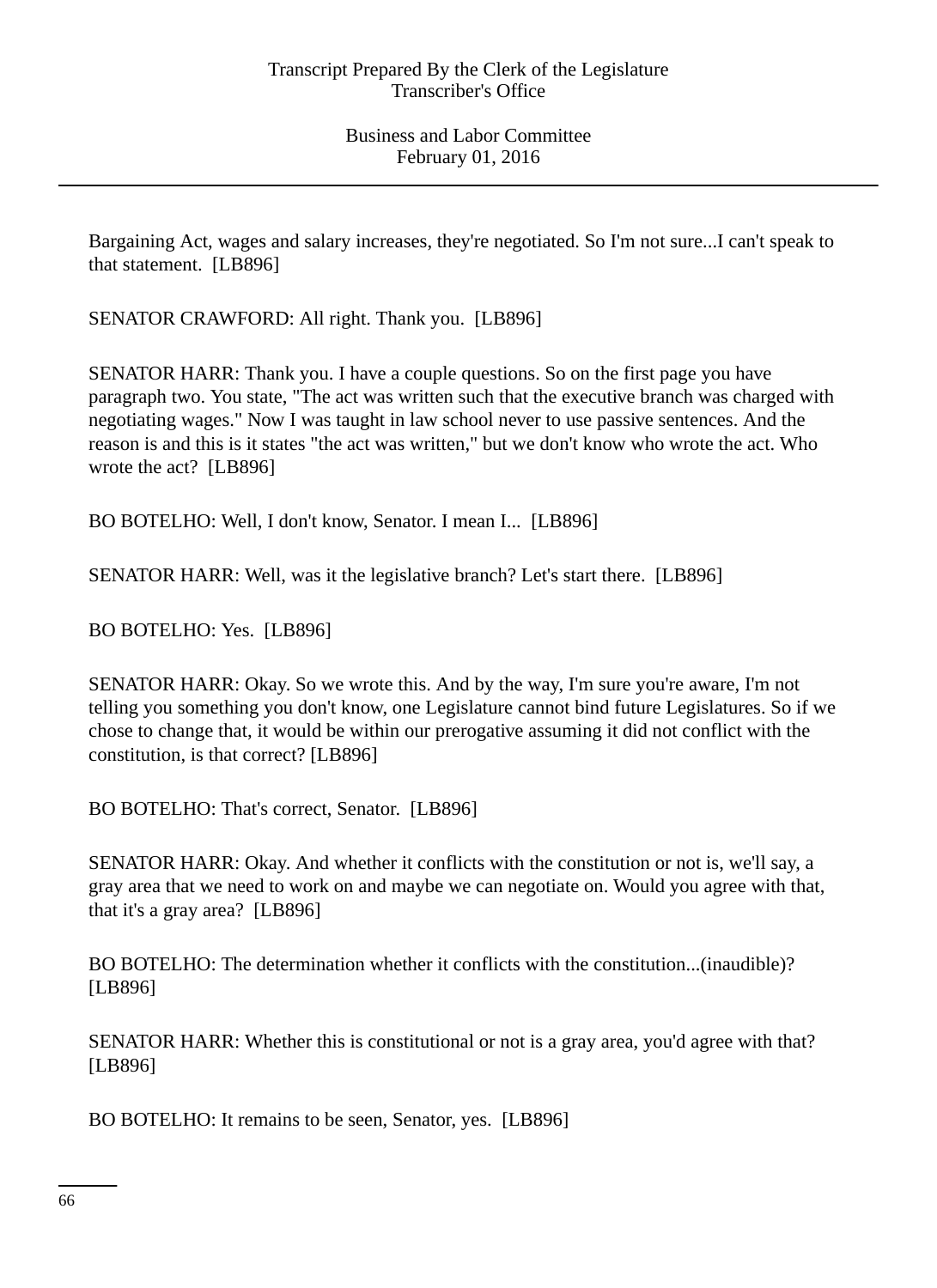Bargaining Act, wages and salary increases, they're negotiated. So I'm not sure...I can't speak to that statement. [LB896]

SENATOR CRAWFORD: All right. Thank you. [LB896]

SENATOR HARR: Thank you. I have a couple questions. So on the first page you have paragraph two. You state, "The act was written such that the executive branch was charged with negotiating wages." Now I was taught in law school never to use passive sentences. And the reason is and this is it states "the act was written," but we don't know who wrote the act. Who wrote the act? [LB896]

BO BOTELHO: Well, I don't know, Senator. I mean I... [LB896]

SENATOR HARR: Well, was it the legislative branch? Let's start there. [LB896]

BO BOTELHO: Yes. [LB896]

SENATOR HARR: Okay. So we wrote this. And by the way, I'm sure you're aware, I'm not telling you something you don't know, one Legislature cannot bind future Legislatures. So if we chose to change that, it would be within our prerogative assuming it did not conflict with the constitution, is that correct? [LB896]

BO BOTELHO: That's correct, Senator. [LB896]

SENATOR HARR: Okay. And whether it conflicts with the constitution or not is, we'll say, a gray area that we need to work on and maybe we can negotiate on. Would you agree with that, that it's a gray area? [LB896]

BO BOTELHO: The determination whether it conflicts with the constitution...(inaudible)? [LB896]

SENATOR HARR: Whether this is constitutional or not is a gray area, you'd agree with that? [LB896]

BO BOTELHO: It remains to be seen, Senator, yes. [LB896]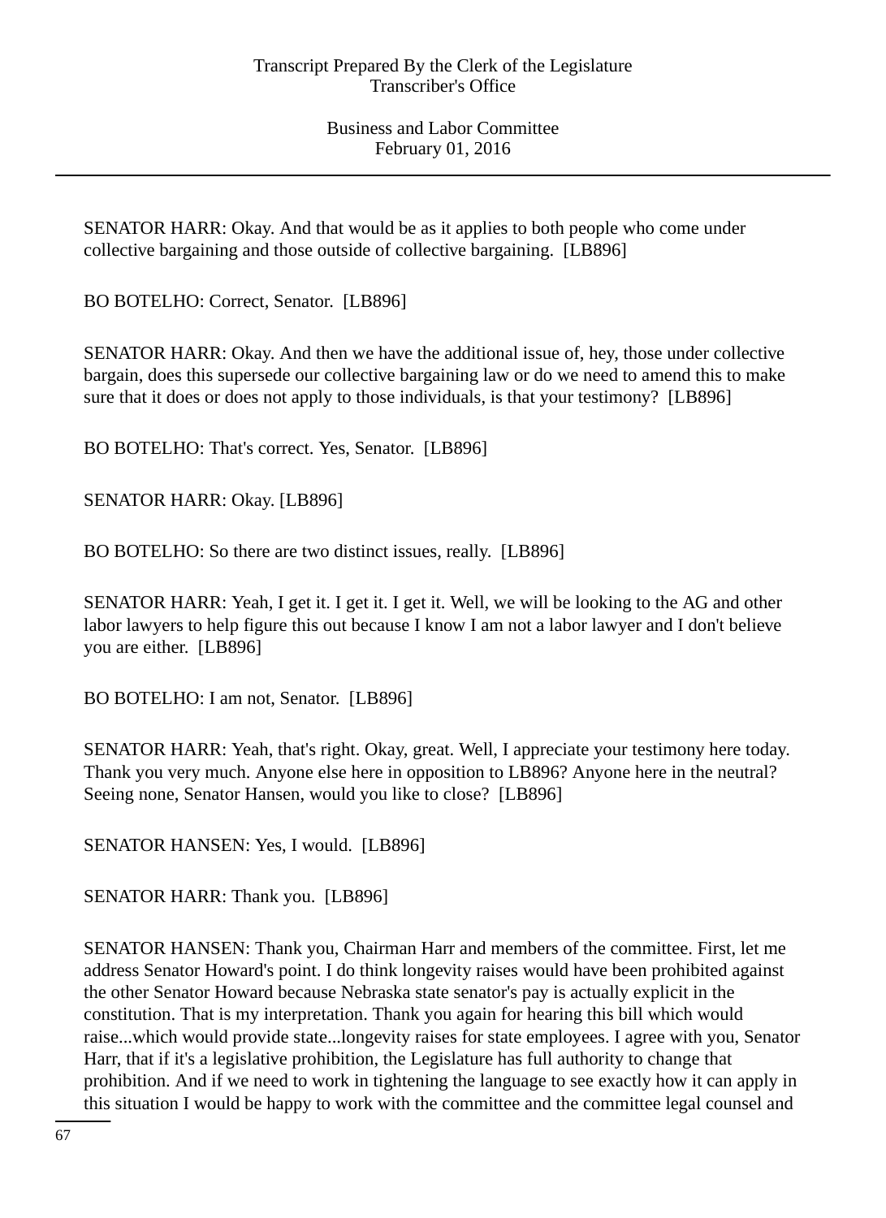SENATOR HARR: Okay. And that would be as it applies to both people who come under collective bargaining and those outside of collective bargaining.  [LB896]

BO BOTELHO: Correct, Senator.  [LB896]

SENATOR HARR: Okay. And then we have the additional issue of, hey, those under collective bargain, does this supersede our collective bargaining law or do we need to amend this to make sure that it does or does not apply to those individuals, is that your testimony?  [LB896]

BO BOTELHO: That's correct. Yes, Senator.  [LB896]

SENATOR HARR: Okay. [LB896]

BO BOTELHO: So there are two distinct issues, really.  [LB896]

SENATOR HARR: Yeah, I get it. I get it. I get it. Well, we will be looking to the AG and other labor lawyers to help figure this out because I know I am not a labor lawyer and I don't believe you are either.  [LB896]

BO BOTELHO: I am not, Senator.  [LB896]

SENATOR HARR: Yeah, that's right. Okay, great. Well, I appreciate your testimony here today. Thank you very much. Anyone else here in opposition to LB896? Anyone here in the neutral? Seeing none, Senator Hansen, would you like to close?  [LB896]

SENATOR HANSEN: Yes, I would.  [LB896]

SENATOR HARR: Thank you.  [LB896]

SENATOR HANSEN: Thank you, Chairman Harr and members of the committee. First, let me address Senator Howard's point. I do think longevity raises would have been prohibited against the other Senator Howard because Nebraska state senator's pay is actually explicit in the constitution. That is my interpretation. Thank you again for hearing this bill which would raise...which would provide state...longevity raises for state employees. I agree with you, Senator Harr, that if it's a legislative prohibition, the Legislature has full authority to change that prohibition. And if we need to work in tightening the language to see exactly how it can apply in this situation I would be happy to work with the committee and the committee legal counsel and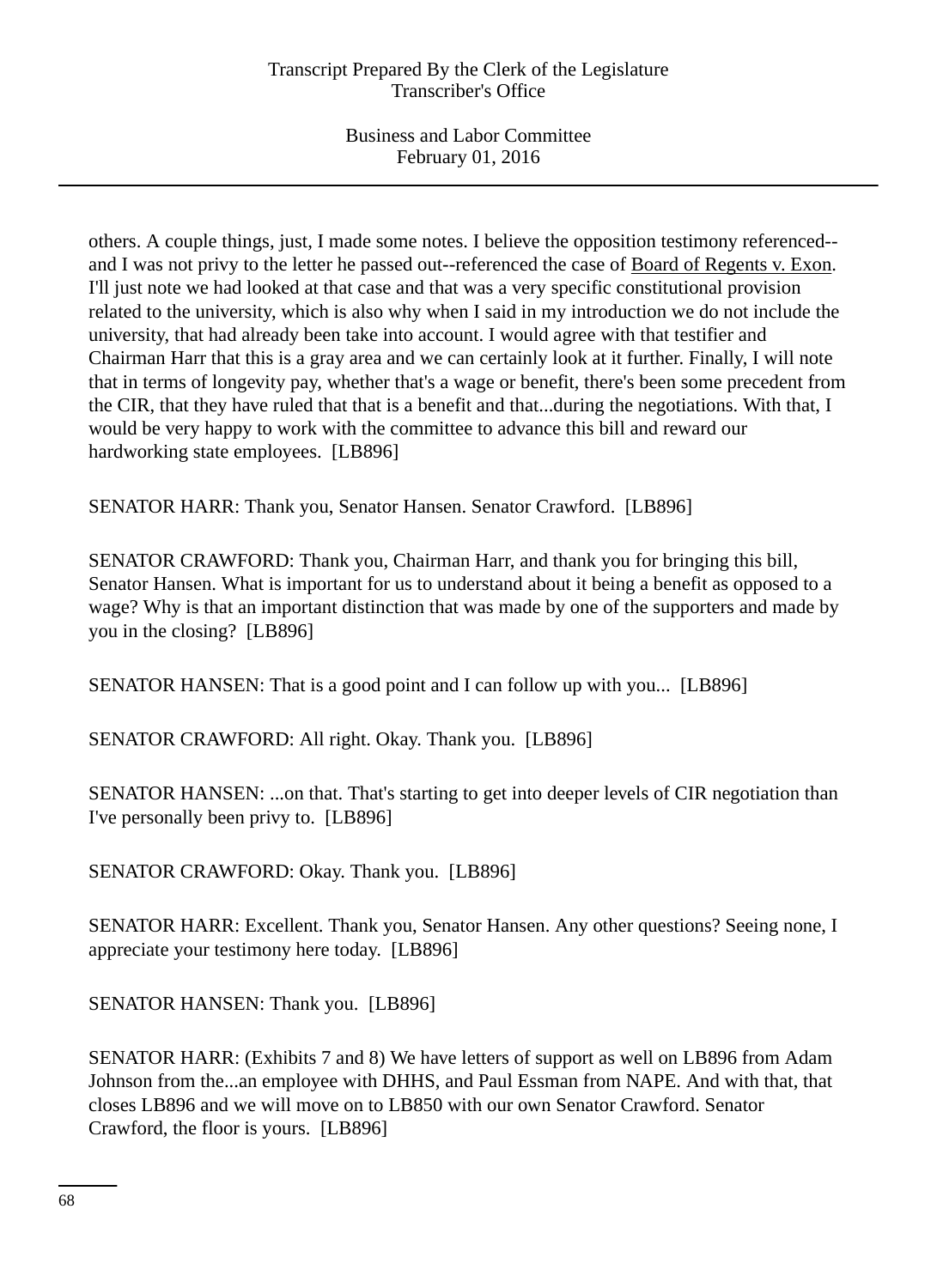others. A couple things, just, I made some notes. I believe the opposition testimony referenced--and I was not privy to the letter he passed out--referenced the case of Board of Regents v. Exon. I'll just note we had looked at that case and that was a very specific constitutional provision related to the university, which is also why when I said in my introduction we do not include the university, that had already been take into account. I would agree with that testifier and Chairman Harr that this is a gray area and we can certainly look at it further. Finally, I will note that in terms of longevity pay, whether that's a wage or benefit, there's been some precedent from the CIR, that they have ruled that that is a benefit and that...during the negotiations. With that, I would be very happy to work with the committee to advance this bill and reward our hardworking state employees. [LB896]

SENATOR HARR: Thank you, Senator Hansen. Senator Crawford. [LB896]

SENATOR CRAWFORD: Thank you, Chairman Harr, and thank you for bringing this bill, Senator Hansen. What is important for us to understand about it being a benefit as opposed to a wage? Why is that an important distinction that was made by one of the supporters and made by you in the closing? [LB896]

SENATOR HANSEN: That is a good point and I can follow up with you... [LB896]

SENATOR CRAWFORD: All right. Okay. Thank you. [LB896]

SENATOR HANSEN: ...on that. That's starting to get into deeper levels of CIR negotiation than I've personally been privy to. [LB896]

SENATOR CRAWFORD: Okay. Thank you. [LB896]

SENATOR HARR: Excellent. Thank you, Senator Hansen. Any other questions? Seeing none, I appreciate your testimony here today. [LB896]

SENATOR HANSEN: Thank you. [LB896]

SENATOR HARR: (Exhibits 7 and 8) We have letters of support as well on LB896 from Adam Johnson from the...an employee with DHHS, and Paul Essman from NAPE. And with that, that closes LB896 and we will move on to LB850 with our own Senator Crawford. Senator Crawford, the floor is yours. [LB896]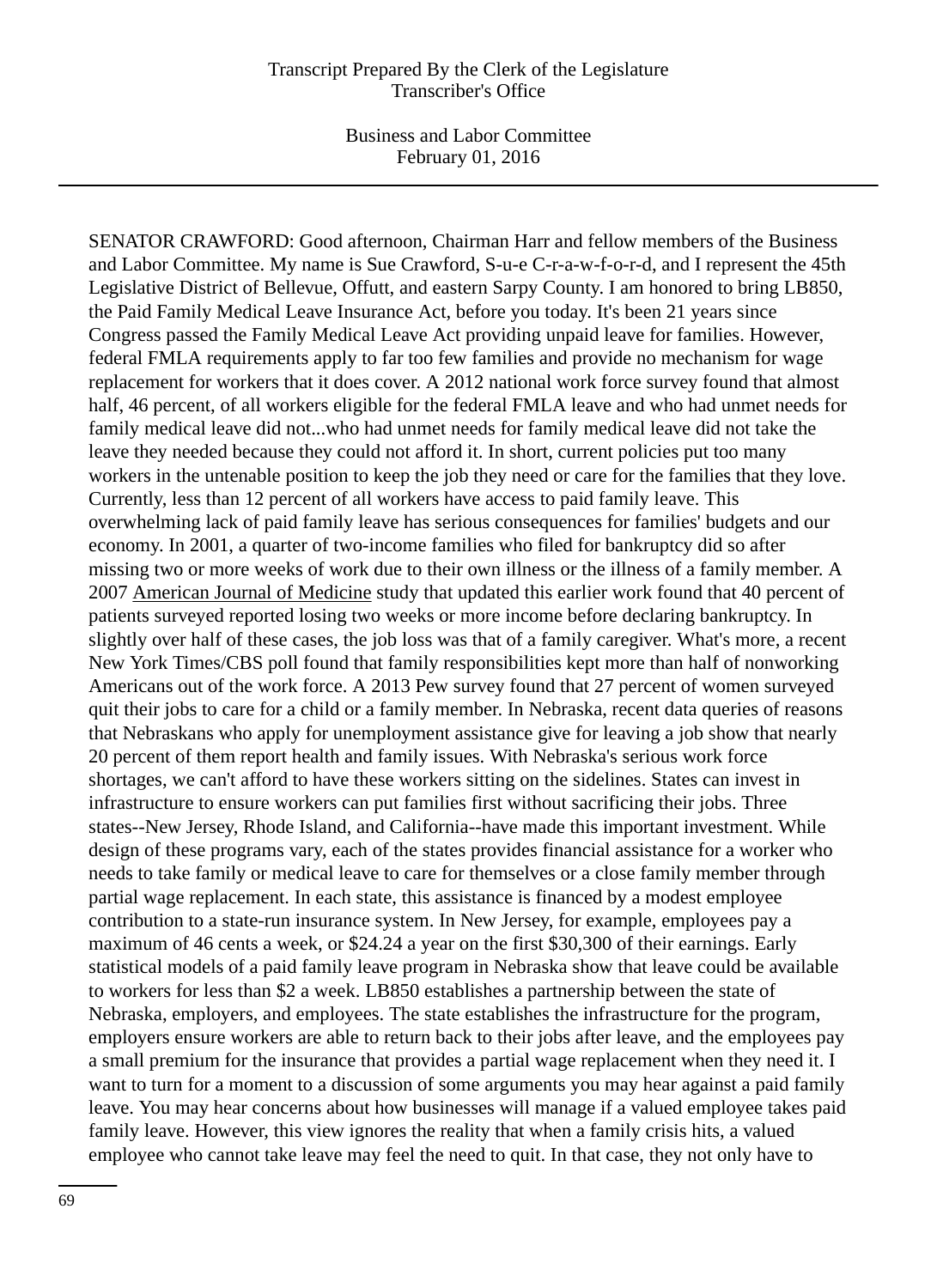SENATOR CRAWFORD: Good afternoon, Chairman Harr and fellow members of the Business and Labor Committee. My name is Sue Crawford, S-u-e C-r-a-w-f-o-r-d, and I represent the 45th Legislative District of Bellevue, Offutt, and eastern Sarpy County. I am honored to bring LB850, the Paid Family Medical Leave Insurance Act, before you today. It's been 21 years since Congress passed the Family Medical Leave Act providing unpaid leave for families. However, federal FMLA requirements apply to far too few families and provide no mechanism for wage replacement for workers that it does cover. A 2012 national work force survey found that almost half, 46 percent, of all workers eligible for the federal FMLA leave and who had unmet needs for family medical leave did not...who had unmet needs for family medical leave did not take the leave they needed because they could not afford it. In short, current policies put too many workers in the untenable position to keep the job they need or care for the families that they love. Currently, less than 12 percent of all workers have access to paid family leave. This overwhelming lack of paid family leave has serious consequences for families' budgets and our economy. In 2001, a quarter of two-income families who filed for bankruptcy did so after missing two or more weeks of work due to their own illness or the illness of a family member. A 2007 American Journal of Medicine study that updated this earlier work found that 40 percent of patients surveyed reported losing two weeks or more income before declaring bankruptcy. In slightly over half of these cases, the job loss was that of a family caregiver. What's more, a recent New York Times/CBS poll found that family responsibilities kept more than half of nonworking Americans out of the work force. A 2013 Pew survey found that 27 percent of women surveyed quit their jobs to care for a child or a family member. In Nebraska, recent data queries of reasons that Nebraskans who apply for unemployment assistance give for leaving a job show that nearly 20 percent of them report health and family issues. With Nebraska's serious work force shortages, we can't afford to have these workers sitting on the sidelines. States can invest in infrastructure to ensure workers can put families first without sacrificing their jobs. Three states--New Jersey, Rhode Island, and California--have made this important investment. While design of these programs vary, each of the states provides financial assistance for a worker who needs to take family or medical leave to care for themselves or a close family member through partial wage replacement. In each state, this assistance is financed by a modest employee contribution to a state-run insurance system. In New Jersey, for example, employees pay a maximum of 46 cents a week, or $24.24 a year on the first $30,300 of their earnings. Early statistical models of a paid family leave program in Nebraska show that leave could be available to workers for less than $2 a week. LB850 establishes a partnership between the state of Nebraska, employers, and employees. The state establishes the infrastructure for the program, employers ensure workers are able to return back to their jobs after leave, and the employees pay a small premium for the insurance that provides a partial wage replacement when they need it. I want to turn for a moment to a discussion of some arguments you may hear against a paid family leave. You may hear concerns about how businesses will manage if a valued employee takes paid family leave. However, this view ignores the reality that when a family crisis hits, a valued employee who cannot take leave may feel the need to quit. In that case, they not only have to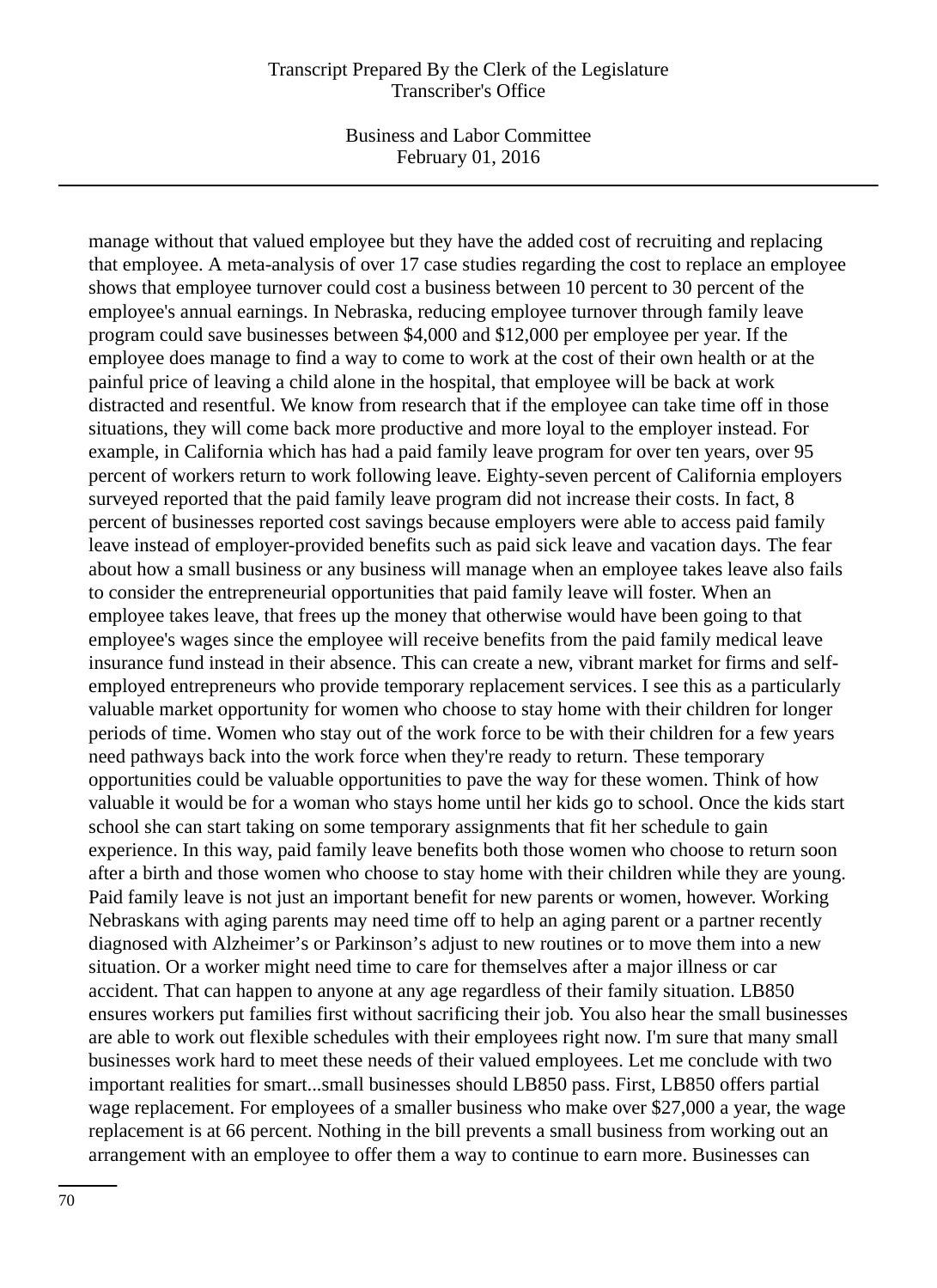manage without that valued employee but they have the added cost of recruiting and replacing that employee. A meta-analysis of over 17 case studies regarding the cost to replace an employee shows that employee turnover could cost a business between 10 percent to 30 percent of the employee's annual earnings. In Nebraska, reducing employee turnover through family leave program could save businesses between $4,000 and $12,000 per employee per year. If the employee does manage to find a way to come to work at the cost of their own health or at the painful price of leaving a child alone in the hospital, that employee will be back at work distracted and resentful. We know from research that if the employee can take time off in those situations, they will come back more productive and more loyal to the employer instead. For example, in California which has had a paid family leave program for over ten years, over 95 percent of workers return to work following leave. Eighty-seven percent of California employers surveyed reported that the paid family leave program did not increase their costs. In fact, 8 percent of businesses reported cost savings because employers were able to access paid family leave instead of employer-provided benefits such as paid sick leave and vacation days. The fear about how a small business or any business will manage when an employee takes leave also fails to consider the entrepreneurial opportunities that paid family leave will foster. When an employee takes leave, that frees up the money that otherwise would have been going to that employee's wages since the employee will receive benefits from the paid family medical leave insurance fund instead in their absence. This can create a new, vibrant market for firms and self-employed entrepreneurs who provide temporary replacement services. I see this as a particularly valuable market opportunity for women who choose to stay home with their children for longer periods of time. Women who stay out of the work force to be with their children for a few years need pathways back into the work force when they're ready to return. These temporary opportunities could be valuable opportunities to pave the way for these women. Think of how valuable it would be for a woman who stays home until her kids go to school. Once the kids start school she can start taking on some temporary assignments that fit her schedule to gain experience. In this way, paid family leave benefits both those women who choose to return soon after a birth and those women who choose to stay home with their children while they are young. Paid family leave is not just an important benefit for new parents or women, however. Working Nebraskans with aging parents may need time off to help an aging parent or a partner recently diagnosed with Alzheimer's or Parkinson's adjust to new routines or to move them into a new situation. Or a worker might need time to care for themselves after a major illness or car accident. That can happen to anyone at any age regardless of their family situation. LB850 ensures workers put families first without sacrificing their job. You also hear the small businesses are able to work out flexible schedules with their employees right now. I'm sure that many small businesses work hard to meet these needs of their valued employees. Let me conclude with two important realities for smart...small businesses should LB850 pass. First, LB850 offers partial wage replacement. For employees of a smaller business who make over $27,000 a year, the wage replacement is at 66 percent. Nothing in the bill prevents a small business from working out an arrangement with an employee to offer them a way to continue to earn more. Businesses can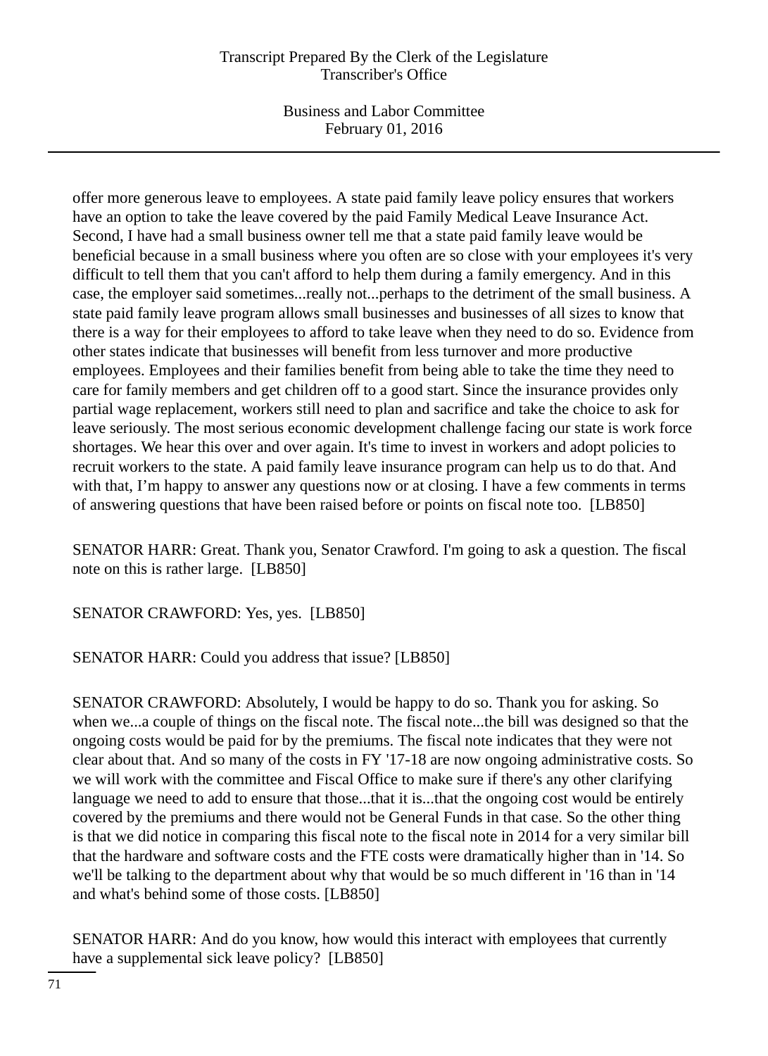offer more generous leave to employees. A state paid family leave policy ensures that workers have an option to take the leave covered by the paid Family Medical Leave Insurance Act. Second, I have had a small business owner tell me that a state paid family leave would be beneficial because in a small business where you often are so close with your employees it's very difficult to tell them that you can't afford to help them during a family emergency. And in this case, the employer said sometimes...really not...perhaps to the detriment of the small business. A state paid family leave program allows small businesses and businesses of all sizes to know that there is a way for their employees to afford to take leave when they need to do so. Evidence from other states indicate that businesses will benefit from less turnover and more productive employees. Employees and their families benefit from being able to take the time they need to care for family members and get children off to a good start. Since the insurance provides only partial wage replacement, workers still need to plan and sacrifice and take the choice to ask for leave seriously. The most serious economic development challenge facing our state is work force shortages. We hear this over and over again. It's time to invest in workers and adopt policies to recruit workers to the state. A paid family leave insurance program can help us to do that. And with that, I'm happy to answer any questions now or at closing. I have a few comments in terms of answering questions that have been raised before or points on fiscal note too. [LB850]

SENATOR HARR: Great. Thank you, Senator Crawford. I'm going to ask a question. The fiscal note on this is rather large. [LB850]

SENATOR CRAWFORD: Yes, yes. [LB850]

SENATOR HARR: Could you address that issue? [LB850]

SENATOR CRAWFORD: Absolutely, I would be happy to do so. Thank you for asking. So when we...a couple of things on the fiscal note. The fiscal note...the bill was designed so that the ongoing costs would be paid for by the premiums. The fiscal note indicates that they were not clear about that. And so many of the costs in FY '17-18 are now ongoing administrative costs. So we will work with the committee and Fiscal Office to make sure if there's any other clarifying language we need to add to ensure that those...that it is...that the ongoing cost would be entirely covered by the premiums and there would not be General Funds in that case. So the other thing is that we did notice in comparing this fiscal note to the fiscal note in 2014 for a very similar bill that the hardware and software costs and the FTE costs were dramatically higher than in '14. So we'll be talking to the department about why that would be so much different in '16 than in '14 and what's behind some of those costs. [LB850]

SENATOR HARR: And do you know, how would this interact with employees that currently have a supplemental sick leave policy? [LB850]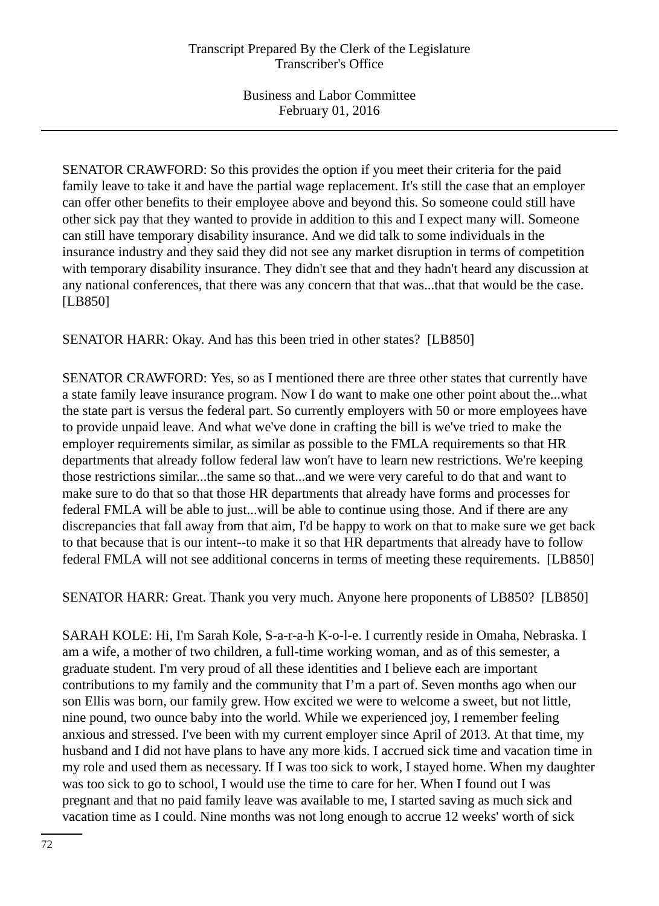SENATOR CRAWFORD: So this provides the option if you meet their criteria for the paid family leave to take it and have the partial wage replacement. It's still the case that an employer can offer other benefits to their employee above and beyond this. So someone could still have other sick pay that they wanted to provide in addition to this and I expect many will. Someone can still have temporary disability insurance. And we did talk to some individuals in the insurance industry and they said they did not see any market disruption in terms of competition with temporary disability insurance. They didn't see that and they hadn't heard any discussion at any national conferences, that there was any concern that that was...that that would be the case. [LB850]

SENATOR HARR: Okay. And has this been tried in other states? [LB850]

SENATOR CRAWFORD: Yes, so as I mentioned there are three other states that currently have a state family leave insurance program. Now I do want to make one other point about the...what the state part is versus the federal part. So currently employers with 50 or more employees have to provide unpaid leave. And what we've done in crafting the bill is we've tried to make the employer requirements similar, as similar as possible to the FMLA requirements so that HR departments that already follow federal law won't have to learn new restrictions. We're keeping those restrictions similar...the same so that...and we were very careful to do that and want to make sure to do that so that those HR departments that already have forms and processes for federal FMLA will be able to just...will be able to continue using those. And if there are any discrepancies that fall away from that aim, I'd be happy to work on that to make sure we get back to that because that is our intent--to make it so that HR departments that already have to follow federal FMLA will not see additional concerns in terms of meeting these requirements. [LB850]

SENATOR HARR: Great. Thank you very much. Anyone here proponents of LB850? [LB850]

SARAH KOLE: Hi, I'm Sarah Kole, S-a-r-a-h K-o-l-e. I currently reside in Omaha, Nebraska. I am a wife, a mother of two children, a full-time working woman, and as of this semester, a graduate student. I'm very proud of all these identities and I believe each are important contributions to my family and the community that I'm a part of. Seven months ago when our son Ellis was born, our family grew. How excited we were to welcome a sweet, but not little, nine pound, two ounce baby into the world. While we experienced joy, I remember feeling anxious and stressed. I've been with my current employer since April of 2013. At that time, my husband and I did not have plans to have any more kids. I accrued sick time and vacation time in my role and used them as necessary. If I was too sick to work, I stayed home. When my daughter was too sick to go to school, I would use the time to care for her. When I found out I was pregnant and that no paid family leave was available to me, I started saving as much sick and vacation time as I could. Nine months was not long enough to accrue 12 weeks' worth of sick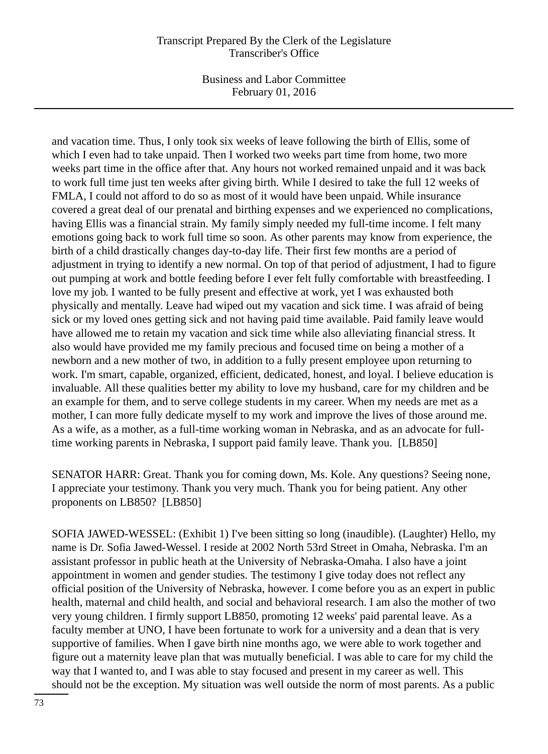and vacation time. Thus, I only took six weeks of leave following the birth of Ellis, some of which I even had to take unpaid. Then I worked two weeks part time from home, two more weeks part time in the office after that. Any hours not worked remained unpaid and it was back to work full time just ten weeks after giving birth. While I desired to take the full 12 weeks of FMLA, I could not afford to do so as most of it would have been unpaid. While insurance covered a great deal of our prenatal and birthing expenses and we experienced no complications, having Ellis was a financial strain. My family simply needed my full-time income. I felt many emotions going back to work full time so soon. As other parents may know from experience, the birth of a child drastically changes day-to-day life. Their first few months are a period of adjustment in trying to identify a new normal. On top of that period of adjustment, I had to figure out pumping at work and bottle feeding before I ever felt fully comfortable with breastfeeding. I love my job. I wanted to be fully present and effective at work, yet I was exhausted both physically and mentally. Leave had wiped out my vacation and sick time. I was afraid of being sick or my loved ones getting sick and not having paid time available. Paid family leave would have allowed me to retain my vacation and sick time while also alleviating financial stress. It also would have provided me my family precious and focused time on being a mother of a newborn and a new mother of two, in addition to a fully present employee upon returning to work. I'm smart, capable, organized, efficient, dedicated, honest, and loyal. I believe education is invaluable. All these qualities better my ability to love my husband, care for my children and be an example for them, and to serve college students in my career. When my needs are met as a mother, I can more fully dedicate myself to my work and improve the lives of those around me. As a wife, as a mother, as a full-time working woman in Nebraska, and as an advocate for full-time working parents in Nebraska, I support paid family leave. Thank you. [LB850]

SENATOR HARR: Great. Thank you for coming down, Ms. Kole. Any questions? Seeing none, I appreciate your testimony. Thank you very much. Thank you for being patient. Any other proponents on LB850? [LB850]

SOFIA JAWED-WESSEL: (Exhibit 1) I've been sitting so long (inaudible). (Laughter) Hello, my name is Dr. Sofia Jawed-Wessel. I reside at 2002 North 53rd Street in Omaha, Nebraska. I'm an assistant professor in public heath at the University of Nebraska-Omaha. I also have a joint appointment in women and gender studies. The testimony I give today does not reflect any official position of the University of Nebraska, however. I come before you as an expert in public health, maternal and child health, and social and behavioral research. I am also the mother of two very young children. I firmly support LB850, promoting 12 weeks' paid parental leave. As a faculty member at UNO, I have been fortunate to work for a university and a dean that is very supportive of families. When I gave birth nine months ago, we were able to work together and figure out a maternity leave plan that was mutually beneficial. I was able to care for my child the way that I wanted to, and I was able to stay focused and present in my career as well. This should not be the exception. My situation was well outside the norm of most parents. As a public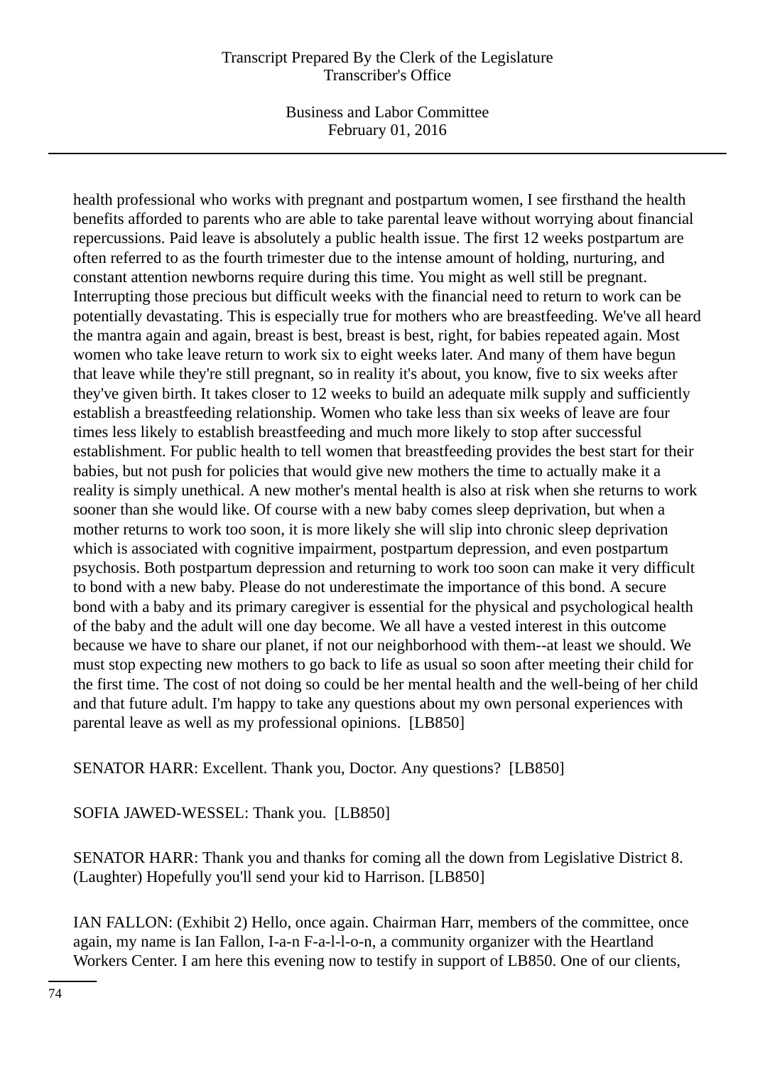health professional who works with pregnant and postpartum women, I see firsthand the health benefits afforded to parents who are able to take parental leave without worrying about financial repercussions. Paid leave is absolutely a public health issue. The first 12 weeks postpartum are often referred to as the fourth trimester due to the intense amount of holding, nurturing, and constant attention newborns require during this time. You might as well still be pregnant. Interrupting those precious but difficult weeks with the financial need to return to work can be potentially devastating. This is especially true for mothers who are breastfeeding. We've all heard the mantra again and again, breast is best, breast is best, right, for babies repeated again. Most women who take leave return to work six to eight weeks later. And many of them have begun that leave while they're still pregnant, so in reality it's about, you know, five to six weeks after they've given birth. It takes closer to 12 weeks to build an adequate milk supply and sufficiently establish a breastfeeding relationship. Women who take less than six weeks of leave are four times less likely to establish breastfeeding and much more likely to stop after successful establishment. For public health to tell women that breastfeeding provides the best start for their babies, but not push for policies that would give new mothers the time to actually make it a reality is simply unethical. A new mother's mental health is also at risk when she returns to work sooner than she would like. Of course with a new baby comes sleep deprivation, but when a mother returns to work too soon, it is more likely she will slip into chronic sleep deprivation which is associated with cognitive impairment, postpartum depression, and even postpartum psychosis. Both postpartum depression and returning to work too soon can make it very difficult to bond with a new baby. Please do not underestimate the importance of this bond. A secure bond with a baby and its primary caregiver is essential for the physical and psychological health of the baby and the adult will one day become. We all have a vested interest in this outcome because we have to share our planet, if not our neighborhood with them--at least we should. We must stop expecting new mothers to go back to life as usual so soon after meeting their child for the first time. The cost of not doing so could be her mental health and the well-being of her child and that future adult. I'm happy to take any questions about my own personal experiences with parental leave as well as my professional opinions. [LB850]

SENATOR HARR: Excellent. Thank you, Doctor. Any questions? [LB850]

SOFIA JAWED-WESSEL: Thank you. [LB850]

SENATOR HARR: Thank you and thanks for coming all the down from Legislative District 8. (Laughter) Hopefully you'll send your kid to Harrison. [LB850]

IAN FALLON: (Exhibit 2) Hello, once again. Chairman Harr, members of the committee, once again, my name is Ian Fallon, I-a-n F-a-l-l-o-n, a community organizer with the Heartland Workers Center. I am here this evening now to testify in support of LB850. One of our clients,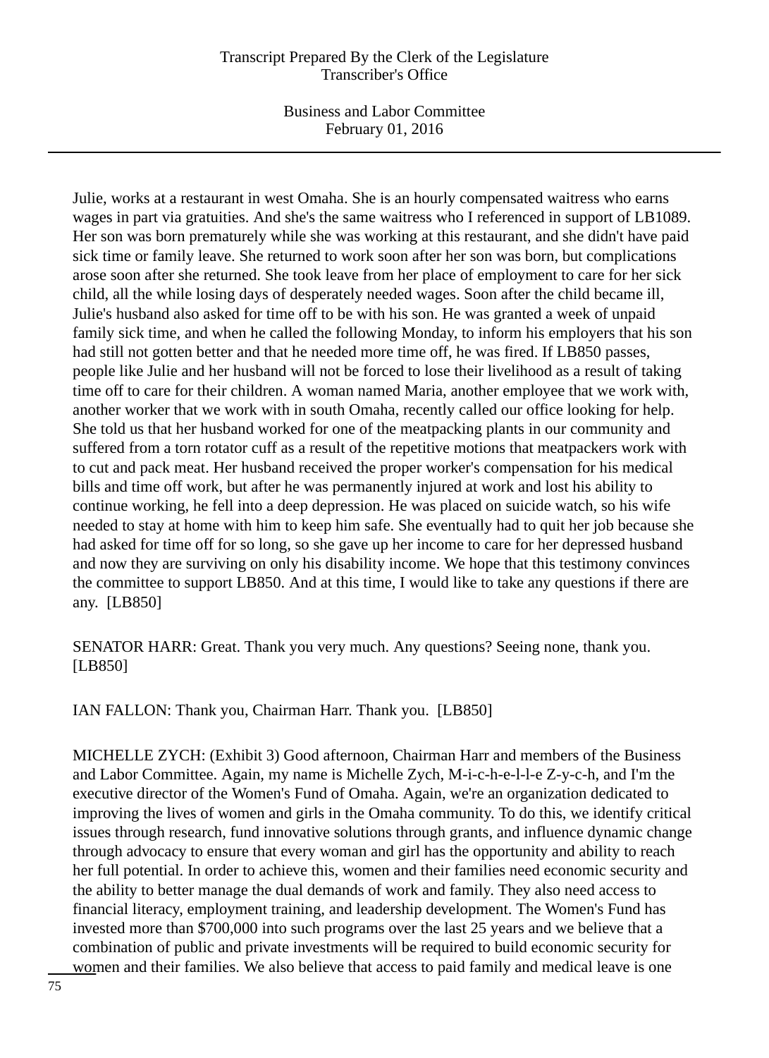Julie, works at a restaurant in west Omaha. She is an hourly compensated waitress who earns wages in part via gratuities. And she's the same waitress who I referenced in support of LB1089. Her son was born prematurely while she was working at this restaurant, and she didn't have paid sick time or family leave. She returned to work soon after her son was born, but complications arose soon after she returned. She took leave from her place of employment to care for her sick child, all the while losing days of desperately needed wages. Soon after the child became ill, Julie's husband also asked for time off to be with his son. He was granted a week of unpaid family sick time, and when he called the following Monday, to inform his employers that his son had still not gotten better and that he needed more time off, he was fired. If LB850 passes, people like Julie and her husband will not be forced to lose their livelihood as a result of taking time off to care for their children. A woman named Maria, another employee that we work with, another worker that we work with in south Omaha, recently called our office looking for help. She told us that her husband worked for one of the meatpacking plants in our community and suffered from a torn rotator cuff as a result of the repetitive motions that meatpackers work with to cut and pack meat. Her husband received the proper worker's compensation for his medical bills and time off work, but after he was permanently injured at work and lost his ability to continue working, he fell into a deep depression. He was placed on suicide watch, so his wife needed to stay at home with him to keep him safe. She eventually had to quit her job because she had asked for time off for so long, so she gave up her income to care for her depressed husband and now they are surviving on only his disability income. We hope that this testimony convinces the committee to support LB850. And at this time, I would like to take any questions if there are any. [LB850]

SENATOR HARR: Great. Thank you very much. Any questions? Seeing none, thank you. [LB850]

IAN FALLON: Thank you, Chairman Harr. Thank you. [LB850]

MICHELLE ZYCH: (Exhibit 3) Good afternoon, Chairman Harr and members of the Business and Labor Committee. Again, my name is Michelle Zych, M-i-c-h-e-l-l-e Z-y-c-h, and I'm the executive director of the Women's Fund of Omaha. Again, we're an organization dedicated to improving the lives of women and girls in the Omaha community. To do this, we identify critical issues through research, fund innovative solutions through grants, and influence dynamic change through advocacy to ensure that every woman and girl has the opportunity and ability to reach her full potential. In order to achieve this, women and their families need economic security and the ability to better manage the dual demands of work and family. They also need access to financial literacy, employment training, and leadership development. The Women's Fund has invested more than $700,000 into such programs over the last 25 years and we believe that a combination of public and private investments will be required to build economic security for women and their families. We also believe that access to paid family and medical leave is one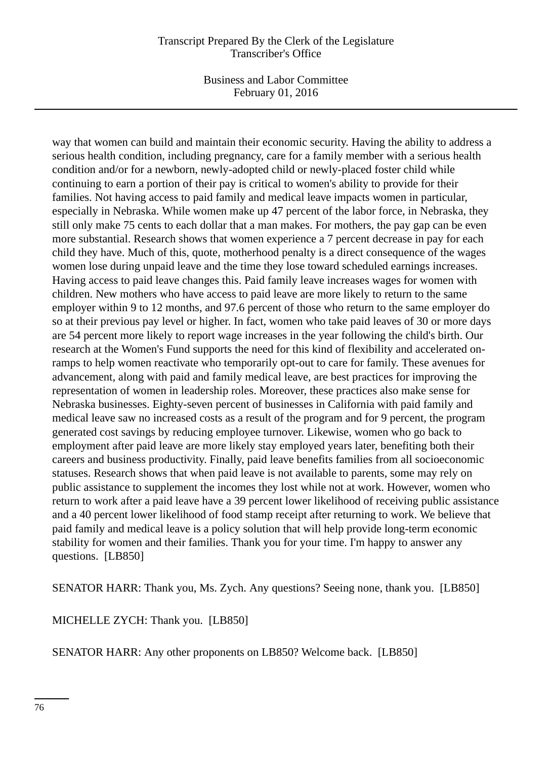way that women can build and maintain their economic security. Having the ability to address a serious health condition, including pregnancy, care for a family member with a serious health condition and/or for a newborn, newly-adopted child or newly-placed foster child while continuing to earn a portion of their pay is critical to women's ability to provide for their families. Not having access to paid family and medical leave impacts women in particular, especially in Nebraska. While women make up 47 percent of the labor force, in Nebraska, they still only make 75 cents to each dollar that a man makes. For mothers, the pay gap can be even more substantial. Research shows that women experience a 7 percent decrease in pay for each child they have. Much of this, quote, motherhood penalty is a direct consequence of the wages women lose during unpaid leave and the time they lose toward scheduled earnings increases. Having access to paid leave changes this. Paid family leave increases wages for women with children. New mothers who have access to paid leave are more likely to return to the same employer within 9 to 12 months, and 97.6 percent of those who return to the same employer do so at their previous pay level or higher. In fact, women who take paid leaves of 30 or more days are 54 percent more likely to report wage increases in the year following the child's birth. Our research at the Women's Fund supports the need for this kind of flexibility and accelerated on-ramps to help women reactivate who temporarily opt-out to care for family. These avenues for advancement, along with paid and family medical leave, are best practices for improving the representation of women in leadership roles. Moreover, these practices also make sense for Nebraska businesses. Eighty-seven percent of businesses in California with paid family and medical leave saw no increased costs as a result of the program and for 9 percent, the program generated cost savings by reducing employee turnover. Likewise, women who go back to employment after paid leave are more likely stay employed years later, benefiting both their careers and business productivity. Finally, paid leave benefits families from all socioeconomic statuses. Research shows that when paid leave is not available to parents, some may rely on public assistance to supplement the incomes they lost while not at work. However, women who return to work after a paid leave have a 39 percent lower likelihood of receiving public assistance and a 40 percent lower likelihood of food stamp receipt after returning to work. We believe that paid family and medical leave is a policy solution that will help provide long-term economic stability for women and their families. Thank you for your time. I'm happy to answer any questions.  [LB850]

SENATOR HARR: Thank you, Ms. Zych. Any questions? Seeing none, thank you.  [LB850]

MICHELLE ZYCH: Thank you.  [LB850]

SENATOR HARR: Any other proponents on LB850? Welcome back.  [LB850]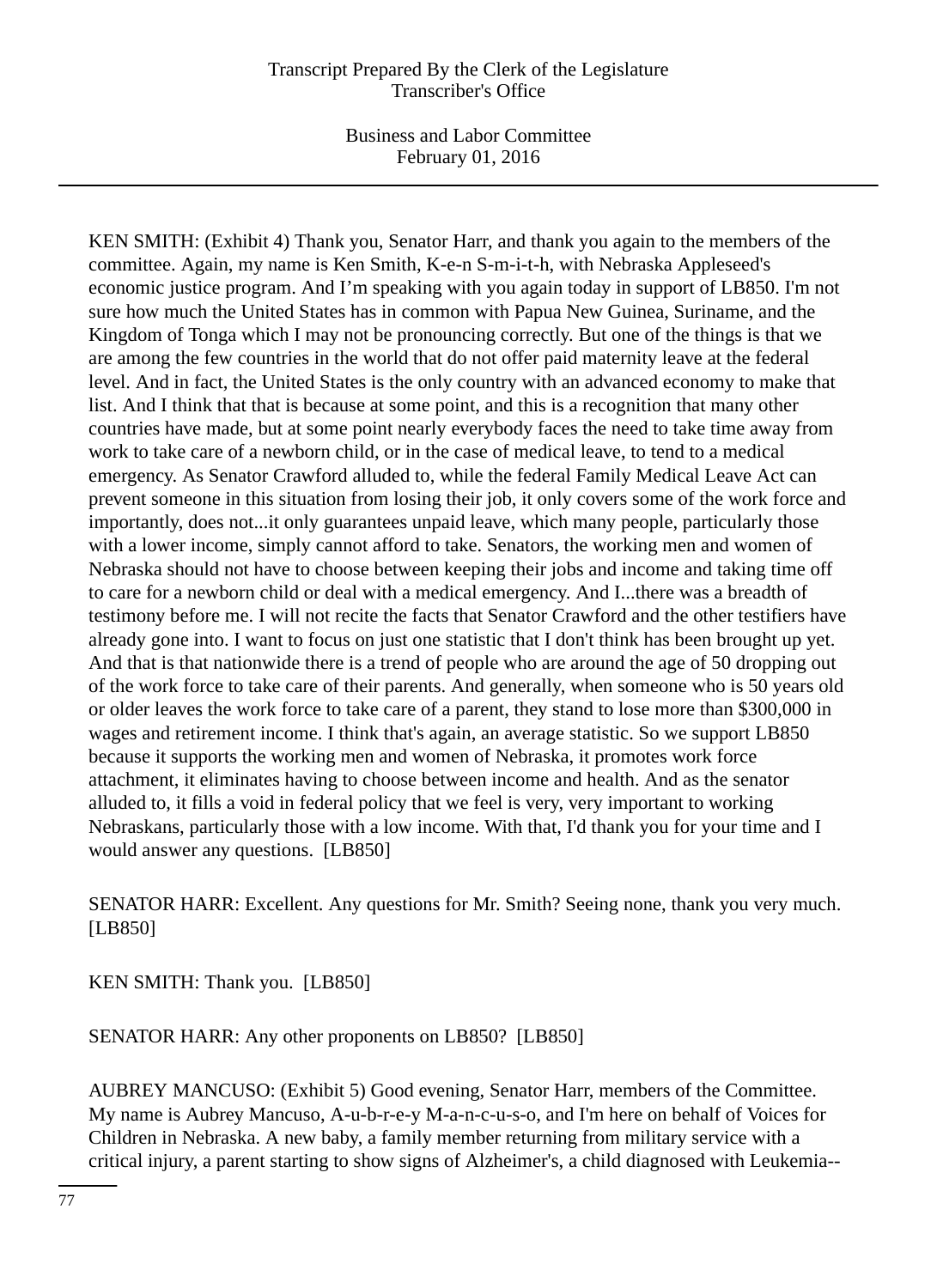KEN SMITH: (Exhibit 4) Thank you, Senator Harr, and thank you again to the members of the committee. Again, my name is Ken Smith, K-e-n S-m-i-t-h, with Nebraska Appleseed's economic justice program. And I'm speaking with you again today in support of LB850. I'm not sure how much the United States has in common with Papua New Guinea, Suriname, and the Kingdom of Tonga which I may not be pronouncing correctly. But one of the things is that we are among the few countries in the world that do not offer paid maternity leave at the federal level. And in fact, the United States is the only country with an advanced economy to make that list. And I think that that is because at some point, and this is a recognition that many other countries have made, but at some point nearly everybody faces the need to take time away from work to take care of a newborn child, or in the case of medical leave, to tend to a medical emergency. As Senator Crawford alluded to, while the federal Family Medical Leave Act can prevent someone in this situation from losing their job, it only covers some of the work force and importantly, does not...it only guarantees unpaid leave, which many people, particularly those with a lower income, simply cannot afford to take. Senators, the working men and women of Nebraska should not have to choose between keeping their jobs and income and taking time off to care for a newborn child or deal with a medical emergency. And I...there was a breadth of testimony before me. I will not recite the facts that Senator Crawford and the other testifiers have already gone into. I want to focus on just one statistic that I don't think has been brought up yet. And that is that nationwide there is a trend of people who are around the age of 50 dropping out of the work force to take care of their parents. And generally, when someone who is 50 years old or older leaves the work force to take care of a parent, they stand to lose more than $300,000 in wages and retirement income. I think that's again, an average statistic. So we support LB850 because it supports the working men and women of Nebraska, it promotes work force attachment, it eliminates having to choose between income and health. And as the senator alluded to, it fills a void in federal policy that we feel is very, very important to working Nebraskans, particularly those with a low income. With that, I'd thank you for your time and I would answer any questions. [LB850]

SENATOR HARR: Excellent. Any questions for Mr. Smith? Seeing none, thank you very much. [LB850]

KEN SMITH: Thank you. [LB850]

SENATOR HARR: Any other proponents on LB850? [LB850]

AUBREY MANCUSO: (Exhibit 5) Good evening, Senator Harr, members of the Committee. My name is Aubrey Mancuso, A-u-b-r-e-y M-a-n-c-u-s-o, and I'm here on behalf of Voices for Children in Nebraska. A new baby, a family member returning from military service with a critical injury, a parent starting to show signs of Alzheimer's, a child diagnosed with Leukemia--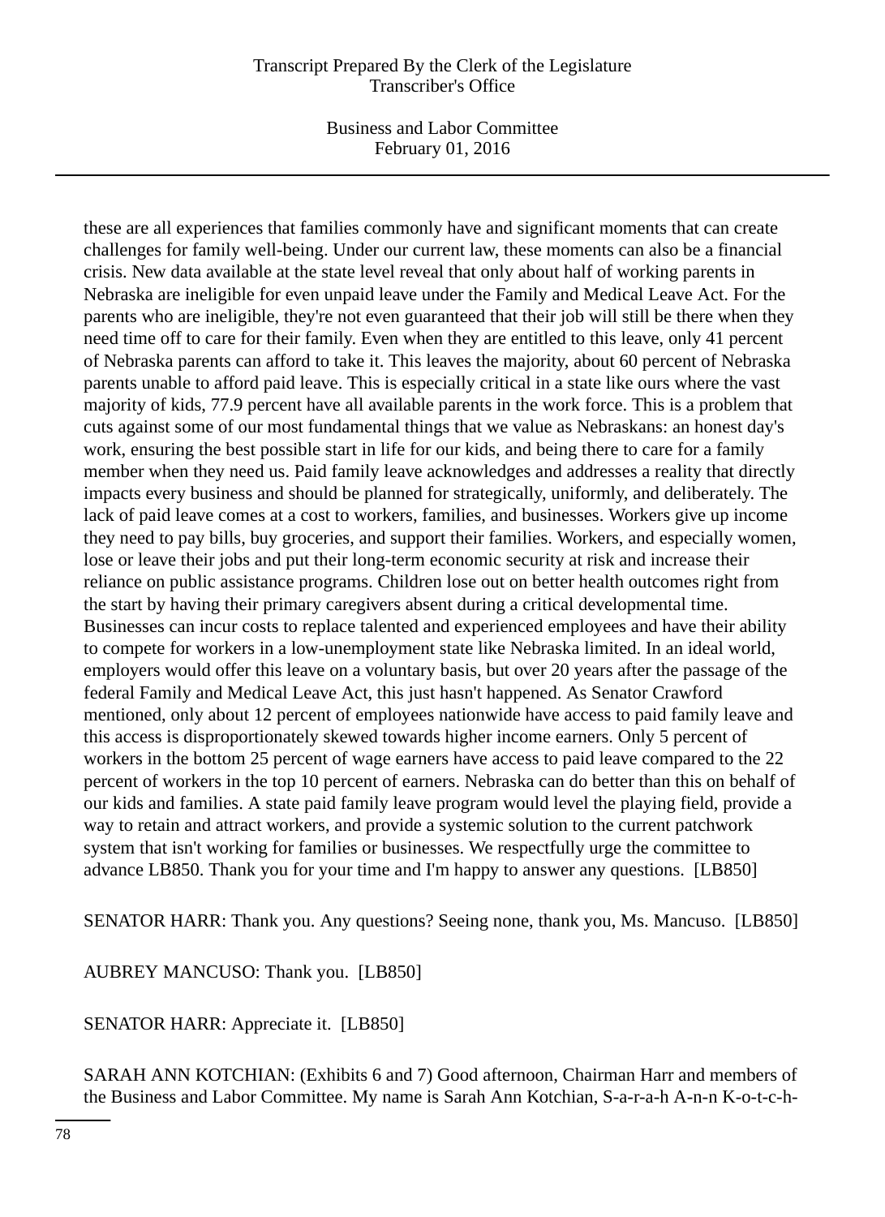these are all experiences that families commonly have and significant moments that can create challenges for family well-being. Under our current law, these moments can also be a financial crisis. New data available at the state level reveal that only about half of working parents in Nebraska are ineligible for even unpaid leave under the Family and Medical Leave Act. For the parents who are ineligible, they're not even guaranteed that their job will still be there when they need time off to care for their family. Even when they are entitled to this leave, only 41 percent of Nebraska parents can afford to take it. This leaves the majority, about 60 percent of Nebraska parents unable to afford paid leave. This is especially critical in a state like ours where the vast majority of kids, 77.9 percent have all available parents in the work force. This is a problem that cuts against some of our most fundamental things that we value as Nebraskans: an honest day's work, ensuring the best possible start in life for our kids, and being there to care for a family member when they need us. Paid family leave acknowledges and addresses a reality that directly impacts every business and should be planned for strategically, uniformly, and deliberately. The lack of paid leave comes at a cost to workers, families, and businesses. Workers give up income they need to pay bills, buy groceries, and support their families. Workers, and especially women, lose or leave their jobs and put their long-term economic security at risk and increase their reliance on public assistance programs. Children lose out on better health outcomes right from the start by having their primary caregivers absent during a critical developmental time. Businesses can incur costs to replace talented and experienced employees and have their ability to compete for workers in a low-unemployment state like Nebraska limited. In an ideal world, employers would offer this leave on a voluntary basis, but over 20 years after the passage of the federal Family and Medical Leave Act, this just hasn't happened. As Senator Crawford mentioned, only about 12 percent of employees nationwide have access to paid family leave and this access is disproportionately skewed towards higher income earners. Only 5 percent of workers in the bottom 25 percent of wage earners have access to paid leave compared to the 22 percent of workers in the top 10 percent of earners. Nebraska can do better than this on behalf of our kids and families. A state paid family leave program would level the playing field, provide a way to retain and attract workers, and provide a systemic solution to the current patchwork system that isn't working for families or businesses. We respectfully urge the committee to advance LB850. Thank you for your time and I'm happy to answer any questions. [LB850]

SENATOR HARR: Thank you. Any questions? Seeing none, thank you, Ms. Mancuso. [LB850]

AUBREY MANCUSO: Thank you. [LB850]

SENATOR HARR: Appreciate it. [LB850]

SARAH ANN KOTCHIAN: (Exhibits 6 and 7) Good afternoon, Chairman Harr and members of the Business and Labor Committee. My name is Sarah Ann Kotchian, S-a-r-a-h A-n-n K-o-t-c-h-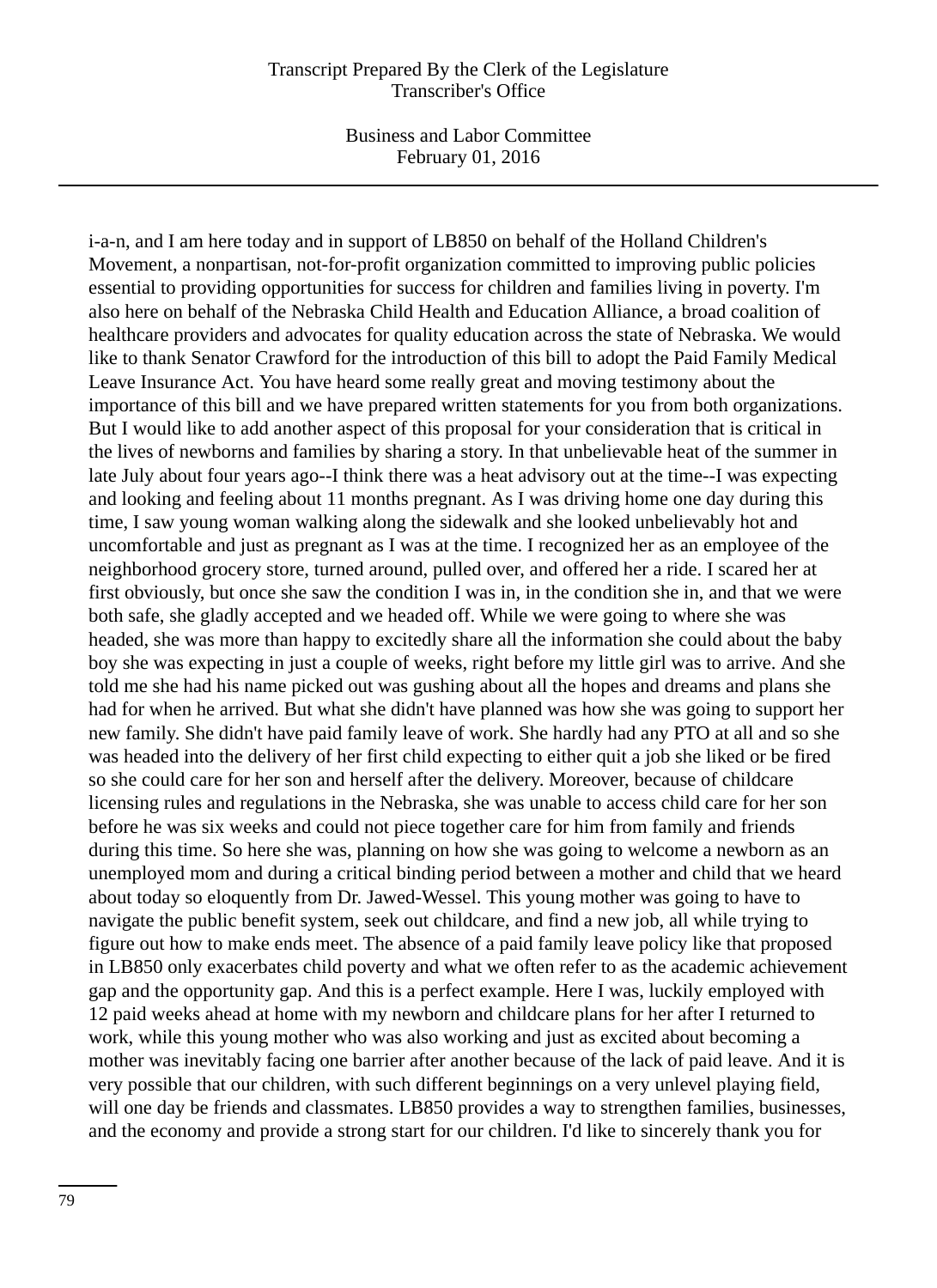i-a-n, and I am here today and in support of LB850 on behalf of the Holland Children's Movement, a nonpartisan, not-for-profit organization committed to improving public policies essential to providing opportunities for success for children and families living in poverty. I'm also here on behalf of the Nebraska Child Health and Education Alliance, a broad coalition of healthcare providers and advocates for quality education across the state of Nebraska. We would like to thank Senator Crawford for the introduction of this bill to adopt the Paid Family Medical Leave Insurance Act. You have heard some really great and moving testimony about the importance of this bill and we have prepared written statements for you from both organizations. But I would like to add another aspect of this proposal for your consideration that is critical in the lives of newborns and families by sharing a story. In that unbelievable heat of the summer in late July about four years ago--I think there was a heat advisory out at the time--I was expecting and looking and feeling about 11 months pregnant. As I was driving home one day during this time, I saw young woman walking along the sidewalk and she looked unbelievably hot and uncomfortable and just as pregnant as I was at the time. I recognized her as an employee of the neighborhood grocery store, turned around, pulled over, and offered her a ride. I scared her at first obviously, but once she saw the condition I was in, in the condition she in, and that we were both safe, she gladly accepted and we headed off. While we were going to where she was headed, she was more than happy to excitedly share all the information she could about the baby boy she was expecting in just a couple of weeks, right before my little girl was to arrive. And she told me she had his name picked out was gushing about all the hopes and dreams and plans she had for when he arrived. But what she didn't have planned was how she was going to support her new family. She didn't have paid family leave of work. She hardly had any PTO at all and so she was headed into the delivery of her first child expecting to either quit a job she liked or be fired so she could care for her son and herself after the delivery. Moreover, because of childcare licensing rules and regulations in the Nebraska, she was unable to access child care for her son before he was six weeks and could not piece together care for him from family and friends during this time. So here she was, planning on how she was going to welcome a newborn as an unemployed mom and during a critical binding period between a mother and child that we heard about today so eloquently from Dr. Jawed-Wessel. This young mother was going to have to navigate the public benefit system, seek out childcare, and find a new job, all while trying to figure out how to make ends meet. The absence of a paid family leave policy like that proposed in LB850 only exacerbates child poverty and what we often refer to as the academic achievement gap and the opportunity gap. And this is a perfect example. Here I was, luckily employed with 12 paid weeks ahead at home with my newborn and childcare plans for her after I returned to work, while this young mother who was also working and just as excited about becoming a mother was inevitably facing one barrier after another because of the lack of paid leave. And it is very possible that our children, with such different beginnings on a very unlevel playing field, will one day be friends and classmates. LB850 provides a way to strengthen families, businesses, and the economy and provide a strong start for our children. I'd like to sincerely thank you for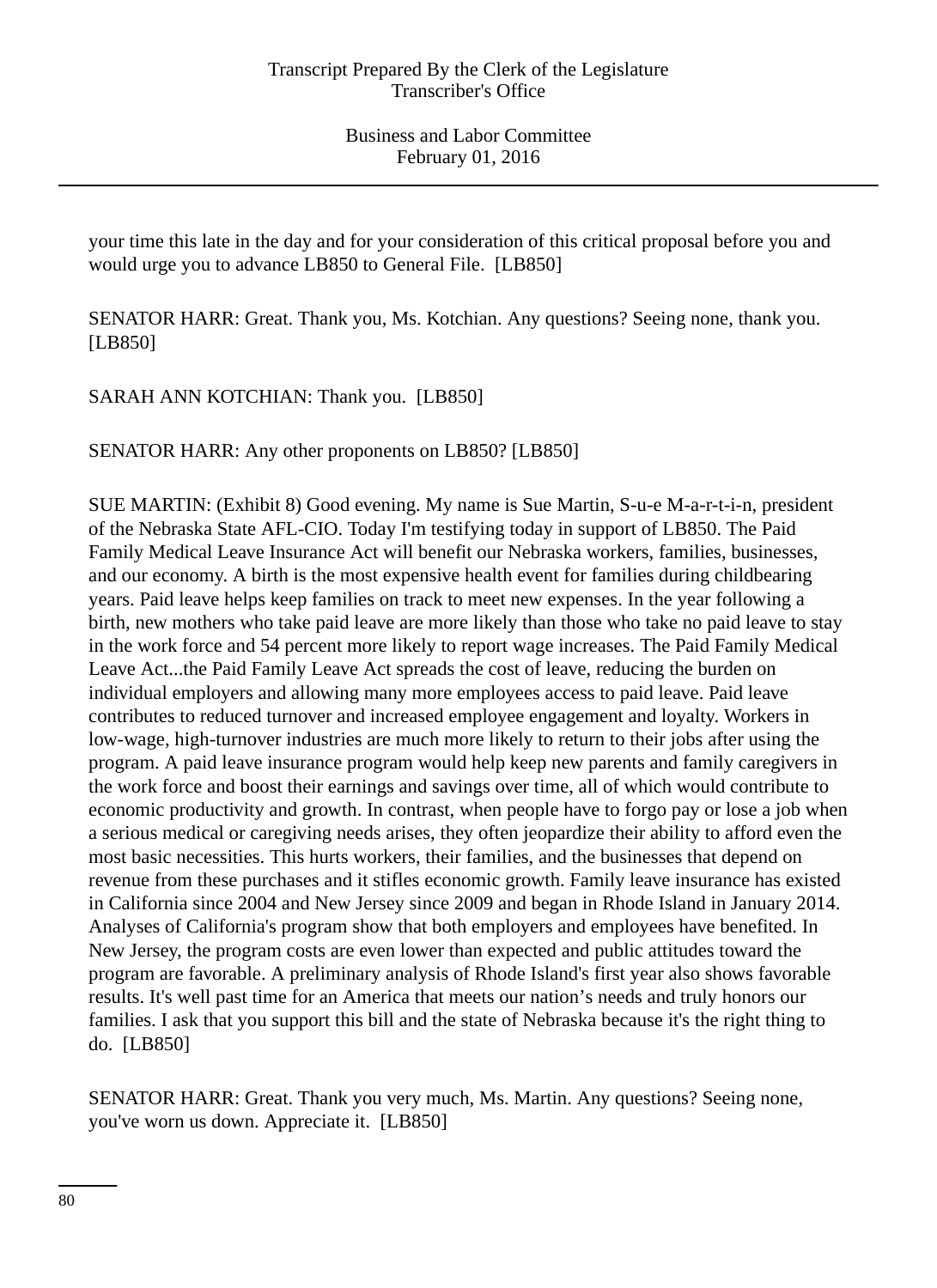your time this late in the day and for your consideration of this critical proposal before you and would urge you to advance LB850 to General File. [LB850]

SENATOR HARR: Great. Thank you, Ms. Kotchian. Any questions? Seeing none, thank you. [LB850]

SARAH ANN KOTCHIAN: Thank you. [LB850]

SENATOR HARR: Any other proponents on LB850? [LB850]

SUE MARTIN: (Exhibit 8) Good evening. My name is Sue Martin, S-u-e M-a-r-t-i-n, president of the Nebraska State AFL-CIO. Today I'm testifying today in support of LB850. The Paid Family Medical Leave Insurance Act will benefit our Nebraska workers, families, businesses, and our economy. A birth is the most expensive health event for families during childbearing years. Paid leave helps keep families on track to meet new expenses. In the year following a birth, new mothers who take paid leave are more likely than those who take no paid leave to stay in the work force and 54 percent more likely to report wage increases. The Paid Family Medical Leave Act...the Paid Family Leave Act spreads the cost of leave, reducing the burden on individual employers and allowing many more employees access to paid leave. Paid leave contributes to reduced turnover and increased employee engagement and loyalty. Workers in low-wage, high-turnover industries are much more likely to return to their jobs after using the program. A paid leave insurance program would help keep new parents and family caregivers in the work force and boost their earnings and savings over time, all of which would contribute to economic productivity and growth. In contrast, when people have to forgo pay or lose a job when a serious medical or caregiving needs arises, they often jeopardize their ability to afford even the most basic necessities. This hurts workers, their families, and the businesses that depend on revenue from these purchases and it stifles economic growth. Family leave insurance has existed in California since 2004 and New Jersey since 2009 and began in Rhode Island in January 2014. Analyses of California's program show that both employers and employees have benefited. In New Jersey, the program costs are even lower than expected and public attitudes toward the program are favorable. A preliminary analysis of Rhode Island's first year also shows favorable results. It's well past time for an America that meets our nation's needs and truly honors our families. I ask that you support this bill and the state of Nebraska because it's the right thing to do. [LB850]

SENATOR HARR: Great. Thank you very much, Ms. Martin. Any questions? Seeing none, you've worn us down. Appreciate it. [LB850]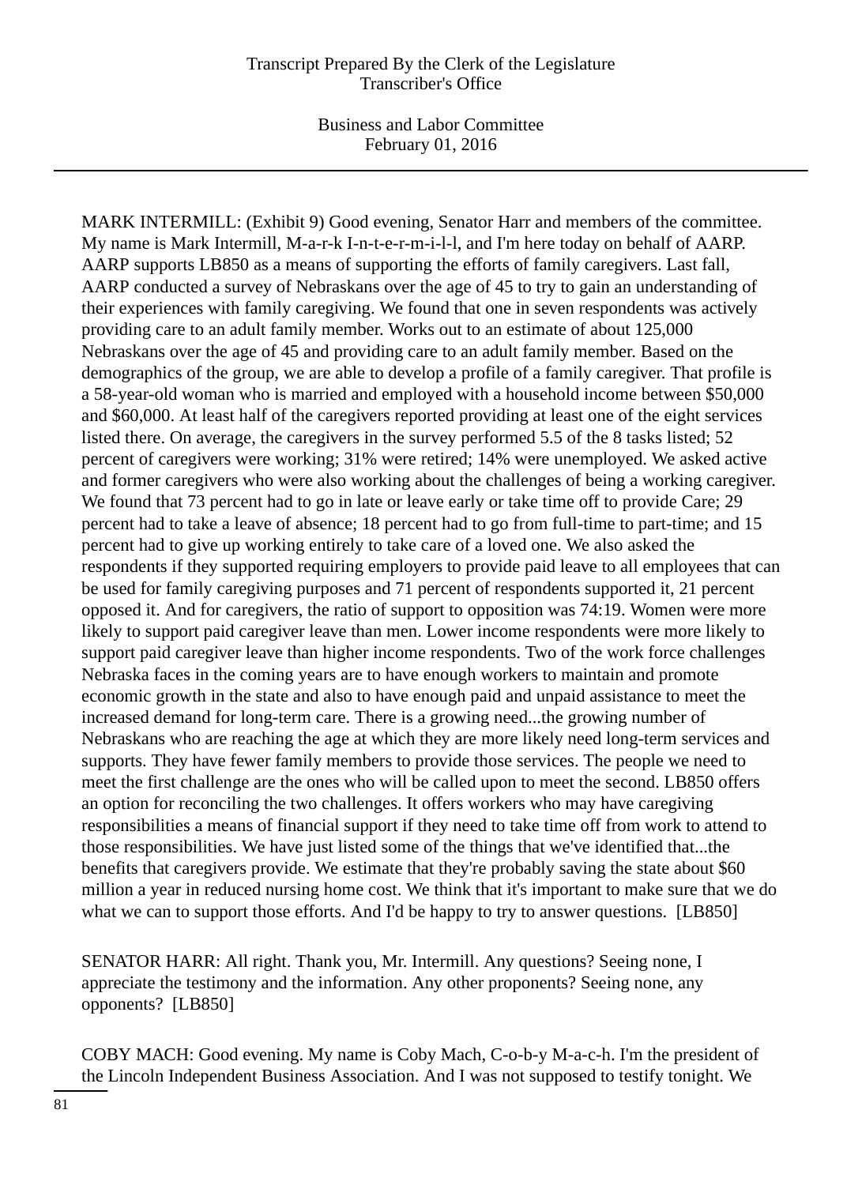MARK INTERMILL: (Exhibit 9) Good evening, Senator Harr and members of the committee. My name is Mark Intermill, M-a-r-k I-n-t-e-r-m-i-l-l, and I'm here today on behalf of AARP. AARP supports LB850 as a means of supporting the efforts of family caregivers. Last fall, AARP conducted a survey of Nebraskans over the age of 45 to try to gain an understanding of their experiences with family caregiving. We found that one in seven respondents was actively providing care to an adult family member. Works out to an estimate of about 125,000 Nebraskans over the age of 45 and providing care to an adult family member. Based on the demographics of the group, we are able to develop a profile of a family caregiver. That profile is a 58-year-old woman who is married and employed with a household income between $50,000 and $60,000. At least half of the caregivers reported providing at least one of the eight services listed there. On average, the caregivers in the survey performed 5.5 of the 8 tasks listed; 52 percent of caregivers were working; 31% were retired; 14% were unemployed. We asked active and former caregivers who were also working about the challenges of being a working caregiver. We found that 73 percent had to go in late or leave early or take time off to provide Care; 29 percent had to take a leave of absence; 18 percent had to go from full-time to part-time; and 15 percent had to give up working entirely to take care of a loved one. We also asked the respondents if they supported requiring employers to provide paid leave to all employees that can be used for family caregiving purposes and 71 percent of respondents supported it, 21 percent opposed it. And for caregivers, the ratio of support to opposition was 74:19. Women were more likely to support paid caregiver leave than men. Lower income respondents were more likely to support paid caregiver leave than higher income respondents. Two of the work force challenges Nebraska faces in the coming years are to have enough workers to maintain and promote economic growth in the state and also to have enough paid and unpaid assistance to meet the increased demand for long-term care. There is a growing need...the growing number of Nebraskans who are reaching the age at which they are more likely need long-term services and supports. They have fewer family members to provide those services. The people we need to meet the first challenge are the ones who will be called upon to meet the second. LB850 offers an option for reconciling the two challenges. It offers workers who may have caregiving responsibilities a means of financial support if they need to take time off from work to attend to those responsibilities. We have just listed some of the things that we've identified that...the benefits that caregivers provide. We estimate that they're probably saving the state about $60 million a year in reduced nursing home cost. We think that it's important to make sure that we do what we can to support those efforts. And I'd be happy to try to answer questions. [LB850]

SENATOR HARR: All right. Thank you, Mr. Intermill. Any questions? Seeing none, I appreciate the testimony and the information. Any other proponents? Seeing none, any opponents? [LB850]

COBY MACH: Good evening. My name is Coby Mach, C-o-b-y M-a-c-h. I'm the president of the Lincoln Independent Business Association. And I was not supposed to testify tonight. We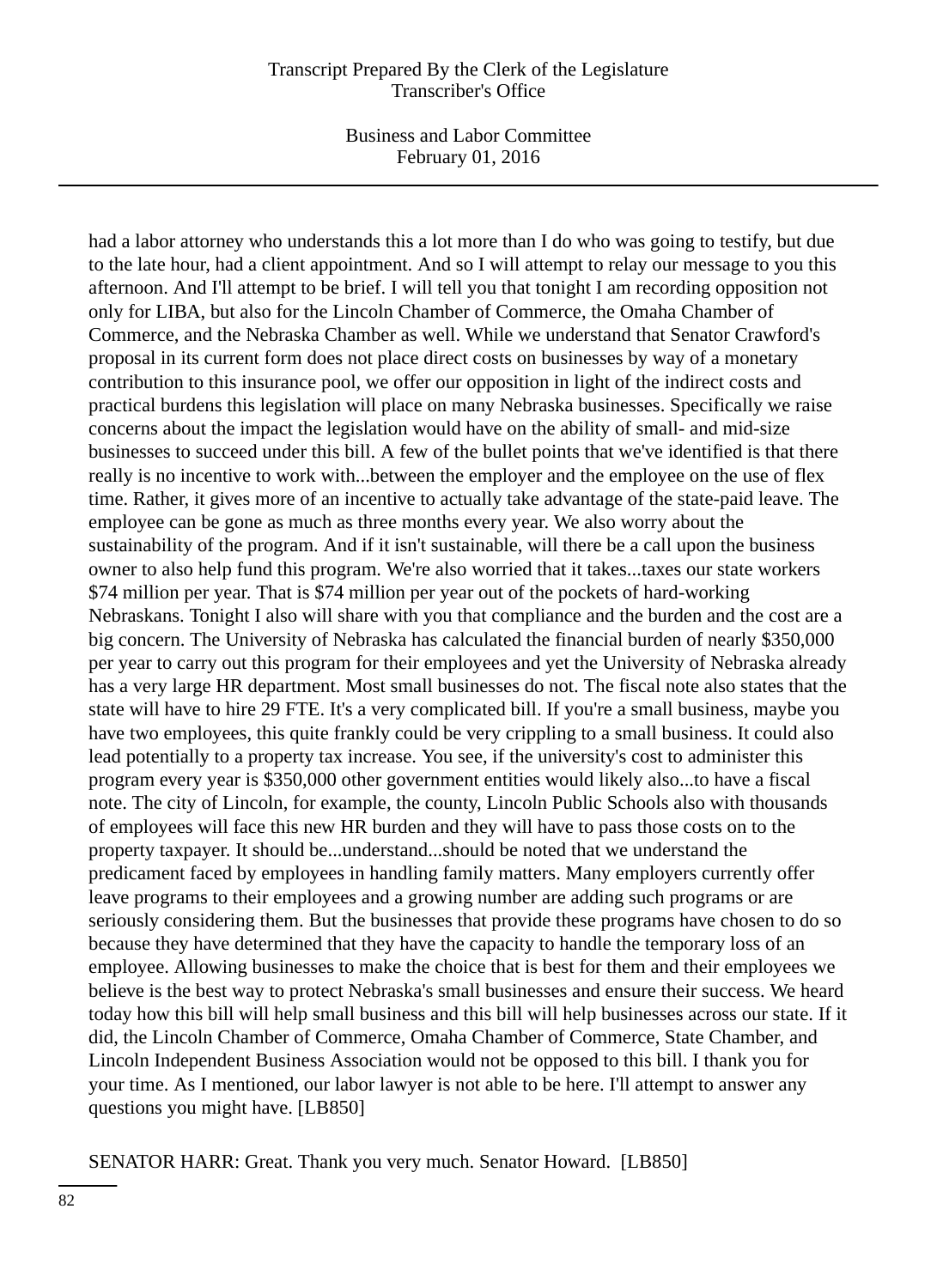had a labor attorney who understands this a lot more than I do who was going to testify, but due to the late hour, had a client appointment. And so I will attempt to relay our message to you this afternoon. And I'll attempt to be brief. I will tell you that tonight I am recording opposition not only for LIBA, but also for the Lincoln Chamber of Commerce, the Omaha Chamber of Commerce, and the Nebraska Chamber as well. While we understand that Senator Crawford's proposal in its current form does not place direct costs on businesses by way of a monetary contribution to this insurance pool, we offer our opposition in light of the indirect costs and practical burdens this legislation will place on many Nebraska businesses. Specifically we raise concerns about the impact the legislation would have on the ability of small- and mid-size businesses to succeed under this bill. A few of the bullet points that we've identified is that there really is no incentive to work with...between the employer and the employee on the use of flex time. Rather, it gives more of an incentive to actually take advantage of the state-paid leave. The employee can be gone as much as three months every year. We also worry about the sustainability of the program. And if it isn't sustainable, will there be a call upon the business owner to also help fund this program. We're also worried that it takes...taxes our state workers $74 million per year. That is $74 million per year out of the pockets of hard-working Nebraskans. Tonight I also will share with you that compliance and the burden and the cost are a big concern. The University of Nebraska has calculated the financial burden of nearly $350,000 per year to carry out this program for their employees and yet the University of Nebraska already has a very large HR department. Most small businesses do not. The fiscal note also states that the state will have to hire 29 FTE. It's a very complicated bill. If you're a small business, maybe you have two employees, this quite frankly could be very crippling to a small business. It could also lead potentially to a property tax increase. You see, if the university's cost to administer this program every year is $350,000 other government entities would likely also...to have a fiscal note. The city of Lincoln, for example, the county, Lincoln Public Schools also with thousands of employees will face this new HR burden and they will have to pass those costs on to the property taxpayer. It should be...understand...should be noted that we understand the predicament faced by employees in handling family matters. Many employers currently offer leave programs to their employees and a growing number are adding such programs or are seriously considering them. But the businesses that provide these programs have chosen to do so because they have determined that they have the capacity to handle the temporary loss of an employee. Allowing businesses to make the choice that is best for them and their employees we believe is the best way to protect Nebraska's small businesses and ensure their success. We heard today how this bill will help small business and this bill will help businesses across our state. If it did, the Lincoln Chamber of Commerce, Omaha Chamber of Commerce, State Chamber, and Lincoln Independent Business Association would not be opposed to this bill. I thank you for your time. As I mentioned, our labor lawyer is not able to be here. I'll attempt to answer any questions you might have. [LB850]

SENATOR HARR: Great. Thank you very much. Senator Howard. [LB850]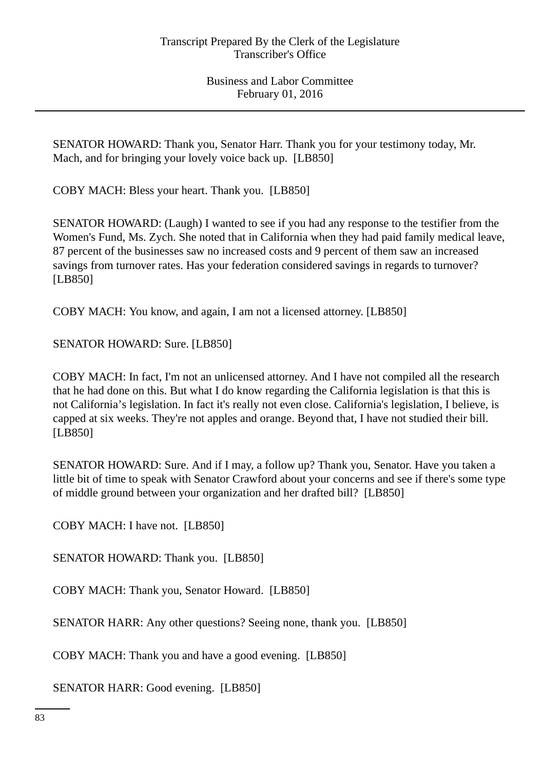SENATOR HOWARD: Thank you, Senator Harr. Thank you for your testimony today, Mr. Mach, and for bringing your lovely voice back up. [LB850]

COBY MACH: Bless your heart. Thank you. [LB850]

SENATOR HOWARD: (Laugh) I wanted to see if you had any response to the testifier from the Women's Fund, Ms. Zych. She noted that in California when they had paid family medical leave, 87 percent of the businesses saw no increased costs and 9 percent of them saw an increased savings from turnover rates. Has your federation considered savings in regards to turnover? [LB850]

COBY MACH: You know, and again, I am not a licensed attorney. [LB850]

SENATOR HOWARD: Sure. [LB850]

COBY MACH: In fact, I'm not an unlicensed attorney. And I have not compiled all the research that he had done on this. But what I do know regarding the California legislation is that this is not California's legislation. In fact it's really not even close. California's legislation, I believe, is capped at six weeks. They're not apples and orange. Beyond that, I have not studied their bill. [LB850]

SENATOR HOWARD: Sure. And if I may, a follow up? Thank you, Senator. Have you taken a little bit of time to speak with Senator Crawford about your concerns and see if there's some type of middle ground between your organization and her drafted bill? [LB850]

COBY MACH: I have not. [LB850]

SENATOR HOWARD: Thank you. [LB850]

COBY MACH: Thank you, Senator Howard. [LB850]

SENATOR HARR: Any other questions? Seeing none, thank you. [LB850]

COBY MACH: Thank you and have a good evening. [LB850]

SENATOR HARR: Good evening. [LB850]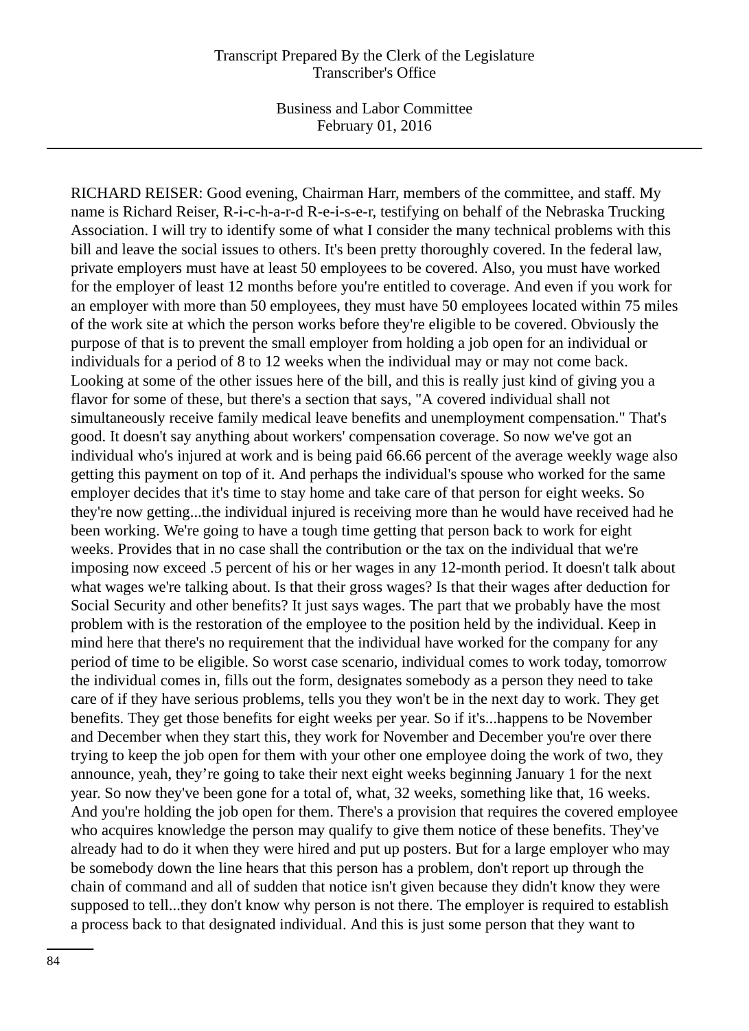RICHARD REISER: Good evening, Chairman Harr, members of the committee, and staff. My name is Richard Reiser, R-i-c-h-a-r-d R-e-i-s-e-r, testifying on behalf of the Nebraska Trucking Association. I will try to identify some of what I consider the many technical problems with this bill and leave the social issues to others. It's been pretty thoroughly covered. In the federal law, private employers must have at least 50 employees to be covered. Also, you must have worked for the employer of least 12 months before you're entitled to coverage. And even if you work for an employer with more than 50 employees, they must have 50 employees located within 75 miles of the work site at which the person works before they're eligible to be covered. Obviously the purpose of that is to prevent the small employer from holding a job open for an individual or individuals for a period of 8 to 12 weeks when the individual may or may not come back. Looking at some of the other issues here of the bill, and this is really just kind of giving you a flavor for some of these, but there's a section that says, "A covered individual shall not simultaneously receive family medical leave benefits and unemployment compensation." That's good. It doesn't say anything about workers' compensation coverage. So now we've got an individual who's injured at work and is being paid 66.66 percent of the average weekly wage also getting this payment on top of it. And perhaps the individual's spouse who worked for the same employer decides that it's time to stay home and take care of that person for eight weeks. So they're now getting...the individual injured is receiving more than he would have received had he been working. We're going to have a tough time getting that person back to work for eight weeks. Provides that in no case shall the contribution or the tax on the individual that we're imposing now exceed .5 percent of his or her wages in any 12-month period. It doesn't talk about what wages we're talking about. Is that their gross wages? Is that their wages after deduction for Social Security and other benefits? It just says wages. The part that we probably have the most problem with is the restoration of the employee to the position held by the individual. Keep in mind here that there's no requirement that the individual have worked for the company for any period of time to be eligible. So worst case scenario, individual comes to work today, tomorrow the individual comes in, fills out the form, designates somebody as a person they need to take care of if they have serious problems, tells you they won't be in the next day to work. They get benefits. They get those benefits for eight weeks per year. So if it's...happens to be November and December when they start this, they work for November and December you're over there trying to keep the job open for them with your other one employee doing the work of two, they announce, yeah, they're going to take their next eight weeks beginning January 1 for the next year. So now they've been gone for a total of, what, 32 weeks, something like that, 16 weeks. And you're holding the job open for them. There's a provision that requires the covered employee who acquires knowledge the person may qualify to give them notice of these benefits. They've already had to do it when they were hired and put up posters. But for a large employer who may be somebody down the line hears that this person has a problem, don't report up through the chain of command and all of sudden that notice isn't given because they didn't know they were supposed to tell...they don't know why person is not there. The employer is required to establish a process back to that designated individual. And this is just some person that they want to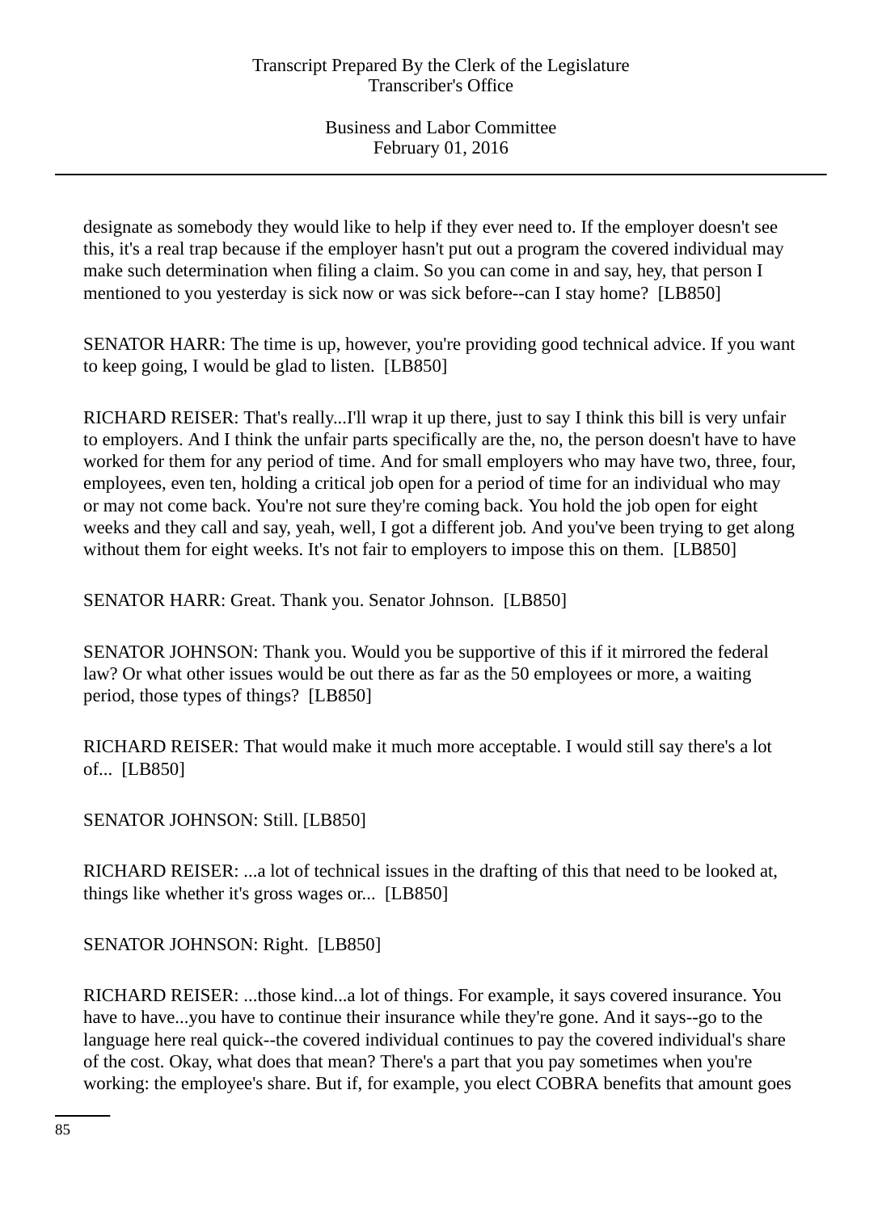designate as somebody they would like to help if they ever need to. If the employer doesn't see this, it's a real trap because if the employer hasn't put out a program the covered individual may make such determination when filing a claim. So you can come in and say, hey, that person I mentioned to you yesterday is sick now or was sick before--can I stay home? [LB850]

SENATOR HARR: The time is up, however, you're providing good technical advice. If you want to keep going, I would be glad to listen. [LB850]

RICHARD REISER: That's really...I'll wrap it up there, just to say I think this bill is very unfair to employers. And I think the unfair parts specifically are the, no, the person doesn't have to have worked for them for any period of time. And for small employers who may have two, three, four, employees, even ten, holding a critical job open for a period of time for an individual who may or may not come back. You're not sure they're coming back. You hold the job open for eight weeks and they call and say, yeah, well, I got a different job. And you've been trying to get along without them for eight weeks. It's not fair to employers to impose this on them. [LB850]

SENATOR HARR: Great. Thank you. Senator Johnson. [LB850]

SENATOR JOHNSON: Thank you. Would you be supportive of this if it mirrored the federal law? Or what other issues would be out there as far as the 50 employees or more, a waiting period, those types of things? [LB850]

RICHARD REISER: That would make it much more acceptable. I would still say there's a lot of... [LB850]

SENATOR JOHNSON: Still. [LB850]

RICHARD REISER: ...a lot of technical issues in the drafting of this that need to be looked at, things like whether it's gross wages or... [LB850]

SENATOR JOHNSON: Right. [LB850]

RICHARD REISER: ...those kind...a lot of things. For example, it says covered insurance. You have to have...you have to continue their insurance while they're gone. And it says--go to the language here real quick--the covered individual continues to pay the covered individual's share of the cost. Okay, what does that mean? There's a part that you pay sometimes when you're working: the employee's share. But if, for example, you elect COBRA benefits that amount goes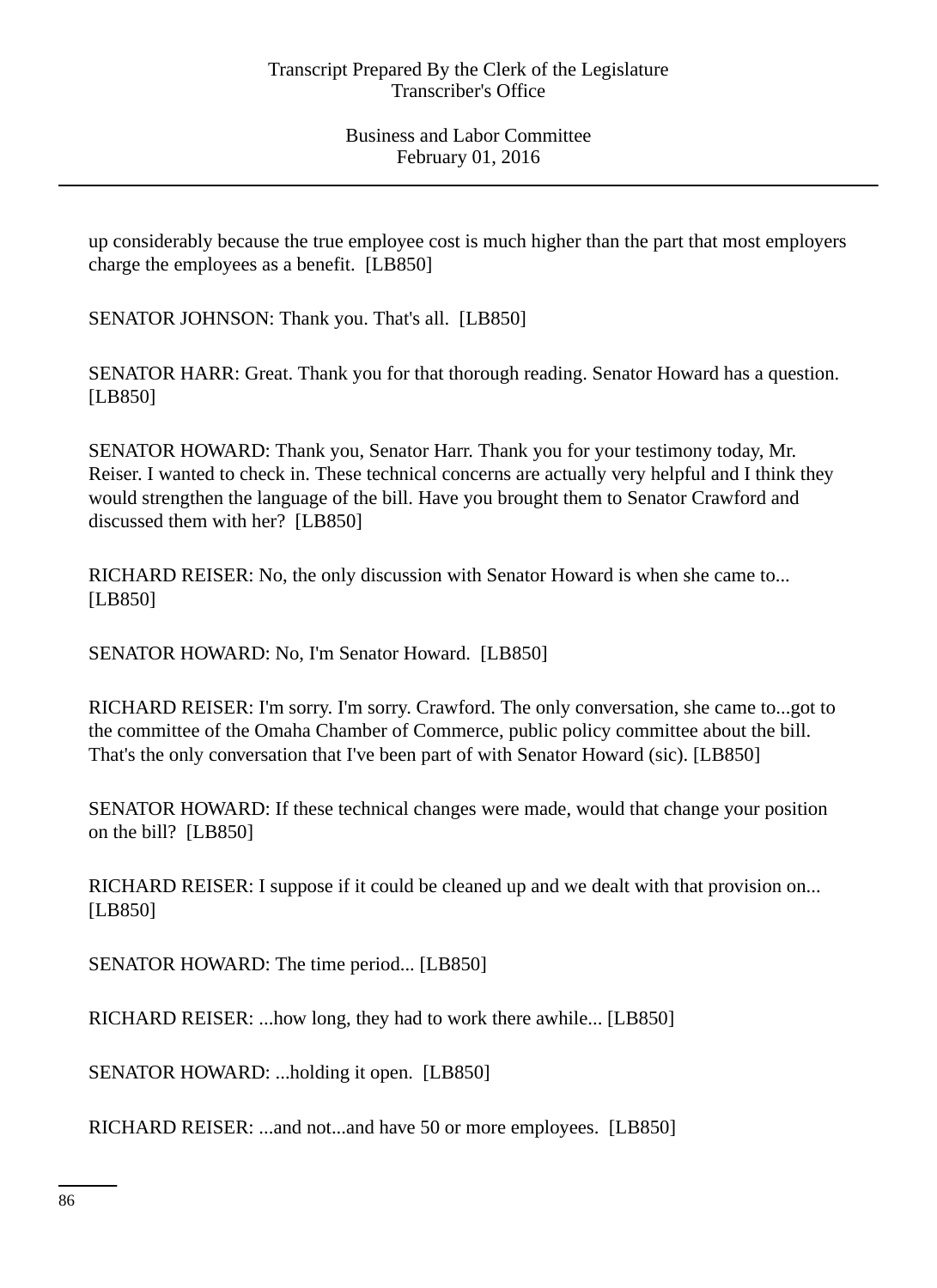up considerably because the true employee cost is much higher than the part that most employers charge the employees as a benefit. [LB850]

SENATOR JOHNSON: Thank you. That's all. [LB850]

SENATOR HARR: Great. Thank you for that thorough reading. Senator Howard has a question. [LB850]

SENATOR HOWARD: Thank you, Senator Harr. Thank you for your testimony today, Mr. Reiser. I wanted to check in. These technical concerns are actually very helpful and I think they would strengthen the language of the bill. Have you brought them to Senator Crawford and discussed them with her? [LB850]

RICHARD REISER: No, the only discussion with Senator Howard is when she came to... [LB850]

SENATOR HOWARD: No, I'm Senator Howard. [LB850]

RICHARD REISER: I'm sorry. I'm sorry. Crawford. The only conversation, she came to...got to the committee of the Omaha Chamber of Commerce, public policy committee about the bill. That's the only conversation that I've been part of with Senator Howard (sic). [LB850]

SENATOR HOWARD: If these technical changes were made, would that change your position on the bill? [LB850]

RICHARD REISER: I suppose if it could be cleaned up and we dealt with that provision on... [LB850]

SENATOR HOWARD: The time period... [LB850]

RICHARD REISER: ...how long, they had to work there awhile... [LB850]

SENATOR HOWARD: ...holding it open. [LB850]

RICHARD REISER: ...and not...and have 50 or more employees. [LB850]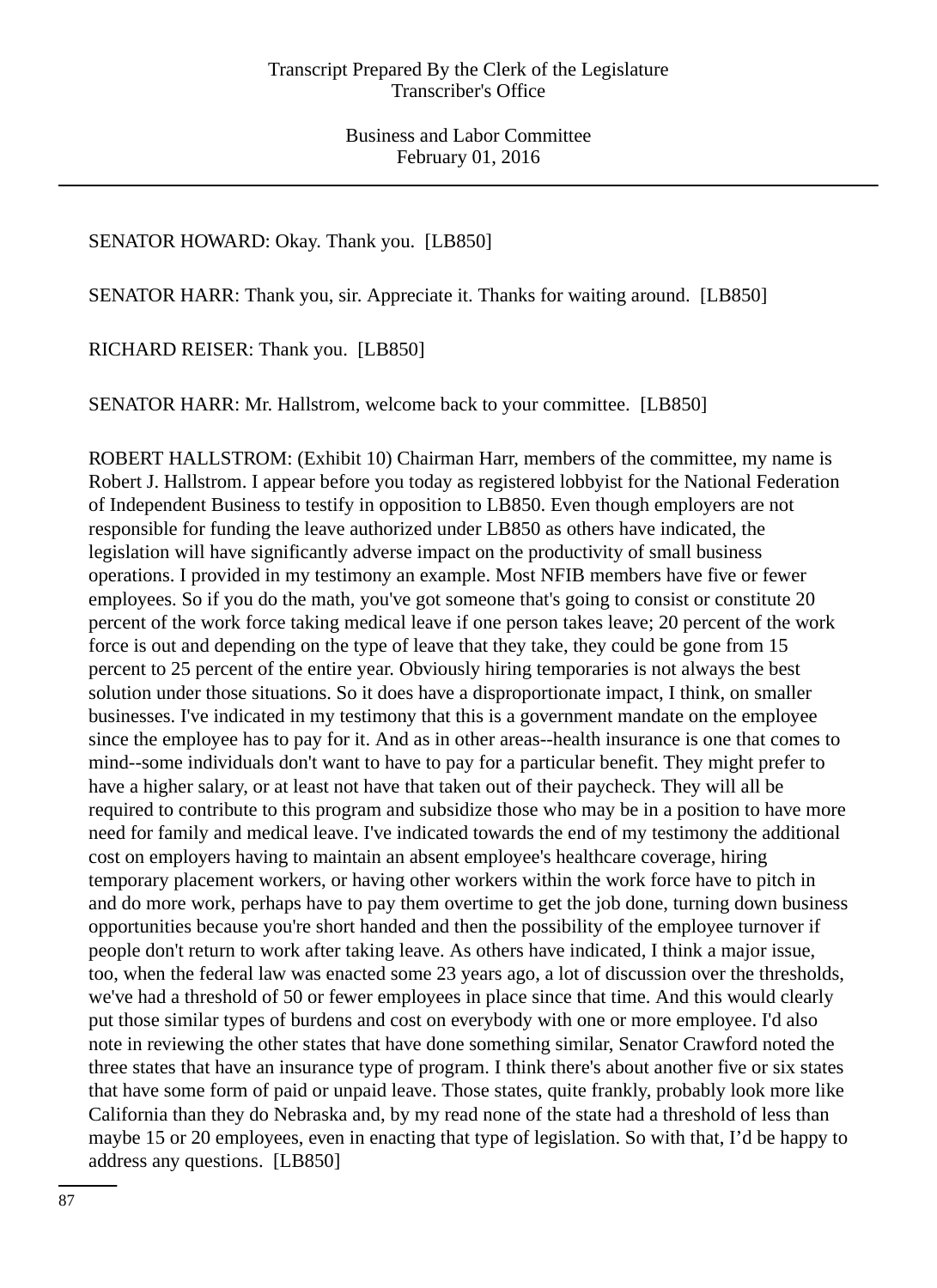SENATOR HOWARD: Okay. Thank you. [LB850]

SENATOR HARR: Thank you, sir. Appreciate it. Thanks for waiting around. [LB850]

RICHARD REISER: Thank you. [LB850]

SENATOR HARR: Mr. Hallstrom, welcome back to your committee. [LB850]

ROBERT HALLSTROM: (Exhibit 10) Chairman Harr, members of the committee, my name is Robert J. Hallstrom. I appear before you today as registered lobbyist for the National Federation of Independent Business to testify in opposition to LB850. Even though employers are not responsible for funding the leave authorized under LB850 as others have indicated, the legislation will have significantly adverse impact on the productivity of small business operations. I provided in my testimony an example. Most NFIB members have five or fewer employees. So if you do the math, you've got someone that's going to consist or constitute 20 percent of the work force taking medical leave if one person takes leave; 20 percent of the work force is out and depending on the type of leave that they take, they could be gone from 15 percent to 25 percent of the entire year. Obviously hiring temporaries is not always the best solution under those situations. So it does have a disproportionate impact, I think, on smaller businesses. I've indicated in my testimony that this is a government mandate on the employee since the employee has to pay for it. And as in other areas--health insurance is one that comes to mind--some individuals don't want to have to pay for a particular benefit. They might prefer to have a higher salary, or at least not have that taken out of their paycheck. They will all be required to contribute to this program and subsidize those who may be in a position to have more need for family and medical leave. I've indicated towards the end of my testimony the additional cost on employers having to maintain an absent employee's healthcare coverage, hiring temporary placement workers, or having other workers within the work force have to pitch in and do more work, perhaps have to pay them overtime to get the job done, turning down business opportunities because you're short handed and then the possibility of the employee turnover if people don't return to work after taking leave. As others have indicated, I think a major issue, too, when the federal law was enacted some 23 years ago, a lot of discussion over the thresholds, we've had a threshold of 50 or fewer employees in place since that time. And this would clearly put those similar types of burdens and cost on everybody with one or more employee. I'd also note in reviewing the other states that have done something similar, Senator Crawford noted the three states that have an insurance type of program. I think there's about another five or six states that have some form of paid or unpaid leave. Those states, quite frankly, probably look more like California than they do Nebraska and, by my read none of the state had a threshold of less than maybe 15 or 20 employees, even in enacting that type of legislation. So with that, I'd be happy to address any questions. [LB850]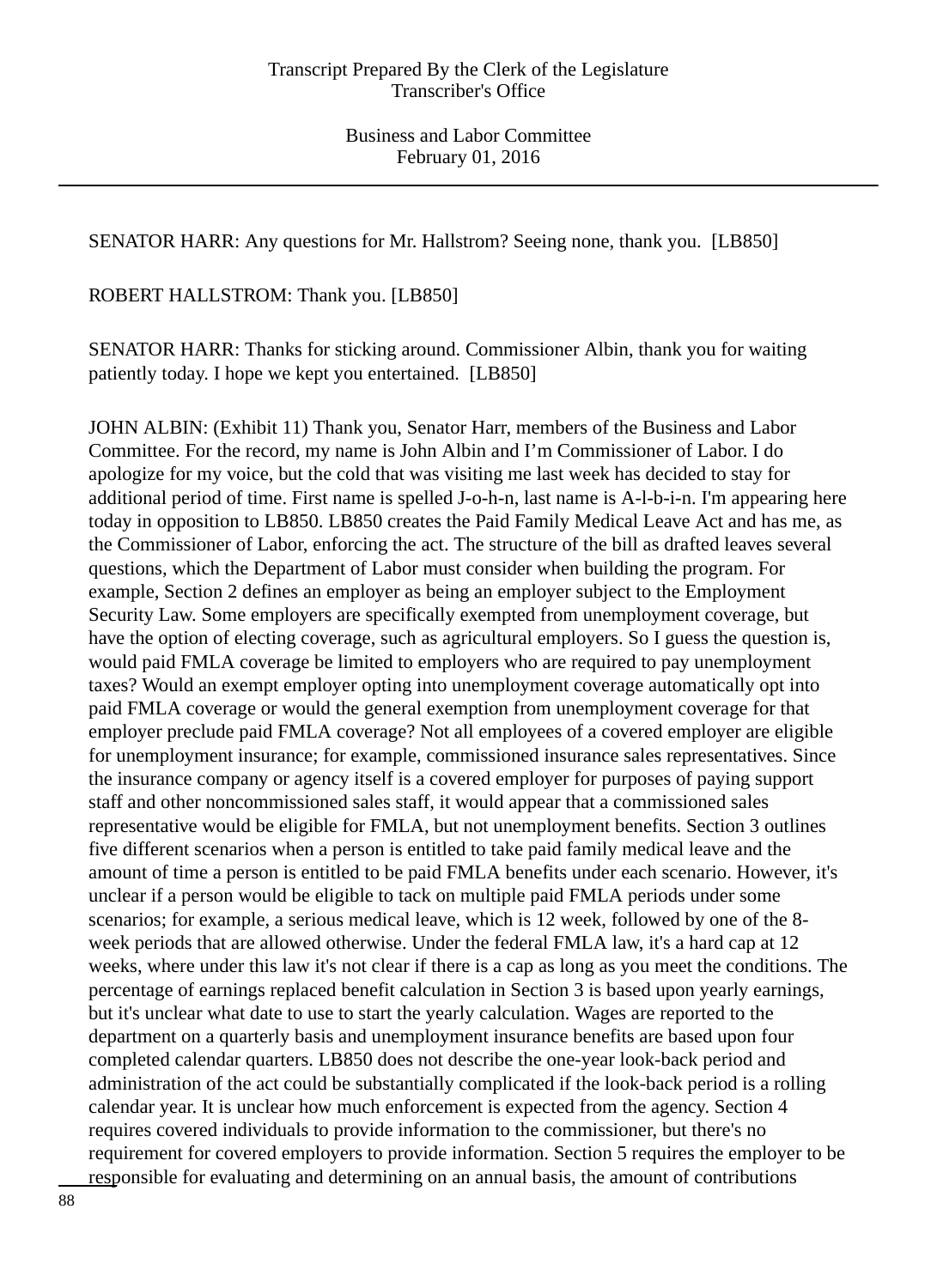SENATOR HARR: Any questions for Mr. Hallstrom? Seeing none, thank you. [LB850]

ROBERT HALLSTROM: Thank you. [LB850]

SENATOR HARR: Thanks for sticking around. Commissioner Albin, thank you for waiting patiently today. I hope we kept you entertained. [LB850]

JOHN ALBIN: (Exhibit 11) Thank you, Senator Harr, members of the Business and Labor Committee. For the record, my name is John Albin and I'm Commissioner of Labor. I do apologize for my voice, but the cold that was visiting me last week has decided to stay for additional period of time. First name is spelled J-o-h-n, last name is A-l-b-i-n. I'm appearing here today in opposition to LB850. LB850 creates the Paid Family Medical Leave Act and has me, as the Commissioner of Labor, enforcing the act. The structure of the bill as drafted leaves several questions, which the Department of Labor must consider when building the program. For example, Section 2 defines an employer as being an employer subject to the Employment Security Law. Some employers are specifically exempted from unemployment coverage, but have the option of electing coverage, such as agricultural employers. So I guess the question is, would paid FMLA coverage be limited to employers who are required to pay unemployment taxes? Would an exempt employer opting into unemployment coverage automatically opt into paid FMLA coverage or would the general exemption from unemployment coverage for that employer preclude paid FMLA coverage? Not all employees of a covered employer are eligible for unemployment insurance; for example, commissioned insurance sales representatives. Since the insurance company or agency itself is a covered employer for purposes of paying support staff and other noncommissioned sales staff, it would appear that a commissioned sales representative would be eligible for FMLA, but not unemployment benefits. Section 3 outlines five different scenarios when a person is entitled to take paid family medical leave and the amount of time a person is entitled to be paid FMLA benefits under each scenario. However, it's unclear if a person would be eligible to tack on multiple paid FMLA periods under some scenarios; for example, a serious medical leave, which is 12 week, followed by one of the 8-week periods that are allowed otherwise. Under the federal FMLA law, it's a hard cap at 12 weeks, where under this law it's not clear if there is a cap as long as you meet the conditions. The percentage of earnings replaced benefit calculation in Section 3 is based upon yearly earnings, but it's unclear what date to use to start the yearly calculation. Wages are reported to the department on a quarterly basis and unemployment insurance benefits are based upon four completed calendar quarters. LB850 does not describe the one-year look-back period and administration of the act could be substantially complicated if the look-back period is a rolling calendar year. It is unclear how much enforcement is expected from the agency. Section 4 requires covered individuals to provide information to the commissioner, but there's no requirement for covered employers to provide information. Section 5 requires the employer to be responsible for evaluating and determining on an annual basis, the amount of contributions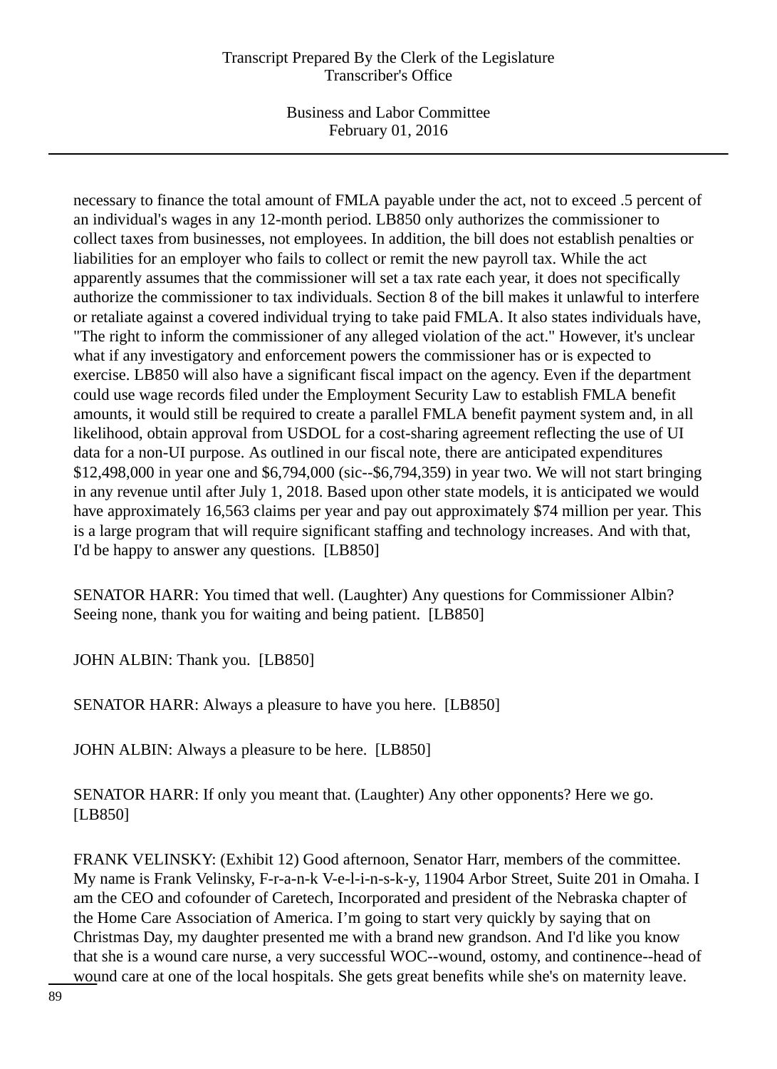necessary to finance the total amount of FMLA payable under the act, not to exceed .5 percent of an individual's wages in any 12-month period. LB850 only authorizes the commissioner to collect taxes from businesses, not employees. In addition, the bill does not establish penalties or liabilities for an employer who fails to collect or remit the new payroll tax. While the act apparently assumes that the commissioner will set a tax rate each year, it does not specifically authorize the commissioner to tax individuals. Section 8 of the bill makes it unlawful to interfere or retaliate against a covered individual trying to take paid FMLA. It also states individuals have, "The right to inform the commissioner of any alleged violation of the act." However, it's unclear what if any investigatory and enforcement powers the commissioner has or is expected to exercise. LB850 will also have a significant fiscal impact on the agency. Even if the department could use wage records filed under the Employment Security Law to establish FMLA benefit amounts, it would still be required to create a parallel FMLA benefit payment system and, in all likelihood, obtain approval from USDOL for a cost-sharing agreement reflecting the use of UI data for a non-UI purpose. As outlined in our fiscal note, there are anticipated expenditures $12,498,000 in year one and $6,794,000 (sic--$6,794,359) in year two. We will not start bringing in any revenue until after July 1, 2018. Based upon other state models, it is anticipated we would have approximately 16,563 claims per year and pay out approximately $74 million per year. This is a large program that will require significant staffing and technology increases. And with that, I'd be happy to answer any questions. [LB850]

SENATOR HARR: You timed that well. (Laughter) Any questions for Commissioner Albin? Seeing none, thank you for waiting and being patient. [LB850]

JOHN ALBIN: Thank you. [LB850]

SENATOR HARR: Always a pleasure to have you here. [LB850]

JOHN ALBIN: Always a pleasure to be here. [LB850]

SENATOR HARR: If only you meant that. (Laughter) Any other opponents? Here we go. [LB850]

FRANK VELINSKY: (Exhibit 12) Good afternoon, Senator Harr, members of the committee. My name is Frank Velinsky, F-r-a-n-k V-e-l-i-n-s-k-y, 11904 Arbor Street, Suite 201 in Omaha. I am the CEO and cofounder of Caretech, Incorporated and president of the Nebraska chapter of the Home Care Association of America. I'm going to start very quickly by saying that on Christmas Day, my daughter presented me with a brand new grandson. And I'd like you know that she is a wound care nurse, a very successful WOC--wound, ostomy, and continence--head of wound care at one of the local hospitals. She gets great benefits while she's on maternity leave.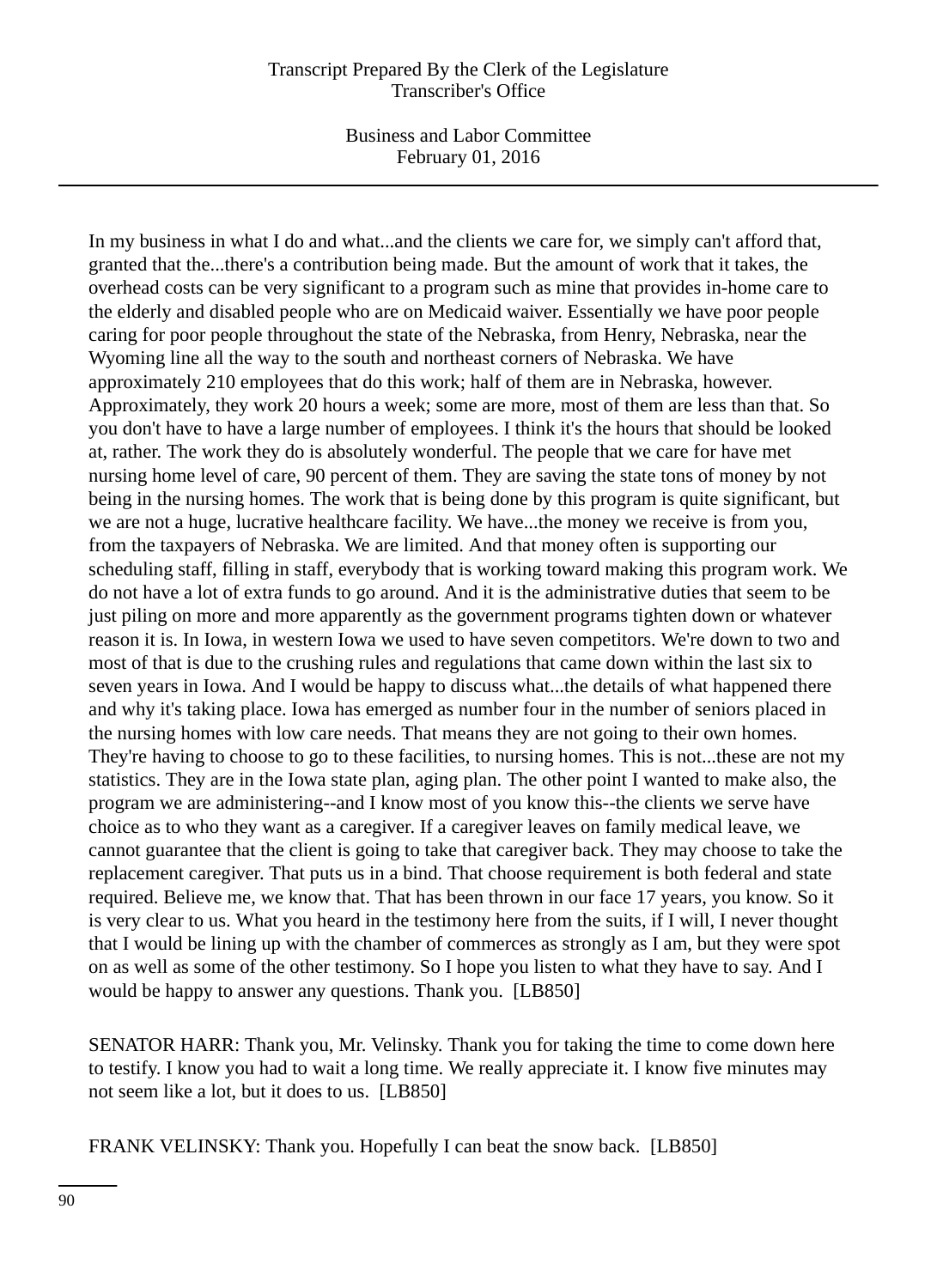In my business in what I do and what...and the clients we care for, we simply can't afford that, granted that the...there's a contribution being made. But the amount of work that it takes, the overhead costs can be very significant to a program such as mine that provides in-home care to the elderly and disabled people who are on Medicaid waiver. Essentially we have poor people caring for poor people throughout the state of the Nebraska, from Henry, Nebraska, near the Wyoming line all the way to the south and northeast corners of Nebraska. We have approximately 210 employees that do this work; half of them are in Nebraska, however. Approximately, they work 20 hours a week; some are more, most of them are less than that. So you don't have to have a large number of employees. I think it's the hours that should be looked at, rather. The work they do is absolutely wonderful. The people that we care for have met nursing home level of care, 90 percent of them. They are saving the state tons of money by not being in the nursing homes. The work that is being done by this program is quite significant, but we are not a huge, lucrative healthcare facility. We have...the money we receive is from you, from the taxpayers of Nebraska. We are limited. And that money often is supporting our scheduling staff, filling in staff, everybody that is working toward making this program work. We do not have a lot of extra funds to go around. And it is the administrative duties that seem to be just piling on more and more apparently as the government programs tighten down or whatever reason it is. In Iowa, in western Iowa we used to have seven competitors. We're down to two and most of that is due to the crushing rules and regulations that came down within the last six to seven years in Iowa. And I would be happy to discuss what...the details of what happened there and why it's taking place. Iowa has emerged as number four in the number of seniors placed in the nursing homes with low care needs. That means they are not going to their own homes. They're having to choose to go to these facilities, to nursing homes. This is not...these are not my statistics. They are in the Iowa state plan, aging plan. The other point I wanted to make also, the program we are administering--and I know most of you know this--the clients we serve have choice as to who they want as a caregiver. If a caregiver leaves on family medical leave, we cannot guarantee that the client is going to take that caregiver back. They may choose to take the replacement caregiver. That puts us in a bind. That choose requirement is both federal and state required. Believe me, we know that. That has been thrown in our face 17 years, you know. So it is very clear to us. What you heard in the testimony here from the suits, if I will, I never thought that I would be lining up with the chamber of commerces as strongly as I am, but they were spot on as well as some of the other testimony. So I hope you listen to what they have to say. And I would be happy to answer any questions. Thank you. [LB850]

SENATOR HARR: Thank you, Mr. Velinsky. Thank you for taking the time to come down here to testify. I know you had to wait a long time. We really appreciate it. I know five minutes may not seem like a lot, but it does to us. [LB850]

FRANK VELINSKY: Thank you. Hopefully I can beat the snow back. [LB850]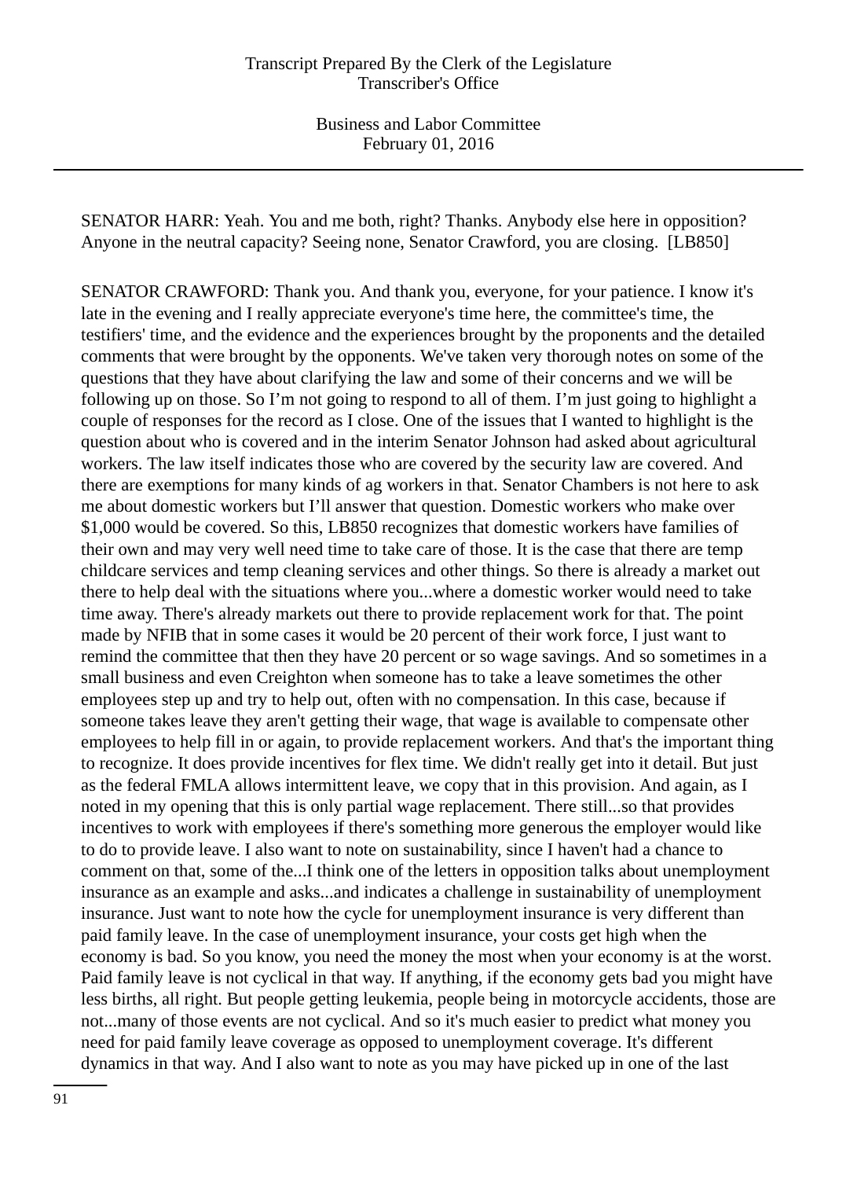SENATOR HARR: Yeah. You and me both, right? Thanks. Anybody else here in opposition? Anyone in the neutral capacity? Seeing none, Senator Crawford, you are closing. [LB850]

SENATOR CRAWFORD: Thank you. And thank you, everyone, for your patience. I know it's late in the evening and I really appreciate everyone's time here, the committee's time, the testifiers' time, and the evidence and the experiences brought by the proponents and the detailed comments that were brought by the opponents. We've taken very thorough notes on some of the questions that they have about clarifying the law and some of their concerns and we will be following up on those. So I'm not going to respond to all of them. I'm just going to highlight a couple of responses for the record as I close. One of the issues that I wanted to highlight is the question about who is covered and in the interim Senator Johnson had asked about agricultural workers. The law itself indicates those who are covered by the security law are covered. And there are exemptions for many kinds of ag workers in that. Senator Chambers is not here to ask me about domestic workers but I'll answer that question. Domestic workers who make over $1,000 would be covered. So this, LB850 recognizes that domestic workers have families of their own and may very well need time to take care of those. It is the case that there are temp childcare services and temp cleaning services and other things. So there is already a market out there to help deal with the situations where you...where a domestic worker would need to take time away. There's already markets out there to provide replacement work for that. The point made by NFIB that in some cases it would be 20 percent of their work force, I just want to remind the committee that then they have 20 percent or so wage savings. And so sometimes in a small business and even Creighton when someone has to take a leave sometimes the other employees step up and try to help out, often with no compensation. In this case, because if someone takes leave they aren't getting their wage, that wage is available to compensate other employees to help fill in or again, to provide replacement workers. And that's the important thing to recognize. It does provide incentives for flex time. We didn't really get into it detail. But just as the federal FMLA allows intermittent leave, we copy that in this provision. And again, as I noted in my opening that this is only partial wage replacement. There still...so that provides incentives to work with employees if there's something more generous the employer would like to do to provide leave. I also want to note on sustainability, since I haven't had a chance to comment on that, some of the...I think one of the letters in opposition talks about unemployment insurance as an example and asks...and indicates a challenge in sustainability of unemployment insurance. Just want to note how the cycle for unemployment insurance is very different than paid family leave. In the case of unemployment insurance, your costs get high when the economy is bad. So you know, you need the money the most when your economy is at the worst. Paid family leave is not cyclical in that way. If anything, if the economy gets bad you might have less births, all right. But people getting leukemia, people being in motorcycle accidents, those are not...many of those events are not cyclical. And so it's much easier to predict what money you need for paid family leave coverage as opposed to unemployment coverage. It's different dynamics in that way. And I also want to note as you may have picked up in one of the last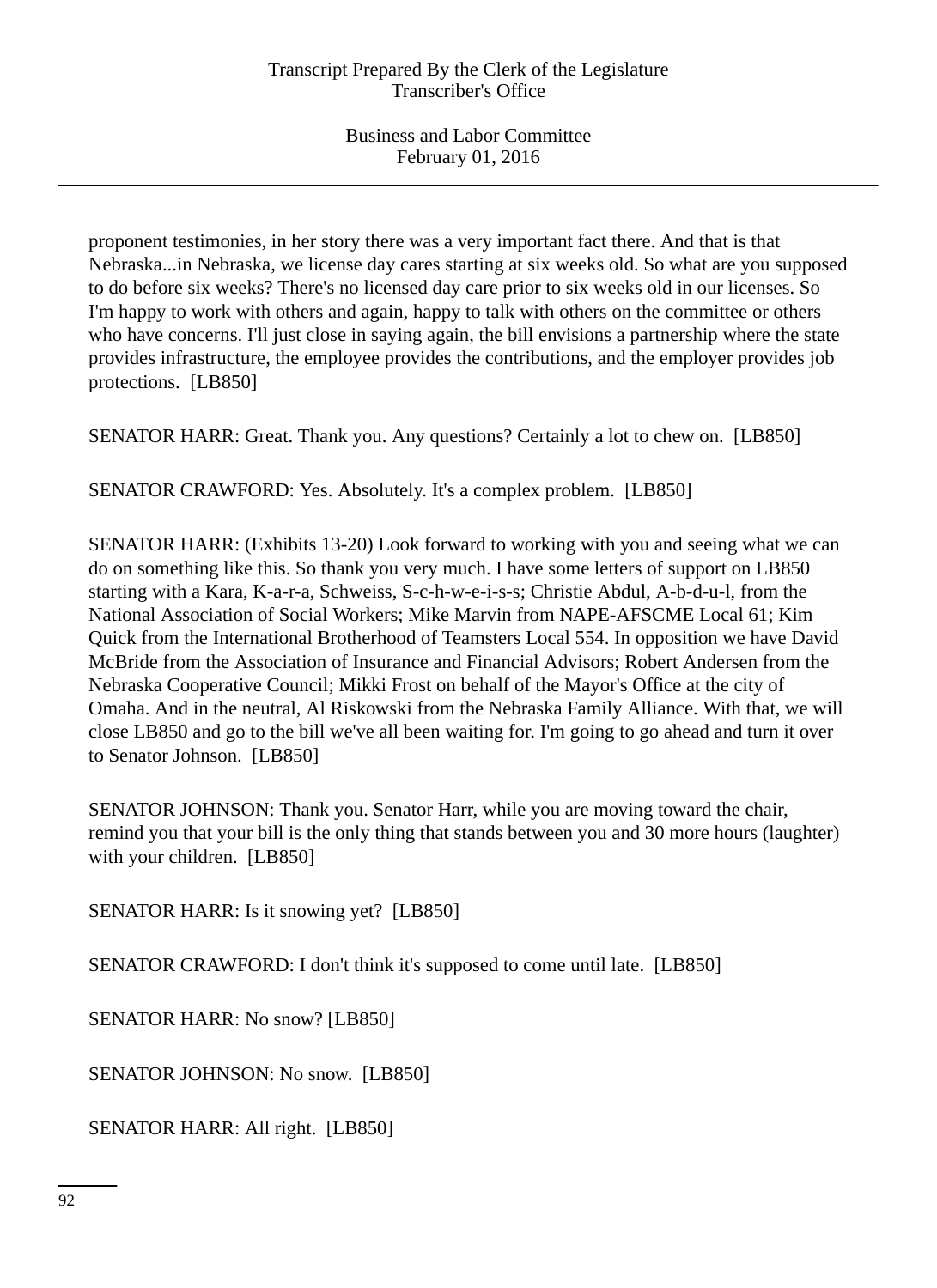proponent testimonies, in her story there was a very important fact there. And that is that Nebraska...in Nebraska, we license day cares starting at six weeks old. So what are you supposed to do before six weeks? There's no licensed day care prior to six weeks old in our licenses. So I'm happy to work with others and again, happy to talk with others on the committee or others who have concerns. I'll just close in saying again, the bill envisions a partnership where the state provides infrastructure, the employee provides the contributions, and the employer provides job protections. [LB850]

SENATOR HARR: Great. Thank you. Any questions? Certainly a lot to chew on. [LB850]

SENATOR CRAWFORD: Yes. Absolutely. It's a complex problem. [LB850]

SENATOR HARR: (Exhibits 13-20) Look forward to working with you and seeing what we can do on something like this. So thank you very much. I have some letters of support on LB850 starting with a Kara, K-a-r-a, Schweiss, S-c-h-w-e-i-s-s; Christie Abdul, A-b-d-u-l, from the National Association of Social Workers; Mike Marvin from NAPE-AFSCME Local 61; Kim Quick from the International Brotherhood of Teamsters Local 554. In opposition we have David McBride from the Association of Insurance and Financial Advisors; Robert Andersen from the Nebraska Cooperative Council; Mikki Frost on behalf of the Mayor's Office at the city of Omaha. And in the neutral, Al Riskowski from the Nebraska Family Alliance. With that, we will close LB850 and go to the bill we've all been waiting for. I'm going to go ahead and turn it over to Senator Johnson. [LB850]

SENATOR JOHNSON: Thank you. Senator Harr, while you are moving toward the chair, remind you that your bill is the only thing that stands between you and 30 more hours (laughter) with your children. [LB850]

SENATOR HARR: Is it snowing yet? [LB850]

SENATOR CRAWFORD: I don't think it's supposed to come until late. [LB850]

SENATOR HARR: No snow? [LB850]

SENATOR JOHNSON: No snow. [LB850]

SENATOR HARR: All right. [LB850]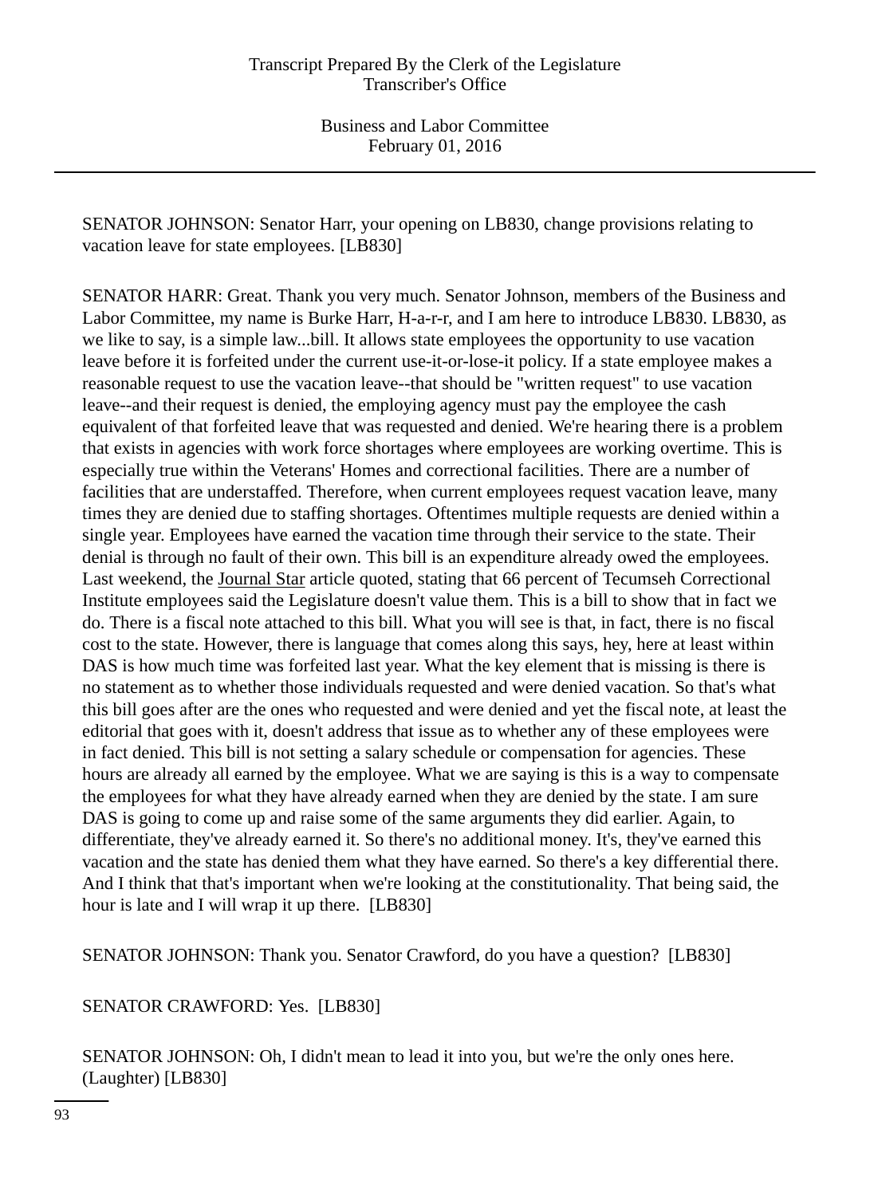SENATOR JOHNSON: Senator Harr, your opening on LB830, change provisions relating to vacation leave for state employees. [LB830]

SENATOR HARR: Great. Thank you very much. Senator Johnson, members of the Business and Labor Committee, my name is Burke Harr, H-a-r-r, and I am here to introduce LB830. LB830, as we like to say, is a simple law...bill. It allows state employees the opportunity to use vacation leave before it is forfeited under the current use-it-or-lose-it policy. If a state employee makes a reasonable request to use the vacation leave--that should be "written request" to use vacation leave--and their request is denied, the employing agency must pay the employee the cash equivalent of that forfeited leave that was requested and denied. We're hearing there is a problem that exists in agencies with work force shortages where employees are working overtime. This is especially true within the Veterans' Homes and correctional facilities. There are a number of facilities that are understaffed. Therefore, when current employees request vacation leave, many times they are denied due to staffing shortages. Oftentimes multiple requests are denied within a single year. Employees have earned the vacation time through their service to the state. Their denial is through no fault of their own. This bill is an expenditure already owed the employees. Last weekend, the Journal Star article quoted, stating that 66 percent of Tecumseh Correctional Institute employees said the Legislature doesn't value them. This is a bill to show that in fact we do. There is a fiscal note attached to this bill. What you will see is that, in fact, there is no fiscal cost to the state. However, there is language that comes along this says, hey, here at least within DAS is how much time was forfeited last year. What the key element that is missing is there is no statement as to whether those individuals requested and were denied vacation. So that's what this bill goes after are the ones who requested and were denied and yet the fiscal note, at least the editorial that goes with it, doesn't address that issue as to whether any of these employees were in fact denied. This bill is not setting a salary schedule or compensation for agencies. These hours are already all earned by the employee. What we are saying is this is a way to compensate the employees for what they have already earned when they are denied by the state. I am sure DAS is going to come up and raise some of the same arguments they did earlier. Again, to differentiate, they've already earned it. So there's no additional money. It's, they've earned this vacation and the state has denied them what they have earned. So there's a key differential there. And I think that that's important when we're looking at the constitutionality. That being said, the hour is late and I will wrap it up there. [LB830]

SENATOR JOHNSON: Thank you. Senator Crawford, do you have a question? [LB830]

SENATOR CRAWFORD: Yes. [LB830]

SENATOR JOHNSON: Oh, I didn't mean to lead it into you, but we're the only ones here. (Laughter) [LB830]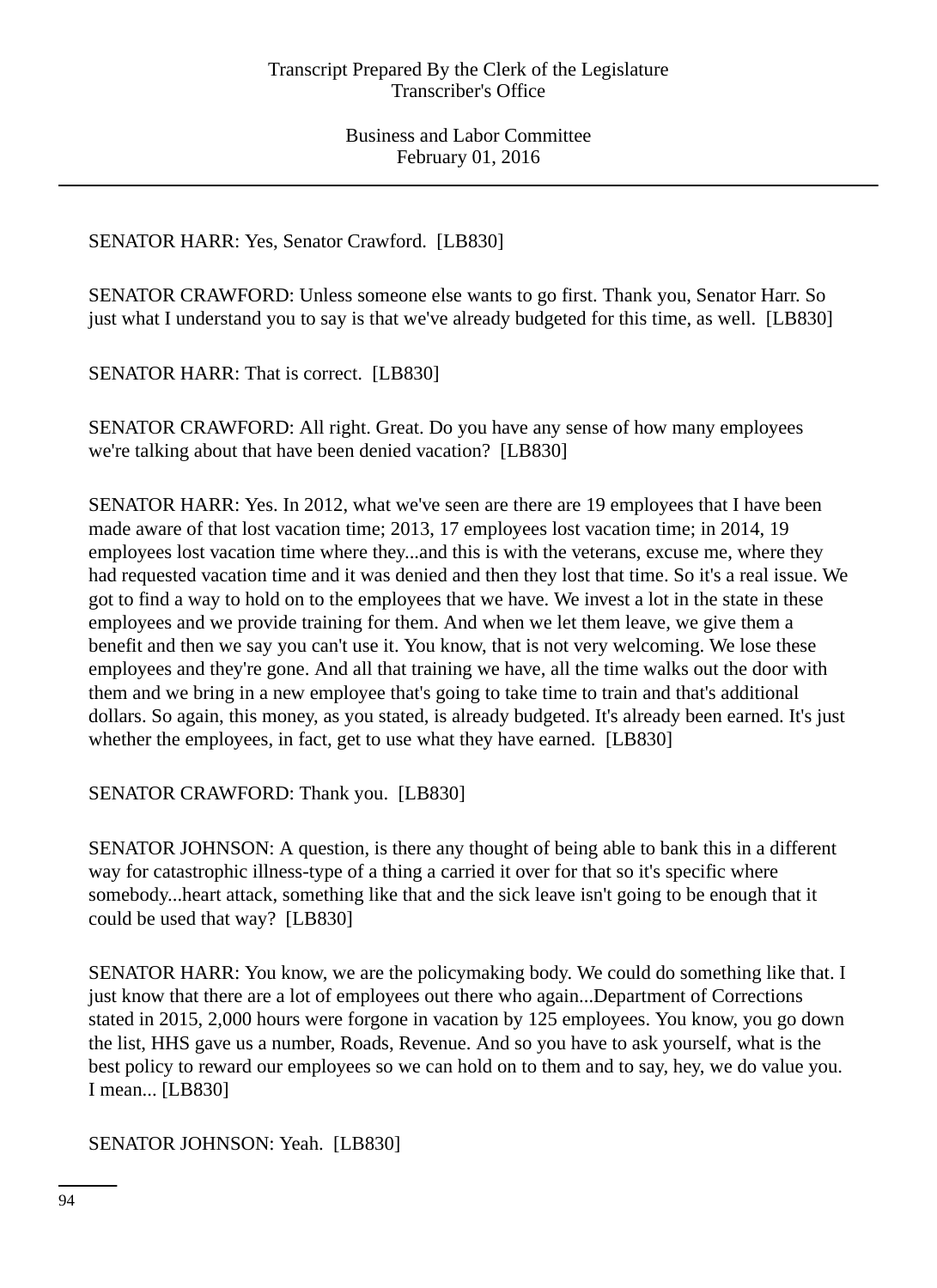SENATOR HARR: Yes, Senator Crawford. [LB830]

SENATOR CRAWFORD: Unless someone else wants to go first. Thank you, Senator Harr. So just what I understand you to say is that we've already budgeted for this time, as well. [LB830]

SENATOR HARR: That is correct. [LB830]

SENATOR CRAWFORD: All right. Great. Do you have any sense of how many employees we're talking about that have been denied vacation? [LB830]

SENATOR HARR: Yes. In 2012, what we've seen are there are 19 employees that I have been made aware of that lost vacation time; 2013, 17 employees lost vacation time; in 2014, 19 employees lost vacation time where they...and this is with the veterans, excuse me, where they had requested vacation time and it was denied and then they lost that time. So it's a real issue. We got to find a way to hold on to the employees that we have. We invest a lot in the state in these employees and we provide training for them. And when we let them leave, we give them a benefit and then we say you can't use it. You know, that is not very welcoming. We lose these employees and they're gone. And all that training we have, all the time walks out the door with them and we bring in a new employee that's going to take time to train and that's additional dollars. So again, this money, as you stated, is already budgeted. It's already been earned. It's just whether the employees, in fact, get to use what they have earned. [LB830]

SENATOR CRAWFORD: Thank you. [LB830]

SENATOR JOHNSON: A question, is there any thought of being able to bank this in a different way for catastrophic illness-type of a thing a carried it over for that so it's specific where somebody...heart attack, something like that and the sick leave isn't going to be enough that it could be used that way? [LB830]

SENATOR HARR: You know, we are the policymaking body. We could do something like that. I just know that there are a lot of employees out there who again...Department of Corrections stated in 2015, 2,000 hours were forgone in vacation by 125 employees. You know, you go down the list, HHS gave us a number, Roads, Revenue. And so you have to ask yourself, what is the best policy to reward our employees so we can hold on to them and to say, hey, we do value you. I mean... [LB830]

SENATOR JOHNSON: Yeah. [LB830]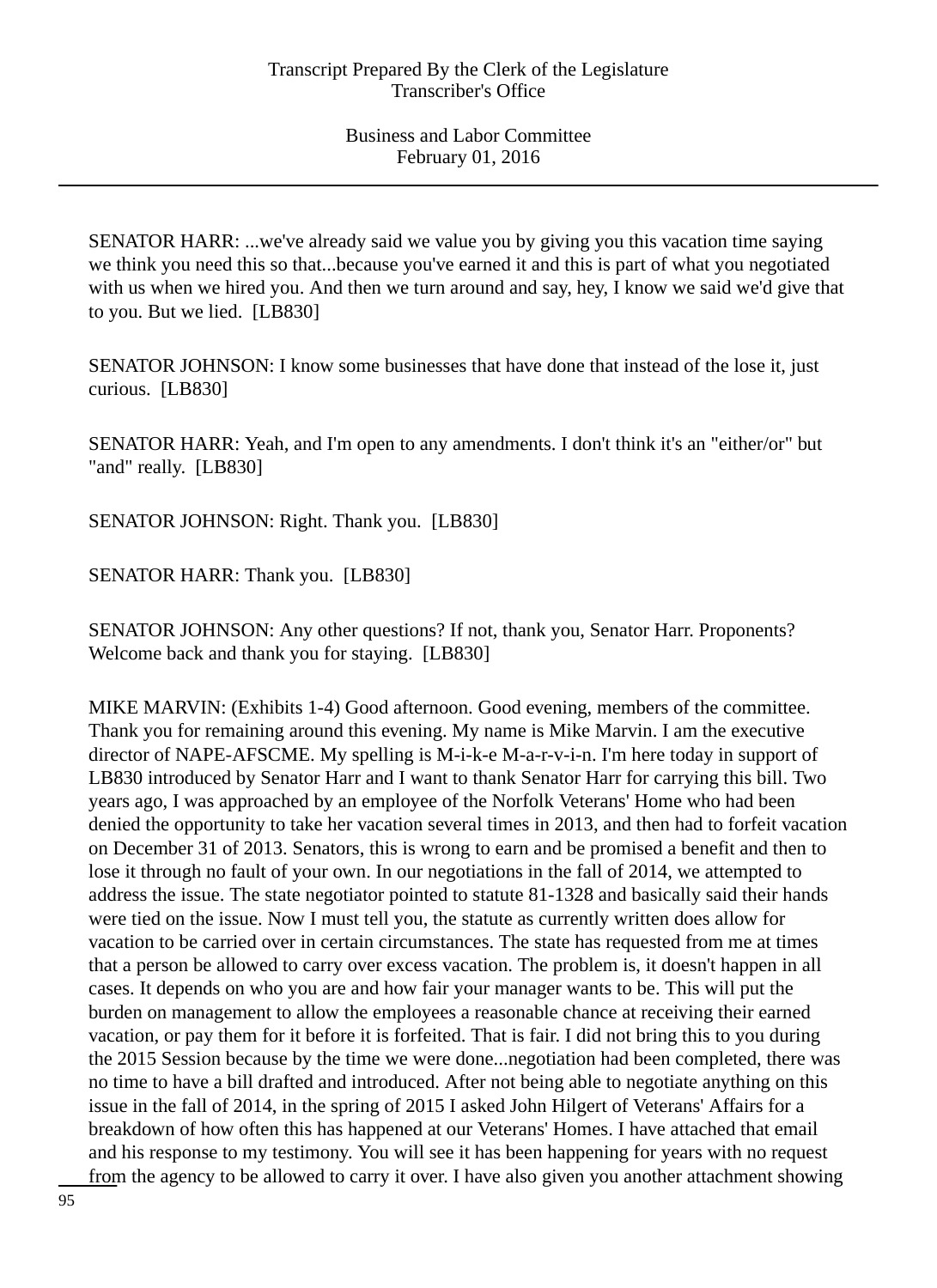SENATOR HARR: ...we've already said we value you by giving you this vacation time saying we think you need this so that...because you've earned it and this is part of what you negotiated with us when we hired you. And then we turn around and say, hey, I know we said we'd give that to you. But we lied.  [LB830]

SENATOR JOHNSON: I know some businesses that have done that instead of the lose it, just curious.  [LB830]

SENATOR HARR: Yeah, and I'm open to any amendments. I don't think it's an "either/or" but "and" really.  [LB830]

SENATOR JOHNSON: Right. Thank you.  [LB830]

SENATOR HARR: Thank you.  [LB830]

SENATOR JOHNSON: Any other questions? If not, thank you, Senator Harr. Proponents? Welcome back and thank you for staying.  [LB830]

MIKE MARVIN: (Exhibits 1-4) Good afternoon. Good evening, members of the committee. Thank you for remaining around this evening. My name is Mike Marvin. I am the executive director of NAPE-AFSCME. My spelling is M-i-k-e M-a-r-v-i-n. I'm here today in support of LB830 introduced by Senator Harr and I want to thank Senator Harr for carrying this bill. Two years ago, I was approached by an employee of the Norfolk Veterans' Home who had been denied the opportunity to take her vacation several times in 2013, and then had to forfeit vacation on December 31 of 2013. Senators, this is wrong to earn and be promised a benefit and then to lose it through no fault of your own. In our negotiations in the fall of 2014, we attempted to address the issue. The state negotiator pointed to statute 81-1328 and basically said their hands were tied on the issue. Now I must tell you, the statute as currently written does allow for vacation to be carried over in certain circumstances. The state has requested from me at times that a person be allowed to carry over excess vacation. The problem is, it doesn't happen in all cases. It depends on who you are and how fair your manager wants to be. This will put the burden on management to allow the employees a reasonable chance at receiving their earned vacation, or pay them for it before it is forfeited. That is fair. I did not bring this to you during the 2015 Session because by the time we were done...negotiation had been completed, there was no time to have a bill drafted and introduced. After not being able to negotiate anything on this issue in the fall of 2014, in the spring of 2015 I asked John Hilgert of Veterans' Affairs for a breakdown of how often this has happened at our Veterans' Homes. I have attached that email and his response to my testimony. You will see it has been happening for years with no request from the agency to be allowed to carry it over. I have also given you another attachment showing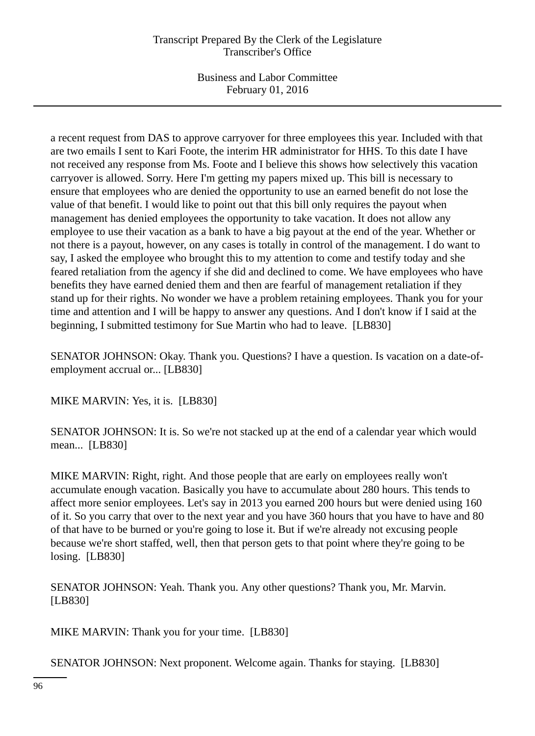a recent request from DAS to approve carryover for three employees this year. Included with that are two emails I sent to Kari Foote, the interim HR administrator for HHS. To this date I have not received any response from Ms. Foote and I believe this shows how selectively this vacation carryover is allowed. Sorry. Here I'm getting my papers mixed up. This bill is necessary to ensure that employees who are denied the opportunity to use an earned benefit do not lose the value of that benefit. I would like to point out that this bill only requires the payout when management has denied employees the opportunity to take vacation. It does not allow any employee to use their vacation as a bank to have a big payout at the end of the year. Whether or not there is a payout, however, on any cases is totally in control of the management. I do want to say, I asked the employee who brought this to my attention to come and testify today and she feared retaliation from the agency if she did and declined to come. We have employees who have benefits they have earned denied them and then are fearful of management retaliation if they stand up for their rights. No wonder we have a problem retaining employees. Thank you for your time and attention and I will be happy to answer any questions. And I don't know if I said at the beginning, I submitted testimony for Sue Martin who had to leave. [LB830]

SENATOR JOHNSON: Okay. Thank you. Questions? I have a question. Is vacation on a date-of-employment accrual or... [LB830]

MIKE MARVIN: Yes, it is. [LB830]

SENATOR JOHNSON: It is. So we're not stacked up at the end of a calendar year which would mean... [LB830]

MIKE MARVIN: Right, right. And those people that are early on employees really won't accumulate enough vacation. Basically you have to accumulate about 280 hours. This tends to affect more senior employees. Let's say in 2013 you earned 200 hours but were denied using 160 of it. So you carry that over to the next year and you have 360 hours that you have to have and 80 of that have to be burned or you're going to lose it. But if we're already not excusing people because we're short staffed, well, then that person gets to that point where they're going to be losing. [LB830]

SENATOR JOHNSON: Yeah. Thank you. Any other questions? Thank you, Mr. Marvin. [LB830]

MIKE MARVIN: Thank you for your time. [LB830]

SENATOR JOHNSON: Next proponent. Welcome again. Thanks for staying. [LB830]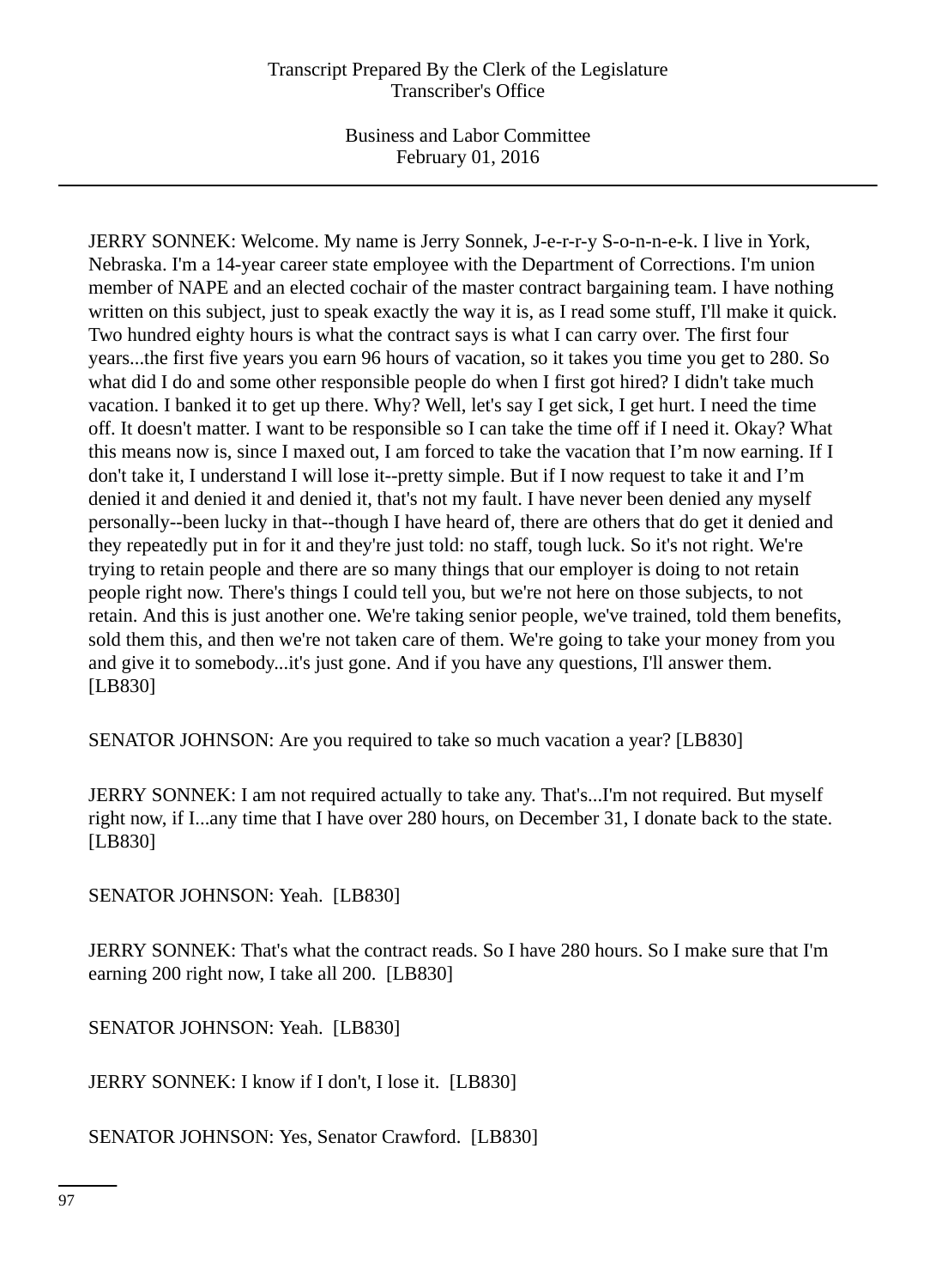JERRY SONNEK: Welcome. My name is Jerry Sonnek, J-e-r-r-y S-o-n-n-e-k. I live in York, Nebraska. I'm a 14-year career state employee with the Department of Corrections. I'm union member of NAPE and an elected cochair of the master contract bargaining team. I have nothing written on this subject, just to speak exactly the way it is, as I read some stuff, I'll make it quick. Two hundred eighty hours is what the contract says is what I can carry over. The first four years...the first five years you earn 96 hours of vacation, so it takes you time you get to 280. So what did I do and some other responsible people do when I first got hired? I didn't take much vacation. I banked it to get up there. Why? Well, let's say I get sick, I get hurt. I need the time off. It doesn't matter. I want to be responsible so I can take the time off if I need it. Okay? What this means now is, since I maxed out, I am forced to take the vacation that I'm now earning. If I don't take it, I understand I will lose it--pretty simple. But if I now request to take it and I'm denied it and denied it and denied it, that's not my fault. I have never been denied any myself personally--been lucky in that--though I have heard of, there are others that do get it denied and they repeatedly put in for it and they're just told: no staff, tough luck. So it's not right. We're trying to retain people and there are so many things that our employer is doing to not retain people right now. There's things I could tell you, but we're not here on those subjects, to not retain. And this is just another one. We're taking senior people, we've trained, told them benefits, sold them this, and then we're not taken care of them. We're going to take your money from you and give it to somebody...it's just gone. And if you have any questions, I'll answer them. [LB830]

SENATOR JOHNSON: Are you required to take so much vacation a year? [LB830]

JERRY SONNEK: I am not required actually to take any. That's...I'm not required. But myself right now, if I...any time that I have over 280 hours, on December 31, I donate back to the state. [LB830]

SENATOR JOHNSON: Yeah. [LB830]

JERRY SONNEK: That's what the contract reads. So I have 280 hours. So I make sure that I'm earning 200 right now, I take all 200. [LB830]

SENATOR JOHNSON: Yeah. [LB830]

JERRY SONNEK: I know if I don't, I lose it. [LB830]

SENATOR JOHNSON: Yes, Senator Crawford. [LB830]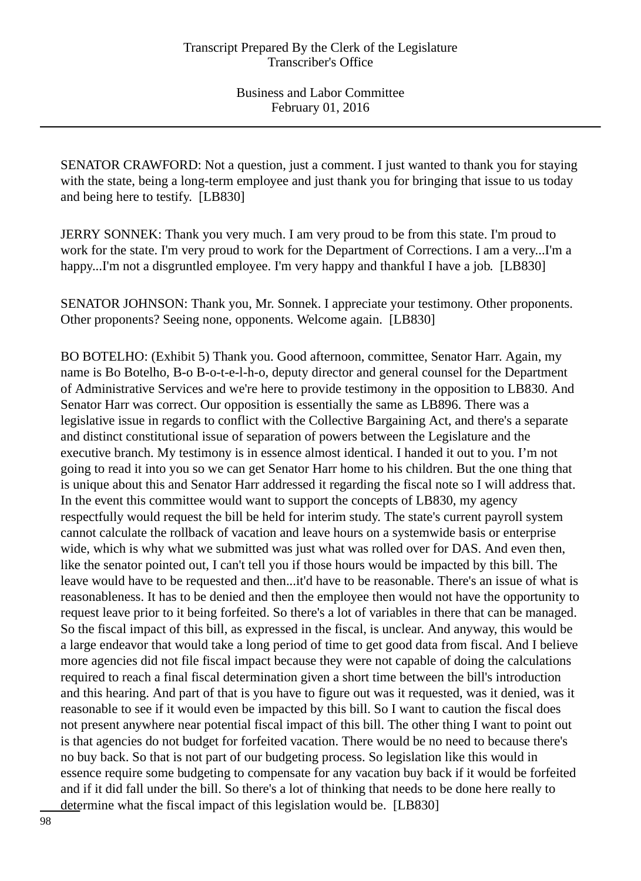SENATOR CRAWFORD: Not a question, just a comment. I just wanted to thank you for staying with the state, being a long-term employee and just thank you for bringing that issue to us today and being here to testify. [LB830]

JERRY SONNEK: Thank you very much. I am very proud to be from this state. I'm proud to work for the state. I'm very proud to work for the Department of Corrections. I am a very...I'm a happy...I'm not a disgruntled employee. I'm very happy and thankful I have a job. [LB830]

SENATOR JOHNSON: Thank you, Mr. Sonnek. I appreciate your testimony. Other proponents. Other proponents? Seeing none, opponents. Welcome again. [LB830]

BO BOTELHO: (Exhibit 5) Thank you. Good afternoon, committee, Senator Harr. Again, my name is Bo Botelho, B-o B-o-t-e-l-h-o, deputy director and general counsel for the Department of Administrative Services and we're here to provide testimony in the opposition to LB830. And Senator Harr was correct. Our opposition is essentially the same as LB896. There was a legislative issue in regards to conflict with the Collective Bargaining Act, and there's a separate and distinct constitutional issue of separation of powers between the Legislature and the executive branch. My testimony is in essence almost identical. I handed it out to you. I'm not going to read it into you so we can get Senator Harr home to his children. But the one thing that is unique about this and Senator Harr addressed it regarding the fiscal note so I will address that. In the event this committee would want to support the concepts of LB830, my agency respectfully would request the bill be held for interim study. The state's current payroll system cannot calculate the rollback of vacation and leave hours on a systemwide basis or enterprise wide, which is why what we submitted was just what was rolled over for DAS. And even then, like the senator pointed out, I can't tell you if those hours would be impacted by this bill. The leave would have to be requested and then...it'd have to be reasonable. There's an issue of what is reasonableness. It has to be denied and then the employee then would not have the opportunity to request leave prior to it being forfeited. So there's a lot of variables in there that can be managed. So the fiscal impact of this bill, as expressed in the fiscal, is unclear. And anyway, this would be a large endeavor that would take a long period of time to get good data from fiscal. And I believe more agencies did not file fiscal impact because they were not capable of doing the calculations required to reach a final fiscal determination given a short time between the bill's introduction and this hearing. And part of that is you have to figure out was it requested, was it denied, was it reasonable to see if it would even be impacted by this bill. So I want to caution the fiscal does not present anywhere near potential fiscal impact of this bill. The other thing I want to point out is that agencies do not budget for forfeited vacation. There would be no need to because there's no buy back. So that is not part of our budgeting process. So legislation like this would in essence require some budgeting to compensate for any vacation buy back if it would be forfeited and if it did fall under the bill. So there's a lot of thinking that needs to be done here really to determine what the fiscal impact of this legislation would be. [LB830]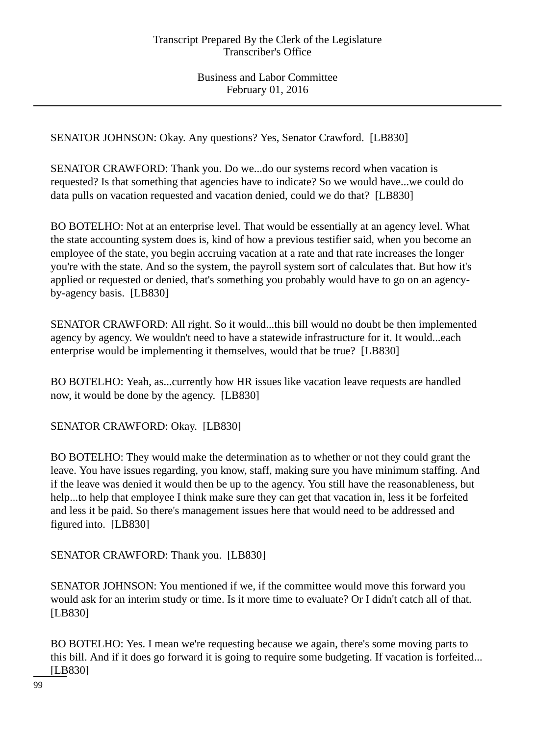SENATOR JOHNSON: Okay. Any questions? Yes, Senator Crawford. [LB830]

SENATOR CRAWFORD: Thank you. Do we...do our systems record when vacation is requested? Is that something that agencies have to indicate? So we would have...we could do data pulls on vacation requested and vacation denied, could we do that? [LB830]

BO BOTELHO: Not at an enterprise level. That would be essentially at an agency level. What the state accounting system does is, kind of how a previous testifier said, when you become an employee of the state, you begin accruing vacation at a rate and that rate increases the longer you're with the state. And so the system, the payroll system sort of calculates that. But how it's applied or requested or denied, that's something you probably would have to go on an agency-by-agency basis. [LB830]

SENATOR CRAWFORD: All right. So it would...this bill would no doubt be then implemented agency by agency. We wouldn't need to have a statewide infrastructure for it. It would...each enterprise would be implementing it themselves, would that be true? [LB830]

BO BOTELHO: Yeah, as...currently how HR issues like vacation leave requests are handled now, it would be done by the agency. [LB830]

SENATOR CRAWFORD: Okay. [LB830]

BO BOTELHO: They would make the determination as to whether or not they could grant the leave. You have issues regarding, you know, staff, making sure you have minimum staffing. And if the leave was denied it would then be up to the agency. You still have the reasonableness, but help...to help that employee I think make sure they can get that vacation in, less it be forfeited and less it be paid. So there's management issues here that would need to be addressed and figured into. [LB830]

SENATOR CRAWFORD: Thank you. [LB830]

SENATOR JOHNSON: You mentioned if we, if the committee would move this forward you would ask for an interim study or time. Is it more time to evaluate? Or I didn't catch all of that. [LB830]

BO BOTELHO: Yes. I mean we're requesting because we again, there's some moving parts to this bill. And if it does go forward it is going to require some budgeting. If vacation is forfeited... [LB830]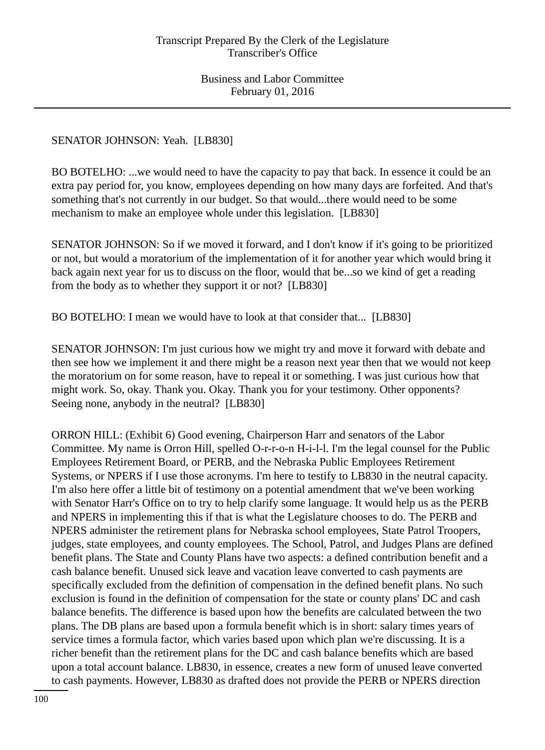SENATOR JOHNSON: Yeah. [LB830]

BO BOTELHO: ...we would need to have the capacity to pay that back. In essence it could be an extra pay period for, you know, employees depending on how many days are forfeited. And that's something that's not currently in our budget. So that would...there would need to be some mechanism to make an employee whole under this legislation. [LB830]

SENATOR JOHNSON: So if we moved it forward, and I don't know if it's going to be prioritized or not, but would a moratorium of the implementation of it for another year which would bring it back again next year for us to discuss on the floor, would that be...so we kind of get a reading from the body as to whether they support it or not? [LB830]

BO BOTELHO: I mean we would have to look at that consider that... [LB830]

SENATOR JOHNSON: I'm just curious how we might try and move it forward with debate and then see how we implement it and there might be a reason next year then that we would not keep the moratorium on for some reason, have to repeal it or something. I was just curious how that might work. So, okay. Thank you. Okay. Thank you for your testimony. Other opponents? Seeing none, anybody in the neutral? [LB830]

ORRON HILL: (Exhibit 6) Good evening, Chairperson Harr and senators of the Labor Committee. My name is Orron Hill, spelled O-r-r-o-n H-i-l-l. I'm the legal counsel for the Public Employees Retirement Board, or PERB, and the Nebraska Public Employees Retirement Systems, or NPERS if I use those acronyms. I'm here to testify to LB830 in the neutral capacity. I'm also here offer a little bit of testimony on a potential amendment that we've been working with Senator Harr's Office on to try to help clarify some language. It would help us as the PERB and NPERS in implementing this if that is what the Legislature chooses to do. The PERB and NPERS administer the retirement plans for Nebraska school employees, State Patrol Troopers, judges, state employees, and county employees. The School, Patrol, and Judges Plans are defined benefit plans. The State and County Plans have two aspects: a defined contribution benefit and a cash balance benefit. Unused sick leave and vacation leave converted to cash payments are specifically excluded from the definition of compensation in the defined benefit plans. No such exclusion is found in the definition of compensation for the state or county plans' DC and cash balance benefits. The difference is based upon how the benefits are calculated between the two plans. The DB plans are based upon a formula benefit which is in short: salary times years of service times a formula factor, which varies based upon which plan we're discussing. It is a richer benefit than the retirement plans for the DC and cash balance benefits which are based upon a total account balance. LB830, in essence, creates a new form of unused leave converted to cash payments. However, LB830 as drafted does not provide the PERB or NPERS direction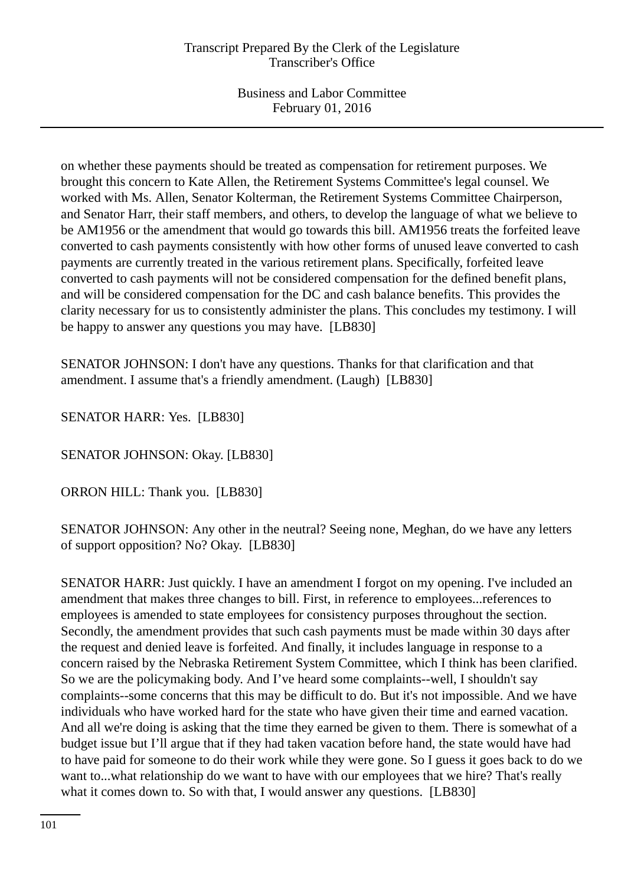on whether these payments should be treated as compensation for retirement purposes. We brought this concern to Kate Allen, the Retirement Systems Committee's legal counsel. We worked with Ms. Allen, Senator Kolterman, the Retirement Systems Committee Chairperson, and Senator Harr, their staff members, and others, to develop the language of what we believe to be AM1956 or the amendment that would go towards this bill. AM1956 treats the forfeited leave converted to cash payments consistently with how other forms of unused leave converted to cash payments are currently treated in the various retirement plans. Specifically, forfeited leave converted to cash payments will not be considered compensation for the defined benefit plans, and will be considered compensation for the DC and cash balance benefits. This provides the clarity necessary for us to consistently administer the plans. This concludes my testimony. I will be happy to answer any questions you may have. [LB830]

SENATOR JOHNSON: I don't have any questions. Thanks for that clarification and that amendment. I assume that's a friendly amendment. (Laugh) [LB830]

SENATOR HARR: Yes. [LB830]

SENATOR JOHNSON: Okay. [LB830]

ORRON HILL: Thank you. [LB830]

SENATOR JOHNSON: Any other in the neutral? Seeing none, Meghan, do we have any letters of support opposition? No? Okay. [LB830]

SENATOR HARR: Just quickly. I have an amendment I forgot on my opening. I've included an amendment that makes three changes to bill. First, in reference to employees...references to employees is amended to state employees for consistency purposes throughout the section. Secondly, the amendment provides that such cash payments must be made within 30 days after the request and denied leave is forfeited. And finally, it includes language in response to a concern raised by the Nebraska Retirement System Committee, which I think has been clarified. So we are the policymaking body. And I've heard some complaints--well, I shouldn't say complaints--some concerns that this may be difficult to do. But it's not impossible. And we have individuals who have worked hard for the state who have given their time and earned vacation. And all we're doing is asking that the time they earned be given to them. There is somewhat of a budget issue but I'll argue that if they had taken vacation before hand, the state would have had to have paid for someone to do their work while they were gone. So I guess it goes back to do we want to...what relationship do we want to have with our employees that we hire? That's really what it comes down to. So with that, I would answer any questions. [LB830]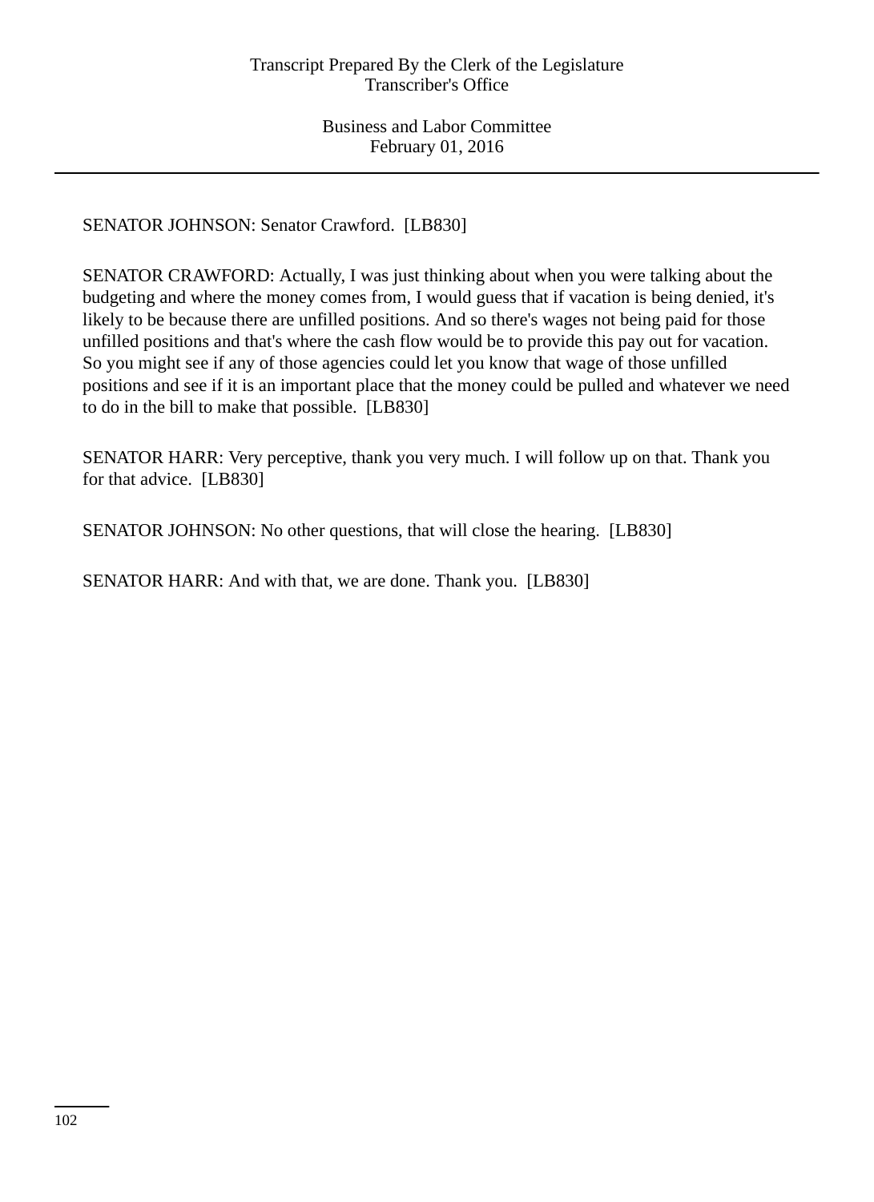SENATOR JOHNSON: Senator Crawford. [LB830]

SENATOR CRAWFORD: Actually, I was just thinking about when you were talking about the budgeting and where the money comes from, I would guess that if vacation is being denied, it's likely to be because there are unfilled positions. And so there's wages not being paid for those unfilled positions and that's where the cash flow would be to provide this pay out for vacation. So you might see if any of those agencies could let you know that wage of those unfilled positions and see if it is an important place that the money could be pulled and whatever we need to do in the bill to make that possible. [LB830]

SENATOR HARR: Very perceptive, thank you very much. I will follow up on that. Thank you for that advice. [LB830]

SENATOR JOHNSON: No other questions, that will close the hearing. [LB830]

SENATOR HARR: And with that, we are done. Thank you. [LB830]